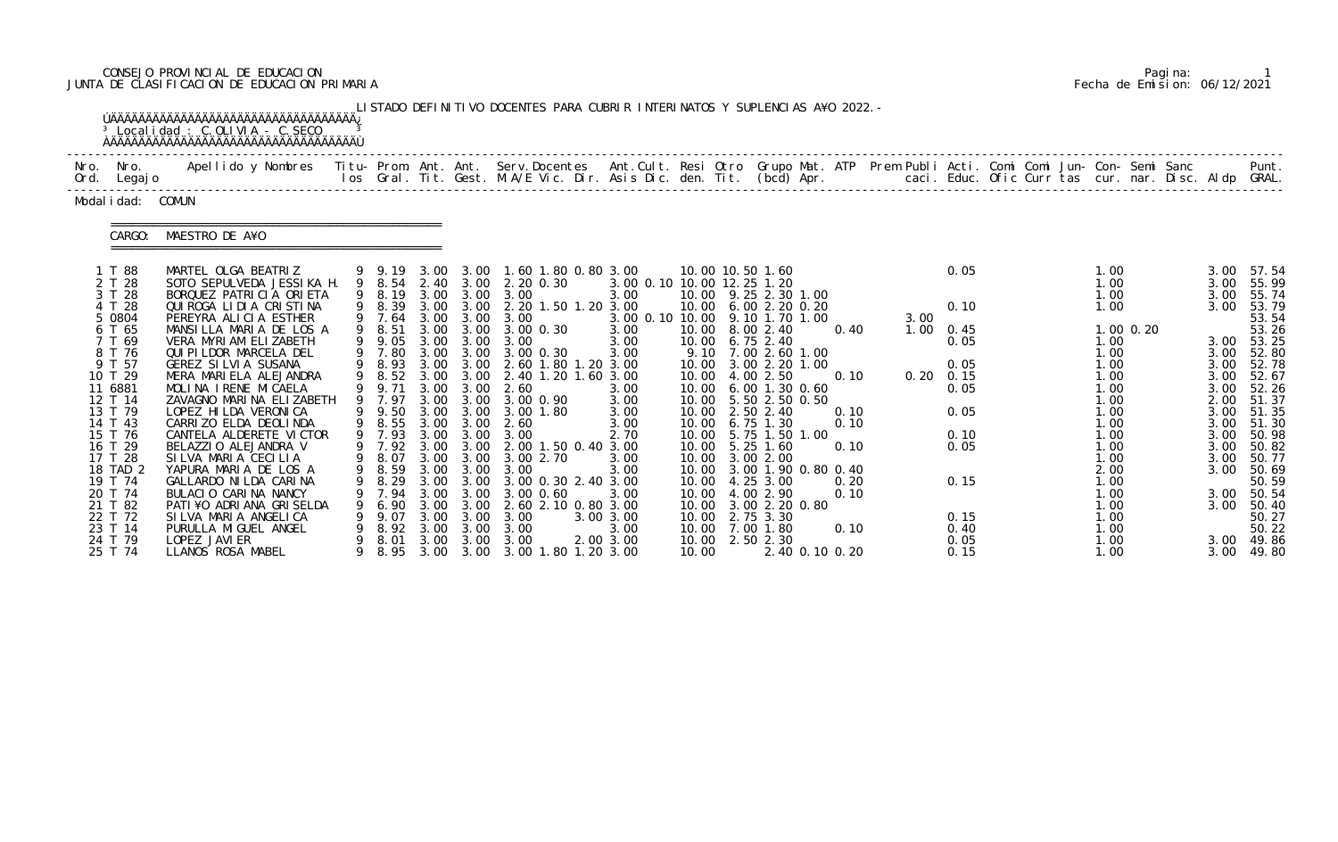CONSEJO PROVINCIAL DE EDUCACION
JUNTA DE CLASIFICACION DE EDUCACION PRIMARIA

Fecha de Emision: 06/12/2021

LISTADO DEFINITIVO DOCENTES PARA CUBRIR INTERINATOS Y SUPLENCIAS AÑO 2022.-

Localidad : C.OLIVIA - C.SECO

Modalidad: COMUN

CARGO: MAESTRO DE AÑO

| Nro. Ord. | Nro. Legajo | Apellido y Nombres | Titu-los | Prom. Gral. | Ant. Tit. | Ant. Gest. | Serv. Docentes M.A/E | Vic. | Dir. | Ant. Cult. | Asis Dic. | Resi den. | Otro Tit. | Grupo (bcd) | Mat. | ATP Apr. | Prem | Publi | Acti. caci. | Comi Educ. | Comi Ofic | Curr | Jun-tas | Con-cur. | Semi nar. | Sanc Disc. | Aldp | Punt. GRAL. |
|---|---|---|---|---|---|---|---|---|---|---|---|---|---|---|---|---|---|---|---|---|---|---|---|---|---|---|---|---|
| 1 | T 88 | MARTEL OLGA BEATRIZ | 9 | 9.19 | 3.00 | 3.00 | 1.60 | 1.80 | 0.80 | 3.00 | | 10.00 | 10.50 | 1.60 | | | | | 0.05 | | | | | 1.00 | | | 3.00 | 57.54 |
| 2 | T 28 | SOTO SEPULVEDA JESSIKA H. | 9 | 8.54 | 2.40 | 3.00 | 2.20 | 0.30 | | 3.00 | 0.10 | 10.00 | 12.25 | 1.20 | | | | | | | | | | 1.00 | | | 3.00 | 55.99 |
| 3 | T 28 | BORQUEZ PATRICIA ORIETA | 9 | 8.19 | 3.00 | 3.00 | 3.00 | | | 3.00 | | 10.00 | 9.25 | 2.30 | 1.00 | | | | | | | | | 1.00 | | | 3.00 | 55.74 |
| 4 | T 28 | QUIROGA LIDIA CRISTINA | 9 | 8.39 | 3.00 | 3.00 | 2.20 | 1.50 | 1.20 | 3.00 | | 10.00 | 6.00 | 2.20 | 0.20 | | | | 0.10 | | | | | 1.00 | | | 3.00 | 53.79 |
| 5 | 0804 | PEREYRA ALICIA ESTHER | 9 | 7.64 | 3.00 | 3.00 | 3.00 | | | 3.00 | 0.10 | 10.00 | 9.10 | 1.70 | 1.00 | | 3.00 | | | | | | | | | | | 53.54 |
| 6 | T 65 | MANSILLA MARIA DE LOS A | 9 | 8.51 | 3.00 | 3.00 | 3.00 | 0.30 | | 3.00 | | 10.00 | 8.00 | 2.40 | | 0.40 | 1.00 | | 0.45 | | | | | 1.00 | 0.20 | | | 53.26 |
| 7 | T 69 | VERA MYRIAM ELIZABETH | 9 | 9.05 | 3.00 | 3.00 | 3.00 | | | 3.00 | | 10.00 | 6.75 | 2.40 | | | | | 0.05 | | | | | 1.00 | | | 3.00 | 53.25 |
| 8 | T 76 | QUIPILDOR MARCELA DEL | 9 | 7.80 | 3.00 | 3.00 | 3.00 | 0.30 | | 3.00 | | 9.10 | 7.00 | 2.60 | 1.00 | | | | | | | | | 1.00 | | | 3.00 | 52.80 |
| 9 | T 57 | GEREZ SILVIA SUSANA | 9 | 8.93 | 3.00 | 3.00 | 2.60 | 1.80 | 1.20 | 3.00 | | 10.00 | 3.00 | 2.20 | 1.00 | | | | 0.05 | | | | | 1.00 | | | 3.00 | 52.78 |
| 10 | T 29 | MERA MARIELA ALEJANDRA | 9 | 8.52 | 3.00 | 3.00 | 2.40 | 1.20 | 1.60 | 3.00 | | 10.00 | 4.00 | 2.50 | | 0.10 | 0.20 | | 0.15 | | | | | 1.00 | | | 3.00 | 52.67 |
| 11 | 6881 | MOLINA IRENE MICAELA | 9 | 9.71 | 3.00 | 3.00 | 2.60 | | | 3.00 | | 10.00 | 6.00 | 1.30 | 0.60 | | | | 0.05 | | | | | 1.00 | | | 3.00 | 52.26 |
| 12 | T 14 | ZAVAGNO MARINA ELIZABETH | 9 | 7.97 | 3.00 | 3.00 | 3.00 | 0.90 | | 3.00 | | 10.00 | 5.50 | 2.50 | 0.50 | | | | | | | | | 1.00 | | | 2.00 | 51.37 |
| 13 | T 79 | LOPEZ HILDA VERONICA | 9 | 9.50 | 3.00 | 3.00 | 3.00 | 1.80 | | 3.00 | | 10.00 | 2.50 | 2.40 | | 0.10 | | | 0.05 | | | | | 1.00 | | | 3.00 | 51.35 |
| 14 | T 43 | CARRIZO ELDA DEOLINDA | 9 | 8.55 | 3.00 | 3.00 | 2.60 | | | 3.00 | | 10.00 | 6.75 | 1.30 | | 0.10 | | | | | | | | 1.00 | | | 3.00 | 51.30 |
| 15 | T 76 | CANTELA ALDERETE VICTOR | 9 | 7.93 | 3.00 | 3.00 | 3.00 | | | 2.70 | | 10.00 | 5.75 | 1.50 | 1.00 | | | | 0.10 | | | | | 1.00 | | | 3.00 | 50.98 |
| 16 | T 29 | BELAZZIO ALEJANDRA V | 9 | 7.92 | 3.00 | 3.00 | 2.00 | 1.50 | 0.40 | 3.00 | | 10.00 | 5.25 | 1.60 | | 0.10 | | | 0.05 | | | | | 1.00 | | | 3.00 | 50.82 |
| 17 | T 28 | SILVA MARIA CECILIA | 9 | 8.07 | 3.00 | 3.00 | 3.00 | 2.70 | | 3.00 | | 10.00 | 3.00 | 2.00 | | | | | | | | | | 1.00 | | | 3.00 | 50.77 |
| 18 | TAD 2 | YAPURA MARIA DE LOS A | 9 | 8.59 | 3.00 | 3.00 | 3.00 | | | 3.00 | | 10.00 | 3.00 | 1.90 | 0.80 | 0.40 | | | | | | | | 2.00 | | | 3.00 | 50.69 |
| 19 | T 74 | GALLARDO NILDA CARINA | 9 | 8.29 | 3.00 | 3.00 | 3.00 | 0.30 | 2.40 | 3.00 | | 10.00 | 4.25 | 3.00 | | 0.20 | | | 0.15 | | | | | 1.00 | | | | 50.59 |
| 20 | T 74 | BULACIO CARINA NANCY | 9 | 7.94 | 3.00 | 3.00 | 3.00 | 0.60 | | 3.00 | | 10.00 | 4.00 | 2.90 | | 0.10 | | | | | | | | 1.00 | | | 3.00 | 50.54 |
| 21 | T 82 | PATIÑO ADRIANA GRISELDA | 9 | 6.90 | 3.00 | 3.00 | 2.60 | 2.10 | 0.80 | 3.00 | | 10.00 | 3.00 | 2.20 | 0.80 | | | | | | | | | 1.00 | | | 3.00 | 50.40 |
| 22 | T 72 | SILVA MARIA ANGELICA | 9 | 9.07 | 3.00 | 3.00 | 3.00 | | 3.00 | 3.00 | | 10.00 | 2.75 | 3.30 | | | | | 0.15 | | | | | 1.00 | | | | 50.27 |
| 23 | T 14 | PURULLA MIGUEL ANGEL | 9 | 8.92 | 3.00 | 3.00 | 3.00 | | | 3.00 | | 10.00 | 7.00 | 1.80 | | 0.10 | | | 0.40 | | | | | 1.00 | | | | 50.22 |
| 24 | T 79 | LOPEZ JAVIER | 9 | 8.01 | 3.00 | 3.00 | 3.00 | | 2.00 | 3.00 | | 10.00 | 2.50 | 2.30 | | | | | 0.05 | | | | | 1.00 | | | 3.00 | 49.86 |
| 25 | T 74 | LLANOS ROSA MABEL | 9 | 8.95 | 3.00 | 3.00 | 3.00 | 1.80 | 1.20 | 3.00 | | 10.00 | | 2.40 | 0.10 | 0.20 | | | 0.15 | | | | | 1.00 | | | 3.00 | 49.80 |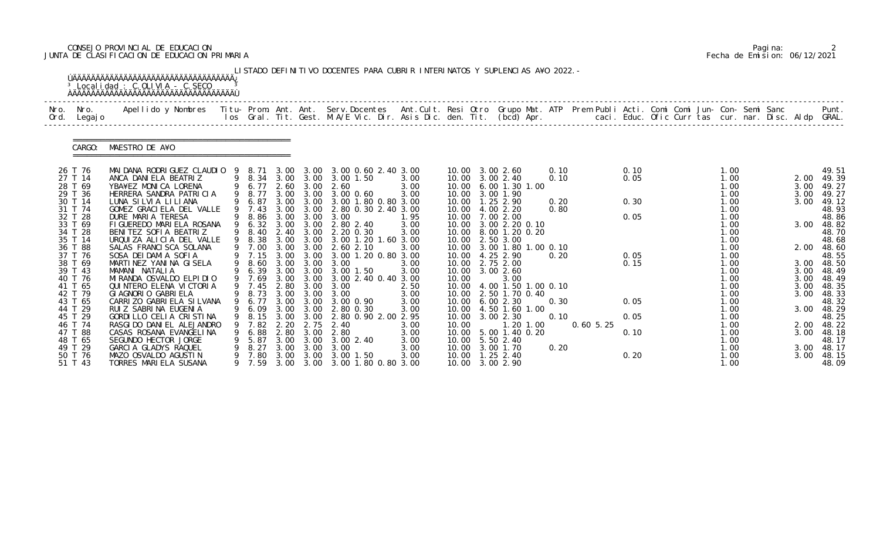CONSEJO PROVINCIAL DE EDUCACION
JUNTA DE CLASIFICACION DE EDUCACION PRIMARIA

Fecha de Emision: 06/12/2021

LISTADO DEFINITIVO DOCENTES PARA CUBRIR INTERINATOS Y SUPLENCIAS A¥O 2022.-

Localidad : C.OLIVIA - C.SECO

CARGO: MAESTRO DE A¥O

| Nro. Ord. | Nro. Legajo | Apellido y Nombres | Titu-los | Prom. Gral. | Ant. Tit. | Ant. Gest. | Serv.Docentes M.A/E Vic. Dir. | Ant.Cult. Asis Dic. | Resi den. | Otro Tit. | Grupo Mat. (bcd) | ATP Apr. | Prem Publi caci. | Acti. Educ. | Comi Ofic | Comi Curr | Jun- tas | Con- cur. | Semi nar. | Sanc Disc. | Aldp | Punt. GRAL. |
|---|---|---|---|---|---|---|---|---|---|---|---|---|---|---|---|---|---|---|---|---|---|---|
| 26 | T 76 | MAIDANA RODRIGUEZ CLAUDIO | 9 | 8.71 | 3.00 | 3.00 | 3.00 0.60 2.40 | 3.00 | 10.00 | 3.00 2.60 | | 0.10 | | 0.10 | | | | 1.00 | | | | 49.51 |
| 27 | T 14 | ANCA DANIELA BEATRIZ | 9 | 8.34 | 3.00 | 3.00 | 3.00 1.50 | 3.00 | 10.00 | 3.00 2.40 | | 0.10 | | 0.05 | | | | 1.00 | | | 2.00 | 49.39 |
| 28 | T 69 | YBA¥EZ MONICA LORENA | 9 | 6.77 | 2.60 | 3.00 | 2.60 | 3.00 | 10.00 | 6.00 1.30 1.00 | | | | | | | | 1.00 | | | 3.00 | 49.27 |
| 29 | T 36 | HERRERA SANDRA PATRICIA | 9 | 8.77 | 3.00 | 3.00 | 3.00 0.60 | 3.00 | 10.00 | 3.00 1.90 | | | | | | | | 1.00 | | | 3.00 | 49.27 |
| 30 | T 14 | LUNA SILVIA LILIANA | 9 | 6.87 | 3.00 | 3.00 | 3.00 1.80 0.80 | 3.00 | 10.00 | 1.25 2.90 | | 0.20 | | 0.30 | | | | 1.00 | | | 3.00 | 49.12 |
| 31 | T 74 | GOMEZ GRACIELA DEL VALLE | 9 | 7.43 | 3.00 | 3.00 | 2.80 0.30 2.40 | 3.00 | 10.00 | 4.00 2.20 | | 0.80 | | | | | | 1.00 | | | | 48.93 |
| 32 | T 28 | DURE MARIA TERESA | 9 | 8.86 | 3.00 | 3.00 | 3.00 | 1.95 | 10.00 | 7.00 2.00 | | | | 0.05 | | | | 1.00 | | | | 48.86 |
| 33 | T 69 | FIGUEREDO MARIELA ROSANA | 9 | 6.32 | 3.00 | 3.00 | 2.80 2.40 | 3.00 | 10.00 | 3.00 2.20 0.10 | | | | | | | | 1.00 | | | 3.00 | 48.82 |
| 34 | T 28 | BENITEZ SOFIA BEATRIZ | 9 | 8.40 | 2.40 | 3.00 | 2.20 0.30 | 3.00 | 10.00 | 8.00 1.20 0.20 | | | | | | | | 1.00 | | | | 48.70 |
| 35 | T 14 | URQUIZA ALICIA DEL VALLE | 9 | 8.38 | 3.00 | 3.00 | 3.00 1.20 1.60 | 3.00 | 10.00 | 2.50 3.00 | | | | | | | | 1.00 | | | | 48.68 |
| 36 | T 88 | SALAS FRANCISCA SOLANA | 9 | 7.00 | 3.00 | 3.00 | 2.60 2.10 | 3.00 | 10.00 | 3.00 1.80 1.00 0.10 | | | | | | | | 1.00 | | | 2.00 | 48.60 |
| 37 | T 76 | SOSA DEIDAMIA SOFIA | 9 | 7.15 | 3.00 | 3.00 | 3.00 1.20 0.80 | 3.00 | 10.00 | 4.25 2.90 | | 0.20 | | 0.05 | | | | 1.00 | | | | 48.55 |
| 38 | T 69 | MARTINEZ YANINA GISELA | 9 | 8.60 | 3.00 | 3.00 | 3.00 | 3.00 | 10.00 | 2.75 2.00 | | | | 0.15 | | | | 1.00 | | | 3.00 | 48.50 |
| 39 | T 43 | MAMANI NATALIA | 9 | 6.39 | 3.00 | 3.00 | 3.00 1.50 | 3.00 | 10.00 | 3.00 2.60 | | | | | | | | 1.00 | | | 3.00 | 48.49 |
| 40 | T 76 | MIRANDA OSVALDO ELPIDIO | 9 | 7.69 | 3.00 | 3.00 | 3.00 2.40 0.40 | 3.00 | 10.00 | 3.00 | | | | | | | | 1.00 | | | 3.00 | 48.49 |
| 41 | T 65 | QUINTERO ELENA VICTORIA | 9 | 7.45 | 2.80 | 3.00 | 3.00 | 2.50 | 10.00 | 4.00 1.50 1.00 0.10 | | | | | | | | 1.00 | | | 3.00 | 48.35 |
| 42 | T 79 | GIAGNORIO GABRIELA | 9 | 8.73 | 3.00 | 3.00 | 3.00 | 3.00 | 10.00 | 2.50 1.70 0.40 | | | | | | | | 1.00 | | | 3.00 | 48.33 |
| 43 | T 65 | CARRIZO GABRIELA SILVANA | 9 | 6.77 | 3.00 | 3.00 | 3.00 0.90 | 3.00 | 10.00 | 6.00 2.30 | | 0.30 | | 0.05 | | | | 1.00 | | | | 48.32 |
| 44 | T 29 | RUIZ SABRINA EUGENIA | 9 | 6.09 | 3.00 | 3.00 | 2.80 0.30 | 3.00 | 10.00 | 4.50 1.60 1.00 | | | | | | | | 1.00 | | | 3.00 | 48.29 |
| 45 | T 29 | GORDILLO CELIA CRISTINA | 9 | 8.15 | 3.00 | 3.00 | 2.80 0.90 2.00 | 2.95 | 10.00 | 3.00 2.30 | | 0.10 | | 0.05 | | | | 1.00 | | | | 48.25 |
| 46 | T 74 | RASGIDO DANIEL ALEJANDRO | 9 | 7.82 | 2.20 | 2.75 | 2.40 | 3.00 | 10.00 | 1.20 1.00 | | | 0.60 5.25 | | | | | 1.00 | | | 2.00 | 48.22 |
| 47 | T 88 | CASAS ROSANA EVANGELINA | 9 | 6.88 | 2.80 | 3.00 | 2.80 | 3.00 | 10.00 | 5.00 1.40 0.20 | | | | 0.10 | | | | 1.00 | | | 3.00 | 48.18 |
| 48 | T 65 | SEGUNDO HECTOR JORGE | 9 | 5.87 | 3.00 | 3.00 | 3.00 2.40 | 3.00 | 10.00 | 5.50 2.40 | | | | | | | | 1.00 | | | | 48.17 |
| 49 | T 29 | GARCIA GLADYS RAQUEL | 9 | 8.27 | 3.00 | 3.00 | 3.00 | 3.00 | 10.00 | 3.00 1.70 | | 0.20 | | | | | | 1.00 | | | 3.00 | 48.17 |
| 50 | T 76 | MAZO OSVALDO AGUSTIN | 9 | 7.80 | 3.00 | 3.00 | 3.00 1.50 | 3.00 | 10.00 | 1.25 2.40 | | | | 0.20 | | | | 1.00 | | | 3.00 | 48.15 |
| 51 | T 43 | TORRES MARIELA SUSANA | 9 | 7.59 | 3.00 | 3.00 | 3.00 1.80 0.80 | 3.00 | 10.00 | 3.00 2.90 | | | | | | | | 1.00 | | | | 48.09 |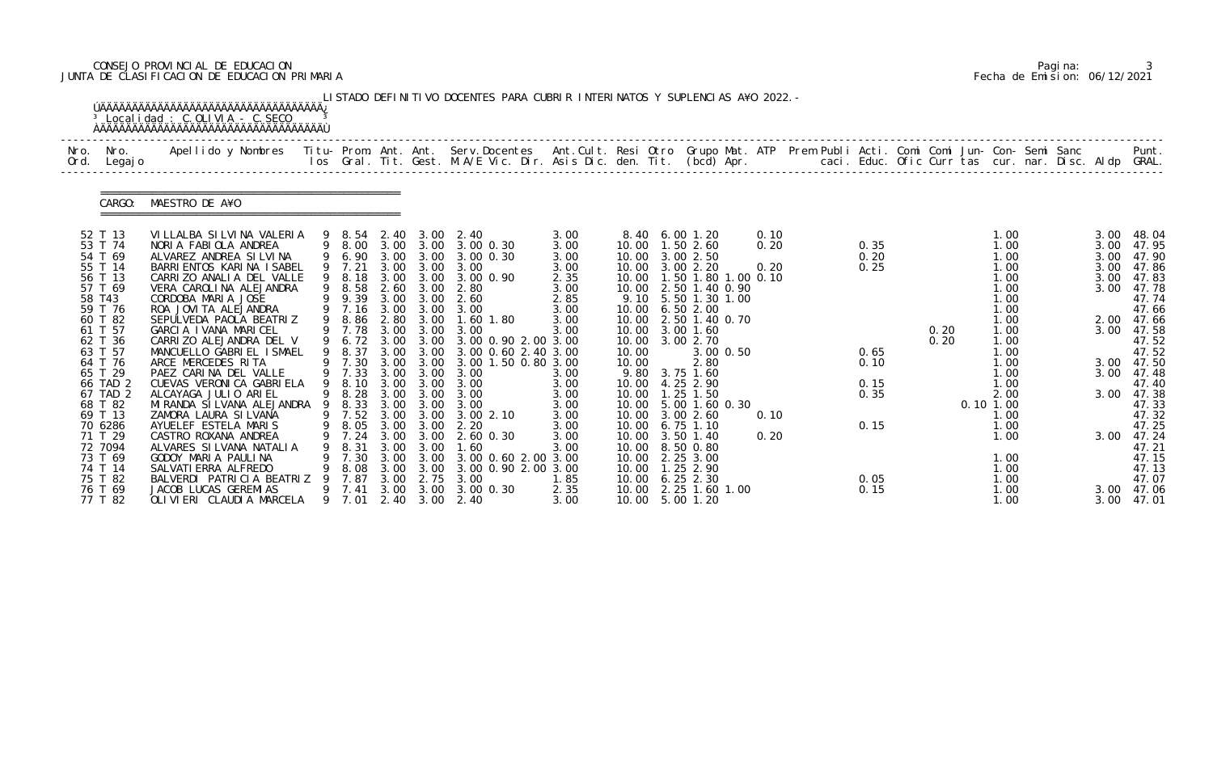CONSEJO PROVINCIAL DE EDUCACION
JUNTA DE CLASIFICACION DE EDUCACION PRIMARIA

LISTADO DEFINITIVO DOCENTES PARA CUBRIR INTERINATOS Y SUPLENCIAS AÑO 2022.-

Localidad : C.OLIVIA - C.SECO

CARGO: MAESTRO DE AÑO

| Nro. Ord. | Nro. Legajo | Apellido y Nombres | Titu-los | Prom. Gral. | Ant. Tit. | Ant. Gest. | Serv.Docentes M.A/E Vic. Dir. | Ant.Cult. Asis Dic. | Resi den. | Otro Tit. | Grupo Mat. (bcd) | ATP Apr. | Prem Publi caci. | Acti. Educ. | Comi Ofic | Comi Curr | Jun-tas | Con-cur. | Semi nar. | Sanc Disc. | Aldp | Punt. GRAL. |
|---|---|---|---|---|---|---|---|---|---|---|---|---|---|---|---|---|---|---|---|---|---|---|
| 52 | T 13 | VILLALBA SILVINA VALERIA | 9 | 8.54 | 2.40 | 3.00 | 2.40 | 3.00 | 8.40 | 6.00 | 1.20 | 0.10 | | | | | | 1.00 | | | 3.00 | 48.04 |
| 53 | T 74 | NORIA FABIOLA ANDREA | 9 | 8.00 | 3.00 | 3.00 | 3.00 0.30 | 3.00 | 10.00 | 1.50 | 2.60 | 0.20 | | 0.35 | | | | 1.00 | | | 3.00 | 47.95 |
| 54 | T 69 | ALVAREZ ANDREA SILVINA | 9 | 6.90 | 3.00 | 3.00 | 3.00 0.30 | 3.00 | 10.00 | 3.00 | 2.50 | | | 0.20 | | | | 1.00 | | | 3.00 | 47.90 |
| 55 | T 14 | BARRIENTOS KARINA ISABEL | 9 | 7.21 | 3.00 | 3.00 | 3.00 | 3.00 | 10.00 | 3.00 | 2.20 | 0.20 | | 0.25 | | | | 1.00 | | | 3.00 | 47.86 |
| 56 | T 13 | CARRIZO ANALIA DEL VALLE | 9 | 8.18 | 3.00 | 3.00 | 3.00 0.90 | 2.35 | 10.00 | 1.50 | 1.80 1.00 | 0.10 | | | | | | 1.00 | | | 3.00 | 47.83 |
| 57 | T 69 | VERA CAROLINA ALEJANDRA | 9 | 8.58 | 2.60 | 3.00 | 2.80 | 3.00 | 10.00 | 2.50 | 1.40 0.90 | | | | | | | 1.00 | | | 3.00 | 47.78 |
| 58 | T43 | CORDOBA MARIA JOSE | 9 | 9.39 | 3.00 | 3.00 | 2.60 | 2.85 | 9.10 | 5.50 | 1.30 1.00 | | | | | | | 1.00 | | | | 47.74 |
| 59 | T 76 | ROA JOVITA ALEJANDRA | 9 | 7.16 | 3.00 | 3.00 | 3.00 | 3.00 | 10.00 | 6.50 | 2.00 | | | | | | | 1.00 | | | | 47.66 |
| 60 | T 82 | SEPULVEDA PAOLA BEATRIZ | 9 | 8.86 | 2.80 | 3.00 | 1.60 1.80 | 3.00 | 10.00 | 2.50 | 1.40 0.70 | | | | | | | 1.00 | | | 2.00 | 47.66 |
| 61 | T 57 | GARCIA IVANA MARICEL | 9 | 7.78 | 3.00 | 3.00 | 3.00 | 3.00 | 10.00 | 3.00 | 1.60 | | | | | 0.20 | | 1.00 | | | 3.00 | 47.58 |
| 62 | T 36 | CARRIZO ALEJANDRA DEL V | 9 | 6.72 | 3.00 | 3.00 | 3.00 0.90 2.00 | 3.00 | 10.00 | 3.00 | 2.70 | | | | | 0.20 | | 1.00 | | | | 47.52 |
| 63 | T 57 | MANCUELLO GABRIEL ISMAEL | 9 | 8.37 | 3.00 | 3.00 | 3.00 0.60 2.40 | 3.00 | 10.00 | | 3.00 0.50 | | | 0.65 | | | | 1.00 | | | | 47.52 |
| 64 | T 76 | ARCE MERCEDES RITA | 9 | 7.30 | 3.00 | 3.00 | 3.00 1.50 0.80 | 3.00 | 10.00 | | 2.80 | | | 0.10 | | | | 1.00 | | | 3.00 | 47.50 |
| 65 | T 29 | PAEZ CARINA DEL VALLE | 9 | 7.33 | 3.00 | 3.00 | 3.00 | 3.00 | 9.80 | 3.75 | 1.60 | | | | | | | 1.00 | | | 3.00 | 47.48 |
| 66 | TAD 2 | CUEVAS VERONICA GABRIELA | 9 | 8.10 | 3.00 | 3.00 | 3.00 | 3.00 | 10.00 | 4.25 | 2.90 | | | 0.15 | | | | 1.00 | | | | 47.40 |
| 67 | TAD 2 | ALCAYAGA JULIO ARIEL | 9 | 8.28 | 3.00 | 3.00 | 3.00 | 3.00 | 10.00 | 1.25 | 1.50 | | | 0.35 | | | | 2.00 | | | 3.00 | 47.38 |
| 68 | T 82 | MIRANDA SILVANA ALEJANDRA | 9 | 8.33 | 3.00 | 3.00 | 3.00 | 3.00 | 10.00 | 5.00 | 1.60 0.30 | | | | | | 0.10 | 1.00 | | | | 47.33 |
| 69 | T 13 | ZAMORA LAURA SILVANA | 9 | 7.52 | 3.00 | 3.00 | 3.00 2.10 | 3.00 | 10.00 | 3.00 | 2.60 | 0.10 | | | | | | 1.00 | | | | 47.32 |
| 70 | 6286 | AYUELEF ESTELA MARIS | 9 | 8.05 | 3.00 | 3.00 | 2.20 | 3.00 | 10.00 | 6.75 | 1.10 | | | 0.15 | | | | 1.00 | | | | 47.25 |
| 71 | T 29 | CASTRO ROXANA ANDREA | 9 | 7.24 | 3.00 | 3.00 | 2.60 0.30 | 3.00 | 10.00 | 3.50 | 1.40 | 0.20 | | | | | | 1.00 | | | 3.00 | 47.24 |
| 72 | 7094 | ALVARES SILVANA NATALIA | 9 | 8.31 | 3.00 | 3.00 | 1.60 | 3.00 | 10.00 | 8.50 | 0.80 | | | | | | | | | | | 47.21 |
| 73 | T 69 | GODOY MARIA PAULINA | 9 | 7.30 | 3.00 | 3.00 | 3.00 0.60 2.00 | 3.00 | 10.00 | 2.25 | 3.00 | | | | | | | 1.00 | | | | 47.15 |
| 74 | T 14 | SALVATIERRA ALFREDO | 9 | 8.08 | 3.00 | 3.00 | 3.00 0.90 2.00 | 3.00 | 10.00 | 1.25 | 2.90 | | | | | | | 1.00 | | | | 47.13 |
| 75 | T 82 | BALVERDI PATRICIA BEATRIZ | 9 | 7.87 | 3.00 | 2.75 | 3.00 | 1.85 | 10.00 | 6.25 | 2.30 | | | 0.05 | | | | 1.00 | | | | 47.07 |
| 76 | T 69 | JACOB LUCAS GEREMIAS | 9 | 7.41 | 3.00 | 3.00 | 3.00 0.30 | 2.35 | 10.00 | 2.25 | 1.60 1.00 | | | 0.15 | | | | 1.00 | | | 3.00 | 47.06 |
| 77 | T 82 | OLIVIERI CLAUDIA MARCELA | 9 | 7.01 | 2.40 | 3.00 | 2.40 | 3.00 | 10.00 | 5.00 | 1.20 | | | | | | | 1.00 | | | 3.00 | 47.01 |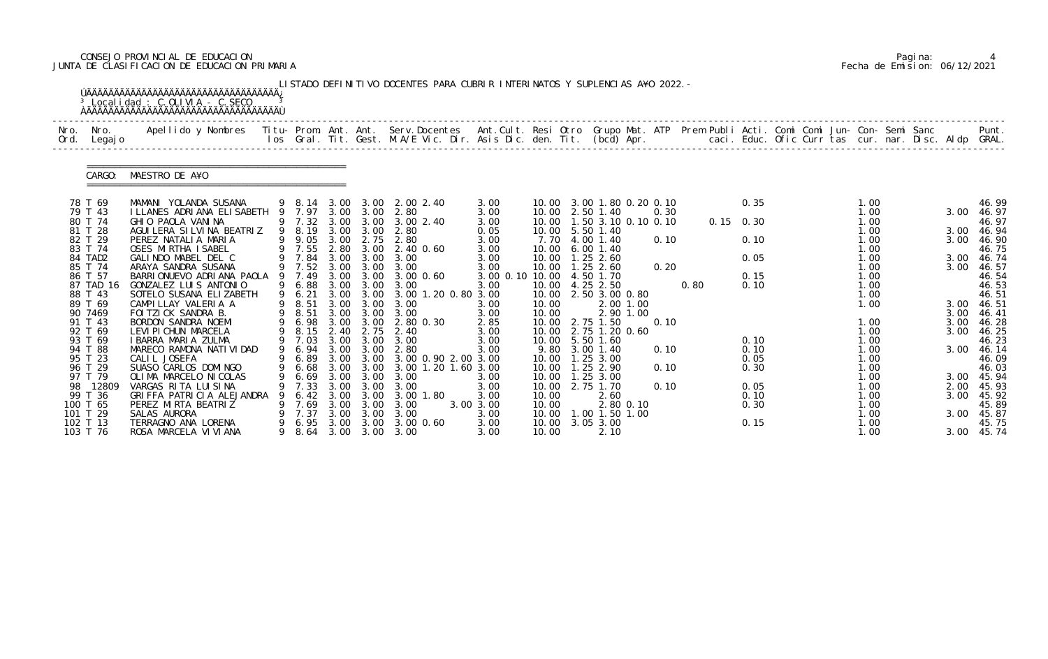CONSEJO PROVINCIAL DE EDUCACION
JUNTA DE CLASIFICACION DE EDUCACION PRIMARIA

LISTADO DEFINITIVO DOCENTES PARA CUBRIR INTERINATOS Y SUPLENCIAS A¥O 2022.-

Localidad : C.OLIVIA - C.SECO

CARGO: MAESTRO DE A¥O

| Nro. Ord. | Nro. Legajo | Apellido y Nombres | Titu-los | Prom. Gral. | Ant. Tit. | Ant. Gest. | Serv.Docentes M.A/E Vic. Dir. | Ant.Cult. Asis Dic. | Resi den. | Otro Tit. | Grupo Mat. (bcd) | ATP Apr. | Prem Publi caci. | Acti. Educ. | Comi Ofic | Comi Curr | Jun- tas | Con- cur. | Semi nar. | Sanc Disc. | Aldp | Punt. GRAL. |
|---|---|---|---|---|---|---|---|---|---|---|---|---|---|---|---|---|---|---|---|---|---|---|
| 78 | T 69 | MAMANI YOLANDA SUSANA | 9 | 8.14 | 3.00 | 3.00 | 2.00 2.40 | 3.00 | 10.00 | 3.00 | 1.80 0.20 0.10 | | | 0.35 | | | | 1.00 | | | | 46.99 |
| 79 | T 43 | ILLANES ADRIANA ELISABETH | 9 | 7.97 | 3.00 | 3.00 | 2.80 | 3.00 | 10.00 | 2.50 | 1.40 | 0.30 | | | | | | 1.00 | | | 3.00 | 46.97 |
| 80 | T 74 | GHIO PAOLA VANINA | 9 | 7.32 | 3.00 | 3.00 | 3.00 2.40 | 3.00 | 10.00 | 1.50 | 3.10 0.10 0.10 | | 0.15 | 0.30 | | | | 1.00 | | | | 46.97 |
| 81 | T 28 | AGUILERA SILVINA BEATRIZ | 9 | 8.19 | 3.00 | 3.00 | 2.80 | 0.05 | 10.00 | 5.50 | 1.40 | | | | | | | 1.00 | | | 3.00 | 46.94 |
| 82 | T 29 | PEREZ NATALIA MARIA | 9 | 9.05 | 3.00 | 2.75 | 2.80 | 3.00 | 7.70 | 4.00 | 1.40 | 0.10 | | 0.10 | | | | 1.00 | | | 3.00 | 46.90 |
| 83 | T 74 | OSES MIRTHA ISABEL | 9 | 7.55 | 2.80 | 3.00 | 2.40 0.60 | 3.00 | 10.00 | 6.00 | 1.40 | | | | | | | 1.00 | | | | 46.75 |
| 84 | TAD2 | GALINDO MABEL DEL C | 9 | 7.84 | 3.00 | 3.00 | 3.00 | 3.00 | 10.00 | 1.25 | 2.60 | | | 0.05 | | | | 1.00 | | | 3.00 | 46.74 |
| 85 | T 74 | ARAYA SANDRA SUSANA | 9 | 7.52 | 3.00 | 3.00 | 3.00 | 3.00 | 10.00 | 1.25 | 2.60 | 0.20 | | | | | | 1.00 | | | 3.00 | 46.57 |
| 86 | T 57 | BARRIONUEVO ADRIANA PAOLA | 9 | 7.49 | 3.00 | 3.00 | 3.00 0.60 | 3.00 0.10 | 10.00 | 4.50 | 1.70 | | | 0.15 | | | | 1.00 | | | | 46.54 |
| 87 | TAD 16 | GONZALEZ LUIS ANTONIO | 9 | 6.88 | 3.00 | 3.00 | 3.00 | 3.00 | 10.00 | 4.25 | 2.50 | | 0.80 | 0.10 | | | | 1.00 | | | | 46.53 |
| 88 | T 43 | SOTELO SUSANA ELIZABETH | 9 | 6.21 | 3.00 | 3.00 | 3.00 1.20 0.80 | 3.00 | 10.00 | 2.50 | 3.00 0.80 | | | | | | | 1.00 | | | | 46.51 |
| 89 | T 69 | CAMPILLAY VALERIA A | 9 | 8.51 | 3.00 | 3.00 | 3.00 | 3.00 | 10.00 | | 2.00 1.00 | | | | | | | 1.00 | | | 3.00 | 46.51 |
| 90 | 7469 | FOITZICK SANDRA B. | 9 | 8.51 | 3.00 | 3.00 | 3.00 | 3.00 | 10.00 | | 2.90 1.00 | | | | | | | | | | 3.00 | 46.41 |
| 91 | T 43 | BORDON SANDRA NOEMI | 9 | 6.98 | 3.00 | 3.00 | 2.80 0.30 | 2.85 | 10.00 | 2.75 | 1.50 | 0.10 | | | | | | 1.00 | | | 3.00 | 46.28 |
| 92 | T 69 | LEVIPICHUN MARCELA | 9 | 8.15 | 2.40 | 2.75 | 2.40 | 3.00 | 10.00 | 2.75 | 1.20 0.60 | | | | | | | 1.00 | | | 3.00 | 46.25 |
| 93 | T 69 | IBARRA MARIA ZULMA | 9 | 7.03 | 3.00 | 3.00 | 3.00 | 3.00 | 10.00 | 5.50 | 1.60 | | | 0.10 | | | | 1.00 | | | | 46.23 |
| 94 | T 88 | MARECO RAMONA NATIVIDAD | 9 | 6.94 | 3.00 | 3.00 | 2.80 | 3.00 | 9.80 | 3.00 | 1.40 | 0.10 | | 0.10 | | | | 1.00 | | | 3.00 | 46.14 |
| 95 | T 23 | CALIL JOSEFA | 9 | 6.89 | 3.00 | 3.00 | 3.00 0.90 2.00 | 3.00 | 10.00 | 1.25 | 3.00 | | | 0.05 | | | | 1.00 | | | | 46.09 |
| 96 | T 29 | SUASO CARLOS DOMINGO | 9 | 6.68 | 3.00 | 3.00 | 3.00 1.20 1.60 | 3.00 | 10.00 | 1.25 | 2.90 | 0.10 | | 0.30 | | | | 1.00 | | | | 46.03 |
| 97 | T 79 | OLIMA MARCELO NICOLAS | 9 | 6.69 | 3.00 | 3.00 | 3.00 | 3.00 | 10.00 | 1.25 | 3.00 | | | | | | | 1.00 | | | 3.00 | 45.94 |
| 98 | 12809 | VARGAS RITA LUISINA | 9 | 7.33 | 3.00 | 3.00 | 3.00 | 3.00 | 10.00 | 2.75 | 1.70 | 0.10 | | 0.05 | | | | 1.00 | | | 2.00 | 45.93 |
| 99 | T 36 | GRIFFA PATRICIA ALEJANDRA | 9 | 6.42 | 3.00 | 3.00 | 3.00 1.80 | 3.00 | 10.00 | | 2.60 | | | 0.10 | | | | 1.00 | | | 3.00 | 45.92 |
| 100 | T 65 | PEREZ MIRTA BEATRIZ | 9 | 7.69 | 3.00 | 3.00 | 3.00 | 3.00 3.00 | 10.00 | | 2.80 0.10 | | | 0.30 | | | | 1.00 | | | | 45.89 |
| 101 | T 29 | SALAS AURORA | 9 | 7.37 | 3.00 | 3.00 | 3.00 | 3.00 | 10.00 | 1.00 | 1.50 1.00 | | | | | | | 1.00 | | | 3.00 | 45.87 |
| 102 | T 13 | TERRAGNO ANA LORENA | 9 | 6.95 | 3.00 | 3.00 | 3.00 0.60 | 3.00 | 10.00 | 3.05 | 3.00 | | | 0.15 | | | | 1.00 | | | | 45.75 |
| 103 | T 76 | ROSA MARCELA VIVIANA | 9 | 8.64 | 3.00 | 3.00 | 3.00 | 3.00 | 10.00 | | 2.10 | | | | | | | 1.00 | | | 3.00 | 45.74 |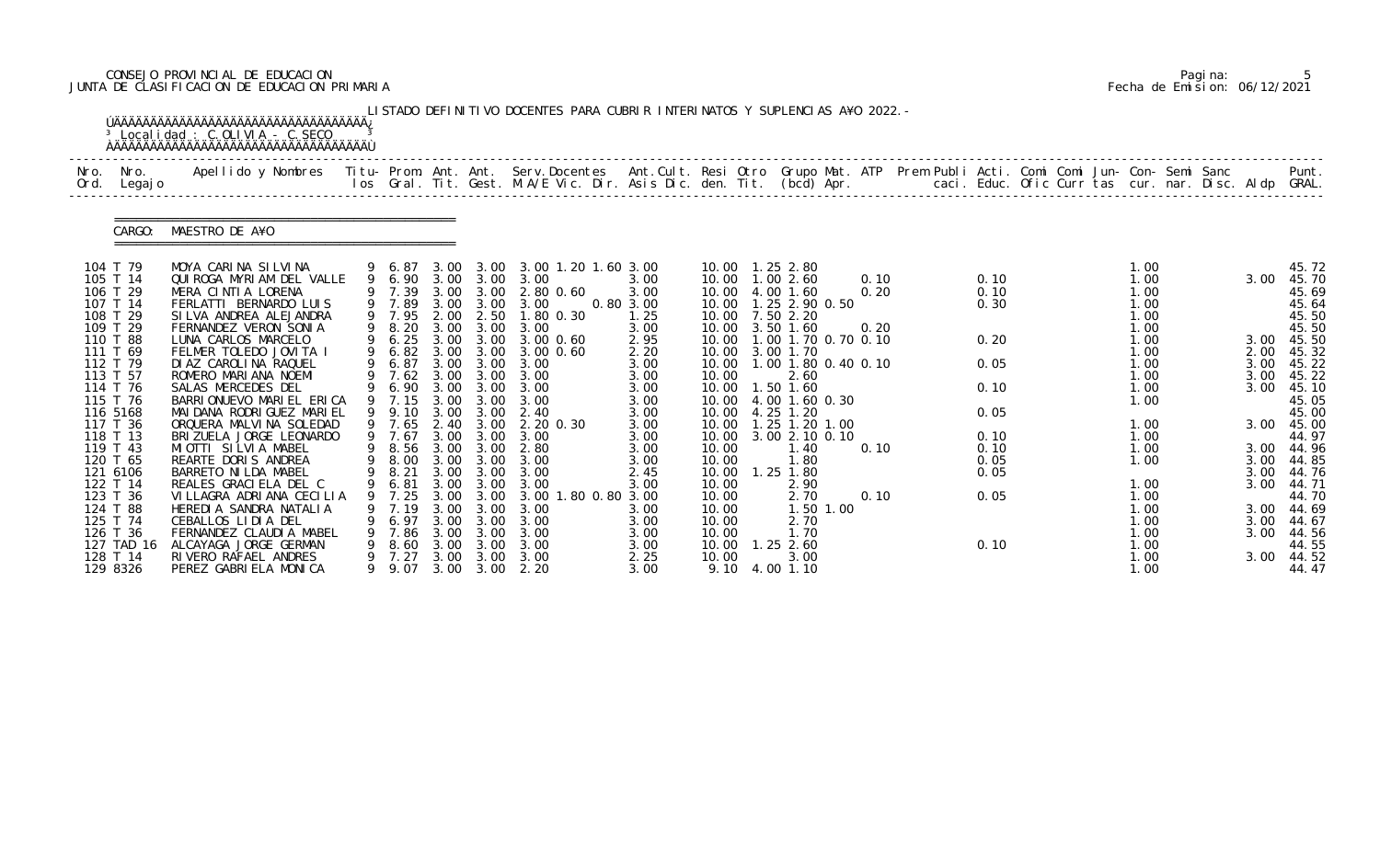CONSEJO PROVINCIAL DE EDUCACION
JUNTA DE CLASIFICACION DE EDUCACION PRIMARIA

Fecha de Emision: 06/12/2021

LISTADO DEFINITIVO DOCENTES PARA CUBRIR INTERINATOS Y SUPLENCIAS A¥O 2022.-

Localidad : C.OLIVIA - C.SECO

CARGO: MAESTRO DE A¥O

| Nro. Ord. | Nro. Legajo | Apellido y Nombres | Titu- los | Prom. Gral. | Ant. Tit. | Ant. Gest. | Serv.Docentes M.A/E Vic. Dir. | Ant.Cult. Asis Dic. | Resi den. | Otro Tit. | Grupo Mat. (bcd) | ATP Apr. | Prem Publi caci. | Acti. Educ. | Comi Ofic | Comi Curr | Jun- tas | Con- cur. | Semi nar. | Sanc Disc. | Aldp | Punt. GRAL. |
|---|---|---|---|---|---|---|---|---|---|---|---|---|---|---|---|---|---|---|---|---|---|---|
| 104 | T 79 | MOYA CARINA SILVINA | 9 | 6.87 | 3.00 | 3.00 | 3.00 1.20 1.60 | 3.00 | 10.00 | 1.25 | 2.80 | | | | | | | 1.00 | | | | 45.72 |
| 105 | T 14 | QUIROGA MYRIAM DEL VALLE | 9 | 6.90 | 3.00 | 3.00 | 3.00 | 3.00 | 10.00 | 1.00 | 2.60 | 0.10 | | 0.10 | | | | 1.00 | | | 3.00 | 45.70 |
| 106 | T 29 | MERA CINTIA LORENA | 9 | 7.39 | 3.00 | 3.00 | 2.80 0.60 | 3.00 | 10.00 | 4.00 | 1.60 | 0.20 | | 0.10 | | | | 1.00 | | | | 45.69 |
| 107 | T 14 | FERLATTI BERNARDO LUIS | 9 | 7.89 | 3.00 | 3.00 | 3.00 | 0.80 3.00 | 10.00 | 1.25 | 2.90 0.50 | | | 0.30 | | | | 1.00 | | | | 45.64 |
| 108 | T 29 | SILVA ANDREA ALEJANDRA | 9 | 7.95 | 2.00 | 2.50 | 1.80 0.30 | 1.25 | 10.00 | 7.50 | 2.20 | | | | | | | 1.00 | | | | 45.50 |
| 109 | T 29 | FERNANDEZ VERON SONIA | 9 | 8.20 | 3.00 | 3.00 | 3.00 | 3.00 | 10.00 | 3.50 | 1.60 | 0.20 | | | | | | 1.00 | | | | 45.50 |
| 110 | T 88 | LUNA CARLOS MARCELO | 9 | 6.25 | 3.00 | 3.00 | 3.00 0.60 | 2.95 | 10.00 | 1.00 | 1.70 0.70 | 0.10 | | 0.20 | | | | 1.00 | | | 3.00 | 45.50 |
| 111 | T 69 | FELMER TOLEDO JOVITA I | 9 | 6.82 | 3.00 | 3.00 | 3.00 0.60 | 2.20 | 10.00 | 3.00 | 1.70 | | | | | | | 1.00 | | | 2.00 | 45.32 |
| 112 | T 79 | DIAZ CAROLINA RAQUEL | 9 | 6.87 | 3.00 | 3.00 | 3.00 | 3.00 | 10.00 | 1.00 | 1.80 0.40 | 0.10 | | 0.05 | | | | 1.00 | | | 3.00 | 45.22 |
| 113 | T 57 | ROMERO MARIANA NOEMI | 9 | 7.62 | 3.00 | 3.00 | 3.00 | 3.00 | 10.00 | | 2.60 | | | | | | | 1.00 | | | 3.00 | 45.22 |
| 114 | T 76 | SALAS MERCEDES DEL | 9 | 6.90 | 3.00 | 3.00 | 3.00 | 3.00 | 10.00 | 1.50 | 1.60 | | | 0.10 | | | | 1.00 | | | 3.00 | 45.10 |
| 115 | T 76 | BARRIONUEVO MARIEL ERICA | 9 | 7.15 | 3.00 | 3.00 | 3.00 | 3.00 | 10.00 | 4.00 | 1.60 0.30 | | | | | | | 1.00 | | | | 45.05 |
| 116 | 5168 | MAIDANA RODRIGUEZ MARIEL | 9 | 9.10 | 3.00 | 3.00 | 2.40 | 3.00 | 10.00 | 4.25 | 1.20 | | | 0.05 | | | | | | | | 45.00 |
| 117 | T 36 | ORQUERA MALVINA SOLEDAD | 9 | 7.65 | 2.40 | 3.00 | 2.20 0.30 | 3.00 | 10.00 | 1.25 | 1.20 1.00 | | | | | | | 1.00 | | | 3.00 | 45.00 |
| 118 | T 13 | BRIZUELA JORGE LEONARDO | 9 | 7.67 | 3.00 | 3.00 | 3.00 | 3.00 | 10.00 | 3.00 | 2.10 0.10 | | | 0.10 | | | | 1.00 | | | | 44.97 |
| 119 | T 43 | MIOTTI SILVIA MABEL | 9 | 8.56 | 3.00 | 3.00 | 2.80 | 3.00 | 10.00 | | 1.40 | 0.10 | | 0.10 | | | | 1.00 | | | 3.00 | 44.96 |
| 120 | T 65 | REARTE DORIS ANDREA | 9 | 8.00 | 3.00 | 3.00 | 3.00 | 3.00 | 10.00 | | 1.80 | | | 0.05 | | | | 1.00 | | | 3.00 | 44.85 |
| 121 | 6106 | BARRETO NILDA MABEL | 9 | 8.21 | 3.00 | 3.00 | 3.00 | 2.45 | 10.00 | 1.25 | 1.80 | | | 0.05 | | | | | | | 3.00 | 44.76 |
| 122 | T 14 | REALES GRACIELA DEL C | 9 | 6.81 | 3.00 | 3.00 | 3.00 | 3.00 | 10.00 | | 2.90 | | | | | | | 1.00 | | | 3.00 | 44.71 |
| 123 | T 36 | VILLAGRA ADRIANA CECILIA | 9 | 7.25 | 3.00 | 3.00 | 3.00 1.80 0.80 | 3.00 | 10.00 | | 2.70 | 0.10 | | 0.05 | | | | 1.00 | | | | 44.70 |
| 124 | T 88 | HEREDIA SANDRA NATALIA | 9 | 7.19 | 3.00 | 3.00 | 3.00 | 3.00 | 10.00 | | 1.50 1.00 | | | | | | | 1.00 | | | 3.00 | 44.69 |
| 125 | T 74 | CEBALLOS LIDIA DEL | 9 | 6.97 | 3.00 | 3.00 | 3.00 | 3.00 | 10.00 | | 2.70 | | | | | | | 1.00 | | | 3.00 | 44.67 |
| 126 | T 36 | FERNANDEZ CLAUDIA MABEL | 9 | 7.86 | 3.00 | 3.00 | 3.00 | 3.00 | 10.00 | | 1.70 | | | | | | | 1.00 | | | 3.00 | 44.56 |
| 127 | TAD 16 | ALCAYAGA JORGE GERMAN | 9 | 8.60 | 3.00 | 3.00 | 3.00 | 3.00 | 10.00 | 1.25 | 2.60 | | | 0.10 | | | | 1.00 | | | | 44.55 |
| 128 | T 14 | RIVERO RAFAEL ANDRES | 9 | 7.27 | 3.00 | 3.00 | 3.00 | 2.25 | 10.00 | | 3.00 | | | | | | | 1.00 | | | 3.00 | 44.52 |
| 129 | 8326 | PEREZ GABRIELA MONICA | 9 | 9.07 | 3.00 | 3.00 | 2.20 | 3.00 | 9.10 | 4.00 | 1.10 | | | | | | | 1.00 | | | | 44.47 |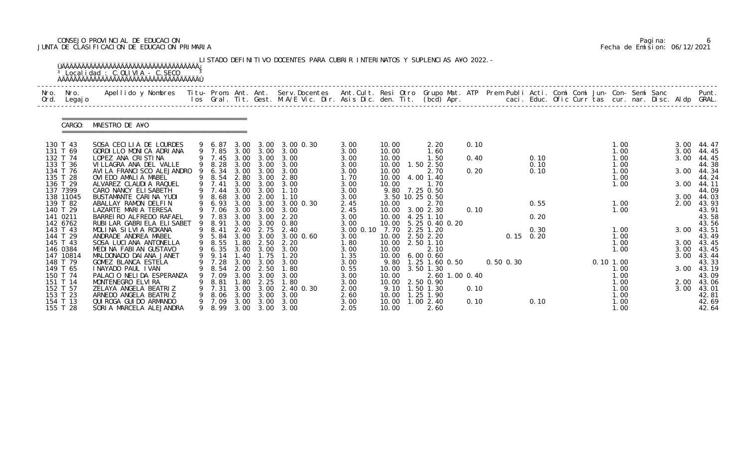CONSEJO PROVINCIAL DE EDUCACION
JUNTA DE CLASIFICACION DE EDUCACION PRIMARIA

Fecha de Emision: 06/12/2021

LISTADO DEFINITIVO DOCENTES PARA CUBRIR INTERINATOS Y SUPLENCIAS A¥O 2022.-

Localidad : C.OLIVIA - C.SECO

CARGO: MAESTRO DE A¥O

| Nro. Ord. | Nro. Legajo | Apellido y Nombres | Titu-los | Prom. Gral. | Ant. Tit. | Ant. Gest. | Serv.Docentes M.A/E Vic. Dir. | Ant.Cult. Asis Dic. | Resi den. | Otro Tit. | Grupo Mat. (bcd) | ATP Apr. | Prem Publi caci. | Acti. Educ. | Comi Ofic | Comi Curr | Jun- tas | Con- cur. | Semi nar. | Sanc Disc. | Aldp | Punt. GRAL. |
|---|---|---|---|---|---|---|---|---|---|---|---|---|---|---|---|---|---|---|---|---|---|---|
| 130 | T 43 | SOSA CECILIA DE LOURDES | 9 | 6.87 | 3.00 | 3.00 | 3.00 0.30 | 3.00 | 10.00 | | 2.20 | 0.10 | | | | | | 1.00 | | | 3.00 | 44.47 |
| 131 | T 69 | GORDILLO MONICA ADRIANA | 9 | 7.85 | 3.00 | 3.00 | 3.00 | 3.00 | 10.00 | | 1.60 | | | | | | | 1.00 | | | 3.00 | 44.45 |
| 132 | T 74 | LOPEZ ANA CRISTINA | 9 | 7.45 | 3.00 | 3.00 | 3.00 | 3.00 | 10.00 | | 1.50 | 0.40 | | 0.10 | | | | 1.00 | | | 3.00 | 44.45 |
| 133 | T 36 | VILLAGRA ANA DEL VALLE | 9 | 8.28 | 3.00 | 3.00 | 3.00 | 3.00 | 10.00 | 1.50 | 2.50 | | | 0.10 | | | | 1.00 | | | | 44.38 |
| 134 | T 76 | AVILA FRANCISCO ALEJANDRO | 9 | 6.34 | 3.00 | 3.00 | 3.00 | 3.00 | 10.00 | | 2.70 | 0.20 | | 0.10 | | | | 1.00 | | | 3.00 | 44.34 |
| 135 | T 28 | OVIEDO AMALIA MABEL | 9 | 8.54 | 2.80 | 3.00 | 2.80 | 1.70 | 10.00 | 4.00 | 1.40 | | | | | | | 1.00 | | | | 44.24 |
| 136 | T 29 | ALVAREZ CLAUDIA RAQUEL | 9 | 7.41 | 3.00 | 3.00 | 3.00 | 3.00 | 10.00 | | 1.70 | | | | | | | 1.00 | | | 3.00 | 44.11 |
| 137 | 7399 | CARO NANCY ELISABETH | 9 | 7.44 | 3.00 | 3.00 | 1.10 | 3.00 | 9.80 | 7.25 | 0.50 | | | | | | | | | | | 44.09 |
| 138 | 11045 | BUSTAMANTE CARINA YUDI | 9 | 8.68 | 3.00 | 2.00 | 1.10 | 3.00 | 3.50 | 10.25 | 0.50 | | | | | | | | | | 3.00 | 44.03 |
| 139 | T 82 | ABALLAY RAMON DELFIN | 9 | 6.93 | 3.00 | 3.00 | 3.00 0.30 | 2.45 | 10.00 | | 2.70 | | | 0.55 | | | | 1.00 | | | 2.00 | 43.93 |
| 140 | T 29 | LAZARTE MARIA TERESA | 9 | 7.06 | 3.00 | 3.00 | 3.00 | 2.45 | 10.00 | 3.00 | 2.30 | 0.10 | | | | | | 1.00 | | | | 43.91 |
| 141 | 0211 | BARREIRO ALFREDO RAFAEL | 9 | 7.83 | 3.00 | 3.00 | 2.20 | 3.00 | 10.00 | 4.25 | 1.10 | | | 0.20 | | | | | | | | 43.58 |
| 142 | 6762 | RUBILAR GABRIELA ELISABET | 9 | 8.91 | 3.00 | 3.00 | 0.80 | 3.00 | 10.00 | 5.25 | 0.40 0.20 | | | | | | | | | | | 43.56 |
| 143 | T 43 | MOLINA SILVIA ROXANA | 9 | 8.41 | 2.40 | 2.75 | 2.40 | 3.00 0.10 | 7.70 | 2.25 | 1.20 | | | 0.30 | | | | 1.00 | | | 3.00 | 43.51 |
| 144 | T 29 | ANDRADE ANDREA MABEL | 9 | 5.84 | 3.00 | 3.00 | 3.00 0.60 | 3.00 | 10.00 | 2.50 | 2.20 | | 0.15 | 0.20 | | | | 1.00 | | | | 43.49 |
| 145 | T 43 | SOSA LUCIANA ANTONELLA | 9 | 8.55 | 1.80 | 2.50 | 2.20 | 1.80 | 10.00 | 2.50 | 1.10 | | | | | | | 1.00 | | | 3.00 | 43.45 |
| 146 | 0384 | MEDINA FABIAN GUSTAVO | 9 | 6.35 | 3.00 | 3.00 | 3.00 | 3.00 | 10.00 | | 2.10 | | | | | | | 1.00 | | | 3.00 | 43.45 |
| 147 | 10814 | MALDONADO DAIANA JANET | 9 | 9.14 | 1.40 | 1.75 | 1.20 | 1.35 | 10.00 | 6.00 | 0.60 | | | | | | | | | | 3.00 | 43.44 |
| 148 | T 79 | GOMEZ BLANCA ESTELA | 9 | 7.28 | 3.00 | 3.00 | 3.00 | 3.00 | 9.80 | 1.25 | 1.60 0.50 | | 0.50 0.30 | | | | 0.10 | 1.00 | | | | 43.33 |
| 149 | T 65 | INAYADO PAUL IVAN | 9 | 8.54 | 2.00 | 2.50 | 1.80 | 0.55 | 10.00 | 3.50 | 1.30 | | | | | | | 1.00 | | | 3.00 | 43.19 |
| 150 | T 74 | PALACIO NELIDA ESPERANZA | 9 | 7.09 | 3.00 | 3.00 | 3.00 | 3.00 | 10.00 | | 2.60 1.00 0.40 | | | | | | | 1.00 | | | | 43.09 |
| 151 | T 14 | MONTENEGRO ELVIRA | 9 | 8.81 | 1.80 | 2.25 | 1.80 | 3.00 | 10.00 | 2.50 | 0.90 | | | | | | | 1.00 | | | 2.00 | 43.06 |
| 152 | T 57 | ZELAYA ANGELA BEATRIZ | 9 | 7.31 | 3.00 | 3.00 | 2.40 0.30 | 2.00 | 9.10 | 1.50 | 1.30 | 0.10 | | | | | | 1.00 | | | 3.00 | 43.01 |
| 153 | T 23 | ARNEDO ANGELA BEATRIZ | 9 | 8.06 | 3.00 | 3.00 | 3.00 | 2.60 | 10.00 | 1.25 | 1.90 | | | | | | | 1.00 | | | | 42.81 |
| 154 | T 13 | QUIROGA GUIDO ARMANDO | 9 | 7.09 | 3.00 | 3.00 | 3.00 | 3.00 | 10.00 | 1.00 | 2.40 | 0.10 | | 0.10 | | | | 1.00 | | | | 42.69 |
| 155 | T 28 | SORIA MARCELA ALEJANDRA | 9 | 8.99 | 3.00 | 3.00 | 3.00 | 2.05 | 10.00 | | 2.60 | | | | | | | 1.00 | | | | 42.64 |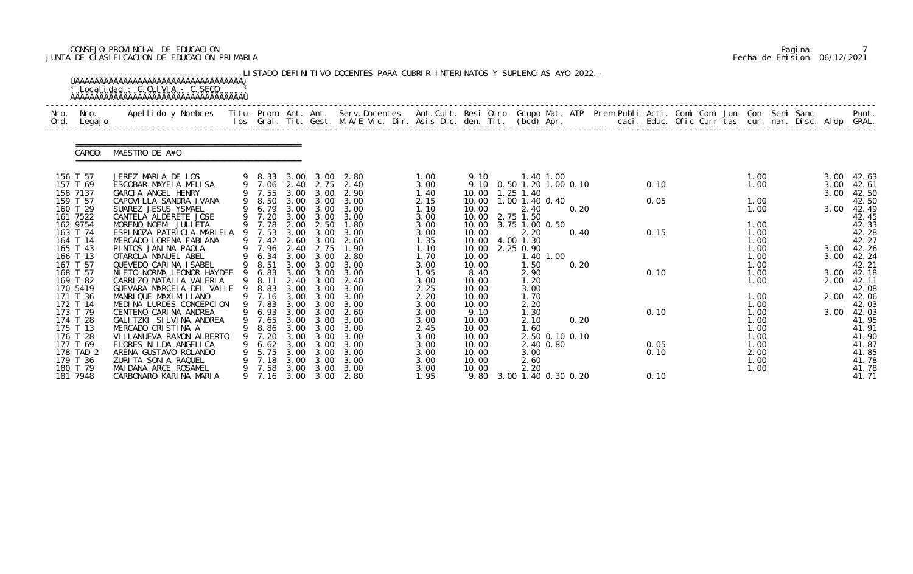CONSEJO PROVINCIAL DE EDUCACION
JUNTA DE CLASIFICACION DE EDUCACION PRIMARIA

Fecha de Emision: 06/12/2021

LISTADO DEFINITIVO DOCENTES PARA CUBRIR INTERINATOS Y SUPLENCIAS A¥O 2022.-

Localidad : C.OLIVIA - C.SECO

CARGO: MAESTRO DE A¥O

| Nro. Ord. | Nro. Legajo | Apellido y Nombres | Titu- los | Prom. Gral. | Ant. Tit. | Ant. Gest. | Serv.Docentes M.A/E Vic. Dir. | Ant.Cult. Asis Dic. | Resi den. | Otro Tit. | Grupo Mat. (bcd) | ATP Apr. | Prem Publi caci. | Acti. Educ. | Comi Ofic | Comi Curr | Jun- tas | Con- cur. | Semi nar. | Sanc Disc. | Aldp | Punt. GRAL. |
|---|---|---|---|---|---|---|---|---|---|---|---|---|---|---|---|---|---|---|---|---|---|---|
| 156 | T 57 | JEREZ MARIA DE LOS | 9 | 8.33 | 3.00 | 3.00 | 2.80 | 1.00 | 9.10 | | 1.40 1.00 | | | | | | | 1.00 | | | 3.00 | 42.63 |
| 157 | T 69 | ESCOBAR MAYELA MELISA | 9 | 7.06 | 2.40 | 2.75 | 2.40 | 3.00 | 9.10 | 0.50 | 1.20 1.00 | 0.10 | | 0.10 | | | | 1.00 | | | 3.00 | 42.61 |
| 158 | 7137 | GARCIA ANGEL HENRY | 9 | 7.55 | 3.00 | 3.00 | 2.90 | 1.40 | 10.00 | 1.25 | 1.40 | | | | | | | | | | 3.00 | 42.50 |
| 159 | T 57 | CAPOVILLA SANDRA IVANA | 9 | 8.50 | 3.00 | 3.00 | 3.00 | 2.15 | 10.00 | 1.00 | 1.40 0.40 | | | 0.05 | | | | 1.00 | | | | 42.50 |
| 160 | T 29 | SUAREZ JESUS YSMAEL | 9 | 6.79 | 3.00 | 3.00 | 3.00 | 1.10 | 10.00 | | 2.40 | 0.20 | | | | | | 1.00 | | | 3.00 | 42.49 |
| 161 | 7522 | CANTELA ALDERETE JOSE | 9 | 7.20 | 3.00 | 3.00 | 3.00 | 3.00 | 10.00 | 2.75 | 1.50 | | | | | | | | | | | 42.45 |
| 162 | 9754 | MORENO NOEMI JULIETA | 9 | 7.78 | 2.00 | 2.50 | 1.80 | 3.00 | 10.00 | 3.75 | 1.00 0.50 | | | | | | | 1.00 | | | | 42.33 |
| 163 | T 74 | ESPINOZA PATRICIA MARIELA | 9 | 7.53 | 3.00 | 3.00 | 3.00 | 3.00 | 10.00 | | 2.20 | 0.40 | | 0.15 | | | | 1.00 | | | | 42.28 |
| 164 | T 14 | MERCADO LORENA FABIANA | 9 | 7.42 | 2.60 | 3.00 | 2.60 | 1.35 | 10.00 | 4.00 | 1.30 | | | | | | | 1.00 | | | | 42.27 |
| 165 | T 43 | PINTOS JANINA PAOLA | 9 | 7.96 | 2.40 | 2.75 | 1.90 | 1.10 | 10.00 | 2.25 | 0.90 | | | | | | | 1.00 | | | 3.00 | 42.26 |
| 166 | T 13 | OTAROLA MANUEL ABEL | 9 | 6.34 | 3.00 | 3.00 | 2.80 | 1.70 | 10.00 | | 1.40 1.00 | | | | | | | 1.00 | | | 3.00 | 42.24 |
| 167 | T 57 | QUEVEDO CARINA ISABEL | 9 | 8.51 | 3.00 | 3.00 | 3.00 | 3.00 | 10.00 | | 1.50 | 0.20 | | | | | | 1.00 | | | | 42.21 |
| 168 | T 57 | NIETO NORMA LEONOR HAYDEE | 9 | 6.83 | 3.00 | 3.00 | 3.00 | 1.95 | 8.40 | | 2.90 | | | 0.10 | | | | 1.00 | | | 3.00 | 42.18 |
| 169 | T 82 | CARRIZO NATALIA VALERIA | 9 | 8.11 | 2.40 | 3.00 | 2.40 | 3.00 | 10.00 | | 1.20 | | | | | | | 1.00 | | | 2.00 | 42.11 |
| 170 | 5419 | GUEVARA MARCELA DEL VALLE | 9 | 8.83 | 3.00 | 3.00 | 3.00 | 2.25 | 10.00 | | 3.00 | | | | | | | | | | | 42.08 |
| 171 | T 36 | MANRIQUE MAXIMILIANO | 9 | 7.16 | 3.00 | 3.00 | 3.00 | 2.20 | 10.00 | | 1.70 | | | | | | | 1.00 | | | 2.00 | 42.06 |
| 172 | T 14 | MEDINA LURDES CONCEPCION | 9 | 7.83 | 3.00 | 3.00 | 3.00 | 3.00 | 10.00 | | 2.20 | | | | | | | 1.00 | | | | 42.03 |
| 173 | T 79 | CENTENO CARINA ANDREA | 9 | 6.93 | 3.00 | 3.00 | 2.60 | 3.00 | 9.10 | | 1.30 | | | 0.10 | | | | 1.00 | | | 3.00 | 42.03 |
| 174 | T 28 | GALITZKI SILVINA ANDREA | 9 | 7.65 | 3.00 | 3.00 | 3.00 | 3.00 | 10.00 | | 2.10 | 0.20 | | | | | | 1.00 | | | | 41.95 |
| 175 | T 13 | MERCADO CRISTINA A | 9 | 8.86 | 3.00 | 3.00 | 3.00 | 2.45 | 10.00 | | 1.60 | | | | | | | 1.00 | | | | 41.91 |
| 176 | T 28 | VILLANUEVA RAMON ALBERTO | 9 | 7.20 | 3.00 | 3.00 | 3.00 | 3.00 | 10.00 | | 2.50 0.10 | 0.10 | | | | | | 1.00 | | | | 41.90 |
| 177 | T 69 | FLORES NILDA ANGELICA | 9 | 6.62 | 3.00 | 3.00 | 3.00 | 3.00 | 10.00 | | 2.40 0.80 | | | 0.05 | | | | 1.00 | | | | 41.87 |
| 178 | TAD 2 | ARENA GUSTAVO ROLANDO | 9 | 5.75 | 3.00 | 3.00 | 3.00 | 3.00 | 10.00 | | 3.00 | | | 0.10 | | | | 2.00 | | | | 41.85 |
| 179 | T 36 | ZURITA SONIA RAQUEL | 9 | 7.18 | 3.00 | 3.00 | 3.00 | 3.00 | 10.00 | | 2.60 | | | | | | | 1.00 | | | | 41.78 |
| 180 | T 79 | MAIDANA ARCE ROSAMEL | 9 | 7.58 | 3.00 | 3.00 | 3.00 | 3.00 | 10.00 | | 2.20 | | | | | | | 1.00 | | | | 41.78 |
| 181 | 7948 | CARBONARO KARINA MARIA | 9 | 7.16 | 3.00 | 3.00 | 2.80 | 1.95 | 9.80 | 3.00 | 1.40 0.30 | 0.20 | | 0.10 | | | | | | | | 41.71 |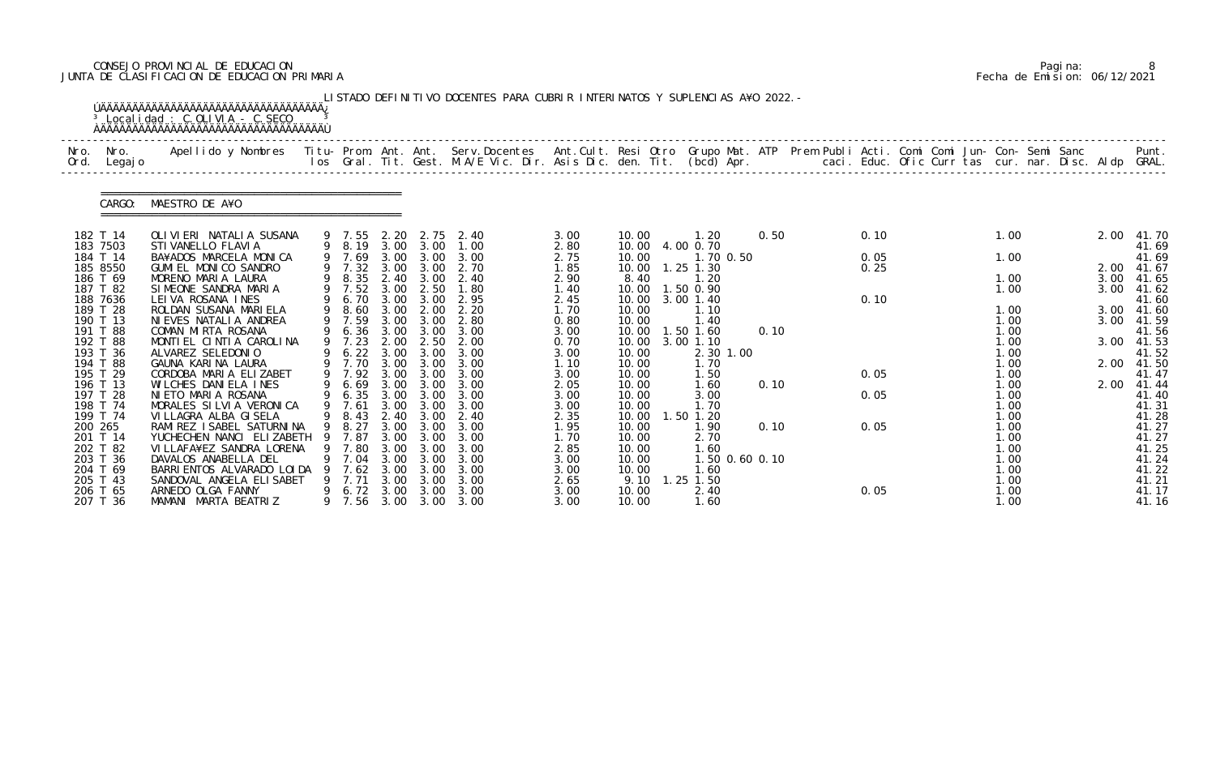CONSEJO PROVINCIAL DE EDUCACION
JUNTA DE CLASIFICACION DE EDUCACION PRIMARIA

LISTADO DEFINITIVO DOCENTES PARA CUBRIR INTERINATOS Y SUPLENCIAS A¥O 2022.-

Localidad : C.OLIVIA - C.SECO

CARGO: MAESTRO DE A¥O

| Nro. Ord. | Nro. Legajo | Apellido y Nombres | Titu-los | Prom. Gral. | Ant. Tit. | Ant. Gest. | Serv.Docentes M.A/E Vic. Dir. | Ant.Cult. Asis Dic. | Resi den. | Otro Tit. | Grupo Mat. (bcd) | ATP Apr. | Prem Publi caci. | Acti. Educ. | Comi Ofic | Comi Curr | Jun- tas | Con- cur. | Semi nar. | Sanc Disc. | Aldp | Punt. GRAL. |
|---|---|---|---|---|---|---|---|---|---|---|---|---|---|---|---|---|---|---|---|---|---|---|
| 182 | T 14 | OLIVIERI NATALIA SUSANA | 9 | 7.55 | 2.20 | 2.75 | 2.40 | 3.00 | 10.00 | | 1.20 | 0.50 | | 0.10 | | | | 1.00 | | | 2.00 | 41.70 |
| 183 | 7503 | STIVANELLO FLAVIA | 9 | 8.19 | 3.00 | 3.00 | 1.00 | 2.80 | 10.00 | 4.00 | 0.70 | | | | | | | | | | | 41.69 |
| 184 | T 14 | BA¥ADOS MARCELA MONICA | 9 | 7.69 | 3.00 | 3.00 | 3.00 | 2.75 | 10.00 | | 1.70 | 0.50 | | 0.05 | | | | 1.00 | | | | 41.69 |
| 185 | 8550 | GUMIEL MONICO SANDRO | 9 | 7.32 | 3.00 | 3.00 | 2.70 | 1.85 | 10.00 | 1.25 | 1.30 | | | 0.25 | | | | | | | 2.00 | 41.67 |
| 186 | T 69 | MORENO MARIA LAURA | 9 | 8.35 | 2.40 | 3.00 | 2.40 | 2.90 | 8.40 | | 1.20 | | | | | | | 1.00 | | | 3.00 | 41.65 |
| 187 | T 82 | SIMEONE SANDRA MARIA | 9 | 7.52 | 3.00 | 2.50 | 1.80 | 1.40 | 10.00 | 1.50 | 0.90 | | | | | | | 1.00 | | | 3.00 | 41.62 |
| 188 | 7636 | LEIVA ROSANA INES | 9 | 6.70 | 3.00 | 3.00 | 2.95 | 2.45 | 10.00 | 3.00 | 1.40 | | | 0.10 | | | | | | | | 41.60 |
| 189 | T 28 | ROLDAN SUSANA MARIELA | 9 | 8.60 | 3.00 | 2.00 | 2.20 | 1.70 | 10.00 | | 1.10 | | | | | | | 1.00 | | | 3.00 | 41.60 |
| 190 | T 13 | NIEVES NATALIA ANDREA | 9 | 7.59 | 3.00 | 3.00 | 2.80 | 0.80 | 10.00 | | 1.40 | | | | | | | 1.00 | | | 3.00 | 41.59 |
| 191 | T 88 | COMAN MIRTA ROSANA | 9 | 6.36 | 3.00 | 3.00 | 3.00 | 3.00 | 10.00 | 1.50 | 1.60 | 0.10 | | | | | | 1.00 | | | | 41.56 |
| 192 | T 88 | MONTIEL CINTIA CAROLINA | 9 | 7.23 | 2.00 | 2.50 | 2.00 | 0.70 | 10.00 | 3.00 | 1.10 | | | | | | | 1.00 | | | 3.00 | 41.53 |
| 193 | T 36 | ALVAREZ SELEDONIO | 9 | 6.22 | 3.00 | 3.00 | 3.00 | 3.00 | 10.00 | | 2.30 | 1.00 | | | | | | 1.00 | | | | 41.52 |
| 194 | T 88 | GAUNA KARINA LAURA | 9 | 7.70 | 3.00 | 3.00 | 3.00 | 1.10 | 10.00 | | 1.70 | | | | | | | 1.00 | | | 2.00 | 41.50 |
| 195 | T 29 | CORDOBA MARIA ELIZABET | 9 | 7.92 | 3.00 | 3.00 | 3.00 | 3.00 | 10.00 | | 1.50 | | | 0.05 | | | | 1.00 | | | | 41.47 |
| 196 | T 13 | WILCHES DANIELA INES | 9 | 6.69 | 3.00 | 3.00 | 3.00 | 2.05 | 10.00 | | 1.60 | 0.10 | | | | | | 1.00 | | | 2.00 | 41.44 |
| 197 | T 28 | NIETO MARIA ROSANA | 9 | 6.35 | 3.00 | 3.00 | 3.00 | 3.00 | 10.00 | | 3.00 | | | 0.05 | | | | 1.00 | | | | 41.40 |
| 198 | T 74 | MORALES SILVIA VERONICA | 9 | 7.61 | 3.00 | 3.00 | 3.00 | 3.00 | 10.00 | | 1.70 | | | | | | | 1.00 | | | | 41.31 |
| 199 | T 74 | VILLAGRA ALBA GISELA | 9 | 8.43 | 2.40 | 3.00 | 2.40 | 2.35 | 10.00 | 1.50 | 1.20 | | | | | | | 1.00 | | | | 41.28 |
| 200 | 265 | RAMIREZ ISABEL SATURNINA | 9 | 8.27 | 3.00 | 3.00 | 3.00 | 1.95 | 10.00 | | 1.90 | 0.10 | | 0.05 | | | | 1.00 | | | | 41.27 |
| 201 | T 14 | YUCHECHEN NANCI ELIZABETH | 9 | 7.87 | 3.00 | 3.00 | 3.00 | 1.70 | 10.00 | | 2.70 | | | | | | | 1.00 | | | | 41.27 |
| 202 | T 82 | VILLAFA¥EZ SANDRA LORENA | 9 | 7.80 | 3.00 | 3.00 | 3.00 | 2.85 | 10.00 | | 1.60 | | | | | | | 1.00 | | | | 41.25 |
| 203 | T 36 | DAVALOS ANABELLA DEL | 9 | 7.04 | 3.00 | 3.00 | 3.00 | 3.00 | 10.00 | | 1.50 | 0.60 0.10 | | | | | | 1.00 | | | | 41.24 |
| 204 | T 69 | BARRIENTOS ALVARADO LOIDA | 9 | 7.62 | 3.00 | 3.00 | 3.00 | 3.00 | 10.00 | | 1.60 | | | | | | | 1.00 | | | | 41.22 |
| 205 | T 43 | SANDOVAL ANGELA ELISABET | 9 | 7.71 | 3.00 | 3.00 | 3.00 | 2.65 | 9.10 | 1.25 | 1.50 | | | | | | | 1.00 | | | | 41.21 |
| 206 | T 65 | ARNEDO OLGA FANNY | 9 | 6.72 | 3.00 | 3.00 | 3.00 | 3.00 | 10.00 | | 2.40 | | | 0.05 | | | | 1.00 | | | | 41.17 |
| 207 | T 36 | MAMANI MARTA BEATRIZ | 9 | 7.56 | 3.00 | 3.00 | 3.00 | 3.00 | 10.00 | | 1.60 | | | | | | | 1.00 | | | | 41.16 |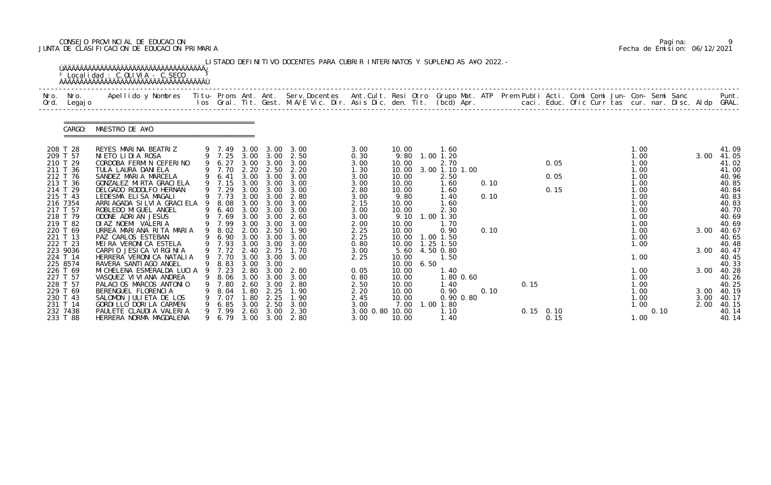CONSEJO PROVINCIAL DE EDUCACION
JUNTA DE CLASIFICACION DE EDUCACION PRIMARIA

Fecha de Emision: 06/12/2021

LISTADO DEFINITIVO DOCENTES PARA CUBRIR INTERINATOS Y SUPLENCIAS A¥O 2022.-

Localidad : C.OLIVIA - C.SECO

CARGO: MAESTRO DE A¥O

| Nro. Ord. | Nro. Legajo | Apellido y Nombres | Titu-los | Prom. Gral. | Ant. Tit. | Ant. Gest. | Serv.Docentes M.A/E Vic. Dir. | Ant.Cult. Asis Dic. | Resi den. | Otro Tit. | Grupo Mat. (bcd) | ATP Apr. | Prem Publi caci. | Acti. Educ. | Comi Ofic | Comi Curr | Jun-tas | Con-cur. | Semi nar. | Sanc Disc. | Aldp | Punt. GRAL. |
|---|---|---|---|---|---|---|---|---|---|---|---|---|---|---|---|---|---|---|---|---|---|---|
| 208 | T 28 | REYES MARINA BEATRIZ | 9 | 7.49 | 3.00 | 3.00 | 3.00 | 3.00 | 10.00 | | 1.60 | | | | | | | 1.00 | | | | 41.09 |
| 209 | T 57 | NIETO LIDIA ROSA | 9 | 7.25 | 3.00 | 3.00 | 2.50 | 0.30 | 9.80 | 1.00 | 1.20 | | | | | | | 1.00 | | | 3.00 | 41.05 |
| 210 | T 29 | CORDOBA FERMIN CEFERINO | 9 | 6.27 | 3.00 | 3.00 | 3.00 | 3.00 | 10.00 | | 2.70 | | | 0.05 | | | | 1.00 | | | | 41.02 |
| 211 | T 36 | TULA LAURA DANIELA | 9 | 7.70 | 2.20 | 2.50 | 2.20 | 1.30 | 10.00 | 3.00 | 1.10 1.00 | | | | | | | 1.00 | | | | 41.00 |
| 212 | T 76 | SANDEZ MARIA MARCELA | 9 | 6.41 | 3.00 | 3.00 | 3.00 | 3.00 | 10.00 | | 2.50 | | | 0.05 | | | | 1.00 | | | | 40.96 |
| 213 | T 36 | GONZALEZ MIRTA GRACIELA | 9 | 7.15 | 3.00 | 3.00 | 3.00 | 3.00 | 10.00 | | 1.60 | 0.10 | | | | | | 1.00 | | | | 40.85 |
| 214 | T 29 | DELGADO RODOLFO HERNAN | 9 | 7.29 | 3.00 | 3.00 | 3.00 | 2.80 | 10.00 | | 1.60 | | | 0.15 | | | | 1.00 | | | | 40.84 |
| 215 | T 43 | LEDESMA ELISA MAGALI | 9 | 7.73 | 3.00 | 3.00 | 2.80 | 3.00 | 9.80 | | 1.40 | 0.10 | | | | | | 1.00 | | | | 40.83 |
| 216 | 7354 | ARRIAGADA SILVIA GRACIELA | 9 | 8.08 | 3.00 | 3.00 | 3.00 | 2.15 | 10.00 | | 1.60 | | | | | | | 1.00 | | | | 40.83 |
| 217 | T 57 | ROBLEDO MIGUEL ANGEL | 9 | 6.40 | 3.00 | 3.00 | 3.00 | 3.00 | 10.00 | | 2.30 | | | | | | | 1.00 | | | | 40.70 |
| 218 | T 79 | ODONE ADRIAN JESUS | 9 | 7.69 | 3.00 | 3.00 | 2.60 | 3.00 | 9.10 | 1.00 | 1.30 | | | | | | | 1.00 | | | | 40.69 |
| 219 | T 82 | DIAZ NOEMI VALERIA | 9 | 7.99 | 3.00 | 3.00 | 3.00 | 2.00 | 10.00 | | 1.70 | | | | | | | 1.00 | | | | 40.69 |
| 220 | T 69 | URREA MARIANA RITA MARIA | 9 | 8.02 | 2.00 | 2.50 | 1.90 | 2.25 | 10.00 | | 0.90 | 0.10 | | | | | | 1.00 | | | 3.00 | 40.67 |
| 221 | T 13 | PAZ CARLOS ESTEBAN | 9 | 6.90 | 3.00 | 3.00 | 3.00 | 2.25 | 10.00 | 1.00 | 1.50 | | | | | | | 1.00 | | | | 40.65 |
| 222 | T 23 | MEIRA VERONICA ESTELA | 9 | 7.93 | 3.00 | 3.00 | 3.00 | 0.80 | 10.00 | 1.25 | 1.50 | | | | | | | 1.00 | | | | 40.48 |
| 223 | 9036 | CARPIO JESICA VIRGINIA | 9 | 7.72 | 2.40 | 2.75 | 1.70 | 3.00 | 5.60 | 4.50 | 0.80 | | | | | | | | | | 3.00 | 40.47 |
| 224 | T 14 | HERRERA VERONICA NATALIA | 9 | 7.70 | 3.00 | 3.00 | 3.00 | 2.25 | 10.00 | | 1.50 | | | | | | | 1.00 | | | | 40.45 |
| 225 | 8574 | RAVERA SANTIAGO ANGEL | 9 | 8.83 | 3.00 | 3.00 | | | 10.00 | 6.50 | | | | | | | | | | | | 40.33 |
| 226 | T 69 | MICHELENA ESMERALDA LUCIA | 9 | 7.23 | 2.80 | 3.00 | 2.80 | 0.05 | 10.00 | | 1.40 | | | | | | | 1.00 | | | 3.00 | 40.28 |
| 227 | T 57 | VASQUEZ VIVIANA ANDREA | 9 | 8.06 | 3.00 | 3.00 | 3.00 | 0.80 | 10.00 | | 1.80 0.60 | | | | | | | 1.00 | | | | 40.26 |
| 228 | T 57 | PALACIOS MARCOS ANTONIO | 9 | 7.80 | 2.60 | 3.00 | 2.80 | 2.50 | 10.00 | | 1.40 | | 0.15 | | | | | 1.00 | | | | 40.25 |
| 229 | T 69 | BERENGUEL FLORENCIA | 9 | 8.04 | 1.80 | 2.25 | 1.90 | 2.20 | 10.00 | | 0.90 | 0.10 | | | | | | 1.00 | | | 3.00 | 40.19 |
| 230 | T 43 | SALOMON JULIETA DE LOS | 9 | 7.07 | 1.80 | 2.25 | 1.90 | 2.45 | 10.00 | | 0.90 0.80 | | | | | | | 1.00 | | | 3.00 | 40.17 |
| 231 | T 14 | GORDILLO DORILA CARMEN | 9 | 6.85 | 3.00 | 2.50 | 3.00 | 3.00 | 7.00 | 1.00 | 1.80 | | | | | | | 1.00 | | | 2.00 | 40.15 |
| 232 | 7438 | PAULETE CLAUDIA VALERIA | 9 | 7.99 | 2.60 | 3.00 | 2.30 | 3.00 0.80 | 10.00 | | 1.10 | | 0.15 | 0.10 | | | | | 0.10 | | | 40.14 |
| 233 | T 88 | HERRERA NORMA MAGDALENA | 9 | 6.79 | 3.00 | 3.00 | 2.80 | 3.00 | 10.00 | | 1.40 | | | 0.15 | | | | 1.00 | | | | 40.14 |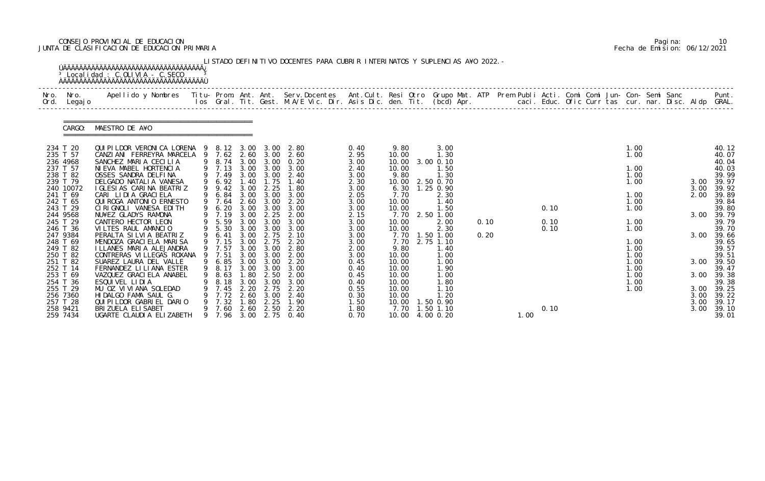CONSEJO PROVINCIAL DE EDUCACION
JUNTA DE CLASIFICACION DE EDUCACION PRIMARIA

Pagina: 10
Fecha de Emision: 06/12/2021

LISTADO DEFINITIVO DOCENTES PARA CUBRIR INTERINATOS Y SUPLENCIAS A¥O 2022.-

Localidad : C.OLIVIA - C.SECO

CARGO: MAESTRO DE A¥O

| Nro. Ord. | Nro. Legajo | Apellido y Nombres | Titu- los | Prom. Gral. | Ant. Tit. | Ant. Gest. | Serv.Docentes M.A/E Vic. Dir. | Ant.Cult. Asis Dic. | Resi den. | Otro Tit. | Grupo Mat. (bcd) | ATP Apr. | Prem Publi caci. | Acti. Educ. | Comi Ofic | Comi Curr | Jun- tas | Con- cur. | Semi nar. | Sanc Disc. | Aldp | Punt. GRAL. |
|---|---|---|---|---|---|---|---|---|---|---|---|---|---|---|---|---|---|---|---|---|---|---|
| 234 | T 20 | QUIPILDOR VERONICA LORENA | 9 | 8.12 | 3.00 | 3.00 | 2.80 | 0.40 | 9.80 | | 3.00 | | | | | | | 1.00 | | | | 40.12 |
| 235 | T 57 | CANZIANI FERREYRA MARCELA | 9 | 7.62 | 2.60 | 3.00 | 2.60 | 2.95 | 10.00 | | 1.30 | | | | | | | 1.00 | | | | 40.07 |
| 236 | 4968 | SANCHEZ MARIA CECILIA | 9 | 8.74 | 3.00 | 3.00 | 0.20 | 3.00 | 10.00 | 3.00 | 0.10 | | | | | | | | | | | 40.04 |
| 237 | T 57 | NIEVA MABEL HORTENCIA | 9 | 7.13 | 3.00 | 3.00 | 3.00 | 2.40 | 10.00 | | 1.50 | | | | | | | 1.00 | | | | 40.03 |
| 238 | T 82 | OSSES SANDRA DELFINA | 9 | 7.49 | 3.00 | 3.00 | 2.40 | 3.00 | 9.80 | | 1.30 | | | | | | | 1.00 | | | | 39.99 |
| 239 | T 79 | DELGADO NATALIA VANESA | 9 | 6.92 | 1.40 | 1.75 | 1.40 | 2.30 | 10.00 | 2.50 | 0.70 | | | | | | | 1.00 | | | 3.00 | 39.97 |
| 240 | 10072 | IGLESIAS CARINA BEATRIZ | 9 | 9.42 | 3.00 | 2.25 | 1.80 | 3.00 | 6.30 | 1.25 | 0.90 | | | | | | | | | | 3.00 | 39.92 |
| 241 | T 69 | CARI LIDIA GRACIELA | 9 | 6.84 | 3.00 | 3.00 | 3.00 | 2.05 | 7.70 | | 2.30 | | | | | | | 1.00 | | | 2.00 | 39.89 |
| 242 | T 65 | QUIROGA ANTONIO ERNESTO | 9 | 7.64 | 2.60 | 3.00 | 2.20 | 3.00 | 10.00 | | 1.40 | | | | | | | 1.00 | | | | 39.84 |
| 243 | T 29 | CIRIGNOLI VANESA EDITH | 9 | 6.20 | 3.00 | 3.00 | 3.00 | 3.00 | 10.00 | | 1.50 | | | 0.10 | | | | 1.00 | | | | 39.80 |
| 244 | 9568 | NU¥EZ GLADYS RAMONA | 9 | 7.19 | 3.00 | 2.25 | 2.00 | 2.15 | 7.70 | 2.50 | 1.00 | | | | | | | | | | 3.00 | 39.79 |
| 245 | T 29 | CANTERO HECTOR LEON | 9 | 5.59 | 3.00 | 3.00 | 3.00 | 3.00 | 10.00 | | 2.00 | 0.10 | | 0.10 | | | | 1.00 | | | | 39.79 |
| 246 | T 36 | VILTES RAUL AMANCIO | 9 | 5.30 | 3.00 | 3.00 | 3.00 | 3.00 | 10.00 | | 2.30 | | | 0.10 | | | | 1.00 | | | | 39.70 |
| 247 | 9384 | PERALTA SILVIA BEATRIZ | 9 | 6.41 | 3.00 | 2.75 | 2.10 | 3.00 | 7.70 | 1.50 | 1.00 | 0.20 | | | | | | | | | 3.00 | 39.66 |
| 248 | T 69 | MENDOZA GRACIELA MARISA | 9 | 7.15 | 3.00 | 2.75 | 2.20 | 3.00 | 7.70 | 2.75 | 1.10 | | | | | | | 1.00 | | | | 39.65 |
| 249 | T 82 | ILLANES MARIA ALEJANDRA | 9 | 7.57 | 3.00 | 3.00 | 2.80 | 2.00 | 9.80 | | 1.40 | | | | | | | 1.00 | | | | 39.57 |
| 250 | T 82 | CONTRERAS VILLEGAS ROXANA | 9 | 7.51 | 3.00 | 3.00 | 2.00 | 3.00 | 10.00 | | 1.00 | | | | | | | 1.00 | | | | 39.51 |
| 251 | T 82 | SUAREZ LAURA DEL VALLE | 9 | 6.85 | 3.00 | 3.00 | 2.20 | 0.45 | 10.00 | | 1.00 | | | | | | | 1.00 | | | 3.00 | 39.50 |
| 252 | T 14 | FERNANDEZ LILIANA ESTER | 9 | 8.17 | 3.00 | 3.00 | 3.00 | 0.40 | 10.00 | | 1.90 | | | | | | | 1.00 | | | | 39.47 |
| 253 | T 69 | VAZQUEZ GRACIELA ANABEL | 9 | 8.63 | 1.80 | 2.50 | 2.00 | 0.45 | 10.00 | | 1.00 | | | | | | | 1.00 | | | 3.00 | 39.38 |
| 254 | T 36 | ESQUIVEL LIDIA | 9 | 8.18 | 3.00 | 3.00 | 3.00 | 0.40 | 10.00 | | 1.80 | | | | | | | 1.00 | | | | 39.38 |
| 255 | T 29 | MU OZ VIVIANA SOLEDAD | 9 | 7.45 | 2.20 | 2.75 | 2.20 | 0.55 | 10.00 | | 1.10 | | | | | | | 1.00 | | | 3.00 | 39.25 |
| 256 | 7360 | HIDALGO FAMA SAUL G. | 9 | 7.72 | 2.60 | 3.00 | 2.40 | 0.30 | 10.00 | | 1.20 | | | | | | | | | | 3.00 | 39.22 |
| 257 | T 28 | QUIPILDOR GABRIEL DARIO | 9 | 7.32 | 1.80 | 2.25 | 1.90 | 1.50 | 10.00 | 1.50 | 0.90 | | | | | | | | | | 3.00 | 39.17 |
| 258 | 9421 | BRIZUELA ELISABET | 9 | 7.60 | 2.60 | 2.50 | 2.20 | 1.80 | 7.70 | 1.50 | 1.10 | | | 0.10 | | | | | | | 3.00 | 39.10 |
| 259 | 7434 | UGARTE CLAUDIA ELIZABETH | 9 | 7.96 | 3.00 | 2.75 | 0.40 | 0.70 | 10.00 | 4.00 | 0.20 | | 1.00 | | | | | | | | | 39.01 |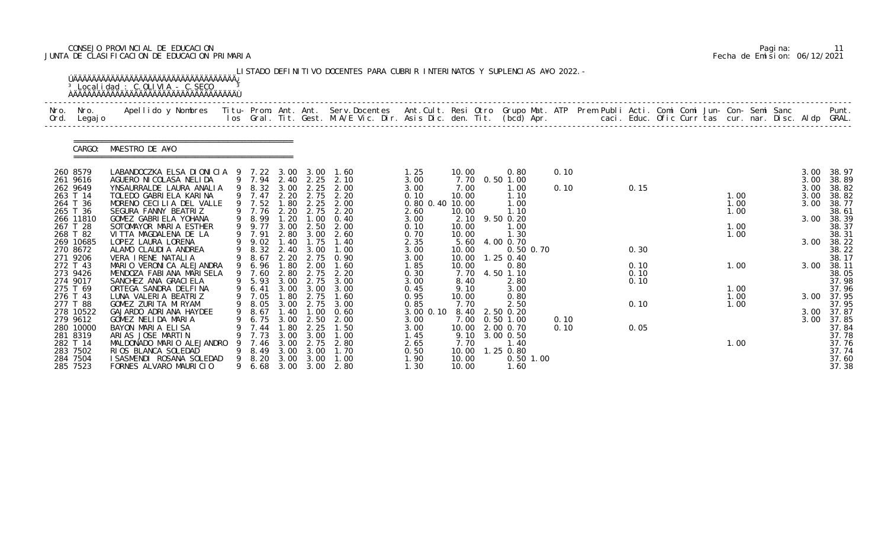CONSEJO PROVINCIAL DE EDUCACION
JUNTA DE CLASIFICACION DE EDUCACION PRIMARIA

Fecha de Emision: 06/12/2021

LISTADO DEFINITIVO DOCENTES PARA CUBRIR INTERINATOS Y SUPLENCIAS A¥O 2022.-

Localidad : C.OLIVIA - C.SECO

CARGO: MAESTRO DE A¥O

| Nro. Ord. | Nro. Legajo | Apellido y Nombres | Titu-los | Prom. Gral. | Ant. Tit. | Ant. Gest. | Serv.Docentes M.A/E Vic. Dir. | Ant.Cult. Asis Dic. | Resi den. | Otro Tit. | Grupo Mat. (bcd) Apr. | ATP | Prem Publi caci. | Acti. Educ. | Comi Ofic | Comi Curr | Jun- tas | Con- cur. | Semi nar. | Sanc Disc. | Aldp | Punt. GRAL. |
|---|---|---|---|---|---|---|---|---|---|---|---|---|---|---|---|---|---|---|---|---|---|---|
| 260 | 8579 | LABANDOCZKA ELSA DIONICIA | 9 | 7.22 | 3.00 | 3.00 | 1.60 | 1.25 | 10.00 | | 0.80 | 0.10 | | | | | | | | | 3.00 | 38.97 |
| 261 | 9616 | AGUERO NICOLASA NELIDA | 9 | 7.94 | 2.40 | 2.25 | 2.10 | 3.00 | 7.70 | 0.50 | 1.00 | | | | | | | | | | 3.00 | 38.89 |
| 262 | 9649 | YNSAURRALDE LAURA ANALIA | 9 | 8.32 | 3.00 | 2.25 | 2.00 | 3.00 | 7.00 | | 1.00 | 0.10 | | 0.15 | | | | | | | 3.00 | 38.82 |
| 263 | T 14 | TOLEDO GABRIELA KARINA | 9 | 7.47 | 2.20 | 2.75 | 2.20 | 0.10 | 10.00 | | 1.10 | | | | | | | 1.00 | | | 3.00 | 38.82 |
| 264 | T 36 | MORENO CECILIA DEL VALLE | 9 | 7.52 | 1.80 | 2.25 | 2.00 | 0.80 0.40 | 10.00 | | 1.00 | | | | | | | 1.00 | | | 3.00 | 38.77 |
| 265 | T 36 | SEGURA FANNY BEATRIZ | 9 | 7.76 | 2.20 | 2.75 | 2.20 | 2.60 | 10.00 | | 1.10 | | | | | | | 1.00 | | | | 38.61 |
| 266 | 11810 | GOMEZ GABRIELA YOHANA | 9 | 8.99 | 1.20 | 1.00 | 0.40 | 3.00 | 2.10 | 9.50 | 0.20 | | | | | | | | | | 3.00 | 38.39 |
| 267 | T 28 | SOTOMAYOR MARIA ESTHER | 9 | 9.77 | 3.00 | 2.50 | 2.00 | 0.10 | 10.00 | | 1.00 | | | | | | | 1.00 | | | | 38.37 |
| 268 | T 82 | VITTA MAGDALENA DE LA | 9 | 7.91 | 2.80 | 3.00 | 2.60 | 0.70 | 10.00 | | 1.30 | | | | | | | 1.00 | | | | 38.31 |
| 269 | 10685 | LOPEZ LAURA LORENA | 9 | 9.02 | 1.40 | 1.75 | 1.40 | 2.35 | 5.60 | 4.00 | 0.70 | | | | | | | | | | 3.00 | 38.22 |
| 270 | 8672 | ALAMO CLAUDIA ANDREA | 9 | 8.32 | 2.40 | 3.00 | 1.00 | 3.00 | 10.00 | | 0.50 0.70 | | | 0.30 | | | | | | | | 38.22 |
| 271 | 9206 | VERA IRENE NATALIA | 9 | 8.67 | 2.20 | 2.75 | 0.90 | 3.00 | 10.00 | 1.25 | 0.40 | | | | | | | | | | | 38.17 |
| 272 | T 43 | MARIO VERONICA ALEJANDRA | 9 | 6.96 | 1.80 | 2.00 | 1.60 | 1.85 | 10.00 | | 0.80 | | | 0.10 | | | | 1.00 | | | 3.00 | 38.11 |
| 273 | 9426 | MENDOZA FABIANA MARISELA | 9 | 7.60 | 2.80 | 2.75 | 2.20 | 0.30 | 7.70 | 4.50 | 1.10 | | | 0.10 | | | | | | | | 38.05 |
| 274 | 9017 | SANCHEZ ANA GRACIELA | 9 | 5.93 | 3.00 | 2.75 | 3.00 | 3.00 | 8.40 | | 2.80 | | | 0.10 | | | | | | | | 37.98 |
| 275 | T 69 | ORTEGA SANDRA DELFINA | 9 | 6.41 | 3.00 | 3.00 | 3.00 | 0.45 | 9.10 | | 3.00 | | | | | | | 1.00 | | | | 37.96 |
| 276 | T 43 | LUNA VALERIA BEATRIZ | 9 | 7.05 | 1.80 | 2.75 | 1.60 | 0.95 | 10.00 | | 0.80 | | | | | | | 1.00 | | | 3.00 | 37.95 |
| 277 | T 88 | GOMEZ ZURITA MIRYAM | 9 | 8.05 | 3.00 | 2.75 | 3.00 | 0.85 | 7.70 | | 2.50 | | | 0.10 | | | | 1.00 | | | | 37.95 |
| 278 | 10522 | GAJARDO ADRIANA HAYDEE | 9 | 8.67 | 1.40 | 1.00 | 0.60 | 3.00 0.10 | 8.40 | 2.50 | 0.20 | | | | | | | | | | 3.00 | 37.87 |
| 279 | 9612 | GOMEZ NELIDA MARIA | 9 | 6.75 | 3.00 | 2.50 | 2.00 | 3.00 | 7.00 | 0.50 | 1.00 | 0.10 | | | | | | | | | 3.00 | 37.85 |
| 280 | 10000 | BAYON MARIA ELISA | 9 | 7.44 | 1.80 | 2.25 | 1.50 | 3.00 | 10.00 | 2.00 | 0.70 | 0.10 | | 0.05 | | | | | | | | 37.84 |
| 281 | 8319 | ARIAS JOSE MARTIN | 9 | 7.73 | 3.00 | 3.00 | 1.00 | 1.45 | 9.10 | 3.00 | 0.50 | | | | | | | | | | | 37.78 |
| 282 | T 14 | MALDONADO MARIO ALEJANDRO | 9 | 7.46 | 3.00 | 2.75 | 2.80 | 2.65 | 7.70 | | 1.40 | | | | | | | 1.00 | | | | 37.76 |
| 283 | 7502 | RIOS BLANCA SOLEDAD | 9 | 8.49 | 3.00 | 3.00 | 1.70 | 0.50 | 10.00 | 1.25 | 0.80 | | | | | | | | | | | 37.74 |
| 284 | 7504 | ISASMENDI ROSANA SOLEDAD | 9 | 8.20 | 3.00 | 3.00 | 1.00 | 1.90 | 10.00 | | 0.50 1.00 | | | | | | | | | | | 37.60 |
| 285 | 7523 | FORNES ALVARO MAURICIO | 9 | 6.68 | 3.00 | 3.00 | 2.80 | 1.30 | 10.00 | | 1.60 | | | | | | | | | | | 37.38 |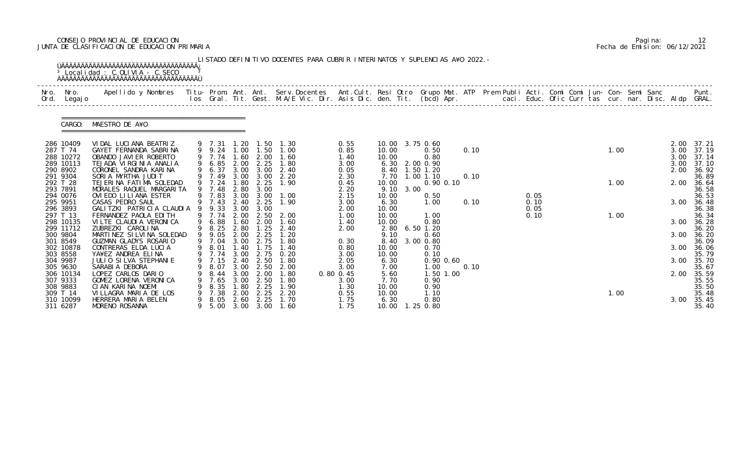CONSEJO PROVINCIAL DE EDUCACION
JUNTA DE CLASIFICACION DE EDUCACION PRIMARIA

Fecha de Emision: 06/12/2021

LISTADO DEFINITIVO DOCENTES PARA CUBRIR INTERINATOS Y SUPLENCIAS A¥O 2022.-

Localidad : C.OLIVIA - C.SECO

CARGO: MAESTRO DE A¥O

| Nro. Ord. | Nro. Legajo | Apellido y Nombres | Titu- los | Prom. Gral. | Ant. Tit. | Ant. Gest. | Serv.Docentes M.A/E Vic. Dir. | Ant.Cult. Asis Dic. | Resi den. | Otro Tit. | Grupo Mat. (bcd) | ATP Apr. | Prem Publi caci. | Acti. Educ. | Comi Ofic | Comi Curr | Jun- tas | Con- cur. | Semi nar. | Sanc Disc. | Aldp | Punt. GRAL. |
|---|---|---|---|---|---|---|---|---|---|---|---|---|---|---|---|---|---|---|---|---|---|---|
| 286 | 10409 | VIDAL LUCIANA BEATRIZ | 9 | 7.31 | 1.20 | 1.50 | 1.30 | 0.55 | 10.00 | 3.75 | 0.60 | | | | | | | | | | 2.00 | 37.21 |
| 287 | T 74 | GAYET FERNANDA SABRINA | 9 | 9.24 | 1.00 | 1.50 | 1.00 | 0.85 | 10.00 | | 0.50 | 0.10 | | | | | | 1.00 | | | 3.00 | 37.19 |
| 288 | 10272 | OBANDO JAVIER ROBERTO | 9 | 7.74 | 1.60 | 2.00 | 1.60 | 1.40 | 10.00 | | 0.80 | | | | | | | | | | 3.00 | 37.14 |
| 289 | 10113 | TEJADA VIRGINIA ANALIA | 9 | 6.85 | 2.00 | 2.25 | 1.80 | 3.00 | 6.30 | 2.00 | 0.90 | | | | | | | | | | 3.00 | 37.10 |
| 290 | 8902 | CORONEL SANDRA KARINA | 9 | 6.37 | 3.00 | 3.00 | 2.40 | 0.05 | 8.40 | 1.50 | 1.20 | | | | | | | | | | 2.00 | 36.92 |
| 291 | 9304 | SORIA MYRTHA JUDIT | 9 | 7.49 | 3.00 | 3.00 | 2.20 | 2.30 | 7.70 | 1.00 | 1.10 | 0.10 | | | | | | | | | | 36.89 |
| 292 | T 28 | TEJERINA FATIMA SOLEDAD | 9 | 7.24 | 1.80 | 2.25 | 1.90 | 0.45 | 10.00 | | 0.90 0.10 | | | | | | | 1.00 | | | 2.00 | 36.64 |
| 293 | 7891 | MORALES RAQUEL MARGARITA | 9 | 7.48 | 2.80 | 3.00 | | 2.20 | 9.10 | 3.00 | | | | | | | | | | | | 36.58 |
| 294 | 0076 | OVIEDO LILIANA ESTER | 9 | 7.83 | 3.00 | 3.00 | 1.00 | 2.15 | 10.00 | | 0.50 | | | 0.05 | | | | | | | | 36.53 |
| 295 | 9951 | CASAS PEDRO SAUL | 9 | 7.43 | 2.40 | 2.25 | 1.90 | 3.00 | 6.30 | | 1.00 | 0.10 | | 0.10 | | | | | | | 3.00 | 36.48 |
| 296 | 3893 | GALITZKI PATRICIA CLAUDIA | 9 | 9.33 | 3.00 | 3.00 | | 2.00 | 10.00 | | | | | 0.05 | | | | | | | | 36.38 |
| 297 | T 13 | FERNANDEZ PAOLA EDITH | 9 | 7.74 | 2.00 | 2.50 | 2.00 | 1.00 | 10.00 | | 1.00 | | | 0.10 | | | | 1.00 | | | | 36.34 |
| 298 | 10135 | VILTE CLAUDIA VERONICA | 9 | 6.88 | 1.60 | 2.00 | 1.60 | 1.40 | 10.00 | | 0.80 | | | | | | | | | | 3.00 | 36.28 |
| 299 | 11712 | ZUBREZKI CAROLINA | 9 | 8.25 | 2.80 | 1.25 | 2.40 | 2.00 | 2.80 | 6.50 | 1.20 | | | | | | | | | | | 36.20 |
| 300 | 9804 | MARTINEZ SILVINA SOLEDAD | 9 | 9.05 | 2.00 | 2.25 | 1.20 | | 9.10 | | 0.60 | | | | | | | | | | 3.00 | 36.20 |
| 301 | 8549 | GUZMAN GLADYS ROSARIO | 9 | 7.04 | 3.00 | 2.75 | 1.80 | 0.30 | 8.40 | 3.00 | 0.80 | | | | | | | | | | | 36.09 |
| 302 | 10878 | CONTRERAS ELDA LUCIA | 9 | 8.01 | 1.40 | 1.75 | 1.40 | 0.80 | 10.00 | | 0.70 | | | | | | | | | | 3.00 | 36.06 |
| 303 | 8558 | YA¥EZ ANDREA ELINA | 9 | 7.74 | 3.00 | 2.75 | 0.20 | 3.00 | 10.00 | | 0.10 | | | | | | | | | | | 35.79 |
| 304 | 9987 | JULIO SILVA STEPHANIE | 9 | 7.15 | 2.40 | 2.50 | 1.80 | 2.05 | 6.30 | | 0.90 0.60 | | | | | | | | | | 3.00 | 35.70 |
| 305 | 9630 | SARABIA DEBORA | 9 | 8.07 | 3.00 | 2.50 | 2.00 | 3.00 | 7.00 | | 1.00 | 0.10 | | | | | | | | | | 35.67 |
| 306 | 10134 | LOPEZ CARLOS DARIO | 9 | 8.44 | 3.00 | 2.00 | 1.80 | 0.80 0.45 | 5.60 | | 1.50 1.00 | | | | | | | | | | 2.00 | 35.59 |
| 307 | 9333 | GOMEZ LORENA VERONICA | 9 | 7.65 | 3.00 | 2.50 | 1.80 | 3.00 | 7.70 | | 0.90 | | | | | | | | | | | 35.55 |
| 308 | 9883 | CIAN KARINA NOEMI | 9 | 8.35 | 1.80 | 2.25 | 1.90 | 1.30 | 10.00 | | 0.90 | | | | | | | | | | | 35.50 |
| 309 | T 14 | VILLAGRA MARIA DE LOS | 9 | 7.38 | 2.00 | 2.25 | 2.20 | 0.55 | 10.00 | | 1.10 | | | | | | | 1.00 | | | | 35.48 |
| 310 | 10099 | HERRERA MARIA BELEN | 9 | 8.05 | 2.60 | 2.25 | 1.70 | 1.75 | 6.30 | | 0.80 | | | | | | | | | | 3.00 | 35.45 |
| 311 | 6287 | MORENO ROSANNA | 9 | 5.00 | 3.00 | 3.00 | 1.60 | 1.75 | 10.00 | 1.25 | 0.80 | | | | | | | | | | | 35.40 |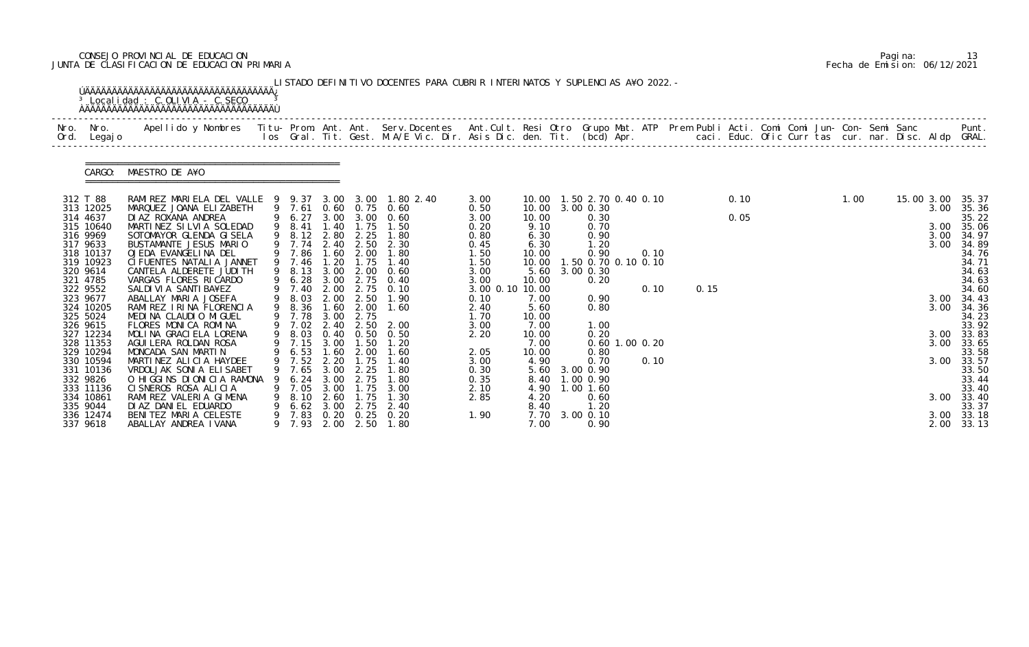CONSEJO PROVINCIAL DE EDUCACION
JUNTA DE CLASIFICACION DE EDUCACION PRIMARIA

Pagina: 13
Fecha de Emision: 06/12/2021

LISTADO DEFINITIVO DOCENTES PARA CUBRIR INTERINATOS Y SUPLENCIAS A¥O 2022.-

Localidad : C.OLIVIA - C.SECO

CARGO: MAESTRO DE A¥O

| Nro. Ord. | Nro. Legajo | Apellido y Nombres | Titu- los | Prom. Gral. | Ant. Tit. | Ant. Gest. | Serv.Docentes M.A/E Vic. Dir. | Ant.Cult. Asis Dic. | Resi den. | Otro Tit. | Grupo Mat. (bcd) | ATP Apr. | Prem Publi caci. | Acti. Educ. | Comi Ofic | Comi Curr | Jun- tas | Con- cur. | Semi nar. | Sanc Disc. | Aldp | Punt. GRAL. |
|---|---|---|---|---|---|---|---|---|---|---|---|---|---|---|---|---|---|---|---|---|---|---|
| 312 | T 88 | RAMIREZ MARIELA DEL VALLE | 9 | 9.37 | 3.00 | 3.00 | 1.80 2.40 | 3.00 | 10.00 | 1.50 | 2.70 0.40 0.10 | | | 0.10 | | | | 1.00 | | 15.00 | 3.00 | 35.37 |
| 313 | 12025 | MARQUEZ JOANA ELIZABETH | 9 | 7.61 | 0.60 | 0.75 | 0.60 | 0.50 | 10.00 | 3.00 | 0.30 | | | | | | | | | | 3.00 | 35.36 |
| 314 | 4637 | DIAZ ROXANA ANDREA | 9 | 6.27 | 3.00 | 3.00 | 0.60 | 3.00 | 10.00 | | 0.30 | | | 0.05 | | | | | | | | 35.22 |
| 315 | 10640 | MARTINEZ SILVIA SOLEDAD | 9 | 8.41 | 1.40 | 1.75 | 1.50 | 0.20 | 9.10 | | 0.70 | | | | | | | | | | 3.00 | 35.06 |
| 316 | 9969 | SOTOMAYOR GLENDA GISELA | 9 | 8.12 | 2.80 | 2.25 | 1.80 | 0.80 | 6.30 | | 0.90 | | | | | | | | | | 3.00 | 34.97 |
| 317 | 9633 | BUSTAMANTE JESUS MARIO | 9 | 7.74 | 2.40 | 2.50 | 2.30 | 0.45 | 6.30 | | 1.20 | | | | | | | | | | 3.00 | 34.89 |
| 318 | 10137 | OJEDA EVANGELINA DEL | 9 | 7.86 | 1.60 | 2.00 | 1.80 | 1.50 | 10.00 | | 0.90 | 0.10 | | | | | | | | | | 34.76 |
| 319 | 10923 | CIFUENTES NATALIA JANNET | 9 | 7.46 | 1.20 | 1.75 | 1.40 | 1.50 | 10.00 | 1.50 | 0.70 0.10 0.10 | | | | | | | | | | | 34.71 |
| 320 | 9614 | CANTELA ALDERETE JUDITH | 9 | 8.13 | 3.00 | 2.00 | 0.60 | 3.00 | 5.60 | 3.00 | 0.30 | | | | | | | | | | | 34.63 |
| 321 | 4785 | VARGAS FLORES RICARDO | 9 | 6.28 | 3.00 | 2.75 | 0.40 | 3.00 | 10.00 | | 0.20 | | | | | | | | | | | 34.63 |
| 322 | 9552 | SALDIVIA SANTIBA¥EZ | 9 | 7.40 | 2.00 | 2.75 | 0.10 | 3.00 0.10 | 10.00 | | | 0.10 | 0.15 | | | | | | | | | 34.60 |
| 323 | 9677 | ABALLAY MARIA JOSEFA | 9 | 8.03 | 2.00 | 2.50 | 1.90 | 0.10 | 7.00 | | 0.90 | | | | | | | | | | 3.00 | 34.43 |
| 324 | 10205 | RAMIREZ IRINA FLORENCIA | 9 | 8.36 | 1.60 | 2.00 | 1.60 | 2.40 | 5.60 | | 0.80 | | | | | | | | | | 3.00 | 34.36 |
| 325 | 5024 | MEDINA CLAUDIO MIGUEL | 9 | 7.78 | 3.00 | 2.75 | | 1.70 | 10.00 | | | | | | | | | | | | | 34.23 |
| 326 | 9615 | FLORES MONICA ROMINA | 9 | 7.02 | 2.40 | 2.50 | 2.00 | 3.00 | 7.00 | | 1.00 | | | | | | | | | | | 33.92 |
| 327 | 12234 | MOLINA GRACIELA LORENA | 9 | 8.03 | 0.40 | 0.50 | 0.50 | 2.20 | 10.00 | | 0.20 | | | | | | | | | | 3.00 | 33.83 |
| 328 | 11353 | AGUILERA ROLDAN ROSA | 9 | 7.15 | 3.00 | 1.50 | 1.20 | | 7.00 | | 0.60 1.00 0.20 | | | | | | | | | | 3.00 | 33.65 |
| 329 | 10294 | MONCADA SAN MARTIN | 9 | 6.53 | 1.60 | 2.00 | 1.60 | 2.05 | 10.00 | | 0.80 | | | | | | | | | | | 33.58 |
| 330 | 10594 | MARTINEZ ALICIA HAYDEE | 9 | 7.52 | 2.20 | 1.75 | 1.40 | 3.00 | 4.90 | | 0.70 | 0.10 | | | | | | | | | 3.00 | 33.57 |
| 331 | 10136 | VRDOLJAK SONIA ELISABET | 9 | 7.65 | 3.00 | 2.25 | 1.80 | 0.30 | 5.60 | 3.00 | 0.90 | | | | | | | | | | | 33.50 |
| 332 | 9826 | O HIGGINS DIONICIA RAMONA | 9 | 6.24 | 3.00 | 2.75 | 1.80 | 0.35 | 8.40 | 1.00 | 0.90 | | | | | | | | | | | 33.44 |
| 333 | 11136 | CISNEROS ROSA ALICIA | 9 | 7.05 | 3.00 | 1.75 | 3.00 | 2.10 | 4.90 | 1.00 | 1.60 | | | | | | | | | | | 33.40 |
| 334 | 10861 | RAMIREZ VALERIA GIMENA | 9 | 8.10 | 2.60 | 1.75 | 1.30 | 2.85 | 4.20 | | 0.60 | | | | | | | | | | 3.00 | 33.40 |
| 335 | 9044 | DIAZ DANIEL EDUARDO | 9 | 6.62 | 3.00 | 2.75 | 2.40 | | 8.40 | | 1.20 | | | | | | | | | | | 33.37 |
| 336 | 12474 | BENITEZ MARIA CELESTE | 9 | 7.83 | 0.20 | 0.25 | 0.20 | 1.90 | 7.70 | 3.00 | 0.10 | | | | | | | | | | 3.00 | 33.18 |
| 337 | 9618 | ABALLAY ANDREA IVANA | 9 | 7.93 | 2.00 | 2.50 | 1.80 | | 7.00 | | 0.90 | | | | | | | | | | 2.00 | 33.13 |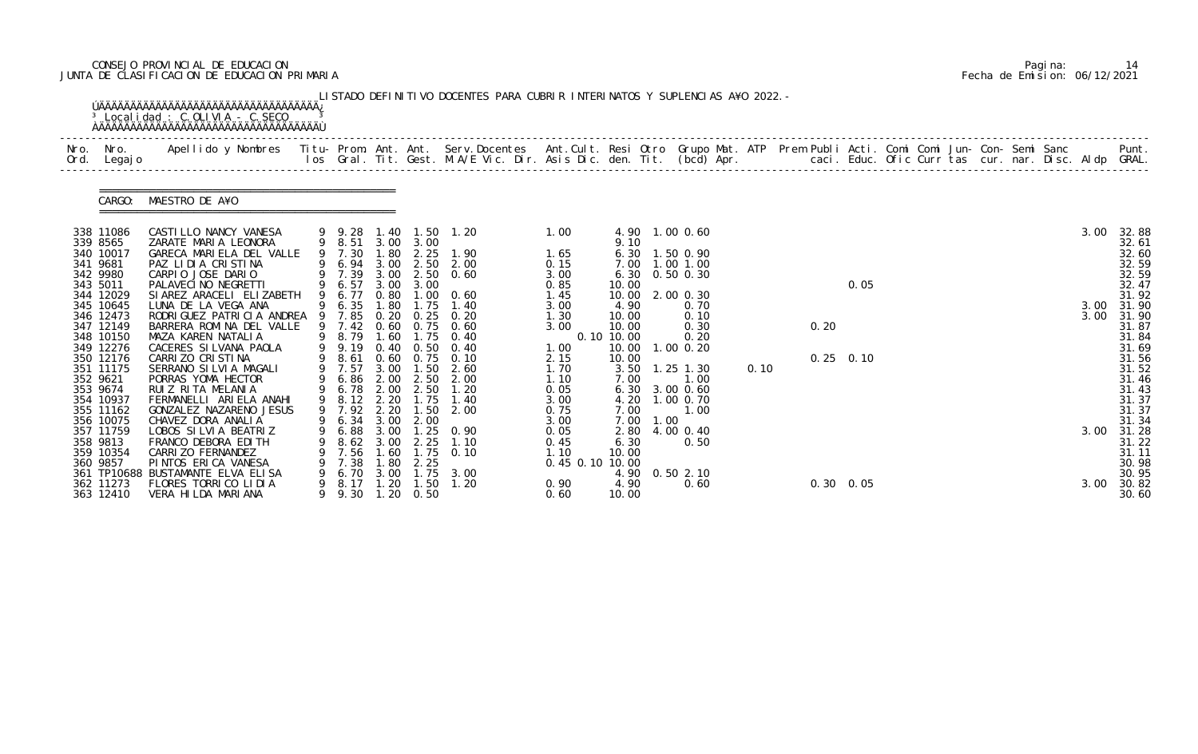CONSEJO PROVINCIAL DE EDUCACION
JUNTA DE CLASIFICACION DE EDUCACION PRIMARIA

Fecha de Emision: 06/12/2021

LISTADO DEFINITIVO DOCENTES PARA CUBRIR INTERINATOS Y SUPLENCIAS A¥O 2022.-

Localidad : C.OLIVIA - C.SECO

CARGO: MAESTRO DE A¥O

| Nro. Ord. | Nro. Legajo | Apellido y Nombres | Titu-los | Prom. Gral. | Ant. Tit. | Ant. Gest. | Serv.Docentes M.A/E Vic. Dir. | Ant.Cult. Asis Dic. | Resi den. | Otro Tit. | Grupo Mat. (bcd) | ATP Apr. | Prem | Publi caci. | Acti. Educ. | Comi Ofic | Comi Curr | Jun-tas | Con-cur. | Semi nar. | Sanc Disc. | Aldp | Punt. GRAL. |
|---|---|---|---|---|---|---|---|---|---|---|---|---|---|---|---|---|---|---|---|---|---|---|---|
| 338 | 11086 | CASTILLO NANCY VANESA | 9 | 9.28 | 1.40 | 1.50 | 1.20 | 1.00 | 4.90 | 1.00 | 0.60 | | | | | | | | | | | 3.00 | 32.88 |
| 339 | 8565 | ZARATE MARIA LEONORA | 9 | 8.51 | 3.00 | 3.00 | | | 9.10 | | | | | | | | | | | | | | 32.61 |
| 340 | 10017 | GARECA MARIELA DEL VALLE | 9 | 7.30 | 1.80 | 2.25 | 1.90 | 1.65 | 6.30 | 1.50 | 0.90 | | | | | | | | | | | | 32.60 |
| 341 | 9681 | PAZ LIDIA CRISTINA | 9 | 6.94 | 3.00 | 2.50 | 2.00 | 0.15 | 7.00 | 1.00 | 1.00 | | | | | | | | | | | | 32.59 |
| 342 | 9980 | CARPIO JOSE DARIO | 9 | 7.39 | 3.00 | 2.50 | 0.60 | 3.00 | 6.30 | 0.50 | 0.30 | | | | | | | | | | | | 32.59 |
| 343 | 5011 | PALAVECINO NEGRETTI | 9 | 6.57 | 3.00 | 3.00 | | 0.85 | 10.00 | | | | | | 0.05 | | | | | | | | 32.47 |
| 344 | 12029 | SIAREZ ARACELI ELIZABETH | 9 | 6.77 | 0.80 | 1.00 | 0.60 | 1.45 | 10.00 | 2.00 | 0.30 | | | | | | | | | | | | 31.92 |
| 345 | 10645 | LUNA DE LA VEGA ANA | 9 | 6.35 | 1.80 | 1.75 | 1.40 | 3.00 | 4.90 | | 0.70 | | | | | | | | | | | 3.00 | 31.90 |
| 346 | 12473 | RODRIGUEZ PATRICIA ANDREA | 9 | 7.85 | 0.20 | 0.25 | 0.20 | 1.30 | 10.00 | | 0.10 | | | | | | | | | | | 3.00 | 31.90 |
| 347 | 12149 | BARRERA ROMINA DEL VALLE | 9 | 7.42 | 0.60 | 0.75 | 0.60 | 3.00 | 10.00 | | 0.30 | | | 0.20 | | | | | | | | | 31.87 |
| 348 | 10150 | MAZA KAREN NATALIA | 9 | 8.79 | 1.60 | 1.75 | 0.40 | 0.10 | 10.00 | | 0.20 | | | | | | | | | | | | 31.84 |
| 349 | 12276 | CACERES SILVANA PAOLA | 9 | 9.19 | 0.40 | 0.50 | 0.40 | 1.00 | 10.00 | 1.00 | 0.20 | | | | | | | | | | | | 31.69 |
| 350 | 12176 | CARRIZO CRISTINA | 9 | 8.61 | 0.60 | 0.75 | 0.10 | 2.15 | 10.00 | | | | | 0.25 | 0.10 | | | | | | | | 31.56 |
| 351 | 11175 | SERRANO SILVIA MAGALI | 9 | 7.57 | 3.00 | 1.50 | 2.60 | 1.70 | 3.50 | 1.25 | 1.30 | 0.10 | | | | | | | | | | | 31.52 |
| 352 | 9621 | PORRAS YOMA HECTOR | 9 | 6.86 | 2.00 | 2.50 | 2.00 | 1.10 | 7.00 | | 1.00 | | | | | | | | | | | | 31.46 |
| 353 | 9674 | RUIZ RITA MELANIA | 9 | 6.78 | 2.00 | 2.50 | 1.20 | 0.05 | 6.30 | 3.00 | 0.60 | | | | | | | | | | | | 31.43 |
| 354 | 10937 | FERMANELLI ARIELA ANAHI | 9 | 8.12 | 2.20 | 1.75 | 1.40 | 3.00 | 4.20 | 1.00 | 0.70 | | | | | | | | | | | | 31.37 |
| 355 | 11162 | GONZALEZ NAZARENO JESUS | 9 | 7.92 | 2.20 | 1.50 | 2.00 | 0.75 | 7.00 | | 1.00 | | | | | | | | | | | | 31.37 |
| 356 | 10075 | CHAVEZ DORA ANALIA | 9 | 6.34 | 3.00 | 2.00 | | 3.00 | 7.00 | 1.00 | | | | | | | | | | | | | 31.34 |
| 357 | 11759 | LOBOS SILVIA BEATRIZ | 9 | 6.88 | 3.00 | 1.25 | 0.90 | 0.05 | 2.80 | 4.00 | 0.40 | | | | | | | | | | | 3.00 | 31.28 |
| 358 | 9813 | FRANCO DEBORA EDITH | 9 | 8.62 | 3.00 | 2.25 | 1.10 | 0.45 | 6.30 | | 0.50 | | | | | | | | | | | | 31.22 |
| 359 | 10354 | CARRIZO FERNANDEZ | 9 | 7.56 | 1.60 | 1.75 | 0.10 | 1.10 | 10.00 | | | | | | | | | | | | | | 31.11 |
| 360 | 9857 | PINTOS ERICA VANESA | 9 | 7.38 | 1.80 | 2.25 | | 0.45 0.10 | 10.00 | | | | | | | | | | | | | | 30.98 |
| 361 | TP10688 | BUSTAMANTE ELVA ELISA | 9 | 6.70 | 3.00 | 1.75 | 3.00 | | 4.90 | 0.50 | 2.10 | | | | | | | | | | | | 30.95 |
| 362 | 11273 | FLORES TORRICO LIDIA | 9 | 8.17 | 1.20 | 1.50 | 1.20 | 0.90 | 4.90 | | 0.60 | | | 0.30 | 0.05 | | | | | | | 3.00 | 30.82 |
| 363 | 12410 | VERA HILDA MARIANA | 9 | 9.30 | 1.20 | 0.50 | | 0.60 | 10.00 | | | | | | | | | | | | | | 30.60 |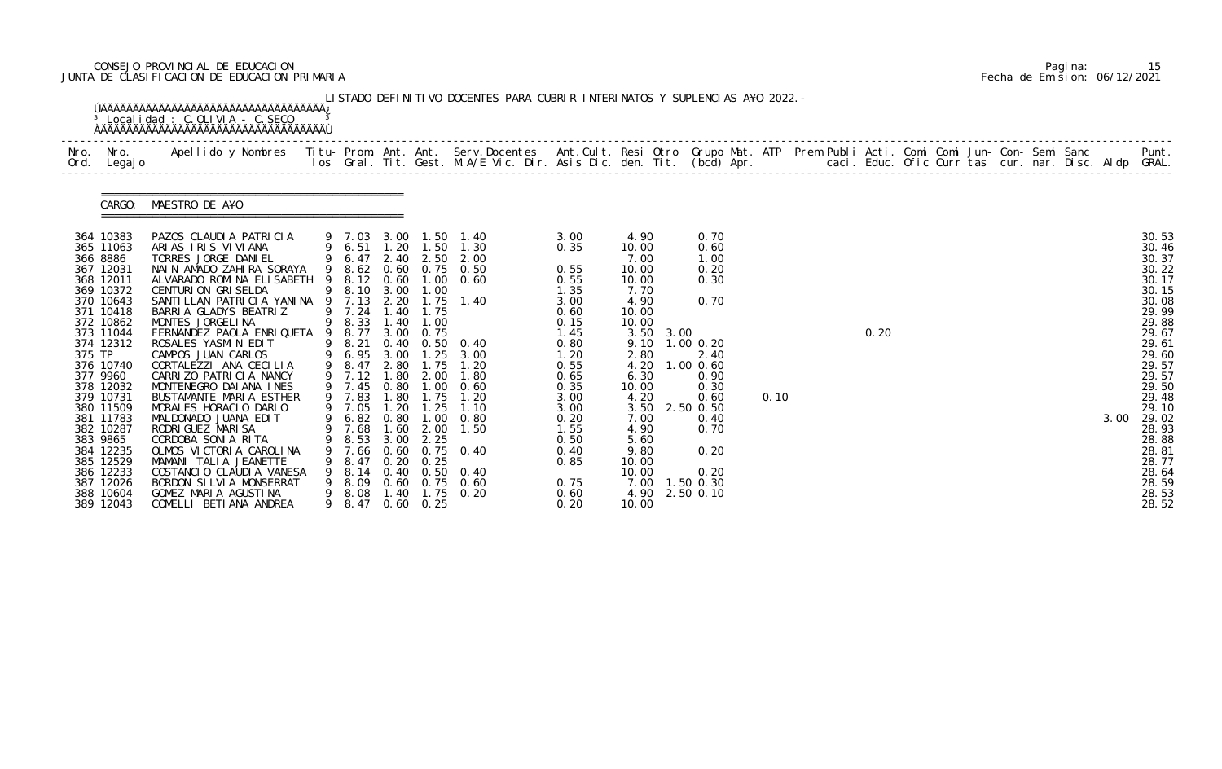CONSEJO PROVINCIAL DE EDUCACION
JUNTA DE CLASIFICACION DE EDUCACION PRIMARIA

Pagina: 15
Fecha de Emision: 06/12/2021

LISTADO DEFINITIVO DOCENTES PARA CUBRIR INTERINATOS Y SUPLENCIAS A¥O 2022.-

Localidad : C.OLIVIA - C.SECO

CARGO: MAESTRO DE A¥O

| Nro. Ord. | Nro. Legajo | Apellido y Nombres | Titu- los | Prom. Gral. | Ant. Tit. | Ant. Gest. | Serv.Docentes M.A/E Vic. Dir. | Ant.Cult. Asis Dic. | Resi den. | Otro Tit. | Grupo Mat. (bcd) | ATP Apr. | Prem Publi caci. | Acti. Educ. | Comi Ofic | Comi Curr | Jun- tas | Con- cur. | Semi nar. | Sanc Disc. | Aldp | Punt. GRAL. |
|---|---|---|---|---|---|---|---|---|---|---|---|---|---|---|---|---|---|---|---|---|---|---|
| 364 | 10383 | PAZOS CLAUDIA PATRICIA | 9 | 7.03 | 3.00 | 1.50 | 1.40 | 3.00 | 4.90 | | 0.70 | | | | | | | | | | | 30.53 |
| 365 | 11063 | ARIAS IRIS VIVIANA | 9 | 6.51 | 1.20 | 1.50 | 1.30 | 0.35 | 10.00 | | 0.60 | | | | | | | | | | | 30.46 |
| 366 | 8886 | TORRES JORGE DANIEL | 9 | 6.47 | 2.40 | 2.50 | 2.00 | | 7.00 | | 1.00 | | | | | | | | | | | 30.37 |
| 367 | 12031 | NAIN AMADO ZAHIRA SORAYA | 9 | 8.62 | 0.60 | 0.75 | 0.50 | 0.55 | 10.00 | | 0.20 | | | | | | | | | | | 30.22 |
| 368 | 12011 | ALVARADO ROMINA ELISABETH | 9 | 8.12 | 0.60 | 1.00 | 0.60 | 0.55 | 10.00 | | 0.30 | | | | | | | | | | | 30.17 |
| 369 | 10372 | CENTURION GRISELDA | 9 | 8.10 | 3.00 | 1.00 | | 1.35 | 7.70 | | | | | | | | | | | | | 30.15 |
| 370 | 10643 | SANTILLAN PATRICIA YANINA | 9 | 7.13 | 2.20 | 1.75 | 1.40 | 3.00 | 4.90 | | 0.70 | | | | | | | | | | | 30.08 |
| 371 | 10418 | BARRIA GLADYS BEATRIZ | 9 | 7.24 | 1.40 | 1.75 | | 0.60 | 10.00 | | | | | | | | | | | | | 29.99 |
| 372 | 10862 | MONTES JORGELINA | 9 | 8.33 | 1.40 | 1.00 | | 0.15 | 10.00 | | | | | | | | | | | | | 29.88 |
| 373 | 11044 | FERNANDEZ PAOLA ENRIQUETA | 9 | 8.77 | 3.00 | 0.75 | | 1.45 | 3.50 | 3.00 | | | | 0.20 | | | | | | | | 29.67 |
| 374 | 12312 | ROSALES YASMIN EDIT | 9 | 8.21 | 0.40 | 0.50 | 0.40 | 0.80 | 9.10 | 1.00 | 0.20 | | | | | | | | | | | 29.61 |
| 375 | TP | CAMPOS JUAN CARLOS | 9 | 6.95 | 3.00 | 1.25 | 3.00 | 1.20 | 2.80 | | 2.40 | | | | | | | | | | | 29.60 |
| 376 | 10740 | CORTALEZZI ANA CECILIA | 9 | 8.47 | 2.80 | 1.75 | 1.20 | 0.55 | 4.20 | 1.00 | 0.60 | | | | | | | | | | | 29.57 |
| 377 | 9960 | CARRIZO PATRICIA NANCY | 9 | 7.12 | 1.80 | 2.00 | 1.80 | 0.65 | 6.30 | | 0.90 | | | | | | | | | | | 29.57 |
| 378 | 12032 | MONTENEGRO DAIANA INES | 9 | 7.45 | 0.80 | 1.00 | 0.60 | 0.35 | 10.00 | | 0.30 | | | | | | | | | | | 29.50 |
| 379 | 10731 | BUSTAMANTE MARIA ESTHER | 9 | 7.83 | 1.80 | 1.75 | 1.20 | 3.00 | 4.20 | | 0.60 | 0.10 | | | | | | | | | | 29.48 |
| 380 | 11509 | MORALES HORACIO DARIO | 9 | 7.05 | 1.20 | 1.25 | 1.10 | 3.00 | 3.50 | 2.50 | 0.50 | | | | | | | | | | | 29.10 |
| 381 | 11783 | MALDONADO JUANA EDIT | 9 | 6.82 | 0.80 | 1.00 | 0.80 | 0.20 | 7.00 | | 0.40 | | | | | | | | | | 3.00 | 29.02 |
| 382 | 10287 | RODRIGUEZ MARISA | 9 | 7.68 | 1.60 | 2.00 | 1.50 | 1.55 | 4.90 | | 0.70 | | | | | | | | | | | 28.93 |
| 383 | 9865 | CORDOBA SONIA RITA | 9 | 8.53 | 3.00 | 2.25 | | 0.50 | 5.60 | | | | | | | | | | | | | 28.88 |
| 384 | 12235 | OLMOS VICTORIA CAROLINA | 9 | 7.66 | 0.60 | 0.75 | 0.40 | 0.40 | 9.80 | | 0.20 | | | | | | | | | | | 28.81 |
| 385 | 12529 | MAMANI TALIA JEANETTE | 9 | 8.47 | 0.20 | 0.25 | | 0.85 | 10.00 | | | | | | | | | | | | | 28.77 |
| 386 | 12233 | COSTANCIO CLAUDIA VANESA | 9 | 8.14 | 0.40 | 0.50 | 0.40 | | 10.00 | | 0.20 | | | | | | | | | | | 28.64 |
| 387 | 12026 | BORDON SILVIA MONSERRAT | 9 | 8.09 | 0.60 | 0.75 | 0.60 | 0.75 | 7.00 | 1.50 | 0.30 | | | | | | | | | | | 28.59 |
| 388 | 10604 | GOMEZ MARIA AGUSTINA | 9 | 8.08 | 1.40 | 1.75 | 0.20 | 0.60 | 4.90 | 2.50 | 0.10 | | | | | | | | | | | 28.53 |
| 389 | 12043 | COMELLI BETIANA ANDREA | 9 | 8.47 | 0.60 | 0.25 | | 0.20 | 10.00 | | | | | | | | | | | | | 28.52 |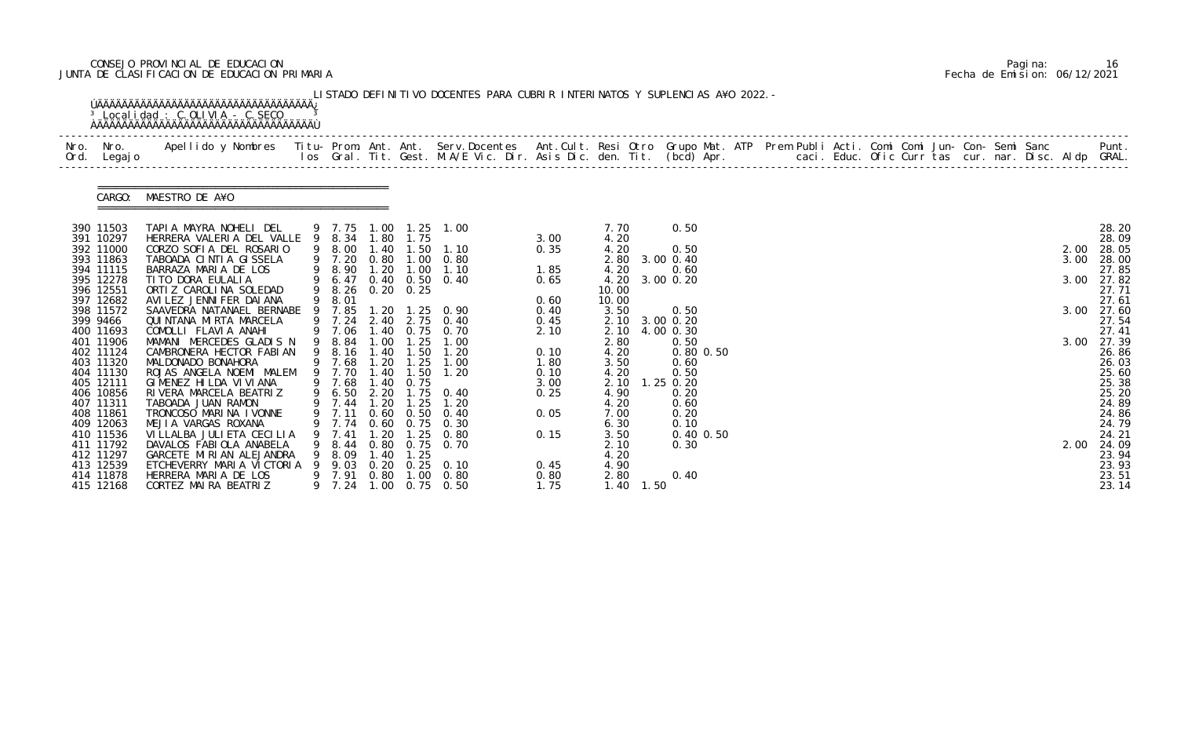CONSEJO PROVINCIAL DE EDUCACION
JUNTA DE CLASIFICACION DE EDUCACION PRIMARIA

Fecha de Emision: 06/12/2021

LISTADO DEFINITIVO DOCENTES PARA CUBRIR INTERINATOS Y SUPLENCIAS A¥O 2022.-

Localidad : C.OLIVIA - C.SECO

CARGO: MAESTRO DE A¥O

| Nro. Ord. | Nro. Legajo | Apellido y Nombres | Titu-los | Prom. Gral. | Ant. Tit. | Ant. Gest. | Serv.Docentes M.A/E Vic. Dir. | Ant.Cult. Asis Dic. | Resi den. | Otro Tit. | Grupo Mat. (bcd) | ATP Apr. | Prem Publi caci. | Acti. Educ. | Comi Ofic | Comi Curr | Jun-tas | Con-cur. | Semi nar. | Sanc Disc. | Aldp | Punt. GRAL. |
|---|---|---|---|---|---|---|---|---|---|---|---|---|---|---|---|---|---|---|---|---|---|---|
| 390 | 11503 | TAPIA MAYRA NOHELI DEL | 9 | 7.75 | 1.00 | 1.25 | 1.00 | | 7.70 | | 0.50 | | | | | | | | | | | 28.20 |
| 391 | 10297 | HERRERA VALERIA DEL VALLE | 9 | 8.34 | 1.80 | 1.75 | | 3.00 | 4.20 | | | | | | | | | | | | | 28.09 |
| 392 | 11000 | CORZO SOFIA DEL ROSARIO | 9 | 8.00 | 1.40 | 1.50 | 1.10 | 0.35 | 4.20 | | 0.50 | | | | | | | | | | 2.00 | 28.05 |
| 393 | 11863 | TABOADA CINTIA GISSELA | 9 | 7.20 | 0.80 | 1.00 | 0.80 | | 2.80 | 3.00 | 0.40 | | | | | | | | | | 3.00 | 28.00 |
| 394 | 11115 | BARRAZA MARIA DE LOS | 9 | 8.90 | 1.20 | 1.00 | 1.10 | 1.85 | 4.20 | | 0.60 | | | | | | | | | | | 27.85 |
| 395 | 12278 | TITO DORA EULALIA | 9 | 6.47 | 0.40 | 0.50 | 0.40 | 0.65 | 4.20 | 3.00 | 0.20 | | | | | | | | | | 3.00 | 27.82 |
| 396 | 12551 | ORTIZ CAROLINA SOLEDAD | 9 | 8.26 | 0.20 | 0.25 | | | 10.00 | | | | | | | | | | | | | 27.71 |
| 397 | 12682 | AVILEZ JENNIFER DAIANA | 9 | 8.01 | | | | 0.60 | 10.00 | | | | | | | | | | | | | 27.61 |
| 398 | 11572 | SAAVEDRA NATANAEL BERNABE | 9 | 7.85 | 1.20 | 1.25 | 0.90 | 0.40 | 3.50 | | 0.50 | | | | | | | | | | 3.00 | 27.60 |
| 399 | 9466 | QUINTANA MIRTA MARCELA | 9 | 7.24 | 2.40 | 2.75 | 0.40 | 0.45 | 2.10 | 3.00 | 0.20 | | | | | | | | | | | 27.54 |
| 400 | 11693 | COMOLLI FLAVIA ANAHI | 9 | 7.06 | 1.40 | 0.75 | 0.70 | 2.10 | 2.10 | 4.00 | 0.30 | | | | | | | | | | | 27.41 |
| 401 | 11906 | MAMANI MERCEDES GLADIS N | 9 | 8.84 | 1.00 | 1.25 | 1.00 | | 2.80 | | 0.50 | | | | | | | | | | 3.00 | 27.39 |
| 402 | 11124 | CAMBRONERA HECTOR FABIAN | 9 | 8.16 | 1.40 | 1.50 | 1.20 | 0.10 | 4.20 | | 0.80 | 0.50 | | | | | | | | | | 26.86 |
| 403 | 11320 | MALDONADO BONAHORA | 9 | 7.68 | 1.20 | 1.25 | 1.00 | 1.80 | 3.50 | | 0.60 | | | | | | | | | | | 26.03 |
| 404 | 11130 | ROJAS ANGELA NOEMI MALEM | 9 | 7.70 | 1.40 | 1.50 | 1.20 | 0.10 | 4.20 | | 0.50 | | | | | | | | | | | 25.60 |
| 405 | 12111 | GIMENEZ HILDA VIVIANA | 9 | 7.68 | 1.40 | 0.75 | | 3.00 | 2.10 | 1.25 | 0.20 | | | | | | | | | | | 25.38 |
| 406 | 10856 | RIVERA MARCELA BEATRIZ | 9 | 6.50 | 2.20 | 1.75 | 0.40 | 0.25 | 4.90 | | 0.20 | | | | | | | | | | | 25.20 |
| 407 | 11311 | TABOADA JUAN RAMON | 9 | 7.44 | 1.20 | 1.25 | 1.20 | | 4.20 | | 0.60 | | | | | | | | | | | 24.89 |
| 408 | 11861 | TRONCOSO MARINA IVONNE | 9 | 7.11 | 0.60 | 0.50 | 0.40 | 0.05 | 7.00 | | 0.20 | | | | | | | | | | | 24.86 |
| 409 | 12063 | MEJIA VARGAS ROXANA | 9 | 7.74 | 0.60 | 0.75 | 0.30 | | 6.30 | | 0.10 | | | | | | | | | | | 24.79 |
| 410 | 11536 | VILLALBA JULIETA CECILIA | 9 | 7.41 | 1.20 | 1.25 | 0.80 | 0.15 | 3.50 | | 0.40 | 0.50 | | | | | | | | | | 24.21 |
| 411 | 11792 | DAVALOS FABIOLA ANABELA | 9 | 8.44 | 0.80 | 0.75 | 0.70 | | 2.10 | | 0.30 | | | | | | | | | | 2.00 | 24.09 |
| 412 | 11297 | GARCETE MIRIAN ALEJANDRA | 9 | 8.09 | 1.40 | 1.25 | | | 4.20 | | | | | | | | | | | | | 23.94 |
| 413 | 12539 | ETCHEVERRY MARIA VICTORIA | 9 | 9.03 | 0.20 | 0.25 | 0.10 | 0.45 | 4.90 | | | | | | | | | | | | | 23.93 |
| 414 | 11878 | HERRERA MARIA DE LOS | 9 | 7.91 | 0.80 | 1.00 | 0.80 | 0.80 | 2.80 | | 0.40 | | | | | | | | | | | 23.51 |
| 415 | 12168 | CORTEZ MAIRA BEATRIZ | 9 | 7.24 | 1.00 | 0.75 | 0.50 | 1.75 | 1.40 | 1.50 | | | | | | | | | | | | 23.14 |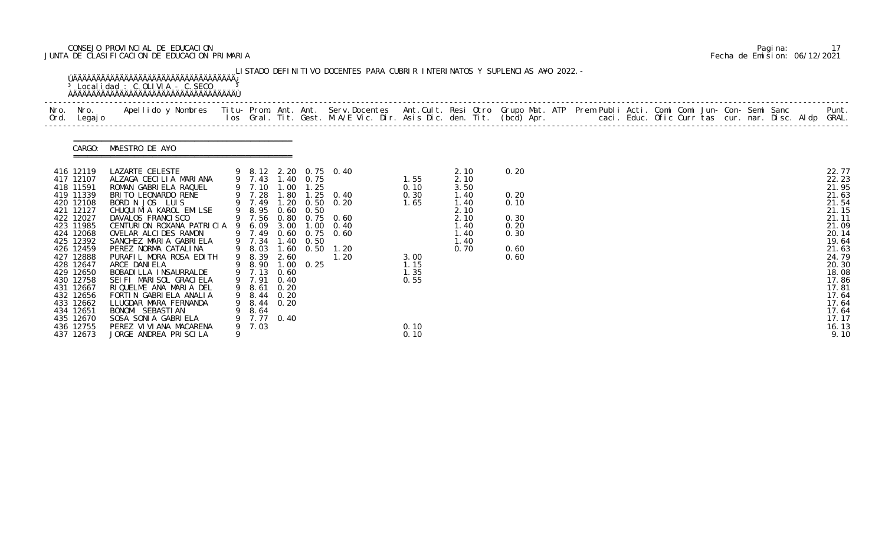CONSEJO PROVINCIAL DE EDUCACION
JUNTA DE CLASIFICACION DE EDUCACION PRIMARIA

Pagina: 17
Fecha de Emision: 06/12/2021

LISTADO DEFINITIVO DOCENTES PARA CUBRIR INTERINATOS Y SUPLENCIAS A¥O 2022.-

Localidad : C.OLIVIA - C.SECO

CARGO: MAESTRO DE A¥O

| Nro. Ord. | Nro. Legajo | Apellido y Nombres | Titu-los | Prom. Gral. | Ant. Tit. | Ant. Gest. | Serv.Docentes M.A/E Vic. Dir. | Ant.Cult. Asis Dic. | Resi den. | Otro Tit. | Grupo Mat. (bcd) | ATP Apr. | Prem Publi caci. | Acti. Educ. | Comi Ofic | Comi Curr | Jun- tas | Con- cur. | Semi nar. | Sanc Disc. | Aldp | Punt. GRAL. |
|---|---|---|---|---|---|---|---|---|---|---|---|---|---|---|---|---|---|---|---|---|---|---|
| 416 | 12119 | LAZARTE CELESTE | 9 | 8.12 | 2.20 | 0.75 | 0.40 | | 2.10 | | 0.20 | | | | | | | | | | | 22.77 |
| 417 | 12107 | ALZAGA CECILIA MARIANA | 9 | 7.43 | 1.40 | 0.75 | | 1.55 | 2.10 | | | | | | | | | | | | | 22.23 |
| 418 | 11591 | ROMAN GABRIELA RAQUEL | 9 | 7.10 | 1.00 | 1.25 | | 0.10 | 3.50 | | | | | | | | | | | | | 21.95 |
| 419 | 11339 | BRITO LEONARDO RENE | 9 | 7.28 | 1.80 | 1.25 | 0.40 | 0.30 | 1.40 | | 0.20 | | | | | | | | | | | 21.63 |
| 420 | 12108 | BORD N JOS LUIS | 9 | 7.49 | 1.20 | 0.50 | 0.20 | 1.65 | 1.40 | | 0.10 | | | | | | | | | | | 21.54 |
| 421 | 12127 | CHUQUIMIA KAROL EMILSE | 9 | 8.95 | 0.60 | 0.50 | | | 2.10 | | | | | | | | | | | | | 21.15 |
| 422 | 12027 | DAVALOS FRANCISCO | 9 | 7.56 | 0.80 | 0.75 | 0.60 | | 2.10 | | 0.30 | | | | | | | | | | | 21.11 |
| 423 | 11985 | CENTURION ROXANA PATRICIA | 9 | 6.09 | 3.00 | 1.00 | 0.40 | | 1.40 | | 0.20 | | | | | | | | | | | 21.09 |
| 424 | 12068 | OVELAR ALCIDES RAMON | 9 | 7.49 | 0.60 | 0.75 | 0.60 | | 1.40 | | 0.30 | | | | | | | | | | | 20.14 |
| 425 | 12392 | SANCHEZ MARIA GABRIELA | 9 | 7.34 | 1.40 | 0.50 | | | 1.40 | | | | | | | | | | | | | 19.64 |
| 426 | 12459 | PEREZ NORMA CATALINA | 9 | 8.03 | 1.60 | 0.50 | 1.20 | | 0.70 | | 0.60 | | | | | | | | | | | 21.63 |
| 427 | 12888 | PURAFIL MORA ROSA EDITH | 9 | 8.39 | 2.60 | | 1.20 | 3.00 | | | 0.60 | | | | | | | | | | | 24.79 |
| 428 | 12647 | ARCE DANIELA | 9 | 8.90 | 1.00 | 0.25 | | 1.15 | | | | | | | | | | | | | | 20.30 |
| 429 | 12650 | BOBADILLA INSAURRALDE | 9 | 7.13 | 0.60 | | | 1.35 | | | | | | | | | | | | | | 18.08 |
| 430 | 12758 | SEIFI MARISOL GRACIELA | 9 | 7.91 | 0.40 | | | 0.55 | | | | | | | | | | | | | | 17.86 |
| 431 | 12667 | RIQUELME ANA MARIA DEL | 9 | 8.61 | 0.20 | | | | | | | | | | | | | | | | | 17.81 |
| 432 | 12656 | FORTIN GABRIELA ANALIA | 9 | 8.44 | 0.20 | | | | | | | | | | | | | | | | | 17.64 |
| 433 | 12662 | LLUGDAR MARA FERNANDA | 9 | 8.44 | 0.20 | | | | | | | | | | | | | | | | | 17.64 |
| 434 | 12651 | BONOMI SEBASTIAN | 9 | 8.64 | | | | | | | | | | | | | | | | | | 17.64 |
| 435 | 12670 | SOSA SONIA GABRIELA | 9 | 7.77 | 0.40 | | | | | | | | | | | | | | | | | 17.17 |
| 436 | 12755 | PEREZ VIVIANA MACARENA | 9 | 7.03 | | | | 0.10 | | | | | | | | | | | | | | 16.13 |
| 437 | 12673 | JORGE ANDREA PRISCILA | 9 | | | | | 0.10 | | | | | | | | | | | | | | 9.10 |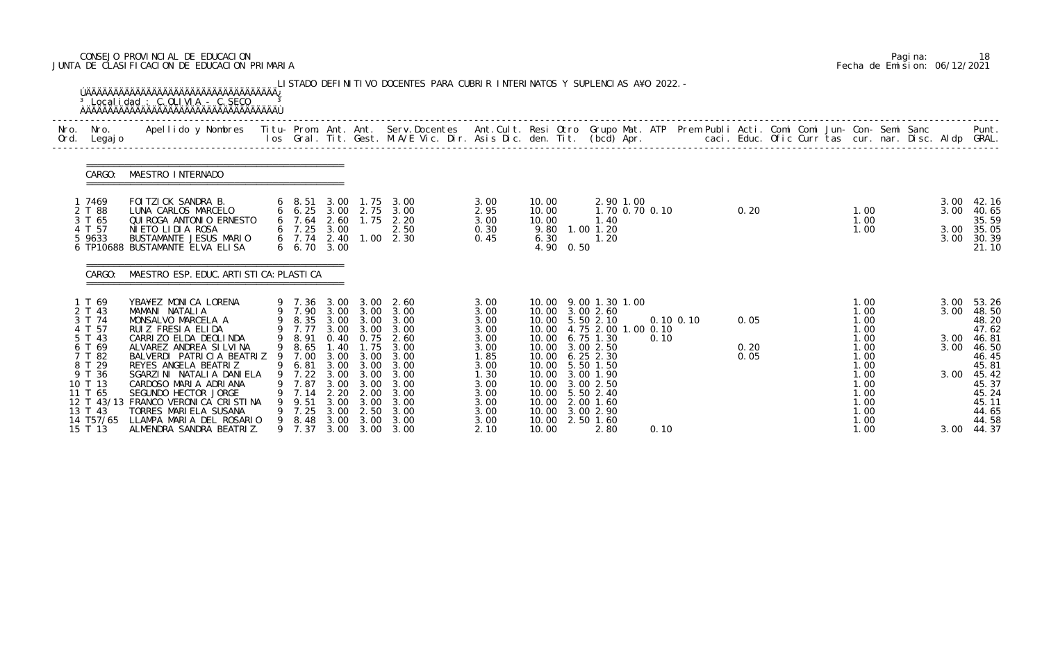CONSEJO PROVINCIAL DE EDUCACION
JUNTA DE CLASIFICACION DE EDUCACION PRIMARIA

Pagina: 18
Fecha de Emision: 06/12/2021

LISTADO DEFINITIVO DOCENTES PARA CUBRIR INTERINATOS Y SUPLENCIAS A¥O 2022.-

Localidad : C.OLIVIA - C.SECO

CARGO: MAESTRO INTERNADO

| Nro. Ord. | Nro. Legajo | Apellido y Nombres | Titu- los | Prom. Gral. | Ant. Tit. | Ant. Gest. | Serv. Docentes M.A/E Vic. Dir. | Ant. Cult. Asis Dic. | Resi den. | Otro Tit. | Grupo Mat. (bcd) | ATP Apr. | Prem caci. | Publi Educ. | Acti. Ofic | Comi Curr | Comi tas | Jun- cur. | Con- nar. | Semi Disc. | Sanc | Aldp | Punt. GRAL. |
|---|---|---|---|---|---|---|---|---|---|---|---|---|---|---|---|---|---|---|---|---|---|---|---|
| 1 | 7469 | FOITZICK SANDRA B. | 6 | 8.51 | 3.00 | 1.75 | 3.00 | 3.00 | 10.00 | | 2.90 1.00 | | | | | | | | | | | 3.00 | 42.16 |
| 2 | T 88 | LUNA CARLOS MARCELO | 6 | 6.25 | 3.00 | 2.75 | 3.00 | 2.95 | 10.00 | | 1.70 0.70 0.10 | | | 0.20 | | | | 1.00 | | | | 3.00 | 40.65 |
| 3 | T 65 | QUIROGA ANTONIO ERNESTO | 6 | 7.64 | 2.60 | 1.75 | 2.20 | 3.00 | 10.00 | | 1.40 | | | | | | | 1.00 | | | | | 35.59 |
| 4 | T 57 | NIETO LIDIA ROSA | 6 | 7.25 | 3.00 | | 2.50 | 0.30 | 9.80 | 1.00 | 1.20 | | | | | | | 1.00 | | | | 3.00 | 35.05 |
| 5 | 9633 | BUSTAMANTE JESUS MARIO | 6 | 7.74 | 2.40 | 1.00 | 2.30 | 0.45 | 6.30 | | 1.20 | | | | | | | | | | | 3.00 | 30.39 |
| 6 | TP10688 | BUSTAMANTE ELVA ELISA | 6 | 6.70 | 3.00 | | | | 4.90 | 0.50 | | | | | | | | | | | | | 21.10 |

CARGO: MAESTRO ESP. EDUC. ARTISTICA: PLASTICA

| Nro. Ord. | Nro. Legajo | Apellido y Nombres | Titu- los | Prom. Gral. | Ant. Tit. | Ant. Gest. | Serv. Docentes M.A/E Vic. Dir. | Ant. Cult. Asis Dic. | Resi den. | Otro Tit. | Grupo Mat. (bcd) | ATP Apr. | Prem caci. | Publi Educ. | Acti. Ofic | Comi Curr | Comi tas | Jun- cur. | Con- nar. | Semi Disc. | Sanc | Aldp | Punt. GRAL. |
|---|---|---|---|---|---|---|---|---|---|---|---|---|---|---|---|---|---|---|---|---|---|---|---|
| 1 | T 69 | YBA¥EZ MONICA LORENA | 9 | 7.36 | 3.00 | 3.00 | 2.60 | 3.00 | 10.00 | | 9.00 1.30 1.00 | | | | | | | 1.00 | | | | 3.00 | 53.26 |
| 2 | T 43 | MAMANI NATALIA | 9 | 7.90 | 3.00 | 3.00 | 3.00 | 3.00 | 10.00 | | 3.00 2.60 | | | | | | | 1.00 | | | | 3.00 | 48.50 |
| 3 | T 74 | MONSALVO MARCELA A | 9 | 8.35 | 3.00 | 3.00 | 3.00 | 3.00 | 10.00 | | 5.50 2.10 | 0.10 0.10 | | 0.05 | | | | 1.00 | | | | | 48.20 |
| 4 | T 57 | RUIZ FRESIA ELIDA | 9 | 7.77 | 3.00 | 3.00 | 3.00 | 3.00 | 10.00 | | 4.75 2.00 1.00 0.10 | | | | | | | 1.00 | | | | | 47.62 |
| 5 | T 43 | CARRIZO ELDA DEOLINDA | 9 | 8.91 | 0.40 | 0.75 | 2.60 | 3.00 | 10.00 | | 6.75 1.30 | 0.10 | | | | | | 1.00 | | | | 3.00 | 46.81 |
| 6 | T 69 | ALVAREZ ANDREA SILVINA | 9 | 8.65 | 1.40 | 1.75 | 3.00 | 3.00 | 10.00 | | 3.00 2.50 | | | 0.20 | | | | 1.00 | | | | 3.00 | 46.50 |
| 7 | T 82 | BALVERDI PATRICIA BEATRIZ | 9 | 7.00 | 3.00 | 3.00 | 3.00 | 1.85 | 10.00 | | 6.25 2.30 | | | 0.05 | | | | 1.00 | | | | | 46.45 |
| 8 | T 29 | REYES ANGELA BEATRIZ | 9 | 6.81 | 3.00 | 3.00 | 3.00 | 3.00 | 10.00 | | 5.50 1.50 | | | | | | | 1.00 | | | | | 45.81 |
| 9 | T 36 | SGARZINI NATALIA DANIELA | 9 | 7.22 | 3.00 | 3.00 | 3.00 | 1.30 | 10.00 | | 3.00 1.90 | | | | | | | 1.00 | | | | 3.00 | 45.42 |
| 10 | T 13 | CARDOSO MARIA ADRIANA | 9 | 7.87 | 3.00 | 3.00 | 3.00 | 3.00 | 10.00 | | 3.00 2.50 | | | | | | | 1.00 | | | | | 45.37 |
| 11 | T 65 | SEGUNDO HECTOR JORGE | 9 | 7.14 | 2.20 | 2.00 | 3.00 | 3.00 | 10.00 | | 5.50 2.40 | | | | | | | 1.00 | | | | | 45.24 |
| 12 | T 43/13 | FRANCO VERONICA CRISTINA | 9 | 9.51 | 3.00 | 3.00 | 3.00 | 3.00 | 10.00 | | 2.00 1.60 | | | | | | | 1.00 | | | | | 45.11 |
| 13 | T 43 | TORRES MARIELA SUSANA | 9 | 7.25 | 3.00 | 2.50 | 3.00 | 3.00 | 10.00 | | 3.00 2.90 | | | | | | | 1.00 | | | | | 44.65 |
| 14 | T57/65 | LLAMPA MARIA DEL ROSARIO | 9 | 8.48 | 3.00 | 3.00 | 3.00 | 3.00 | 10.00 | | 2.50 1.60 | | | | | | | 1.00 | | | | | 44.58 |
| 15 | T 13 | ALMENDRA SANDRA BEATRIZ. | 9 | 7.37 | 3.00 | 3.00 | 3.00 | 2.10 | 10.00 | | 2.80 | 0.10 | | | | | | 1.00 | | | | 3.00 | 44.37 |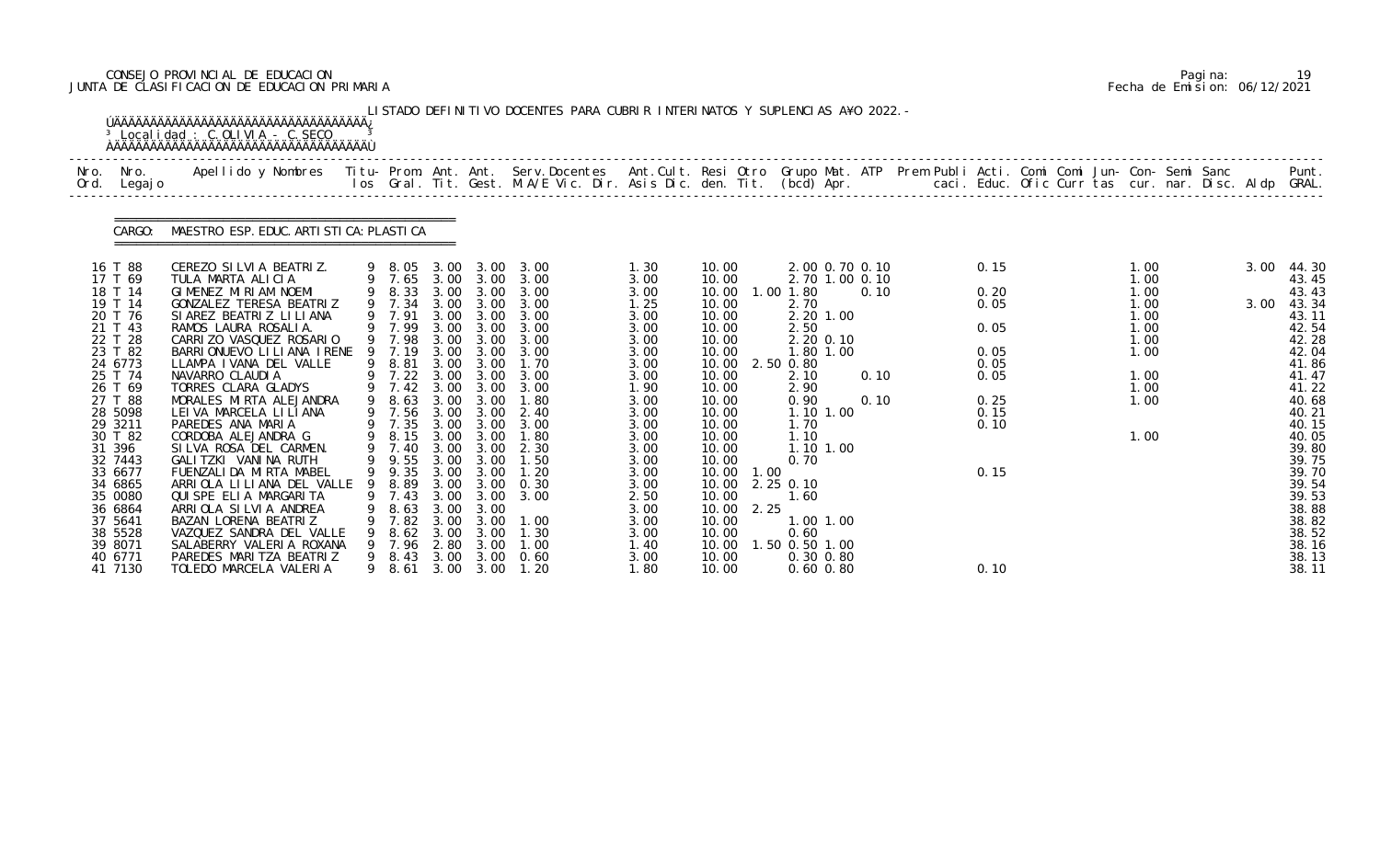CONSEJO PROVINCIAL DE EDUCACION
JUNTA DE CLASIFICACION DE EDUCACION PRIMARIA

LISTADO DEFINITIVO DOCENTES PARA CUBRIR INTERINATOS Y SUPLENCIAS A¥O 2022.-

Localidad : C.OLIVIA - C.SECO

CARGO: MAESTRO ESP. EDUC. ARTISTICA: PLASTICA

| Nro. Ord. | Nro. Legajo | Apellido y Nombres | Titu- los | Prom. Gral. | Ant. Tit. | Ant. Gest. | Serv.Docentes M.A/E Vic. Dir. | Ant.Cult. Asis Dic. | Resi den. | Otro Tit. | Grupo Mat. (bcd) | ATP Apr. | Prem Publi caci. | Acti. Educ. | Comi Ofic | Comi Curr | Jun- tas | Con- cur. | Semi nar. | Sanc Disc. | Aldp | Punt. GRAL. |
|---|---|---|---|---|---|---|---|---|---|---|---|---|---|---|---|---|---|---|---|---|---|---|
| 16 | T 88 | CEREZO SILVIA BEATRIZ. | 9 | 8.05 | 3.00 | 3.00 | 3.00 | 1.30 | 10.00 | | 2.00 0.70 | 0.10 | | 0.15 | | | | 1.00 | | | 3.00 | 44.30 |
| 17 | T 69 | TULA MARTA ALICIA | 9 | 7.65 | 3.00 | 3.00 | 3.00 | 3.00 | 10.00 | | 2.70 1.00 | 0.10 | | | | | | 1.00 | | | | 43.45 |
| 18 | T 14 | GIMENEZ MIRIAM NOEMI | 9 | 8.33 | 3.00 | 3.00 | 3.00 | 3.00 | 10.00 | 1.00 | 1.80 | 0.10 | | 0.20 | | | | 1.00 | | | | 43.43 |
| 19 | T 14 | GONZALEZ TERESA BEATRIZ | 9 | 7.34 | 3.00 | 3.00 | 3.00 | 1.25 | 10.00 | | 2.70 | | | 0.05 | | | | 1.00 | | | 3.00 | 43.34 |
| 20 | T 76 | SIAREZ BEATRIZ LILIANA | 9 | 7.91 | 3.00 | 3.00 | 3.00 | 3.00 | 10.00 | | 2.20 1.00 | | | | | | | 1.00 | | | | 43.11 |
| 21 | T 43 | RAMOS LAURA ROSALIA. | 9 | 7.99 | 3.00 | 3.00 | 3.00 | 3.00 | 10.00 | | 2.50 | | | 0.05 | | | | 1.00 | | | | 42.54 |
| 22 | T 28 | CARRIZO VASQUEZ ROSARIO | 9 | 7.98 | 3.00 | 3.00 | 3.00 | 3.00 | 10.00 | | 2.20 0.10 | | | | | | | 1.00 | | | | 42.28 |
| 23 | T 82 | BARRIONUEVO LILIANA IRENE | 9 | 7.19 | 3.00 | 3.00 | 3.00 | 3.00 | 10.00 | | 1.80 1.00 | | | 0.05 | | | | 1.00 | | | | 42.04 |
| 24 | 6773 | LLAMPA IVANA DEL VALLE | 9 | 8.81 | 3.00 | 3.00 | 1.70 | 3.00 | 10.00 | 2.50 | 0.80 | | | 0.05 | | | | | | | | 41.86 |
| 25 | T 74 | NAVARRO CLAUDIA | 9 | 7.22 | 3.00 | 3.00 | 3.00 | 3.00 | 10.00 | | 2.10 | 0.10 | | 0.05 | | | | 1.00 | | | | 41.47 |
| 26 | T 69 | TORRES CLARA GLADYS | 9 | 7.42 | 3.00 | 3.00 | 3.00 | 1.90 | 10.00 | | 2.90 | | | | | | | 1.00 | | | | 41.22 |
| 27 | T 88 | MORALES MIRTA ALEJANDRA | 9 | 8.63 | 3.00 | 3.00 | 1.80 | 3.00 | 10.00 | | 0.90 | 0.10 | | 0.25 | | | | 1.00 | | | | 40.68 |
| 28 | 5098 | LEIVA MARCELA LILIANA | 9 | 7.56 | 3.00 | 3.00 | 2.40 | 3.00 | 10.00 | | 1.10 1.00 | | | 0.15 | | | | | | | | 40.21 |
| 29 | 3211 | PAREDES ANA MARIA | 9 | 7.35 | 3.00 | 3.00 | 3.00 | 3.00 | 10.00 | | 1.70 | | | 0.10 | | | | | | | | 40.15 |
| 30 | T 82 | CORDOBA ALEJANDRA G | 9 | 8.15 | 3.00 | 3.00 | 1.80 | 3.00 | 10.00 | | 1.10 | | | | | | | 1.00 | | | | 40.05 |
| 31 | 396 | SILVA ROSA DEL CARMEN. | 9 | 7.40 | 3.00 | 3.00 | 2.30 | 3.00 | 10.00 | | 1.10 1.00 | | | | | | | | | | | 39.80 |
| 32 | 7443 | GALITZKI VANINA RUTH | 9 | 9.55 | 3.00 | 3.00 | 1.50 | 3.00 | 10.00 | | 0.70 | | | | | | | | | | | 39.75 |
| 33 | 6677 | FUENZALIDA MIRTA MABEL | 9 | 9.35 | 3.00 | 3.00 | 1.20 | 3.00 | 10.00 | 1.00 | | | | 0.15 | | | | | | | | 39.70 |
| 34 | 6865 | ARRIOLA LILIANA DEL VALLE | 9 | 8.89 | 3.00 | 3.00 | 0.30 | 3.00 | 10.00 | 2.25 | 0.10 | | | | | | | | | | | 39.54 |
| 35 | 0080 | QUISPE ELIA MARGARITA | 9 | 7.43 | 3.00 | 3.00 | 3.00 | 2.50 | 10.00 | | 1.60 | | | | | | | | | | | 39.53 |
| 36 | 6864 | ARRIOLA SILVIA ANDREA | 9 | 8.63 | 3.00 | 3.00 | | 3.00 | 10.00 | 2.25 | | | | | | | | | | | | 38.88 |
| 37 | 5641 | BAZAN LORENA BEATRIZ | 9 | 7.82 | 3.00 | 3.00 | 1.00 | 3.00 | 10.00 | | 1.00 1.00 | | | | | | | | | | | 38.82 |
| 38 | 5528 | VAZQUEZ SANDRA DEL VALLE | 9 | 8.62 | 3.00 | 3.00 | 1.30 | 3.00 | 10.00 | | 0.60 | | | | | | | | | | | 38.52 |
| 39 | 8071 | SALABERRY VALERIA ROXANA | 9 | 7.96 | 2.80 | 3.00 | 1.00 | 1.40 | 10.00 | 1.50 | 0.50 1.00 | | | | | | | | | | | 38.16 |
| 40 | 6771 | PAREDES MARITZA BEATRIZ | 9 | 8.43 | 3.00 | 3.00 | 0.60 | 3.00 | 10.00 | | 0.30 0.80 | | | | | | | | | | | 38.13 |
| 41 | 7130 | TOLEDO MARCELA VALERIA | 9 | 8.61 | 3.00 | 3.00 | 1.20 | 1.80 | 10.00 | | 0.60 0.80 | | | 0.10 | | | | | | | | 38.11 |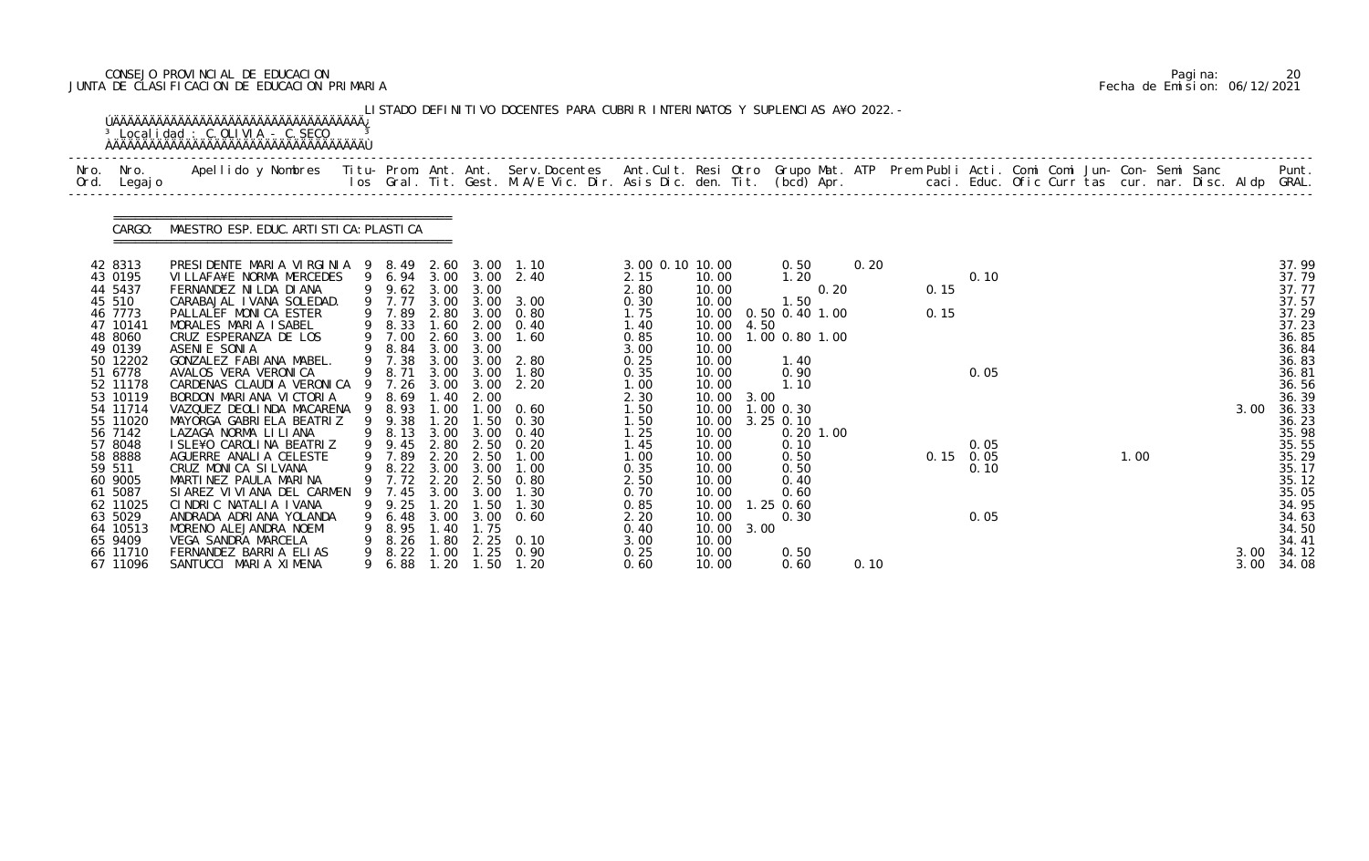CONSEJO PROVINCIAL DE EDUCACION
JUNTA DE CLASIFICACION DE EDUCACION PRIMARIA

Fecha de Emision: 06/12/2021

LISTADO DEFINITIVO DOCENTES PARA CUBRIR INTERINATOS Y SUPLENCIAS A¥O 2022.-

Localidad : C.OLIVIA - C.SECO

CARGO: MAESTRO ESP. EDUC. ARTISTICA: PLASTICA

| Nro. Ord. | Nro. Legajo | Apellido y Nombres | Titu- los | Prom. Gral. | Ant. Tit. | Ant. Gest. | Serv.Docentes M.A/E Vic. Dir. | Ant.Cult. Asis Dic. | Resi den. | Otro Tit. | Grupo Mat. (bcd) | ATP Apr. | Prem Publi caci. | Acti. Educ. | Comi Ofic | Comi Curr | Jun- tas | Con- cur. | Semi nar. | Sanc Disc. | Aldp | Punt. GRAL. |
|---|---|---|---|---|---|---|---|---|---|---|---|---|---|---|---|---|---|---|---|---|---|---|
| 42 | 8313 | PRESIDENTE MARIA VIRGINIA | 9 | 8.49 | 2.60 | 3.00 | 1.10 | 3.00 0.10 | 10.00 | | 0.50 | 0.20 | | | | | | | | | | 37.99 |
| 43 | 0195 | VILLAFA¥E NORMA MERCEDES | 9 | 6.94 | 3.00 | 3.00 | 2.40 | 2.15 | 10.00 | | 1.20 | | | 0.10 | | | | | | | | 37.79 |
| 44 | 5437 | FERNANDEZ NILDA DIANA | 9 | 9.62 | 3.00 | 3.00 | | 2.80 | 10.00 | | 0.20 | | 0.15 | | | | | | | | | 37.77 |
| 45 | 510 | CARABAJAL IVANA SOLEDAD. | 9 | 7.77 | 3.00 | 3.00 | 3.00 | 0.30 | 10.00 | | 1.50 | | | | | | | | | | | 37.57 |
| 46 | 7773 | PALLALEF MONICA ESTER | 9 | 7.89 | 2.80 | 3.00 | 0.80 | 1.75 | 10.00 | | 0.50 0.40 1.00 | | 0.15 | | | | | | | | | 37.29 |
| 47 | 10141 | MORALES MARIA ISABEL | 9 | 8.33 | 1.60 | 2.00 | 0.40 | 1.40 | 10.00 | 4.50 | | | | | | | | | | | | 37.23 |
| 48 | 8060 | CRUZ ESPERANZA DE LOS | 9 | 7.00 | 2.60 | 3.00 | 1.60 | 0.85 | 10.00 | | 1.00 0.80 1.00 | | | | | | | | | | | 36.85 |
| 49 | 0139 | ASENIE SONIA | 9 | 8.84 | 3.00 | 3.00 | | 3.00 | 10.00 | | | | | | | | | | | | | 36.84 |
| 50 | 12202 | GONZALEZ FABIANA MABEL. | 9 | 7.38 | 3.00 | 3.00 | 2.80 | 0.25 | 10.00 | | 1.40 | | | | | | | | | | | 36.83 |
| 51 | 6778 | AVALOS VERA VERONICA | 9 | 8.71 | 3.00 | 3.00 | 1.80 | 0.35 | 10.00 | | 0.90 | | | 0.05 | | | | | | | | 36.81 |
| 52 | 11178 | CARDENAS CLAUDIA VERONICA | 9 | 7.26 | 3.00 | 3.00 | 2.20 | 1.00 | 10.00 | | 1.10 | | | | | | | | | | | 36.56 |
| 53 | 10119 | BORDON MARIANA VICTORIA | 9 | 8.69 | 1.40 | 2.00 | | 2.30 | 10.00 | 3.00 | | | | | | | | | | | | 36.39 |
| 54 | 11714 | VAZQUEZ DEOLINDA MACARENA | 9 | 8.93 | 1.00 | 1.00 | 0.60 | 1.50 | 10.00 | 1.00 | 0.30 | | | | | | | | | | 3.00 | 36.33 |
| 55 | 11020 | MAYORGA GABRIELA BEATRIZ | 9 | 9.38 | 1.20 | 1.50 | 0.30 | 1.50 | 10.00 | 3.25 | 0.10 | | | | | | | | | | | 36.23 |
| 56 | 7142 | LAZAGA NORMA LILIANA | 9 | 8.13 | 3.00 | 3.00 | 0.40 | 1.25 | 10.00 | | 0.20 1.00 | | | | | | | | | | | 35.98 |
| 57 | 8048 | ISLE¥O CAROLINA BEATRIZ | 9 | 9.45 | 2.80 | 2.50 | 0.20 | 1.45 | 10.00 | | 0.10 | | | 0.05 | | | | | | | | 35.55 |
| 58 | 8888 | AGUERRE ANALIA CELESTE | 9 | 7.89 | 2.20 | 2.50 | 1.00 | 1.00 | 10.00 | | 0.50 | | 0.15 | 0.05 | | | 1.00 | | | | | 35.29 |
| 59 | 511 | CRUZ MONICA SILVANA | 9 | 8.22 | 3.00 | 3.00 | 1.00 | 0.35 | 10.00 | | 0.50 | | | 0.10 | | | | | | | | 35.17 |
| 60 | 9005 | MARTINEZ PAULA MARINA | 9 | 7.72 | 2.20 | 2.50 | 0.80 | 2.50 | 10.00 | | 0.40 | | | | | | | | | | | 35.12 |
| 61 | 5087 | SIAREZ VIVIANA DEL CARMEN | 9 | 7.45 | 3.00 | 3.00 | 1.30 | 0.70 | 10.00 | | 0.60 | | | | | | | | | | | 35.05 |
| 62 | 11025 | CINDRIC NATALIA IVANA | 9 | 9.25 | 1.20 | 1.50 | 1.30 | 0.85 | 10.00 | 1.25 | 0.60 | | | | | | | | | | | 34.95 |
| 63 | 5029 | ANDRADA ADRIANA YOLANDA | 9 | 6.48 | 3.00 | 3.00 | 0.60 | 2.20 | 10.00 | | 0.30 | | | 0.05 | | | | | | | | 34.63 |
| 64 | 10513 | MORENO ALEJANDRA NOEMI | 9 | 8.95 | 1.40 | 1.75 | | 0.40 | 10.00 | 3.00 | | | | | | | | | | | | 34.50 |
| 65 | 9409 | VEGA SANDRA MARCELA | 9 | 8.26 | 1.80 | 2.25 | 0.10 | 3.00 | 10.00 | | | | | | | | | | | | | 34.41 |
| 66 | 11710 | FERNANDEZ BARRIA ELIAS | 9 | 8.22 | 1.00 | 1.25 | 0.90 | 0.25 | 10.00 | | 0.50 | | | | | | | | | | 3.00 | 34.12 |
| 67 | 11096 | SANTUCCI MARIA XIMENA | 9 | 6.88 | 1.20 | 1.50 | 1.20 | 0.60 | 10.00 | | 0.60 | 0.10 | | | | | | | | | 3.00 | 34.08 |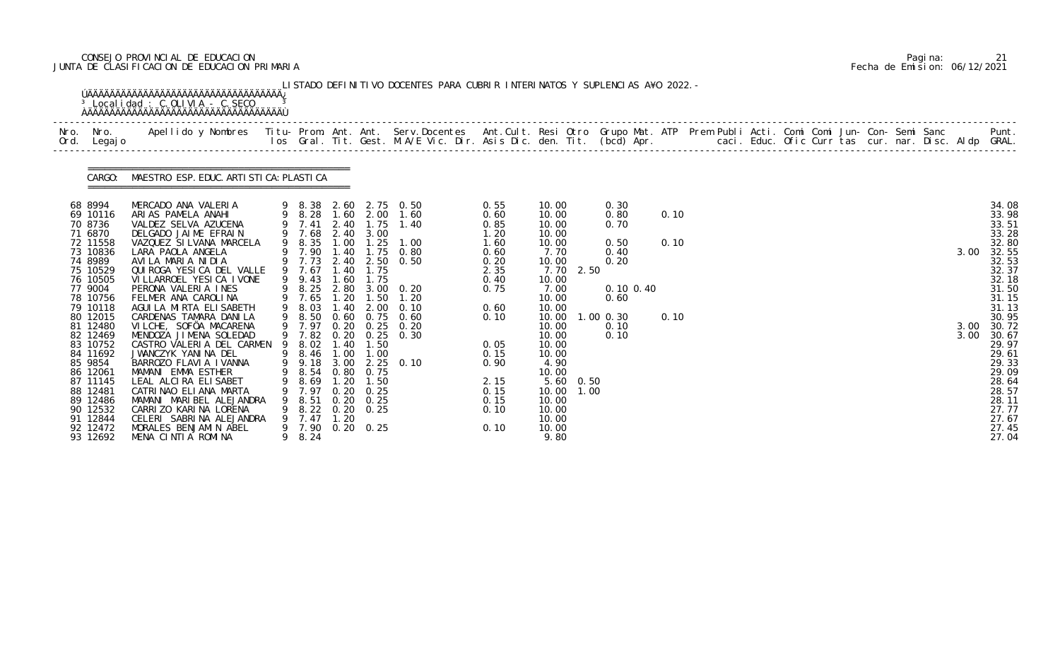CONSEJO PROVINCIAL DE EDUCACION
JUNTA DE CLASIFICACION DE EDUCACION PRIMARIA

Fecha de Emision: 06/12/2021

LISTADO DEFINITIVO DOCENTES PARA CUBRIR INTERINATOS Y SUPLENCIAS AÑO 2022.-

Localidad : C.OLIVIA - C.SECO

CARGO: MAESTRO ESP. EDUC. ARTISTICA: PLASTICA

| Nro. Ord. | Nro. Legajo | Apellido y Nombres | Titu-los | Prom. Gral. | Ant. Tit. | Ant. Gest. | Serv.Docentes M.A/E Vic. Dir. | Ant.Cult. Asis Dic. | Resi den. | Otro Tit. | Grupo Mat. (bcd) | ATP Apr. | Prem Publi caci. | Acti. Educ. | Comi Ofic | Comi Curr | Jun-tas | Con-cur. | Semi nar. | Sanc Disc. | Aldp | Punt. GRAL. |
|---|---|---|---|---|---|---|---|---|---|---|---|---|---|---|---|---|---|---|---|---|---|---|
| 68 | 8994 | MERCADO ANA VALERIA | 9 | 8.38 | 2.60 | 2.75 | 0.50 | 0.55 | 10.00 | | 0.30 | | | | | | | | | | | 34.08 |
| 69 | 10116 | ARIAS PAMELA ANAHI | 9 | 8.28 | 1.60 | 2.00 | 1.60 | 0.60 | 10.00 | | 0.80 | 0.10 | | | | | | | | | | 33.98 |
| 70 | 8736 | VALDEZ SELVA AZUCENA | 9 | 7.41 | 2.40 | 1.75 | 1.40 | 0.85 | 10.00 | | 0.70 | | | | | | | | | | | 33.51 |
| 71 | 6870 | DELGADO JAIME EFRAIN | 9 | 7.68 | 2.40 | 3.00 | | 1.20 | 10.00 | | | | | | | | | | | | | 33.28 |
| 72 | 11558 | VAZQUEZ SILVANA MARCELA | 9 | 8.35 | 1.00 | 1.25 | 1.00 | 1.60 | 10.00 | | 0.50 | 0.10 | | | | | | | | | | 32.80 |
| 73 | 10836 | LARA PAOLA ANGELA | 9 | 7.90 | 1.40 | 1.75 | 0.80 | 0.60 | 7.70 | | 0.40 | | | | | | | | | | 3.00 | 32.55 |
| 74 | 8989 | AVILA MARIA NIDIA | 9 | 7.73 | 2.40 | 2.50 | 0.50 | 0.20 | 10.00 | | 0.20 | | | | | | | | | | | 32.53 |
| 75 | 10529 | QUIROGA YESICA DEL VALLE | 9 | 7.67 | 1.40 | 1.75 | | 2.35 | 7.70 | 2.50 | | | | | | | | | | | | 32.37 |
| 76 | 10505 | VILLARROEL YESICA IVONE | 9 | 9.43 | 1.60 | 1.75 | | 0.40 | 10.00 | | | | | | | | | | | | | 32.18 |
| 77 | 9004 | PERONA VALERIA INES | 9 | 8.25 | 2.80 | 3.00 | 0.20 | 0.75 | 7.00 | | 0.10 | 0.40 | | | | | | | | | | 31.50 |
| 78 | 10756 | FELMER ANA CAROLINA | 9 | 7.65 | 1.20 | 1.50 | 1.20 | | 10.00 | | 0.60 | | | | | | | | | | | 31.15 |
| 79 | 10118 | AGUILA MIRTA ELISABETH | 9 | 8.03 | 1.40 | 2.00 | 0.10 | 0.60 | 10.00 | | | | | | | | | | | | | 31.13 |
| 80 | 12015 | CARDENAS TAMARA DANILA | 9 | 8.50 | 0.60 | 0.75 | 0.60 | 0.10 | 10.00 | 1.00 | 0.30 | 0.10 | | | | | | | | | | 30.95 |
| 81 | 12480 | VILCHE, SOFÖA MACARENA | 9 | 7.97 | 0.20 | 0.25 | 0.20 | | 10.00 | | 0.10 | | | | | | | | | | 3.00 | 30.72 |
| 82 | 12469 | MENDOZA JIMENA SOLEDAD | 9 | 7.82 | 0.20 | 0.25 | 0.30 | | 10.00 | | 0.10 | | | | | | | | | | 3.00 | 30.67 |
| 83 | 10752 | CASTRO VALERIA DEL CARMEN | 9 | 8.02 | 1.40 | 1.50 | | 0.05 | 10.00 | | | | | | | | | | | | | 29.97 |
| 84 | 11692 | JWANCZYK YANINA DEL | 9 | 8.46 | 1.00 | 1.00 | | 0.15 | 10.00 | | | | | | | | | | | | | 29.61 |
| 85 | 9854 | BARROZO FLAVIA IVANNA | 9 | 9.18 | 3.00 | 2.25 | 0.10 | 0.90 | 4.90 | | | | | | | | | | | | | 29.33 |
| 86 | 12061 | MAMANI EMMA ESTHER | 9 | 8.54 | 0.80 | 0.75 | | | 10.00 | | | | | | | | | | | | | 29.09 |
| 87 | 11145 | LEAL ALCIRA ELISABET | 9 | 8.69 | 1.20 | 1.50 | | 2.15 | 5.60 | 0.50 | | | | | | | | | | | | 28.64 |
| 88 | 12481 | CATRINAO ELIANA MARTA | 9 | 7.97 | 0.20 | 0.25 | | 0.15 | 10.00 | 1.00 | | | | | | | | | | | | 28.57 |
| 89 | 12486 | MAMANI MARIBEL ALEJANDRA | 9 | 8.51 | 0.20 | 0.25 | | 0.15 | 10.00 | | | | | | | | | | | | | 28.11 |
| 90 | 12532 | CARRIZO KARINA LORENA | 9 | 8.22 | 0.20 | 0.25 | | 0.10 | 10.00 | | | | | | | | | | | | | 27.77 |
| 91 | 12844 | CELERI SABRINA ALEJANDRA | 9 | 7.47 | 1.20 | | | | 10.00 | | | | | | | | | | | | | 27.67 |
| 92 | 12472 | MORALES BENJAMIN ABEL | 9 | 7.90 | 0.20 | 0.25 | | 0.10 | 10.00 | | | | | | | | | | | | | 27.45 |
| 93 | 12692 | MENA CINTIA ROMINA | 9 | 8.24 | | | | | 9.80 | | | | | | | | | | | | | 27.04 |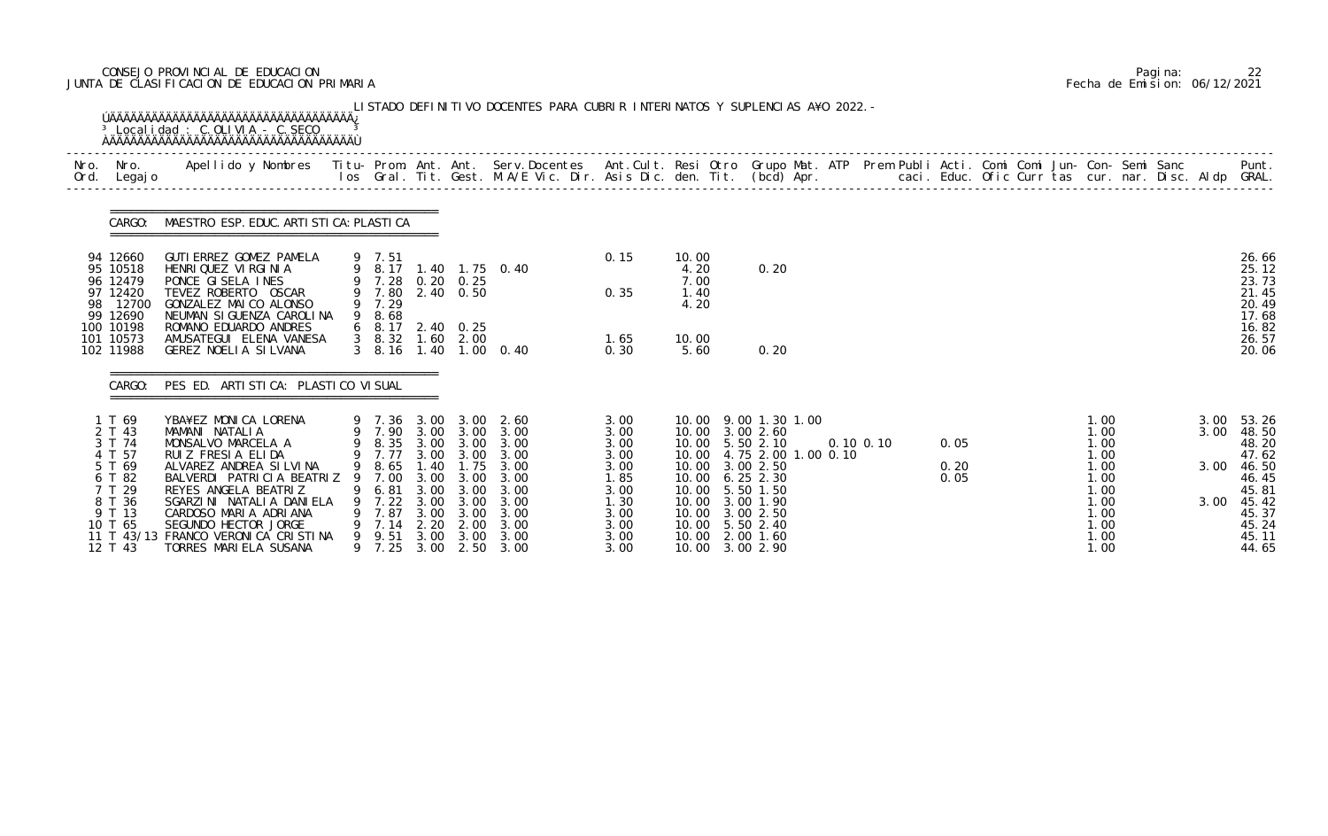CONSEJO PROVINCIAL DE EDUCACION
JUNTA DE CLASIFICACION DE EDUCACION PRIMARIA

LISTADO DEFINITIVO DOCENTES PARA CUBRIR INTERINATOS Y SUPLENCIAS AÑO 2022.-

Localidad : C.OLIVIA - C.SECO

| Nro. Ord. | Nro. Legajo | Apellido y Nombres | Titu-los | Prom. Gral. | Ant. Tit. | Ant. Gest. | Serv.Docentes M.A/E Vic. Dir. | Ant.Cult. Asis Dic. | Resi den. | Otro Tit. | Grupo Mat. (bcd) | ATP Apr. | Prem Publi caci. | Acti. Educ. | Comi Ofic | Comi Curr | Jun- tas | Con- cur. | Semi nar. | Sanc Disc. | Aldp | Punt. GRAL. |
|---|---|---|---|---|---|---|---|---|---|---|---|---|---|---|---|---|---|---|---|---|---|---|
| **CARGO: MAESTRO ESP. EDUC. ARTISTICA: PLASTICA** | | | | | | | | | | | | | | | | | | | | | | |
| 94 | 12660 | GUTIERREZ GOMEZ PAMELA | 9 | 7.51 | | | | 0.15 | 10.00 | | | | | | | | | | | | | 26.66 |
| 95 | 10518 | HENRIQUEZ VIRGINIA | 9 | 8.17 | 1.40 | 1.75 | 0.40 | | 4.20 | | 0.20 | | | | | | | | | | | 25.12 |
| 96 | 12479 | PONCE GISELA INES | 9 | 7.28 | 0.20 | 0.25 | | | 7.00 | | | | | | | | | | | | | 23.73 |
| 97 | 12420 | TEVEZ ROBERTO OSCAR | 9 | 7.80 | 2.40 | 0.50 | | 0.35 | 1.40 | | | | | | | | | | | | | 21.45 |
| 98 | 12700 | GONZALEZ MAICO ALONSO | 9 | 7.29 | | | | | 4.20 | | | | | | | | | | | | | 20.49 |
| 99 | 12690 | NEUMAN SIGUENZA CAROLINA | 9 | 8.68 | | | | | | | | | | | | | | | | | | 17.68 |
| 100 | 10198 | ROMANO EDUARDO ANDRES | 6 | 8.17 | 2.40 | 0.25 | | | | | | | | | | | | | | | | 16.82 |
| 101 | 10573 | AMUSATEGUI ELENA VANESA | 3 | 8.32 | 1.60 | 2.00 | | 1.65 | 10.00 | | | | | | | | | | | | | 26.57 |
| 102 | 11988 | GEREZ NOELIA SILVANA | 3 | 8.16 | 1.40 | 1.00 | 0.40 | 0.30 | 5.60 | | 0.20 | | | | | | | | | | | 20.06 |
| **CARGO: PES ED. ARTISTICA: PLASTICO VISUAL** | | | | | | | | | | | | | | | | | | | | | | |
| 1 | T 69 | YBAÑEZ MONICA LORENA | 9 | 7.36 | 3.00 | 3.00 | 2.60 | 3.00 | 10.00 | 9.00 | 1.30 | 1.00 | | | | | | 1.00 | | | 3.00 | 53.26 |
| 2 | T 43 | MAMANI NATALIA | 9 | 7.90 | 3.00 | 3.00 | 3.00 | 3.00 | 10.00 | 3.00 | 2.60 | | | | | | | 1.00 | | | 3.00 | 48.50 |
| 3 | T 74 | MONSALVO MARCELA A | 9 | 8.35 | 3.00 | 3.00 | 3.00 | 3.00 | 10.00 | 5.50 | 2.10 | | 0.10 | 0.10 | 0.05 | | | 1.00 | | | | 48.20 |
| 4 | T 57 | RUIZ FRESIA ELIDA | 9 | 7.77 | 3.00 | 3.00 | 3.00 | 3.00 | 10.00 | 4.75 | 2.00 | 1.00 0.10 | | | | | | 1.00 | | | | 47.62 |
| 5 | T 69 | ALVAREZ ANDREA SILVINA | 9 | 8.65 | 1.40 | 1.75 | 3.00 | 3.00 | 10.00 | 3.00 | 2.50 | | | | 0.20 | | | 1.00 | | | 3.00 | 46.50 |
| 6 | T 82 | BALVERDI PATRICIA BEATRIZ | 9 | 7.00 | 3.00 | 3.00 | 3.00 | 1.85 | 10.00 | 6.25 | 2.30 | | | | 0.05 | | | 1.00 | | | | 46.45 |
| 7 | T 29 | REYES ANGELA BEATRIZ | 9 | 6.81 | 3.00 | 3.00 | 3.00 | 3.00 | 10.00 | 5.50 | 1.50 | | | | | | | 1.00 | | | | 45.81 |
| 8 | T 36 | SGARZINI NATALIA DANIELA | 9 | 7.22 | 3.00 | 3.00 | 3.00 | 1.30 | 10.00 | 3.00 | 1.90 | | | | | | | 1.00 | | | 3.00 | 45.42 |
| 9 | T 13 | CARDOSO MARIA ADRIANA | 9 | 7.87 | 3.00 | 3.00 | 3.00 | 3.00 | 10.00 | 3.00 | 2.50 | | | | | | | 1.00 | | | | 45.37 |
| 10 | T 65 | SEGUNDO HECTOR JORGE | 9 | 7.14 | 2.20 | 2.00 | 3.00 | 3.00 | 10.00 | 5.50 | 2.40 | | | | | | | 1.00 | | | | 45.24 |
| 11 | T 43/13 | FRANCO VERONICA CRISTINA | 9 | 9.51 | 3.00 | 3.00 | 3.00 | 3.00 | 10.00 | 2.00 | 1.60 | | | | | | | 1.00 | | | | 45.11 |
| 12 | T 43 | TORRES MARIELA SUSANA | 9 | 7.25 | 3.00 | 2.50 | 3.00 | 3.00 | 10.00 | 3.00 | 2.90 | | | | | | | 1.00 | | | | 44.65 |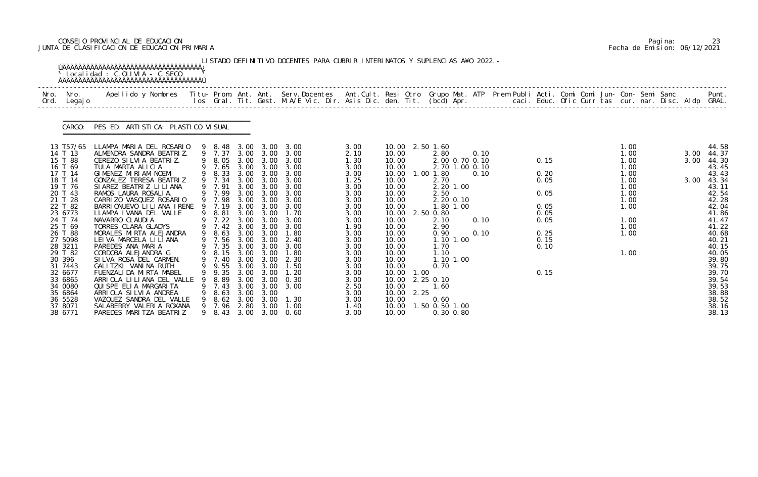CONSEJO PROVINCIAL DE EDUCACION
JUNTA DE CLASIFICACION DE EDUCACION PRIMARIA

LISTADO DEFINITIVO DOCENTES PARA CUBRIR INTERINATOS Y SUPLENCIAS AÑO 2022.-

Localidad : C.OLIVIA - C.SECO

CARGO: PES ED. ARTISTICA: PLASTICO VISUAL

| Nro. Ord. | Nro. Legajo | Apellido y Nombres | Titu- los | Prom. Gral. | Ant. Tit. | Ant. Gest. | Serv.Docentes M.A/E Vic. Dir. | Ant.Cult. Asis Dic. | Resi den. | Otro Tit. | Grupo Mat. (bcd) | ATP Apr. | Prem Publi caci. | Acti. Educ. | Comi Ofic | Comi Curr | Jun- tas | Con- cur. | Semi nar. | Sanc Disc. | Aldp | Punt. GRAL. |
|---|---|---|---|---|---|---|---|---|---|---|---|---|---|---|---|---|---|---|---|---|---|---|
| 13 | T57/65 | LLAMPA MARIA DEL ROSARIO | 9 | 8.48 | 3.00 | 3.00 | 3.00 | 3.00 | 10.00 | 2.50 | 1.60 | | | | | | | 1.00 | | | | 44.58 |
| 14 | T 13 | ALMENDRA SANDRA BEATRIZ. | 9 | 7.37 | 3.00 | 3.00 | 3.00 | 2.10 | 10.00 | | 2.80 | 0.10 | | | | | | 1.00 | | | 3.00 | 44.37 |
| 15 | T 88 | CEREZO SILVIA BEATRIZ. | 9 | 8.05 | 3.00 | 3.00 | 3.00 | 1.30 | 10.00 | | 2.00 0.70 | 0.10 | | 0.15 | | | | 1.00 | | | 3.00 | 44.30 |
| 16 | T 69 | TULA MARTA ALICIA | 9 | 7.65 | 3.00 | 3.00 | 3.00 | 3.00 | 10.00 | | 2.70 1.00 | 0.10 | | | | | | 1.00 | | | | 43.45 |
| 17 | T 14 | GIMENEZ MIRIAM NOEMI | 9 | 8.33 | 3.00 | 3.00 | 3.00 | 3.00 | 10.00 | 1.00 | 1.80 | 0.10 | | 0.20 | | | | 1.00 | | | | 43.43 |
| 18 | T 14 | GONZALEZ TERESA BEATRIZ | 9 | 7.34 | 3.00 | 3.00 | 3.00 | 1.25 | 10.00 | | 2.70 | | | 0.05 | | | | 1.00 | | | 3.00 | 43.34 |
| 19 | T 76 | SIAREZ BEATRIZ LILIANA | 9 | 7.91 | 3.00 | 3.00 | 3.00 | 3.00 | 10.00 | | 2.20 1.00 | | | | | | | 1.00 | | | | 43.11 |
| 20 | T 43 | RAMOS LAURA ROSALIA. | 9 | 7.99 | 3.00 | 3.00 | 3.00 | 3.00 | 10.00 | | 2.50 | | | 0.05 | | | | 1.00 | | | | 42.54 |
| 21 | T 28 | CARRIZO VASQUEZ ROSARIO | 9 | 7.98 | 3.00 | 3.00 | 3.00 | 3.00 | 10.00 | | 2.20 0.10 | | | | | | | 1.00 | | | | 42.28 |
| 22 | T 82 | BARRIONUEVO LILIANA IRENE | 9 | 7.19 | 3.00 | 3.00 | 3.00 | 3.00 | 10.00 | | 1.80 1.00 | | | 0.05 | | | | 1.00 | | | | 42.04 |
| 23 | 6773 | LLAMPA IVANA DEL VALLE | 9 | 8.81 | 3.00 | 3.00 | 1.70 | 3.00 | 10.00 | 2.50 | 0.80 | | | 0.05 | | | | | | | | 41.86 |
| 24 | T 74 | NAVARRO CLAUDIA | 9 | 7.22 | 3.00 | 3.00 | 3.00 | 3.00 | 10.00 | | 2.10 | 0.10 | | 0.05 | | | | 1.00 | | | | 41.47 |
| 25 | T 69 | TORRES CLARA GLADYS | 9 | 7.42 | 3.00 | 3.00 | 3.00 | 1.90 | 10.00 | | 2.90 | | | | | | | 1.00 | | | | 41.22 |
| 26 | T 88 | MORALES MIRTA ALEJANDRA | 9 | 8.63 | 3.00 | 3.00 | 1.80 | 3.00 | 10.00 | | 0.90 | 0.10 | | 0.25 | | | | 1.00 | | | | 40.68 |
| 27 | 5098 | LEIVA MARCELA LILIANA | 9 | 7.56 | 3.00 | 3.00 | 2.40 | 3.00 | 10.00 | | 1.10 1.00 | | | 0.15 | | | | | | | | 40.21 |
| 28 | 3211 | PAREDES ANA MARIA | 9 | 7.35 | 3.00 | 3.00 | 3.00 | 3.00 | 10.00 | | 1.70 | | | 0.10 | | | | | | | | 40.15 |
| 29 | T 82 | CORDOBA ALEJANDRA G | 9 | 8.15 | 3.00 | 3.00 | 1.80 | 3.00 | 10.00 | | 1.10 | | | | | | | 1.00 | | | | 40.05 |
| 30 | 396 | SILVA ROSA DEL CARMEN. | 9 | 7.40 | 3.00 | 3.00 | 2.30 | 3.00 | 10.00 | | 1.10 1.00 | | | | | | | | | | | 39.80 |
| 31 | 7443 | GALITZKI VANINA RUTH | 9 | 9.55 | 3.00 | 3.00 | 1.50 | 3.00 | 10.00 | | 0.70 | | | | | | | | | | | 39.75 |
| 32 | 6677 | FUENZALIDA MIRTA MABEL | 9 | 9.35 | 3.00 | 3.00 | 1.20 | 3.00 | 10.00 | 1.00 | | | | 0.15 | | | | | | | | 39.70 |
| 33 | 6865 | ARRIOLA LILIANA DEL VALLE | 9 | 8.89 | 3.00 | 3.00 | 0.30 | 3.00 | 10.00 | 2.25 | 0.10 | | | | | | | | | | | 39.54 |
| 34 | 0080 | QUISPE ELIA MARGARITA | 9 | 7.43 | 3.00 | 3.00 | 3.00 | 2.50 | 10.00 | | 1.60 | | | | | | | | | | | 39.53 |
| 35 | 6864 | ARRIOLA SILVIA ANDREA | 9 | 8.63 | 3.00 | 3.00 | | 3.00 | 10.00 | 2.25 | | | | | | | | | | | | 38.88 |
| 36 | 5528 | VAZQUEZ SANDRA DEL VALLE | 9 | 8.62 | 3.00 | 3.00 | 1.30 | 3.00 | 10.00 | | 0.60 | | | | | | | | | | | 38.52 |
| 37 | 8071 | SALABERRY VALERIA ROXANA | 9 | 7.96 | 2.80 | 3.00 | 1.00 | 1.40 | 10.00 | 1.50 | 0.50 1.00 | | | | | | | | | | | 38.16 |
| 38 | 6771 | PAREDES MARITZA BEATRIZ | 9 | 8.43 | 3.00 | 3.00 | 0.60 | 3.00 | 10.00 | | 0.30 0.80 | | | | | | | | | | | 38.13 |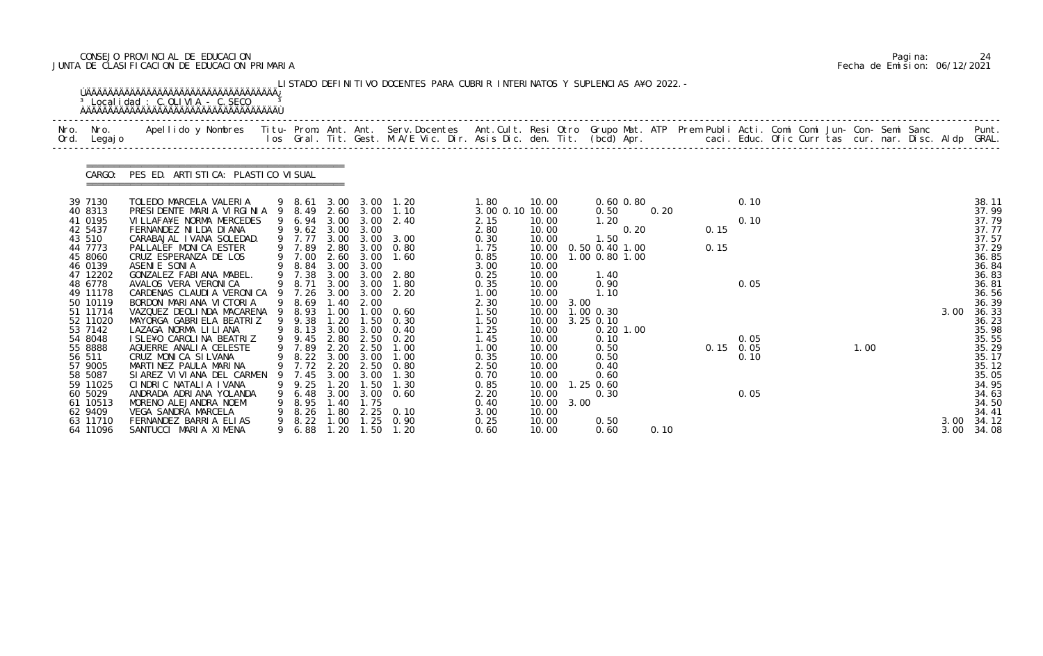CONSEJO PROVINCIAL DE EDUCACION
JUNTA DE CLASIFICACION DE EDUCACION PRIMARIA

Fecha de Emision: 06/12/2021

LISTADO DEFINITIVO DOCENTES PARA CUBRIR INTERINATOS Y SUPLENCIAS A¥O 2022.-

Localidad : C.OLIVIA - C.SECO

CARGO: PES ED. ARTISTICA: PLASTICO VISUAL

| Nro. Ord. | Nro. Legajo | Apellido y Nombres | Titu-los | Prom. Gral. | Ant. Tit. | Ant. Gest. | Serv.Docentes M.A/E Vic. Dir. | Ant.Cult. Asis Dic. | Resi den. | Otro Tit. | Grupo Mat. (bcd) | ATP Apr. | Prem Publi caci. | Acti. Educ. | Comi Ofic | Comi Curr | Jun-tas | Con-cur. | Semi nar. | Sanc Disc. | Aldp | Punt. GRAL. |
|---|---|---|---|---|---|---|---|---|---|---|---|---|---|---|---|---|---|---|---|---|---|---|
| 39 | 7130 | TOLEDO MARCELA VALERIA | 9 | 8.61 | 3.00 | 3.00 | 1.20 | 1.80 | 10.00 | | 0.60 0.80 | | | 0.10 | | | | | | | | 38.11 |
| 40 | 8313 | PRESIDENTE MARIA VIRGINIA | 9 | 8.49 | 2.60 | 3.00 | 1.10 | 3.00 0.10 | 10.00 | | 0.50 | 0.20 | | | | | | | | | | 37.99 |
| 41 | 0195 | VILLAFA¥E NORMA MERCEDES | 9 | 6.94 | 3.00 | 3.00 | 2.40 | 2.15 | 10.00 | | 1.20 | | | 0.10 | | | | | | | | 37.79 |
| 42 | 5437 | FERNANDEZ NILDA DIANA | 9 | 9.62 | 3.00 | 3.00 | | 2.80 | 10.00 | | 0.20 | | 0.15 | | | | | | | | | 37.77 |
| 43 | 510 | CARABAJAL IVANA SOLEDAD. | 9 | 7.77 | 3.00 | 3.00 | 3.00 | 0.30 | 10.00 | | 1.50 | | | | | | | | | | | 37.57 |
| 44 | 7773 | PALLALEF MONICA ESTER | 9 | 7.89 | 2.80 | 3.00 | 0.80 | 1.75 | 10.00 | 0.50 | 0.40 1.00 | | 0.15 | | | | | | | | | 37.29 |
| 45 | 8060 | CRUZ ESPERANZA DE LOS | 9 | 7.00 | 2.60 | 3.00 | 1.60 | 0.85 | 10.00 | 1.00 | 0.80 1.00 | | | | | | | | | | | 36.85 |
| 46 | 0139 | ASENIE SONIA | 9 | 8.84 | 3.00 | 3.00 | | 3.00 | 10.00 | | | | | | | | | | | | | 36.84 |
| 47 | 12202 | GONZALEZ FABIANA MABEL. | 9 | 7.38 | 3.00 | 3.00 | 2.80 | 0.25 | 10.00 | | 1.40 | | | | | | | | | | | 36.83 |
| 48 | 6778 | AVALOS VERA VERONICA | 9 | 8.71 | 3.00 | 3.00 | 1.80 | 0.35 | 10.00 | | 0.90 | | | 0.05 | | | | | | | | 36.81 |
| 49 | 11178 | CARDENAS CLAUDIA VERONICA | 9 | 7.26 | 3.00 | 3.00 | 2.20 | 1.00 | 10.00 | | 1.10 | | | | | | | | | | | 36.56 |
| 50 | 10119 | BORDON MARIANA VICTORIA | 9 | 8.69 | 1.40 | 2.00 | | 2.30 | 10.00 | 3.00 | | | | | | | | | | | | 36.39 |
| 51 | 11714 | VAZQUEZ DEOLINDA MACARENA | 9 | 8.93 | 1.00 | 1.00 | 0.60 | 1.50 | 10.00 | 1.00 | 0.30 | | | | | | | | | | 3.00 | 36.33 |
| 52 | 11020 | MAYORGA GABRIELA BEATRIZ | 9 | 9.38 | 1.20 | 1.50 | 0.30 | 1.50 | 10.00 | 3.25 | 0.10 | | | | | | | | | | | 36.23 |
| 53 | 7142 | LAZAGA NORMA LILIANA | 9 | 8.13 | 3.00 | 3.00 | 0.40 | 1.25 | 10.00 | | 0.20 1.00 | | | | | | | | | | | 35.98 |
| 54 | 8048 | ISLE¥O CAROLINA BEATRIZ | 9 | 9.45 | 2.80 | 2.50 | 0.20 | 1.45 | 10.00 | | 0.10 | | | 0.05 | | | | | | | | 35.55 |
| 55 | 8888 | AGUERRE ANALIA CELESTE | 9 | 7.89 | 2.20 | 2.50 | 1.00 | 1.00 | 10.00 | | 0.50 | | 0.15 | 0.05 | | | | 1.00 | | | | 35.29 |
| 56 | 511 | CRUZ MONICA SILVANA | 9 | 8.22 | 3.00 | 3.00 | 1.00 | 0.35 | 10.00 | | 0.50 | | | 0.10 | | | | | | | | 35.17 |
| 57 | 9005 | MARTINEZ PAULA MARINA | 9 | 7.72 | 2.20 | 2.50 | 0.80 | 2.50 | 10.00 | | 0.40 | | | | | | | | | | | 35.12 |
| 58 | 5087 | SIAREZ VIVIANA DEL CARMEN | 9 | 7.45 | 3.00 | 3.00 | 1.30 | 0.70 | 10.00 | | 0.60 | | | | | | | | | | | 35.05 |
| 59 | 11025 | CINDRIC NATALIA IVANA | 9 | 9.25 | 1.20 | 1.50 | 1.30 | 0.85 | 10.00 | 1.25 | 0.60 | | | | | | | | | | | 34.95 |
| 60 | 5029 | ANDRADA ADRIANA YOLANDA | 9 | 6.48 | 3.00 | 3.00 | 0.60 | 2.20 | 10.00 | | 0.30 | | | 0.05 | | | | | | | | 34.63 |
| 61 | 10513 | MORENO ALEJANDRA NOEMI | 9 | 8.95 | 1.40 | 1.75 | | 0.40 | 10.00 | 3.00 | | | | | | | | | | | | 34.50 |
| 62 | 9409 | VEGA SANDRA MARCELA | 9 | 8.26 | 1.80 | 2.25 | 0.10 | 3.00 | 10.00 | | | | | | | | | | | | | 34.41 |
| 63 | 11710 | FERNANDEZ BARRIA ELIAS | 9 | 8.22 | 1.00 | 1.25 | 0.90 | 0.25 | 10.00 | | 0.50 | | | | | | | | | | 3.00 | 34.12 |
| 64 | 11096 | SANTUCCI MARIA XIMENA | 9 | 6.88 | 1.20 | 1.50 | 1.20 | 0.60 | 10.00 | | 0.60 | 0.10 | | | | | | | | | 3.00 | 34.08 |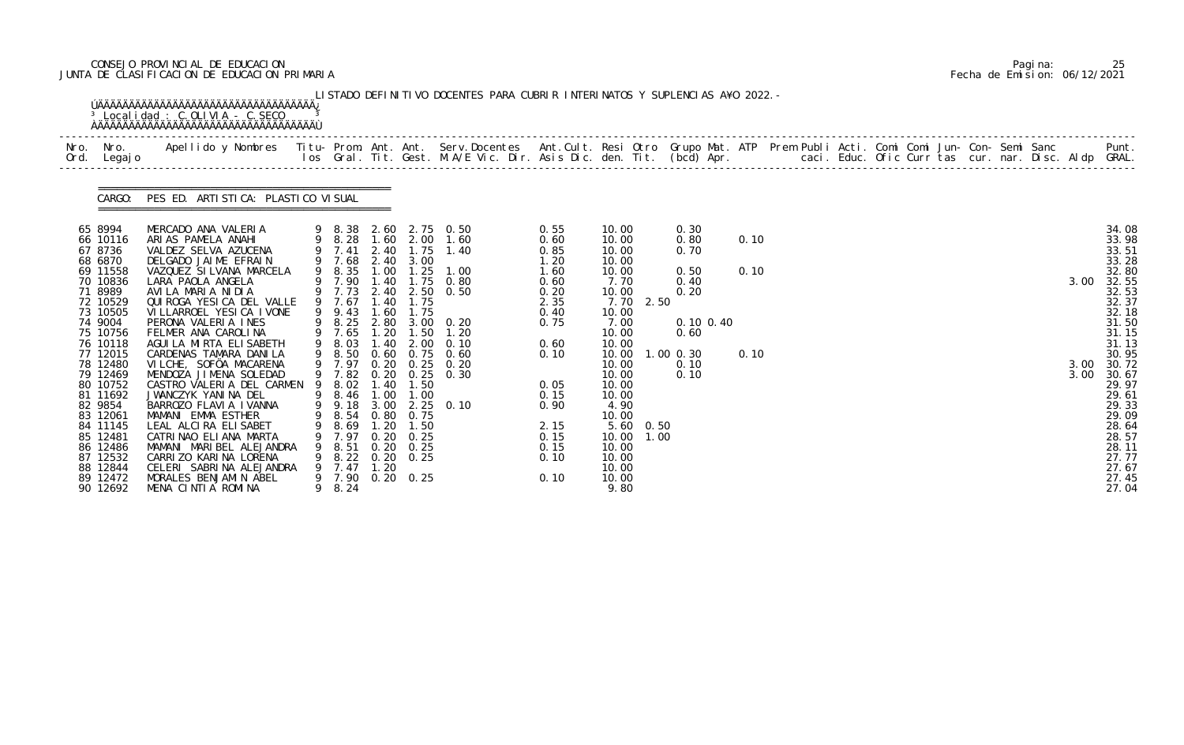CONSEJO PROVINCIAL DE EDUCACION
JUNTA DE CLASIFICACION DE EDUCACION PRIMARIA

Pagina: 25
Fecha de Emision: 06/12/2021

LISTADO DEFINITIVO DOCENTES PARA CUBRIR INTERINATOS Y SUPLENCIAS A¥O 2022.-

Localidad : C.OLIVIA - C.SECO

CARGO: PES ED. ARTISTICA: PLASTICO VISUAL

| Nro. Ord. | Nro. Legajo | Apellido y Nombres | Titu- los | Prom. Gral. | Ant. Tit. | Ant. Gest. | Serv.Docentes M.A/E Vic. Dir. | Ant.Cult. Asis Dic. | Resi den. | Otro Tit. | Grupo Mat. (bcd) | ATP Apr. | Prem Publi caci. | Acti. Educ. | Comi Ofic | Comi Curr | Jun- tas | Con- cur. | Semi nar. | Sanc Disc. | Aldp | Punt. GRAL. |
|---|---|---|---|---|---|---|---|---|---|---|---|---|---|---|---|---|---|---|---|---|---|---|
| 65 | 8994 | MERCADO ANA VALERIA | 9 | 8.38 | 2.60 | 2.75 | 0.50 | 0.55 | 10.00 | | 0.30 | | | | | | | | | | | 34.08 |
| 66 | 10116 | ARIAS PAMELA ANAHI | 9 | 8.28 | 1.60 | 2.00 | 1.60 | 0.60 | 10.00 | | 0.80 | 0.10 | | | | | | | | | | 33.98 |
| 67 | 8736 | VALDEZ SELVA AZUCENA | 9 | 7.41 | 2.40 | 1.75 | 1.40 | 0.85 | 10.00 | | 0.70 | | | | | | | | | | | 33.51 |
| 68 | 6870 | DELGADO JAIME EFRAIN | 9 | 7.68 | 2.40 | 3.00 | | 1.20 | 10.00 | | | | | | | | | | | | | 33.28 |
| 69 | 11558 | VAZQUEZ SILVANA MARCELA | 9 | 8.35 | 1.00 | 1.25 | 1.00 | 1.60 | 10.00 | | 0.50 | 0.10 | | | | | | | | | | 32.80 |
| 70 | 10836 | LARA PAOLA ANGELA | 9 | 7.90 | 1.40 | 1.75 | 0.80 | 0.60 | 7.70 | | 0.40 | | | | | | | | | | 3.00 | 32.55 |
| 71 | 8989 | AVILA MARIA NIDIA | 9 | 7.73 | 2.40 | 2.50 | 0.50 | 0.20 | 10.00 | | 0.20 | | | | | | | | | | | 32.53 |
| 72 | 10529 | QUIROGA YESICA DEL VALLE | 9 | 7.67 | 1.40 | 1.75 | | 2.35 | 7.70 | 2.50 | | | | | | | | | | | | 32.37 |
| 73 | 10505 | VILLARROEL YESICA IVONE | 9 | 9.43 | 1.60 | 1.75 | | 0.40 | 10.00 | | | | | | | | | | | | | 32.18 |
| 74 | 9004 | PERONA VALERIA INES | 9 | 8.25 | 2.80 | 3.00 | 0.20 | 0.75 | 7.00 | | 0.10 | 0.40 | | | | | | | | | | 31.50 |
| 75 | 10756 | FELMER ANA CAROLINA | 9 | 7.65 | 1.20 | 1.50 | 1.20 | | 10.00 | | 0.60 | | | | | | | | | | | 31.15 |
| 76 | 10118 | AGUILA MIRTA ELISABETH | 9 | 8.03 | 1.40 | 2.00 | 0.10 | 0.60 | 10.00 | | | | | | | | | | | | | 31.13 |
| 77 | 12015 | CARDENAS TAMARA DANILA | 9 | 8.50 | 0.60 | 0.75 | 0.60 | 0.10 | 10.00 | 1.00 | 0.30 | 0.10 | | | | | | | | | | 30.95 |
| 78 | 12480 | VILCHE, SOFÕA MACARENA | 9 | 7.97 | 0.20 | 0.25 | 0.20 | | 10.00 | | 0.10 | | | | | | | | | | 3.00 | 30.72 |
| 79 | 12469 | MENDOZA JIMENA SOLEDAD | 9 | 7.82 | 0.20 | 0.25 | 0.30 | | 10.00 | | 0.10 | | | | | | | | | | 3.00 | 30.67 |
| 80 | 10752 | CASTRO VALERIA DEL CARMEN | 9 | 8.02 | 1.40 | 1.50 | | 0.05 | 10.00 | | | | | | | | | | | | | 29.97 |
| 81 | 11692 | JWANCZYK YANINA DEL | 9 | 8.46 | 1.00 | 1.00 | | 0.15 | 10.00 | | | | | | | | | | | | | 29.61 |
| 82 | 9854 | BARROZO FLAVIA IVANNA | 9 | 9.18 | 3.00 | 2.25 | 0.10 | 0.90 | 4.90 | | | | | | | | | | | | | 29.33 |
| 83 | 12061 | MAMANI EMMA ESTHER | 9 | 8.54 | 0.80 | 0.75 | | | 10.00 | | | | | | | | | | | | | 29.09 |
| 84 | 11145 | LEAL ALCIRA ELISABET | 9 | 8.69 | 1.20 | 1.50 | | 2.15 | 5.60 | 0.50 | | | | | | | | | | | | 28.64 |
| 85 | 12481 | CATRINAO ELIANA MARTA | 9 | 7.97 | 0.20 | 0.25 | | 0.15 | 10.00 | 1.00 | | | | | | | | | | | | 28.57 |
| 86 | 12486 | MAMANI MARIBEL ALEJANDRA | 9 | 8.51 | 0.20 | 0.25 | | 0.15 | 10.00 | | | | | | | | | | | | | 28.11 |
| 87 | 12532 | CARRIZO KARINA LORENA | 9 | 8.22 | 0.20 | 0.25 | | 0.10 | 10.00 | | | | | | | | | | | | | 27.77 |
| 88 | 12844 | CELERI SABRINA ALEJANDRA | 9 | 7.47 | 1.20 | | | | 10.00 | | | | | | | | | | | | | 27.67 |
| 89 | 12472 | MORALES BENJAMIN ABEL | 9 | 7.90 | 0.20 | 0.25 | | 0.10 | 10.00 | | | | | | | | | | | | | 27.45 |
| 90 | 12692 | MENA CINTIA ROMINA | 9 | 8.24 | | | | | 9.80 | | | | | | | | | | | | | 27.04 |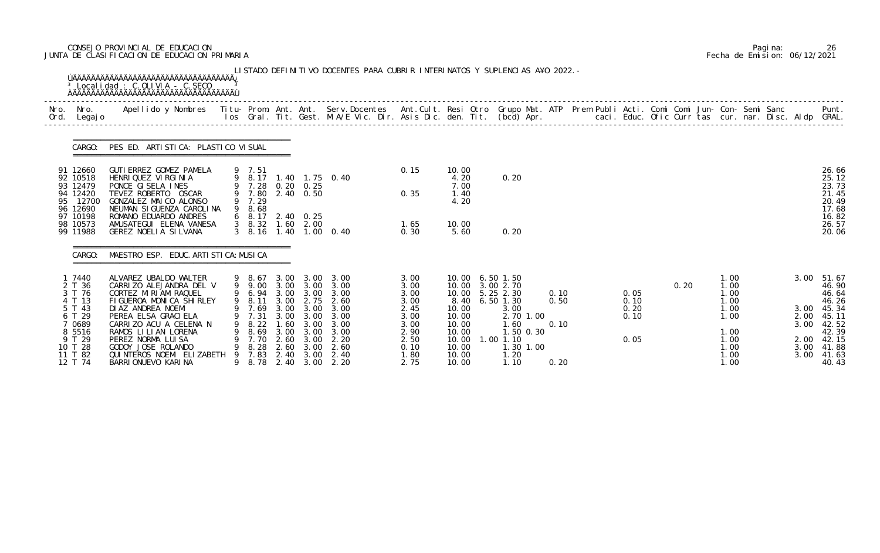CONSEJO PROVINCIAL DE EDUCACION
JUNTA DE CLASIFICACION DE EDUCACION PRIMARIA

Pagina: 26
Fecha de Emision: 06/12/2021

LISTADO DEFINITIVO DOCENTES PARA CUBRIR INTERINATOS Y SUPLENCIAS AÑO 2022.-

Localidad : C.OLIVIA - C.SECO

| Nro. Ord. | Nro. Legajo | Apellido y Nombres | Titu-los | Prom. Gral. | Ant. Tit. | Ant. Gest. | Serv.Docentes M.A/E Vic. Dir. | Ant.Cult. Asis Dic. | Resi den. | Otro Tit. | Grupo Mat. (bcd) | ATP Apr. | Prem Publi caci. | Acti. Educ. | Comi Ofic | Comi Curr | Jun- tas | Con- cur. | Semi nar. | Sanc Disc. | Aldp | Punt. GRAL. |
|---|---|---|---|---|---|---|---|---|---|---|---|---|---|---|---|---|---|---|---|---|---|---|
| **CARGO: PES ED. ARTISTICA: PLASTICO VISUAL** | | | | | | | | | | | | | | | | | | | | | | |
| 91 | 12660 | GUTIERREZ GOMEZ PAMELA | 9 | 7.51 | | | | 0.15 | 10.00 | | | | | | | | | | | | | 26.66 |
| 92 | 10518 | HENRIQUEZ VIRGINIA | 9 | 8.17 | 1.40 | 1.75 | 0.40 | | 4.20 | | 0.20 | | | | | | | | | | | 25.12 |
| 93 | 12479 | PONCE GISELA INES | 9 | 7.28 | 0.20 | 0.25 | | | 7.00 | | | | | | | | | | | | | 23.73 |
| 94 | 12420 | TEVEZ ROBERTO OSCAR | 9 | 7.80 | 2.40 | 0.50 | | 0.35 | 1.40 | | | | | | | | | | | | | 21.45 |
| 95 | 12700 | GONZALEZ MAICO ALONSO | 9 | 7.29 | | | | | 4.20 | | | | | | | | | | | | | 20.49 |
| 96 | 12690 | NEUMAN SIGUENZA CAROLINA | 9 | 8.68 | | | | | | | | | | | | | | | | | | 17.68 |
| 97 | 10198 | ROMANO EDUARDO ANDRES | 6 | 8.17 | 2.40 | 0.25 | | | | | | | | | | | | | | | | 16.82 |
| 98 | 10573 | AMUSATEGUI ELENA VANESA | 3 | 8.32 | 1.60 | 2.00 | | 1.65 | 10.00 | | | | | | | | | | | | | 26.57 |
| 99 | 11988 | GEREZ NOELIA SILVANA | 3 | 8.16 | 1.40 | 1.00 | 0.40 | 0.30 | 5.60 | | 0.20 | | | | | | | | | | | 20.06 |
| **CARGO: MAESTRO ESP. EDUC. ARTISTICA: MUSICA** | | | | | | | | | | | | | | | | | | | | | | |
| 1 | 7440 | ALVAREZ UBALDO WALTER | 9 | 8.67 | 3.00 | 3.00 | 3.00 | 3.00 | 10.00 | 6.50 | 1.50 | | | | | | | 1.00 | | | 3.00 | 51.67 |
| 2 | T 36 | CARRIZO ALEJANDRA DEL V | 9 | 9.00 | 3.00 | 3.00 | 3.00 | 3.00 | 10.00 | 3.00 | 2.70 | | | | | 0.20 | | 1.00 | | | | 46.90 |
| 3 | T 76 | CORTEZ MIRIAM RAQUEL | 9 | 6.94 | 3.00 | 3.00 | 3.00 | 3.00 | 10.00 | 5.25 | 2.30 | 0.10 | | 0.05 | | | | 1.00 | | | | 46.64 |
| 4 | T 13 | FIGUEROA MONICA SHIRLEY | 9 | 8.11 | 3.00 | 2.75 | 2.60 | 3.00 | 8.40 | 6.50 | 1.30 | 0.50 | | 0.10 | | | | 1.00 | | | | 46.26 |
| 5 | T 43 | DIAZ ANDREA NOEMI | 9 | 7.69 | 3.00 | 3.00 | 3.00 | 2.45 | 10.00 | | 3.00 | | | 0.20 | | | | 1.00 | | | 3.00 | 45.34 |
| 6 | T 29 | PEREA ELSA GRACIELA | 9 | 7.31 | 3.00 | 3.00 | 3.00 | 3.00 | 10.00 | | 2.70 | 1.00 | | 0.10 | | | | 1.00 | | | 2.00 | 45.11 |
| 7 | 0689 | CARRIZO ACU A CELENA N | 9 | 8.22 | 1.60 | 3.00 | 3.00 | 3.00 | 10.00 | | 1.60 | 0.10 | | | | | | | | | 3.00 | 42.52 |
| 8 | 5516 | RAMOS LILIAN LORENA | 9 | 8.69 | 3.00 | 3.00 | 3.00 | 2.90 | 10.00 | | 1.50 | 0.30 | | | | | | 1.00 | | | | 42.39 |
| 9 | T 29 | PEREZ NORMA LUISA | 9 | 7.70 | 2.60 | 3.00 | 2.20 | 2.50 | 10.00 | 1.00 | 1.10 | | | 0.05 | | | | 1.00 | | | 2.00 | 42.15 |
| 10 | T 28 | GODOY JOSE ROLANDO | 9 | 8.28 | 2.60 | 3.00 | 2.60 | 0.10 | 10.00 | | 1.30 | 1.00 | | | | | | 1.00 | | | 3.00 | 41.88 |
| 11 | T 82 | QUINTEROS NOEMI ELIZABETH | 9 | 7.83 | 2.40 | 3.00 | 2.40 | 1.80 | 10.00 | | 1.20 | | | | | | | 1.00 | | | 3.00 | 41.63 |
| 12 | T 74 | BARRIONUEVO KARINA | 9 | 8.78 | 2.40 | 3.00 | 2.20 | 2.75 | 10.00 | | 1.10 | 0.20 | | | | | | 1.00 | | | | 40.43 |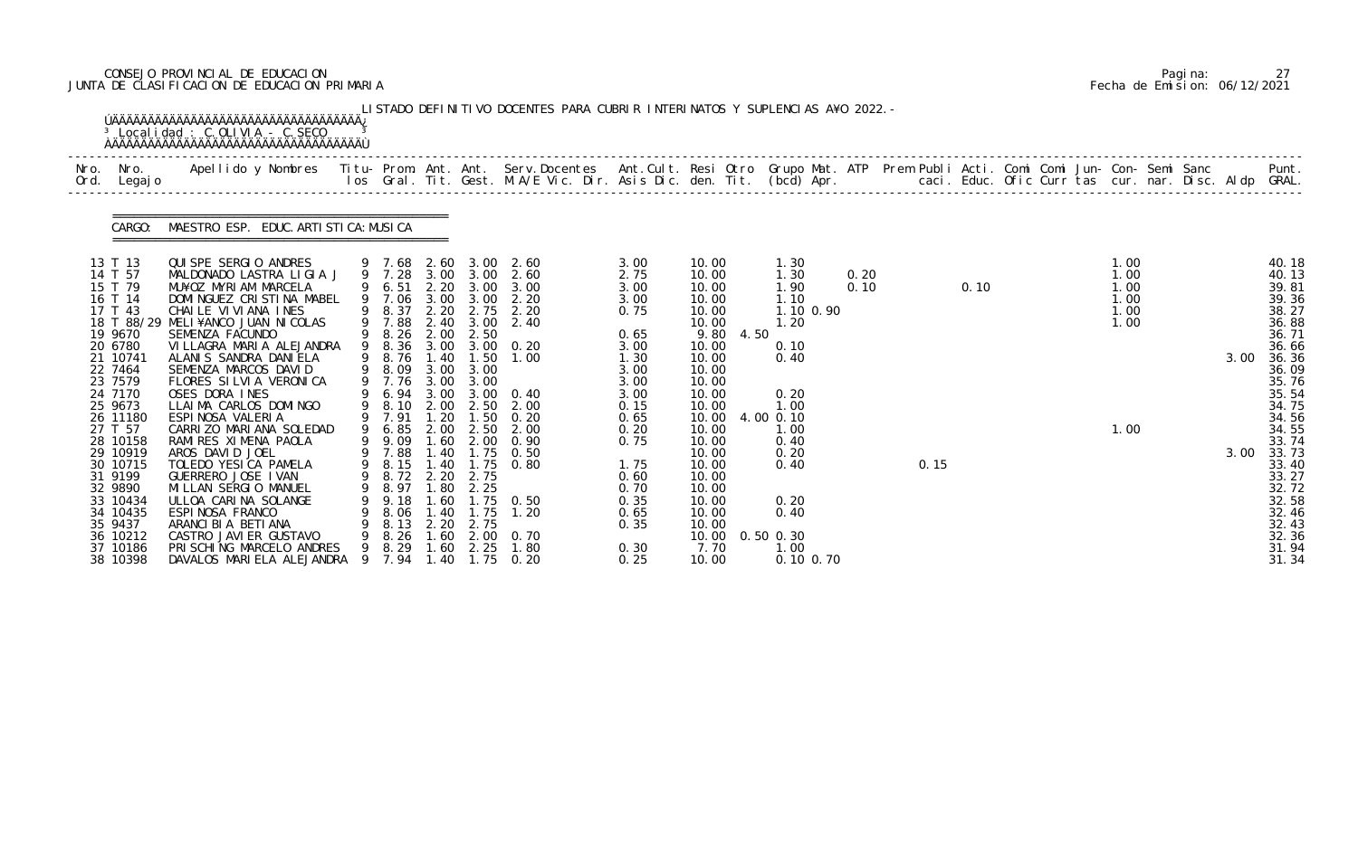CONSEJO PROVINCIAL DE EDUCACION
JUNTA DE CLASIFICACION DE EDUCACION PRIMARIA

Fecha de Emision: 06/12/2021

LISTADO DEFINITIVO DOCENTES PARA CUBRIR INTERINATOS Y SUPLENCIAS A¥O 2022.-

Localidad : C.OLIVIA - C.SECO

CARGO: MAESTRO ESP. EDUC.ARTISTICA: MUSICA

| Nro. Ord. | Nro. Legajo | Apellido y Nombres | Titu- los | Prom. Gral. | Ant. Tit. | Ant. Gest. | Serv.Docentes M.A/E Vic. Dir. | Ant.Cult. Asis Dic. | Resi den. | Otro Tit. | Grupo Mat. (bcd) | ATP Apr. | Prem Publi caci. | Acti. Educ. | Comi Ofic | Comi Curr | Jun- tas | Con- cur. | Semi nar. | Sanc Disc. | Aldp | Punt. GRAL. |
|---|---|---|---|---|---|---|---|---|---|---|---|---|---|---|---|---|---|---|---|---|---|---|
| 13 | T 13 | QUISPE SERGIO ANDRES | 9 | 7.68 | 2.60 | 3.00 | 2.60 | 3.00 | 10.00 | | 1.30 | | | | | | | 1.00 | | | | 40.18 |
| 14 | T 57 | MALDONADO LASTRA LIGIA J | 9 | 7.28 | 3.00 | 3.00 | 2.60 | 2.75 | 10.00 | | 1.30 | 0.20 | | | | | | 1.00 | | | | 40.13 |
| 15 | T 79 | MU¥OZ MYRIAM MARCELA | 9 | 6.51 | 2.20 | 3.00 | 3.00 | 3.00 | 10.00 | | 1.90 | 0.10 | | 0.10 | | | | 1.00 | | | | 39.81 |
| 16 | T 14 | DOMINGUEZ CRISTINA MABEL | 9 | 7.06 | 3.00 | 3.00 | 2.20 | 3.00 | 10.00 | | 1.10 | | | | | | | 1.00 | | | | 39.36 |
| 17 | T 43 | CHAILE VIVIANA INES | 9 | 8.37 | 2.20 | 2.75 | 2.20 | 0.75 | 10.00 | | 1.10 | 0.90 | | | | | | 1.00 | | | | 38.27 |
| 18 | T 88/29 | MELI¥ANCO JUAN NICOLAS | 9 | 7.88 | 2.40 | 3.00 | 2.40 | | 10.00 | | 1.20 | | | | | | | 1.00 | | | | 36.88 |
| 19 | 9670 | SEMENZA FACUNDO | 9 | 8.26 | 2.00 | 2.50 | | 0.65 | 9.80 | 4.50 | | | | | | | | | | | | 36.71 |
| 20 | 6780 | VILLAGRA MARIA ALEJANDRA | 9 | 8.36 | 3.00 | 3.00 | 0.20 | 3.00 | 10.00 | | 0.10 | | | | | | | | | | | 36.66 |
| 21 | 10741 | ALANIS SANDRA DANIELA | 9 | 8.76 | 1.40 | 1.50 | 1.00 | 1.30 | 10.00 | | 0.40 | | | | | | | | | | 3.00 | 36.36 |
| 22 | 7464 | SEMENZA MARCOS DAVID | 9 | 8.09 | 3.00 | 3.00 | | 3.00 | 10.00 | | | | | | | | | | | | | 36.09 |
| 23 | 7579 | FLORES SILVIA VERONICA | 9 | 7.76 | 3.00 | 3.00 | | 3.00 | 10.00 | | | | | | | | | | | | | 35.76 |
| 24 | 7170 | OSES DORA INES | 9 | 6.94 | 3.00 | 3.00 | 0.40 | 3.00 | 10.00 | | 0.20 | | | | | | | | | | | 35.54 |
| 25 | 9673 | LLAIMA CARLOS DOMINGO | 9 | 8.10 | 2.00 | 2.50 | 2.00 | 0.15 | 10.00 | | 1.00 | | | | | | | | | | | 34.75 |
| 26 | 11180 | ESPINOSA VALERIA | 9 | 7.91 | 1.20 | 1.50 | 0.20 | 0.65 | 10.00 | 4.00 | 0.10 | | | | | | | | | | | 34.56 |
| 27 | T 57 | CARRIZO MARIANA SOLEDAD | 9 | 6.85 | 2.00 | 2.50 | 2.00 | 0.20 | 10.00 | | 1.00 | | | | | | | 1.00 | | | | 34.55 |
| 28 | 10158 | RAMIRES XIMENA PAOLA | 9 | 9.09 | 1.60 | 2.00 | 0.90 | 0.75 | 10.00 | | 0.40 | | | | | | | | | | | 33.74 |
| 29 | 10919 | AROS DAVID JOEL | 9 | 7.88 | 1.40 | 1.75 | 0.50 | | 10.00 | | 0.20 | | | | | | | | | | 3.00 | 33.73 |
| 30 | 10715 | TOLEDO YESICA PAMELA | 9 | 8.15 | 1.40 | 1.75 | 0.80 | 1.75 | 10.00 | | 0.40 | | 0.15 | | | | | | | | | 33.40 |
| 31 | 9199 | GUERRERO JOSE IVAN | 9 | 8.72 | 2.20 | 2.75 | | 0.60 | 10.00 | | | | | | | | | | | | | 33.27 |
| 32 | 9890 | MILLAN SERGIO MANUEL | 9 | 8.97 | 1.80 | 2.25 | | 0.70 | 10.00 | | | | | | | | | | | | | 32.72 |
| 33 | 10434 | ULLOA CARINA SOLANGE | 9 | 9.18 | 1.60 | 1.75 | 0.50 | 0.35 | 10.00 | | 0.20 | | | | | | | | | | | 32.58 |
| 34 | 10435 | ESPINOSA FRANCO | 9 | 8.06 | 1.40 | 1.75 | 1.20 | 0.65 | 10.00 | | 0.40 | | | | | | | | | | | 32.46 |
| 35 | 9437 | ARANCIBIA BETIANA | 9 | 8.13 | 2.20 | 2.75 | | 0.35 | 10.00 | | | | | | | | | | | | | 32.43 |
| 36 | 10212 | CASTRO JAVIER GUSTAVO | 9 | 8.26 | 1.60 | 2.00 | 0.70 | | 10.00 | 0.50 | 0.30 | | | | | | | | | | | 32.36 |
| 37 | 10186 | PRISCHING MARCELO ANDRES | 9 | 8.29 | 1.60 | 2.25 | 1.80 | 0.30 | 7.70 | | 1.00 | | | | | | | | | | | 31.94 |
| 38 | 10398 | DAVALOS MARIELA ALEJANDRA | 9 | 7.94 | 1.40 | 1.75 | 0.20 | 0.25 | 10.00 | | 0.10 | 0.70 | | | | | | | | | | 31.34 |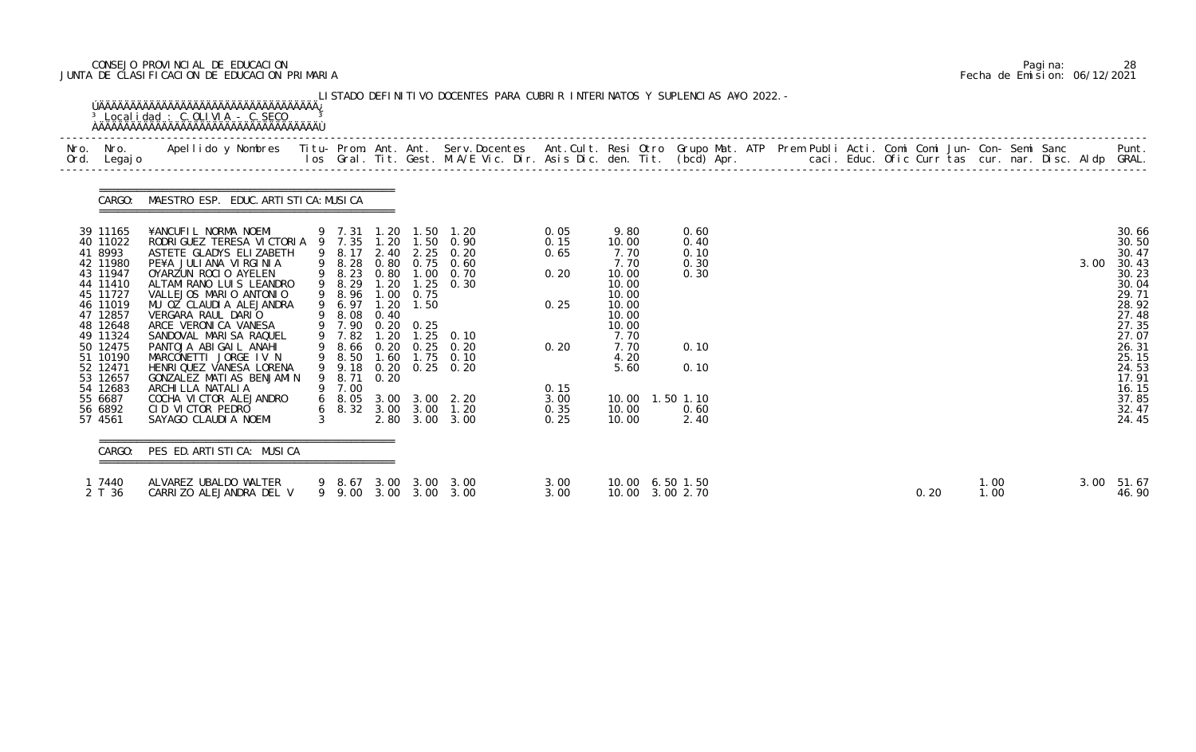CONSEJO PROVINCIAL DE EDUCACION
JUNTA DE CLASIFICACION DE EDUCACION PRIMARIA

Fecha de Emision: 06/12/2021

LISTADO DEFINITIVO DOCENTES PARA CUBRIR INTERINATOS Y SUPLENCIAS A¥O 2022.-

Localidad : C.OLIVIA - C.SECO

CARGO: MAESTRO ESP. EDUC.ARTISTICA:MUSICA

| Nro. Ord. | Nro. Legajo | Apellido y Nombres | Titu-los | Prom. Gral. | Ant. Tit. | Ant. Gest. | Serv.Docentes M.A/E Vic. Dir. | Ant.Cult. Asis Dic. | Resi den. | Otro Tit. | Grupo Mat. (bcd) | ATP Apr. | Prem Publi caci. | Acti. Educ. | Comi Ofic | Comi Curr | Jun-tas | Con-cur. | Semi nar. | Sanc Disc. | Aldp | Punt. GRAL. |
|---|---|---|---|---|---|---|---|---|---|---|---|---|---|---|---|---|---|---|---|---|---|---|
| 39 | 11165 | ¥ANCUFIL NORMA NOEMI | 9 | 7.31 | 1.20 | 1.50 | 1.20 | 0.05 | 9.80 | | 0.60 | | | | | | | | | | | 30.66 |
| 40 | 11022 | RODRIGUEZ TERESA VICTORIA | 9 | 7.35 | 1.20 | 1.50 | 0.90 | 0.15 | 10.00 | | 0.40 | | | | | | | | | | | 30.50 |
| 41 | 8993 | ASTETE GLADYS ELIZABETH | 9 | 8.17 | 2.40 | 2.25 | 0.20 | 0.65 | 7.70 | | 0.10 | | | | | | | | | | | 30.47 |
| 42 | 11980 | PE¥A JULIANA VIRGINIA | 9 | 8.28 | 0.80 | 0.75 | 0.60 | | 7.70 | | 0.30 | | | | | | | | | | 3.00 | 30.43 |
| 43 | 11947 | OYARZUN ROCIO AYELEN | 9 | 8.23 | 0.80 | 1.00 | 0.70 | 0.20 | 10.00 | | 0.30 | | | | | | | | | | | 30.23 |
| 44 | 11410 | ALTAMIRANO LUIS LEANDRO | 9 | 8.29 | 1.20 | 1.25 | 0.30 | | 10.00 | | | | | | | | | | | | | 30.04 |
| 45 | 11727 | VALLEJOS MARIO ANTONIO | 9 | 8.96 | 1.00 | 0.75 | | | 10.00 | | | | | | | | | | | | | 29.71 |
| 46 | 11019 | MU OZ CLAUDIA ALEJANDRA | 9 | 6.97 | 1.20 | 1.50 | | 0.25 | 10.00 | | | | | | | | | | | | | 28.92 |
| 47 | 12857 | VERGARA RAUL DARIO | 9 | 8.08 | 0.40 | | | | 10.00 | | | | | | | | | | | | | 27.48 |
| 48 | 12648 | ARCE VERONICA VANESA | 9 | 7.90 | 0.20 | 0.25 | | | 10.00 | | | | | | | | | | | | | 27.35 |
| 49 | 11324 | SANDOVAL MARISA RAQUEL | 9 | 7.82 | 1.20 | 1.25 | 0.10 | | 7.70 | | | | | | | | | | | | | 27.07 |
| 50 | 12475 | PANTOJA ABIGAIL ANAHI | 9 | 8.66 | 0.20 | 0.25 | 0.20 | 0.20 | 7.70 | | 0.10 | | | | | | | | | | | 26.31 |
| 51 | 10190 | MARCONETTI JORGE IV N | 9 | 8.50 | 1.60 | 1.75 | 0.10 | | 4.20 | | | | | | | | | | | | | 25.15 |
| 52 | 12471 | HENRIQUEZ VANESA LORENA | 9 | 9.18 | 0.20 | 0.25 | 0.20 | | 5.60 | | 0.10 | | | | | | | | | | | 24.53 |
| 53 | 12657 | GONZALEZ MATIAS BENJAMIN | 9 | 8.71 | 0.20 | | | | | | | | | | | | | | | | | 17.91 |
| 54 | 12683 | ARCHILLA NATALIA | 9 | 7.00 | | | | 0.15 | | | | | | | | | | | | | | 16.15 |
| 55 | 6687 | COCHA VICTOR ALEJANDRO | 6 | 8.05 | 3.00 | 3.00 | 2.20 | 3.00 | 10.00 | 1.50 | 1.10 | | | | | | | | | | | 37.85 |
| 56 | 6892 | CID VICTOR PEDRO | 6 | 8.32 | 3.00 | 3.00 | 1.20 | 0.35 | 10.00 | | 0.60 | | | | | | | | | | | 32.47 |
| 57 | 4561 | SAYAGO CLAUDIA NOEMI | 3 | | 2.80 | 3.00 | 3.00 | 0.25 | 10.00 | | 2.40 | | | | | | | | | | | 24.45 |

CARGO: PES ED.ARTISTICA: MUSICA

| Nro. Ord. | Nro. Legajo | Apellido y Nombres | Titu-los | Prom. Gral. | Ant. Tit. | Ant. Gest. | Serv.Docentes M.A/E Vic. Dir. | Ant.Cult. Asis Dic. | Resi den. | Otro Tit. | Grupo Mat. (bcd) | ATP Apr. | Prem Publi caci. | Acti. Educ. | Comi Ofic | Comi Curr | Jun-tas | Con-cur. | Semi nar. | Sanc Disc. | Aldp | Punt. GRAL. |
|---|---|---|---|---|---|---|---|---|---|---|---|---|---|---|---|---|---|---|---|---|---|---|
| 1 | 7440 | ALVAREZ UBALDO WALTER | 9 | 8.67 | 3.00 | 3.00 | 3.00 | 3.00 | 10.00 | 6.50 | 1.50 | | | | | | | 1.00 | | | 3.00 | 51.67 |
| 2 | T 36 | CARRIZO ALEJANDRA DEL V | 9 | 9.00 | 3.00 | 3.00 | 3.00 | 3.00 | 10.00 | 3.00 | 2.70 | | | | | 0.20 | | 1.00 | | | | 46.90 |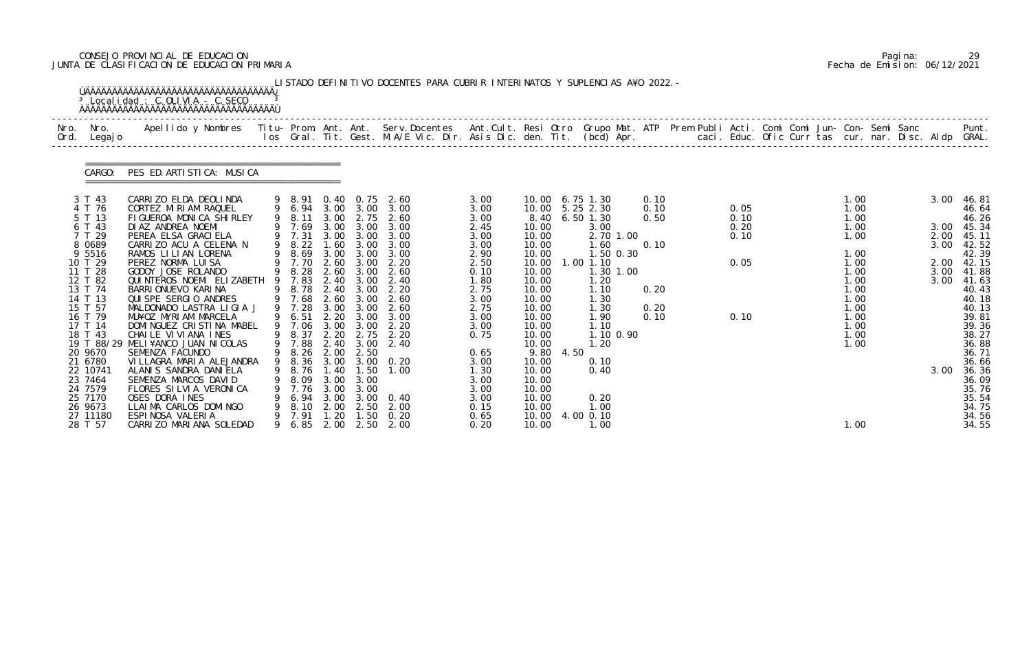CONSEJO PROVINCIAL DE EDUCACION
JUNTA DE CLASIFICACION DE EDUCACION PRIMARIA

Fecha de Emision: 06/12/2021

LISTADO DEFINITIVO DOCENTES PARA CUBRIR INTERINATOS Y SUPLENCIAS A¥O 2022.-

Localidad : C.OLIVIA - C.SECO

CARGO: PES ED.ARTISTICA: MUSICA

| Nro. Ord. | Nro. Legajo | Apellido y Nombres | Titu- los | Prom. Gral. | Ant. Tit. | Ant. Gest. | Serv.Docentes M.A/E Vic. Dir. | Ant.Cult. Asis Dic. | Resi den. | Otro Tit. | Grupo Mat. (bcd) | ATP Apr. | Prem caci. | Publi Educ. | Acti. Ofic | Comi Curr | Comi tas | Jun- cur. | Con- nar. | Semi Disc. | Sanc Aldp | Punt. GRAL. |
|---|---|---|---|---|---|---|---|---|---|---|---|---|---|---|---|---|---|---|---|---|---|---|
| 3 | T 43 | CARRIZO ELDA DEOLINDA | 9 | 8.91 | 0.40 | 0.75 | 2.60 | 3.00 | 10.00 | 6.75 | 1.30 | 0.10 | | | | | | 1.00 | | | 3.00 | 46.81 |
| 4 | T 76 | CORTEZ MIRIAM RAQUEL | 9 | 6.94 | 3.00 | 3.00 | 3.00 | 3.00 | 10.00 | 5.25 | 2.30 | 0.10 | | 0.05 | | | | 1.00 | | | | 46.64 |
| 5 | T 13 | FIGUEROA MONICA SHIRLEY | 9 | 8.11 | 3.00 | 2.75 | 2.60 | 3.00 | 8.40 | 6.50 | 1.30 | 0.50 | | 0.10 | | | | 1.00 | | | | 46.26 |
| 6 | T 43 | DIAZ ANDREA NOEMI | 9 | 7.69 | 3.00 | 3.00 | 3.00 | 2.45 | 10.00 | | 3.00 | | | 0.20 | | | | 1.00 | | | 3.00 | 45.34 |
| 7 | T 29 | PEREA ELSA GRACIELA | 9 | 7.31 | 3.00 | 3.00 | 3.00 | 3.00 | 10.00 | | 2.70 | 1.00 | | 0.10 | | | | 1.00 | | | 2.00 | 45.11 |
| 8 | 0689 | CARRIZO ACU A CELENA N | 9 | 8.22 | 1.60 | 3.00 | 3.00 | 3.00 | 10.00 | | 1.60 | 0.10 | | | | | | | | | 3.00 | 42.52 |
| 9 | 5516 | RAMOS LILIAN LORENA | 9 | 8.69 | 3.00 | 3.00 | 3.00 | 2.90 | 10.00 | | 1.50 | 0.30 | | | | | | 1.00 | | | | 42.39 |
| 10 | T 29 | PEREZ NORMA LUISA | 9 | 7.70 | 2.60 | 3.00 | 2.20 | 2.50 | 10.00 | 1.00 | 1.10 | | | 0.05 | | | | 1.00 | | | 2.00 | 42.15 |
| 11 | T 28 | GODOY JOSE ROLANDO | 9 | 8.28 | 2.60 | 3.00 | 2.60 | 0.10 | 10.00 | | 1.30 | 1.00 | | | | | | 1.00 | | | 3.00 | 41.88 |
| 12 | T 82 | QUINTEROS NOEMI ELIZABETH | 9 | 7.83 | 2.40 | 3.00 | 2.40 | 1.80 | 10.00 | | 1.20 | | | | | | | 1.00 | | | 3.00 | 41.63 |
| 13 | T 74 | BARRIONUEVO KARINA | 9 | 8.78 | 2.40 | 3.00 | 2.20 | 2.75 | 10.00 | | 1.10 | 0.20 | | | | | | 1.00 | | | | 40.43 |
| 14 | T 13 | QUISPE SERGIO ANDRES | 9 | 7.68 | 2.60 | 3.00 | 2.60 | 3.00 | 10.00 | | 1.30 | | | | | | | 1.00 | | | | 40.18 |
| 15 | T 57 | MALDONADO LASTRA LIGIA J | 9 | 7.28 | 3.00 | 3.00 | 2.60 | 2.75 | 10.00 | | 1.30 | 0.20 | | | | | | 1.00 | | | | 40.13 |
| 16 | T 79 | MU¥OZ MYRIAM MARCELA | 9 | 6.51 | 2.20 | 3.00 | 3.00 | 3.00 | 10.00 | | 1.90 | 0.10 | | 0.10 | | | | 1.00 | | | | 39.81 |
| 17 | T 14 | DOMINGUEZ CRISTINA MABEL | 9 | 7.06 | 3.00 | 3.00 | 2.20 | 3.00 | 10.00 | | 1.10 | | | | | | | 1.00 | | | | 39.36 |
| 18 | T 43 | CHAILE VIVIANA INES | 9 | 8.37 | 2.20 | 2.75 | 2.20 | 0.75 | 10.00 | | 1.10 | 0.90 | | | | | | 1.00 | | | | 38.27 |
| 19 | T 88/29 | MELI¥ANCO JUAN NICOLAS | 9 | 7.88 | 2.40 | 3.00 | 2.40 | | 10.00 | | 1.20 | | | | | | | 1.00 | | | | 36.88 |
| 20 | 9670 | SEMENZA FACUNDO | 9 | 8.26 | 2.00 | 2.50 | | 0.65 | 9.80 | 4.50 | | | | | | | | | | | | 36.71 |
| 21 | 6780 | VILLAGRA MARIA ALEJANDRA | 9 | 8.36 | 3.00 | 3.00 | 0.20 | 3.00 | 10.00 | | 0.10 | | | | | | | | | | | 36.66 |
| 22 | 10741 | ALANIS SANDRA DANIELA | 9 | 8.76 | 1.40 | 1.50 | 1.00 | 1.30 | 10.00 | | 0.40 | | | | | | | | | | 3.00 | 36.36 |
| 23 | 7464 | SEMENZA MARCOS DAVID | 9 | 8.09 | 3.00 | 3.00 | | 3.00 | 10.00 | | | | | | | | | | | | | 36.09 |
| 24 | 7579 | FLORES SILVIA VERONICA | 9 | 7.76 | 3.00 | 3.00 | | 3.00 | 10.00 | | | | | | | | | | | | | 35.76 |
| 25 | 7170 | OSES DORA INES | 9 | 6.94 | 3.00 | 3.00 | 0.40 | 3.00 | 10.00 | | 0.20 | | | | | | | | | | | 35.54 |
| 26 | 9673 | LLAIMA CARLOS DOMINGO | 9 | 8.10 | 2.00 | 2.50 | 2.00 | 0.15 | 10.00 | | 1.00 | | | | | | | | | | | 34.75 |
| 27 | 11180 | ESPINOSA VALERIA | 9 | 7.91 | 1.20 | 1.50 | 0.20 | 0.65 | 10.00 | 4.00 | 0.10 | | | | | | | | | | | 34.56 |
| 28 | T 57 | CARRIZO MARIANA SOLEDAD | 9 | 6.85 | 2.00 | 2.50 | 2.00 | 0.20 | 10.00 | | 1.00 | | | | | | | 1.00 | | | | 34.55 |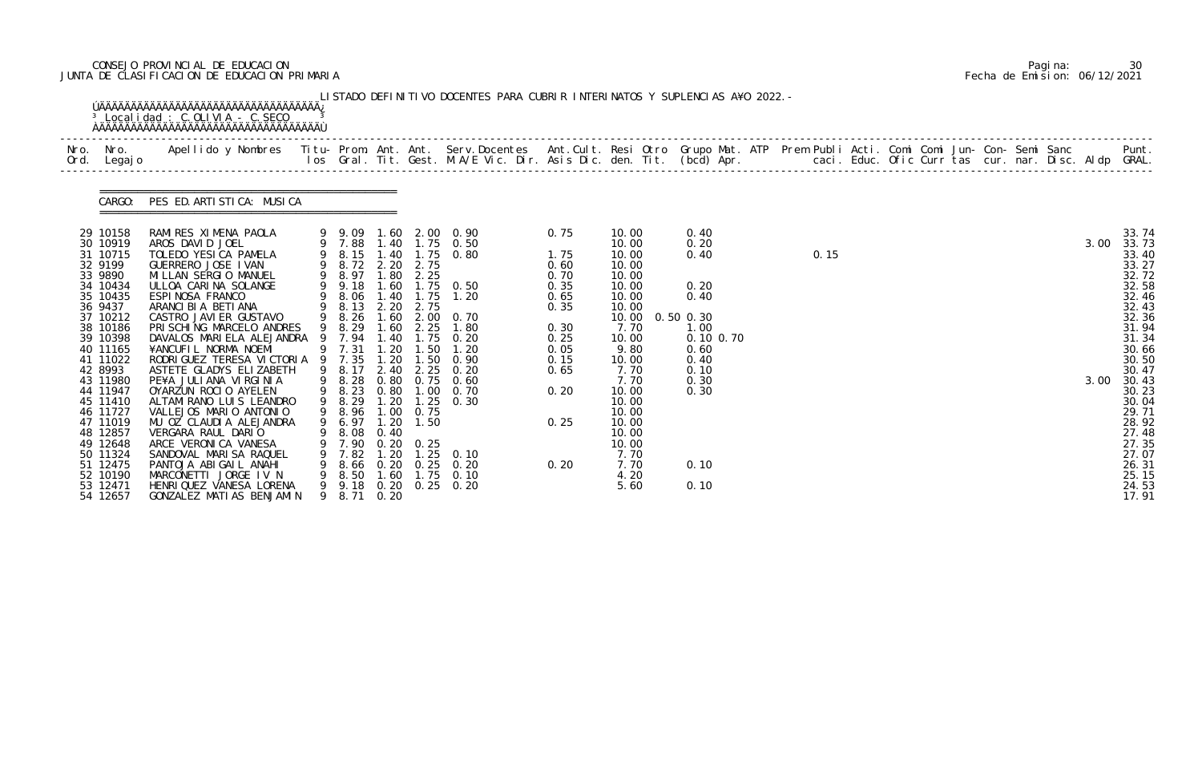CONSEJO PROVINCIAL DE EDUCACION
JUNTA DE CLASIFICACION DE EDUCACION PRIMARIA

Fecha de Emision: 06/12/2021

LISTADO DEFINITIVO DOCENTES PARA CUBRIR INTERINATOS Y SUPLENCIAS A¥O 2022.-

Localidad : C.OLIVIA - C.SECO

CARGO: PES ED.ARTISTICA: MUSICA

| Nro. Ord. | Nro. Legajo | Apellido y Nombres | Titu-los | Prom. Gral. | Ant. Tit. | Ant. Gest. | Serv.Docentes M.A/E Vic. Dir. | Ant.Cult. Asis Dic. | Resi den. | Otro Tit. | Grupo Mat. (bcd) | ATP Apr. | Prem Publi caci. | Acti. Educ. | Comi Ofic | Comi Curr | Jun-tas | Con-cur. | Semi nar. | Sanc Disc. | Aldp | Punt. GRAL. |
|---|---|---|---|---|---|---|---|---|---|---|---|---|---|---|---|---|---|---|---|---|---|---|
| 29 | 10158 | RAMIRES XIMENA PAOLA | 9 | 9.09 | 1.60 | 2.00 | 0.90 | 0.75 | 10.00 | | 0.40 | | | | | | | | | | | 33.74 |
| 30 | 10919 | AROS DAVID JOEL | 9 | 7.88 | 1.40 | 1.75 | 0.50 | | 10.00 | | 0.20 | | | | | | | | | | 3.00 | 33.73 |
| 31 | 10715 | TOLEDO YESICA PAMELA | 9 | 8.15 | 1.40 | 1.75 | 0.80 | 1.75 | 10.00 | | 0.40 | | 0.15 | | | | | | | | | 33.40 |
| 32 | 9199 | GUERRERO JOSE IVAN | 9 | 8.72 | 2.20 | 2.75 | | 0.60 | 10.00 | | | | | | | | | | | | | 33.27 |
| 33 | 9890 | MILLAN SERGIO MANUEL | 9 | 8.97 | 1.80 | 2.25 | | 0.70 | 10.00 | | | | | | | | | | | | | 32.72 |
| 34 | 10434 | ULLOA CARINA SOLANGE | 9 | 9.18 | 1.60 | 1.75 | 0.50 | 0.35 | 10.00 | | 0.20 | | | | | | | | | | | 32.58 |
| 35 | 10435 | ESPINOSA FRANCO | 9 | 8.06 | 1.40 | 1.75 | 1.20 | 0.65 | 10.00 | | 0.40 | | | | | | | | | | | 32.46 |
| 36 | 9437 | ARANCIBIA BETIANA | 9 | 8.13 | 2.20 | 2.75 | | 0.35 | 10.00 | | | | | | | | | | | | | 32.43 |
| 37 | 10212 | CASTRO JAVIER GUSTAVO | 9 | 8.26 | 1.60 | 2.00 | 0.70 | | 10.00 | 0.50 | 0.30 | | | | | | | | | | | 32.36 |
| 38 | 10186 | PRISCHING MARCELO ANDRES | 9 | 8.29 | 1.60 | 2.25 | 1.80 | 0.30 | 7.70 | | 1.00 | | | | | | | | | | | 31.94 |
| 39 | 10398 | DAVALOS MARIELA ALEJANDRA | 9 | 7.94 | 1.40 | 1.75 | 0.20 | 0.25 | 10.00 | | 0.10 | 0.70 | | | | | | | | | | 31.34 |
| 40 | 11165 | ¥ANCUFIL NORMA NOEMI | 9 | 7.31 | 1.20 | 1.50 | 1.20 | 0.05 | 9.80 | | 0.60 | | | | | | | | | | | 30.66 |
| 41 | 11022 | RODRIGUEZ TERESA VICTORIA | 9 | 7.35 | 1.20 | 1.50 | 0.90 | 0.15 | 10.00 | | 0.40 | | | | | | | | | | | 30.50 |
| 42 | 8993 | ASTETE GLADYS ELIZABETH | 9 | 8.17 | 2.40 | 2.25 | 0.20 | 0.65 | 7.70 | | 0.10 | | | | | | | | | | | 30.47 |
| 43 | 11980 | PE¥A JULIANA VIRGINIA | 9 | 8.28 | 0.80 | 0.75 | 0.60 | | 7.70 | | 0.30 | | | | | | | | | | 3.00 | 30.43 |
| 44 | 11947 | OYARZUN ROCIO AYELEN | 9 | 8.23 | 0.80 | 1.00 | 0.70 | 0.20 | 10.00 | | 0.30 | | | | | | | | | | | 30.23 |
| 45 | 11410 | ALTAMIRANO LUIS LEANDRO | 9 | 8.29 | 1.20 | 1.25 | 0.30 | | 10.00 | | | | | | | | | | | | | 30.04 |
| 46 | 11727 | VALLEJOS MARIO ANTONIO | 9 | 8.96 | 1.00 | 0.75 | | | 10.00 | | | | | | | | | | | | | 29.71 |
| 47 | 11019 | MU OZ CLAUDIA ALEJANDRA | 9 | 6.97 | 1.20 | 1.50 | | 0.25 | 10.00 | | | | | | | | | | | | | 28.92 |
| 48 | 12857 | VERGARA RAUL DARIO | 9 | 8.08 | 0.40 | | | | 10.00 | | | | | | | | | | | | | 27.48 |
| 49 | 12648 | ARCE VERONICA VANESA | 9 | 7.90 | 0.20 | 0.25 | | | 10.00 | | | | | | | | | | | | | 27.35 |
| 50 | 11324 | SANDOVAL MARISA RAQUEL | 9 | 7.82 | 1.20 | 1.25 | 0.10 | | 7.70 | | | | | | | | | | | | | 27.07 |
| 51 | 12475 | PANTOJA ABIGAIL ANAHI | 9 | 8.66 | 0.20 | 0.25 | 0.20 | 0.20 | 7.70 | | 0.10 | | | | | | | | | | | 26.31 |
| 52 | 10190 | MARCONETTI JORGE IV N | 9 | 8.50 | 1.60 | 1.75 | 0.10 | | 4.20 | | | | | | | | | | | | | 25.15 |
| 53 | 12471 | HENRIQUEZ VANESA LORENA | 9 | 9.18 | 0.20 | 0.25 | 0.20 | | 5.60 | | 0.10 | | | | | | | | | | | 24.53 |
| 54 | 12657 | GONZALEZ MATIAS BENJAMIN | 9 | 8.71 | 0.20 | | | | | | | | | | | | | | | | | 17.91 |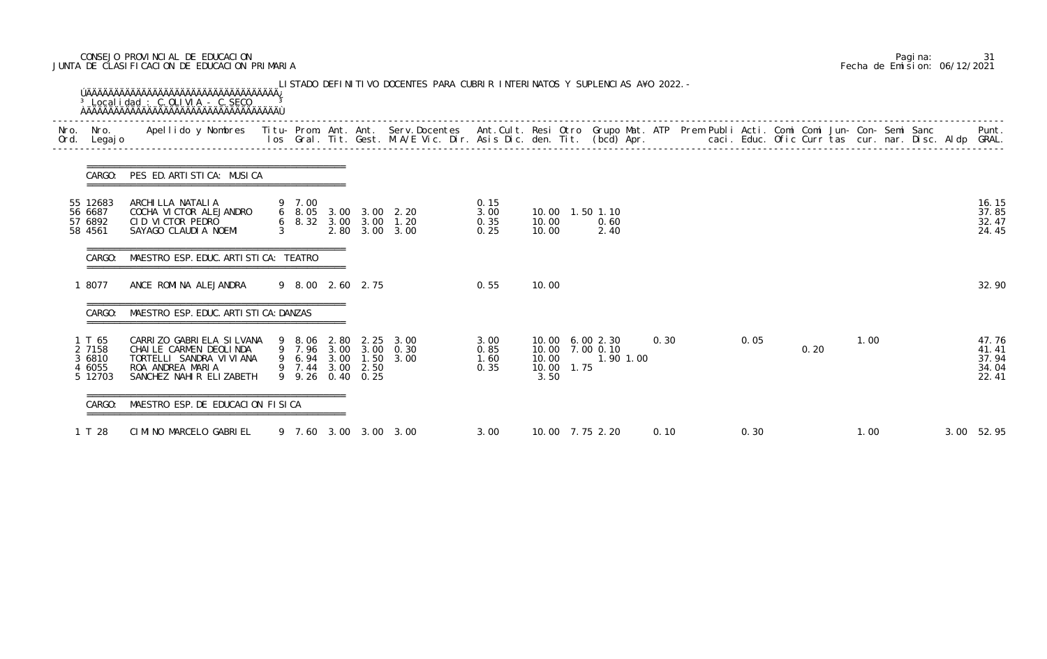CONSEJO PROVINCIAL DE EDUCACION
JUNTA DE CLASIFICACION DE EDUCACION PRIMARIA

Fecha de Emision: 06/12/2021

LISTADO DEFINITIVO DOCENTES PARA CUBRIR INTERINATOS Y SUPLENCIAS A¥O 2022.-

Localidad : C.OLIVIA - C.SECO

| Nro. Ord. | Nro. Legajo | Apellido y Nombres | Titu-los | Prom. Gral. | Ant. Tit. | Ant. Gest. | Serv.Docentes M.A/E Vic. Dir. | Ant.Cult. Asis Dic. | Resi den. | Otro Tit. | Grupo Mat. (bcd) | ATP Apr. | Prem Publi caci. | Acti. Educ. | Comi Ofic | Comi Curr | Jun-tas | Con-cur. | Semi nar. | Sanc Disc. | Aldp | Punt. GRAL. |
|---|---|---|---|---|---|---|---|---|---|---|---|---|---|---|---|---|---|---|---|---|---|---|
| **CARGO: PES ED.ARTISTICA: MUSICA** | | | | | | | | | | | | | | | | | | | | | | |
| 55 | 12683 | ARCHILLA NATALIA | 9 | 7.00 | | | | 0.15 | | | | | | | | | | | | | | 16.15 |
| 56 | 6687 | COCHA VICTOR ALEJANDRO | 6 | 8.05 | 3.00 | 3.00 | 2.20 | 3.00 | 10.00 | 1.50 | 1.10 | | | | | | | | | | | 37.85 |
| 57 | 6892 | CID VICTOR PEDRO | 6 | 8.32 | 3.00 | 3.00 | 1.20 | 0.35 | 10.00 | | 0.60 | | | | | | | | | | | 32.47 |
| 58 | 4561 | SAYAGO CLAUDIA NOEMI | 3 | | 2.80 | 3.00 | 3.00 | 0.25 | 10.00 | | 2.40 | | | | | | | | | | | 24.45 |
| **CARGO: MAESTRO ESP.EDUC.ARTISTICA: TEATRO** | | | | | | | | | | | | | | | | | | | | | | |
| 1 | 8077 | ANCE ROMINA ALEJANDRA | 9 | 8.00 | 2.60 | 2.75 | | 0.55 | 10.00 | | | | | | | | | | | | | 32.90 |
| **CARGO: MAESTRO ESP.EDUC.ARTISTICA:DANZAS** | | | | | | | | | | | | | | | | | | | | | | |
| 1 | T 65 | CARRIZO GABRIELA SILVANA | 9 | 8.06 | 2.80 | 2.25 | 3.00 | 3.00 | 10.00 | 6.00 | 2.30 | 0.30 | | 0.05 | | | 1.00 | | | | | 47.76 |
| 2 | 7158 | CHAILE CARMEN DEOLINDA | 9 | 7.96 | 3.00 | 3.00 | 0.30 | 0.85 | 10.00 | 7.00 | 0.10 | | | | | 0.20 | | | | | | 41.41 |
| 3 | 6810 | TORTELLI SANDRA VIVIANA | 9 | 6.94 | 3.00 | 1.50 | 3.00 | 1.60 | 10.00 | | 1.90 | 1.00 | | | | | | | | | | 37.94 |
| 4 | 6055 | ROA ANDREA MARIA | 9 | 7.44 | 3.00 | 2.50 | | 0.35 | 10.00 | 1.75 | | | | | | | | | | | | 34.04 |
| 5 | 12703 | SANCHEZ NAHIR ELIZABETH | 9 | 9.26 | 0.40 | 0.25 | | | 3.50 | | | | | | | | | | | | | 22.41 |
| **CARGO: MAESTRO ESP.DE EDUCACION FISICA** | | | | | | | | | | | | | | | | | | | | | | |
| 1 | T 28 | CIMINO MARCELO GABRIEL | 9 | 7.60 | 3.00 | 3.00 | 3.00 | 3.00 | 10.00 | 7.75 | 2.20 | 0.10 | | 0.30 | | | 1.00 | | | | 3.00 | 52.95 |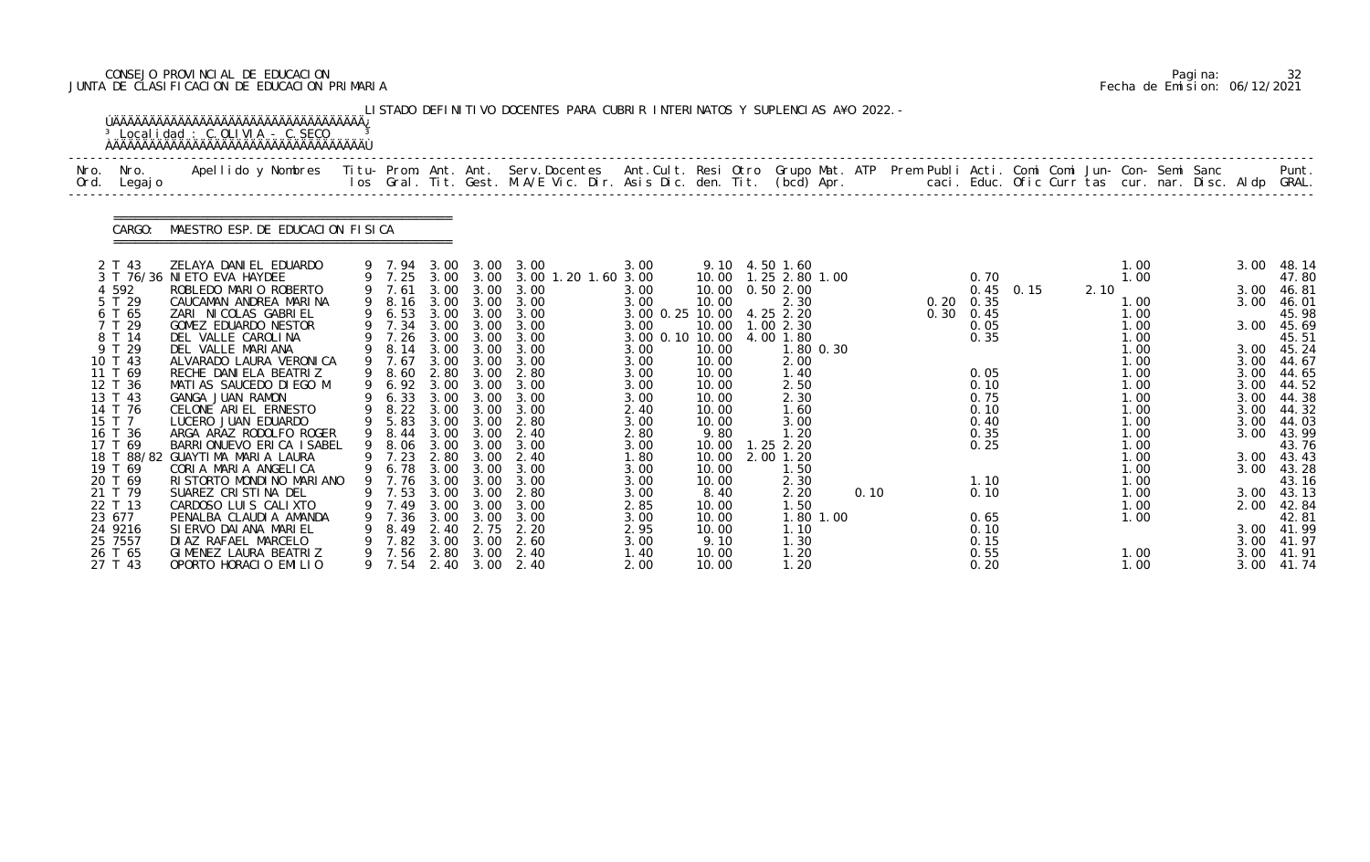CONSEJO PROVINCIAL DE EDUCACION
JUNTA DE CLASIFICACION DE EDUCACION PRIMARIA

Fecha de Emision: 06/12/2021

LISTADO DEFINITIVO DOCENTES PARA CUBRIR INTERINATOS Y SUPLENCIAS A¥O 2022.-

Localidad : C.OLIVIA - C.SECO

CARGO: MAESTRO ESP.DE EDUCACION FISICA

| Nro. Ord. | Nro. Legajo | Apellido y Nombres | Titu- los | Prom. Gral. | Ant. Tit. | Ant. Gest. | Serv.Docentes M.A/E Vic. Dir. | Ant.Cult. Asis Dic. | Resi den. | Otro Tit. | Grupo Mat. (bcd) | ATP Apr. | Prem Publi caci. | Acti. Educ. | Comi Ofic | Comi Curr | Jun- tas | Con- cur. | Semi nar. | Sanc Disc. | Aldp | Punt. GRAL. |
|---|---|---|---|---|---|---|---|---|---|---|---|---|---|---|---|---|---|---|---|---|---|---|
| 2 | T 43 | ZELAYA DANIEL EDUARDO | 9 | 7.94 | 3.00 | 3.00 | 3.00 | 3.00 | 9.10 | 4.50 | 1.60 | | | | | | | 1.00 | | | 3.00 | 48.14 |
| 3 | T 76/36 | NIETO EVA HAYDEE | 9 | 7.25 | 3.00 | 3.00 | 3.00 1.20 1.60 | 3.00 | 10.00 | 1.25 | 2.80 | 1.00 | | 0.70 | | | | 1.00 | | | | 47.80 |
| 4 | 592 | ROBLEDO MARIO ROBERTO | 9 | 7.61 | 3.00 | 3.00 | 3.00 | 3.00 | 10.00 | 0.50 | 2.00 | | | 0.45 | 0.15 | | 2.10 | | | | 3.00 | 46.81 |
| 5 | T 29 | CAUCAMAN ANDREA MARINA | 9 | 8.16 | 3.00 | 3.00 | 3.00 | 3.00 | 10.00 | | 2.30 | | 0.20 | 0.35 | | | | 1.00 | | | 3.00 | 46.01 |
| 6 | T 65 | ZARI NICOLAS GABRIEL | 9 | 6.53 | 3.00 | 3.00 | 3.00 | 3.00 0.25 | 10.00 | 4.25 | 2.20 | | 0.30 | 0.45 | | | | 1.00 | | | | 45.98 |
| 7 | T 29 | GOMEZ EDUARDO NESTOR | 9 | 7.34 | 3.00 | 3.00 | 3.00 | 3.00 | 10.00 | 1.00 | 2.30 | | | 0.05 | | | | 1.00 | | | 3.00 | 45.69 |
| 8 | T 14 | DEL VALLE CAROLINA | 9 | 7.26 | 3.00 | 3.00 | 3.00 | 3.00 0.10 | 10.00 | 4.00 | 1.80 | | | 0.35 | | | | 1.00 | | | | 45.51 |
| 9 | T 29 | DEL VALLE MARIANA | 9 | 8.14 | 3.00 | 3.00 | 3.00 | 3.00 | 10.00 | | 1.80 | 0.30 | | | | | | 1.00 | | | 3.00 | 45.24 |
| 10 | T 43 | ALVARADO LAURA VERONICA | 9 | 7.67 | 3.00 | 3.00 | 3.00 | 3.00 | 10.00 | | 2.00 | | | | | | | 1.00 | | | 3.00 | 44.67 |
| 11 | T 69 | RECHE DANIELA BEATRIZ | 9 | 8.60 | 2.80 | 3.00 | 2.80 | 3.00 | 10.00 | | 1.40 | | | 0.05 | | | | 1.00 | | | 3.00 | 44.65 |
| 12 | T 36 | MATIAS SAUCEDO DIEGO M | 9 | 6.92 | 3.00 | 3.00 | 3.00 | 3.00 | 10.00 | | 2.50 | | | 0.10 | | | | 1.00 | | | 3.00 | 44.52 |
| 13 | T 43 | GANGA JUAN RAMON | 9 | 6.33 | 3.00 | 3.00 | 3.00 | 3.00 | 10.00 | | 2.30 | | | 0.75 | | | | 1.00 | | | 3.00 | 44.38 |
| 14 | T 76 | CELONE ARIEL ERNESTO | 9 | 8.22 | 3.00 | 3.00 | 3.00 | 2.40 | 10.00 | | 1.60 | | | 0.10 | | | | 1.00 | | | 3.00 | 44.32 |
| 15 | T 7 | LUCERO JUAN EDUARDO | 9 | 5.83 | 3.00 | 3.00 | 2.80 | 3.00 | 10.00 | | 3.00 | | | 0.40 | | | | 1.00 | | | 3.00 | 44.03 |
| 16 | T 36 | ARGA ARAZ RODOLFO ROGER | 9 | 8.44 | 3.00 | 3.00 | 2.40 | 2.80 | 9.80 | | 1.20 | | | 0.35 | | | | 1.00 | | | 3.00 | 43.99 |
| 17 | T 69 | BARRIONUEVO ERICA ISABEL | 9 | 8.06 | 3.00 | 3.00 | 3.00 | 3.00 | 10.00 | 1.25 | 2.20 | | | 0.25 | | | | 1.00 | | | | 43.76 |
| 18 | T 88/82 | GUAYTIMA MARIA LAURA | 9 | 7.23 | 2.80 | 3.00 | 2.40 | 1.80 | 10.00 | 2.00 | 1.20 | | | | | | | 1.00 | | | 3.00 | 43.43 |
| 19 | T 69 | CORIA MARIA ANGELICA | 9 | 6.78 | 3.00 | 3.00 | 3.00 | 3.00 | 10.00 | | 1.50 | | | | | | | 1.00 | | | 3.00 | 43.28 |
| 20 | T 69 | RISTORTO MONDINO MARIANO | 9 | 7.76 | 3.00 | 3.00 | 3.00 | 3.00 | 10.00 | | 2.30 | | | 1.10 | | | | 1.00 | | | | 43.16 |
| 21 | T 79 | SUAREZ CRISTINA DEL | 9 | 7.53 | 3.00 | 3.00 | 2.80 | 3.00 | 8.40 | | 2.20 | 0.10 | | 0.10 | | | | 1.00 | | | 3.00 | 43.13 |
| 22 | T 13 | CARDOSO LUIS CALIXTO | 9 | 7.49 | 3.00 | 3.00 | 3.00 | 2.85 | 10.00 | | 1.50 | | | | | | | 1.00 | | | 2.00 | 42.84 |
| 23 | 677 | PENALBA CLAUDIA AMANDA | 9 | 7.36 | 3.00 | 3.00 | 3.00 | 3.00 | 10.00 | | 1.80 | 1.00 | | 0.65 | | | | 1.00 | | | | 42.81 |
| 24 | 9216 | SIERVO DAIANA MARIEL | 9 | 8.49 | 2.40 | 2.75 | 2.20 | 2.95 | 10.00 | | 1.10 | | | 0.10 | | | | | | | 3.00 | 41.99 |
| 25 | 7557 | DIAZ RAFAEL MARCELO | 9 | 7.82 | 3.00 | 3.00 | 2.60 | 3.00 | 9.10 | | 1.30 | | | 0.15 | | | | | | | 3.00 | 41.97 |
| 26 | T 65 | GIMENEZ LAURA BEATRIZ | 9 | 7.56 | 2.80 | 3.00 | 2.40 | 1.40 | 10.00 | | 1.20 | | | 0.55 | | | | 1.00 | | | 3.00 | 41.91 |
| 27 | T 43 | OPORTO HORACIO EMILIO | 9 | 7.54 | 2.40 | 3.00 | 2.40 | 2.00 | 10.00 | | 1.20 | | | 0.20 | | | | 1.00 | | | 3.00 | 41.74 |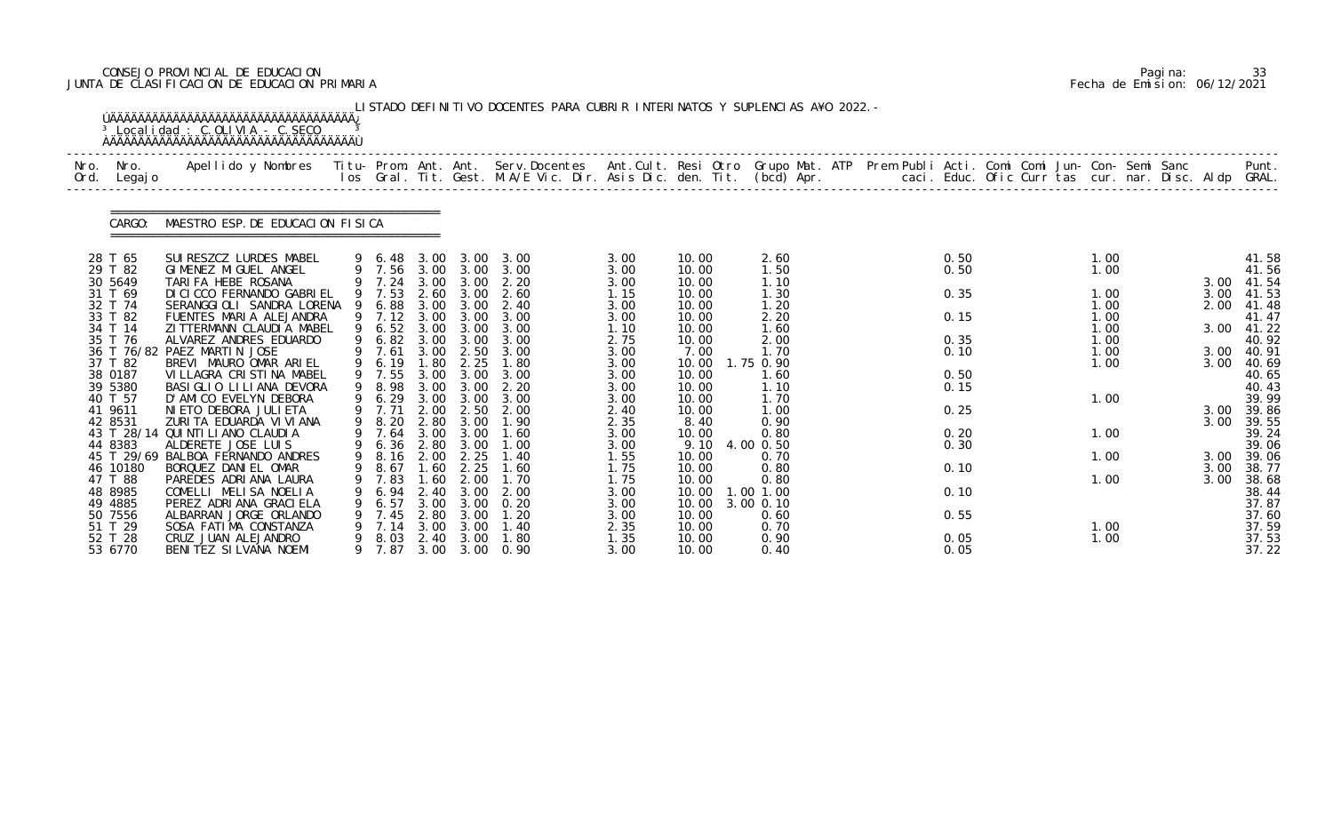CONSEJO PROVINCIAL DE EDUCACION
JUNTA DE CLASIFICACION DE EDUCACION PRIMARIA

LISTADO DEFINITIVO DOCENTES PARA CUBRIR INTERINATOS Y SUPLENCIAS AÑO 2022.-

Localidad : C.OLIVIA - C.SECO

CARGO: MAESTRO ESP.DE EDUCACION FISICA

| Nro. Ord. | Nro. Legajo | Apellido y Nombres | Titu- los | Prom. Gral. | Ant. Tit. | Ant. Gest. | Serv.Docentes M.A/E Vic. Dir. | Ant.Cult. Asis Dic. | Resi den. | Otro Tit. | Grupo Mat. (bcd) Apr. | ATP | Prem Publi caci. | Acti. Educ. | Comi Ofic | Comi Curr | Jun- tas | Con- cur. | Semi nar. | Sanc Disc. | Aldp | Punt. GRAL. |
|---|---|---|---|---|---|---|---|---|---|---|---|---|---|---|---|---|---|---|---|---|---|---|
| 28 | T 65 | SUIRESZCZ LURDES MABEL | 9 | 6.48 | 3.00 | 3.00 | 3.00 | 3.00 | 10.00 | | 2.60 | | | 0.50 | | | | 1.00 | | | | 41.58 |
| 29 | T 82 | GIMENEZ MIGUEL ANGEL | 9 | 7.56 | 3.00 | 3.00 | 3.00 | 3.00 | 10.00 | | 1.50 | | | 0.50 | | | | 1.00 | | | | 41.56 |
| 30 | 5649 | TARIFA HEBE ROSANA | 9 | 7.24 | 3.00 | 3.00 | 2.20 | 3.00 | 10.00 | | 1.10 | | | | | | | | | | 3.00 | 41.54 |
| 31 | T 69 | DICICCO FERNANDO GABRIEL | 9 | 7.53 | 2.60 | 3.00 | 2.60 | 1.15 | 10.00 | | 1.30 | | | 0.35 | | | | 1.00 | | | 3.00 | 41.53 |
| 32 | T 74 | SERANGGIOLI SANDRA LORENA | 9 | 6.88 | 3.00 | 3.00 | 2.40 | 3.00 | 10.00 | | 1.20 | | | | | | | 1.00 | | | 2.00 | 41.48 |
| 33 | T 82 | FUENTES MARIA ALEJANDRA | 9 | 7.12 | 3.00 | 3.00 | 3.00 | 3.00 | 10.00 | | 2.20 | | | 0.15 | | | | 1.00 | | | | 41.47 |
| 34 | T 14 | ZITTERMANN CLAUDIA MABEL | 9 | 6.52 | 3.00 | 3.00 | 3.00 | 1.10 | 10.00 | | 1.60 | | | | | | | 1.00 | | | 3.00 | 41.22 |
| 35 | T 76 | ALVAREZ ANDRES EDUARDO | 9 | 6.82 | 3.00 | 3.00 | 3.00 | 2.75 | 10.00 | | 2.00 | | | 0.35 | | | | 1.00 | | | | 40.92 |
| 36 | T 76/82 | PAEZ MARTIN JOSE | 9 | 7.61 | 3.00 | 2.50 | 3.00 | 3.00 | 7.00 | | 1.70 | | | 0.10 | | | | 1.00 | | | 3.00 | 40.91 |
| 37 | T 82 | BREVI MAURO OMAR ARIEL | 9 | 6.19 | 1.80 | 2.25 | 1.80 | 3.00 | 10.00 | 1.75 | 0.90 | | | | | | | 1.00 | | | 3.00 | 40.69 |
| 38 | 0187 | VILLAGRA CRISTINA MABEL | 9 | 7.55 | 3.00 | 3.00 | 3.00 | 3.00 | 10.00 | | 1.60 | | | 0.50 | | | | | | | | 40.65 |
| 39 | 5380 | BASIGLIO LILIANA DEVORA | 9 | 8.98 | 3.00 | 3.00 | 2.20 | 3.00 | 10.00 | | 1.10 | | | 0.15 | | | | | | | | 40.43 |
| 40 | T 57 | D'AMICO EVELYN DEBORA | 9 | 6.29 | 3.00 | 3.00 | 3.00 | 3.00 | 10.00 | | 1.70 | | | | | | | 1.00 | | | | 39.99 |
| 41 | 9611 | NIETO DEBORA JULIETA | 9 | 7.71 | 2.00 | 2.50 | 2.00 | 2.40 | 10.00 | | 1.00 | | | 0.25 | | | | | | | 3.00 | 39.86 |
| 42 | 8531 | ZURITA EDUARDA VIVIANA | 9 | 8.20 | 2.80 | 3.00 | 1.90 | 2.35 | 8.40 | | 0.90 | | | | | | | | | | 3.00 | 39.55 |
| 43 | T 28/14 | QUINTILIANO CLAUDIA | 9 | 7.64 | 3.00 | 3.00 | 1.60 | 3.00 | 10.00 | | 0.80 | | | 0.20 | | | | 1.00 | | | | 39.24 |
| 44 | 8383 | ALDERETE JOSE LUIS | 9 | 6.36 | 2.80 | 3.00 | 1.00 | 3.00 | 9.10 | 4.00 | 0.50 | | | 0.30 | | | | | | | | 39.06 |
| 45 | T 29/69 | BALBOA FERNANDO ANDRES | 9 | 8.16 | 2.00 | 2.25 | 1.40 | 1.55 | 10.00 | | 0.70 | | | | | | | 1.00 | | | 3.00 | 39.06 |
| 46 | 10180 | BORQUEZ DANIEL OMAR | 9 | 8.67 | 1.60 | 2.25 | 1.60 | 1.75 | 10.00 | | 0.80 | | | 0.10 | | | | | | | 3.00 | 38.77 |
| 47 | T 88 | PAREDES ADRIANA LAURA | 9 | 7.83 | 1.60 | 2.00 | 1.70 | 1.75 | 10.00 | | 0.80 | | | | | | | 1.00 | | | 3.00 | 38.68 |
| 48 | 8985 | COMELLI MELISA NOELIA | 9 | 6.94 | 2.40 | 3.00 | 2.00 | 3.00 | 10.00 | 1.00 | 1.00 | | | 0.10 | | | | | | | | 38.44 |
| 49 | 4885 | PEREZ ADRIANA GRACIELA | 9 | 6.57 | 3.00 | 3.00 | 0.20 | 3.00 | 10.00 | 3.00 | 0.10 | | | | | | | | | | | 37.87 |
| 50 | 7556 | ALBARRAN JORGE ORLANDO | 9 | 7.45 | 2.80 | 3.00 | 1.20 | 3.00 | 10.00 | | 0.60 | | | 0.55 | | | | | | | | 37.60 |
| 51 | T 29 | SOSA FATIMA CONSTANZA | 9 | 7.14 | 3.00 | 3.00 | 1.40 | 2.35 | 10.00 | | 0.70 | | | | | | | 1.00 | | | | 37.59 |
| 52 | T 28 | CRUZ JUAN ALEJANDRO | 9 | 8.03 | 2.40 | 3.00 | 1.80 | 1.35 | 10.00 | | 0.90 | | | 0.05 | | | | 1.00 | | | | 37.53 |
| 53 | 6770 | BENITEZ SILVANA NOEMI | 9 | 7.87 | 3.00 | 3.00 | 0.90 | 3.00 | 10.00 | | 0.40 | | | 0.05 | | | | | | | | 37.22 |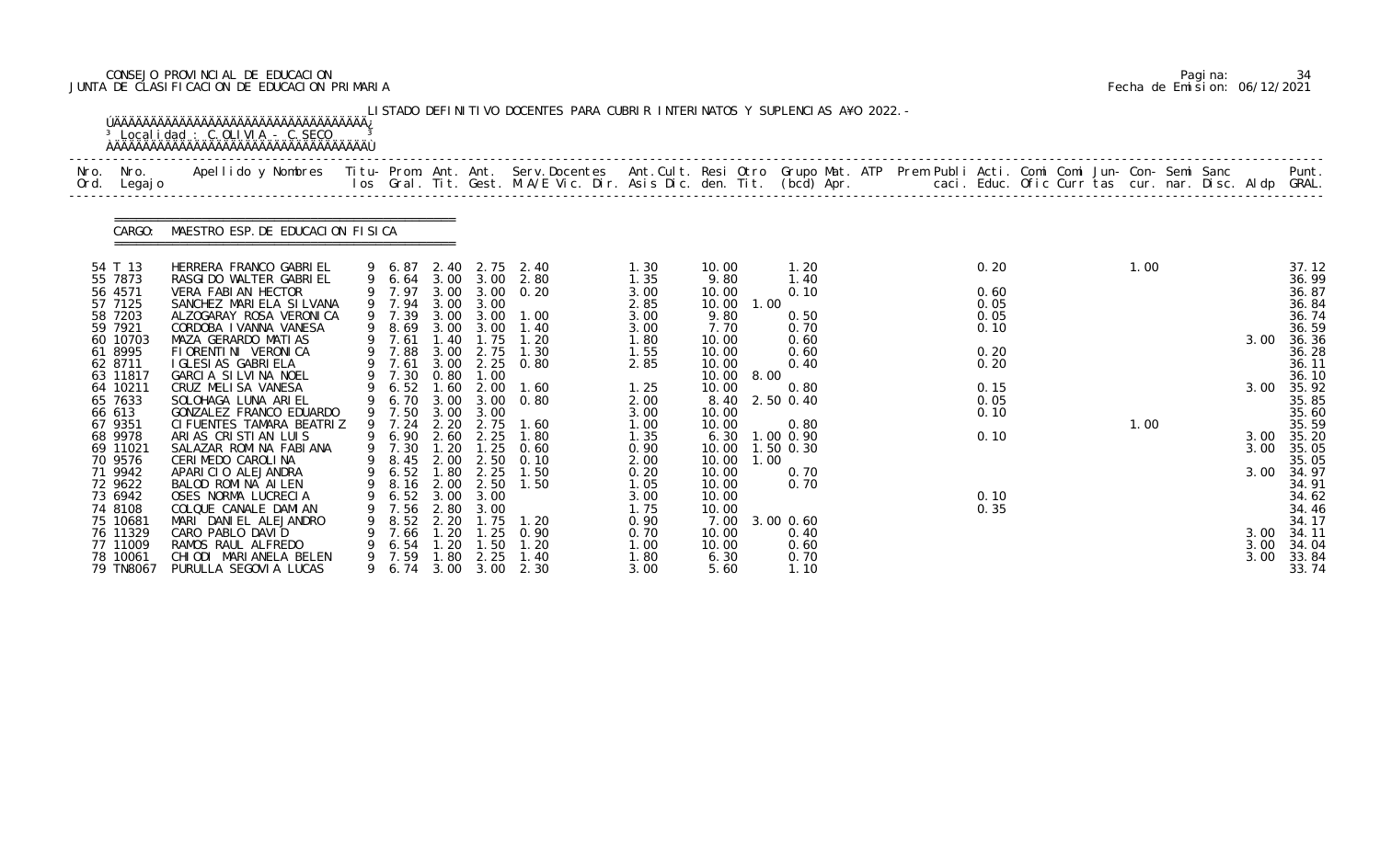CONSEJO PROVINCIAL DE EDUCACION
JUNTA DE CLASIFICACION DE EDUCACION PRIMARIA

Fecha de Emision: 06/12/2021

LISTADO DEFINITIVO DOCENTES PARA CUBRIR INTERINATOS Y SUPLENCIAS A¥O 2022.-

Localidad : C.OLIVIA - C.SECO

CARGO: MAESTRO ESP.DE EDUCACION FISICA

| Nro. Ord. | Nro. Legajo | Apellido y Nombres | Titu- los | Prom. Gral. | Ant. Tit. | Ant. Gest. | Serv.Docentes M.A/E Vic. Dir. | Ant.Cult. Asis Dic. | Resi den. | Otro Tit. | Grupo Mat. (bcd) | ATP Apr. | Prem Publi caci. | Acti. Educ. | Comi Ofic | Comi Curr | Jun- tas | Con- cur. | Semi nar. | Sanc Disc. | Aldp | Punt. GRAL. |
|---|---|---|---|---|---|---|---|---|---|---|---|---|---|---|---|---|---|---|---|---|---|---|
| 54 | T 13 | HERRERA FRANCO GABRIEL | 9 | 6.87 | 2.40 | 2.75 | 2.40 | 1.30 | 10.00 | | 1.20 | | | 0.20 | | | | 1.00 | | | | 37.12 |
| 55 | 7873 | RASGIDO WALTER GABRIEL | 9 | 6.64 | 3.00 | 3.00 | 2.80 | 1.35 | 9.80 | | 1.40 | | | | | | | | | | | 36.99 |
| 56 | 4571 | VERA FABIAN HECTOR | 9 | 7.97 | 3.00 | 3.00 | 0.20 | 3.00 | 10.00 | | 0.10 | | | 0.60 | | | | | | | | 36.87 |
| 57 | 7125 | SANCHEZ MARIELA SILVANA | 9 | 7.94 | 3.00 | 3.00 | | 2.85 | 10.00 | 1.00 | | | | 0.05 | | | | | | | | 36.84 |
| 58 | 7203 | ALZOGARAY ROSA VERONICA | 9 | 7.39 | 3.00 | 3.00 | 1.00 | 3.00 | 9.80 | | 0.50 | | | 0.05 | | | | | | | | 36.74 |
| 59 | 7921 | CORDOBA IVANNA VANESA | 9 | 8.69 | 3.00 | 3.00 | 1.40 | 3.00 | 7.70 | | 0.70 | | | 0.10 | | | | | | | | 36.59 |
| 60 | 10703 | MAZA GERARDO MATIAS | 9 | 7.61 | 1.40 | 1.75 | 1.20 | 1.80 | 10.00 | | 0.60 | | | | | | | | | | 3.00 | 36.36 |
| 61 | 8995 | FIORENTINI VERONICA | 9 | 7.88 | 3.00 | 2.75 | 1.30 | 1.55 | 10.00 | | 0.60 | | | 0.20 | | | | | | | | 36.28 |
| 62 | 8711 | IGLESIAS GABRIELA | 9 | 7.61 | 3.00 | 2.25 | 0.80 | 2.85 | 10.00 | | 0.40 | | | 0.20 | | | | | | | | 36.11 |
| 63 | 11817 | GARCIA SILVINA NOEL | 9 | 7.30 | 0.80 | 1.00 | | | 10.00 | 8.00 | | | | | | | | | | | | 36.10 |
| 64 | 10211 | CRUZ MELISA VANESA | 9 | 6.52 | 1.60 | 2.00 | 1.60 | 1.25 | 10.00 | | 0.80 | | | 0.15 | | | | | | | 3.00 | 35.92 |
| 65 | 7633 | SOLOHAGA LUNA ARIEL | 9 | 6.70 | 3.00 | 3.00 | 0.80 | 2.00 | 8.40 | 2.50 | 0.40 | | | 0.05 | | | | | | | | 35.85 |
| 66 | 613 | GONZALEZ FRANCO EDUARDO | 9 | 7.50 | 3.00 | 3.00 | | 3.00 | 10.00 | | | | | 0.10 | | | | | | | | 35.60 |
| 67 | 9351 | CIFUENTES TAMARA BEATRIZ | 9 | 7.24 | 2.20 | 2.75 | 1.60 | 1.00 | 10.00 | | 0.80 | | | | | | | 1.00 | | | | 35.59 |
| 68 | 9978 | ARIAS CRISTIAN LUIS | 9 | 6.90 | 2.60 | 2.25 | 1.80 | 1.35 | 6.30 | 1.00 | 0.90 | | | 0.10 | | | | | | | 3.00 | 35.20 |
| 69 | 11021 | SALAZAR ROMINA FABIANA | 9 | 7.30 | 1.20 | 1.25 | 0.60 | 0.90 | 10.00 | 1.50 | 0.30 | | | | | | | | | | 3.00 | 35.05 |
| 70 | 9576 | CERIMEDO CAROLINA | 9 | 8.45 | 2.00 | 2.50 | 0.10 | 2.00 | 10.00 | 1.00 | | | | | | | | | | | | 35.05 |
| 71 | 9942 | APARICIO ALEJANDRA | 9 | 6.52 | 1.80 | 2.25 | 1.50 | 0.20 | 10.00 | | 0.70 | | | | | | | | | | 3.00 | 34.97 |
| 72 | 9622 | BALOD ROMINA AILEN | 9 | 8.16 | 2.00 | 2.50 | 1.50 | 1.05 | 10.00 | | 0.70 | | | | | | | | | | | 34.91 |
| 73 | 6942 | OSES NORMA LUCRECIA | 9 | 6.52 | 3.00 | 3.00 | | 3.00 | 10.00 | | | | | 0.10 | | | | | | | | 34.62 |
| 74 | 8108 | COLQUE CANALE DAMIAN | 9 | 7.56 | 2.80 | 3.00 | | 1.75 | 10.00 | | | | | 0.35 | | | | | | | | 34.46 |
| 75 | 10681 | MARI DANIEL ALEJANDRO | 9 | 8.52 | 2.20 | 1.75 | 1.20 | 0.90 | 7.00 | 3.00 | 0.60 | | | | | | | | | | | 34.17 |
| 76 | 11329 | CARO PABLO DAVID | 9 | 7.66 | 1.20 | 1.25 | 0.90 | 0.70 | 10.00 | | 0.40 | | | | | | | | | | 3.00 | 34.11 |
| 77 | 11009 | RAMOS RAUL ALFREDO | 9 | 6.54 | 1.20 | 1.50 | 1.20 | 1.00 | 10.00 | | 0.60 | | | | | | | | | | 3.00 | 34.04 |
| 78 | 10061 | CHIODI MARIANELA BELEN | 9 | 7.59 | 1.80 | 2.25 | 1.40 | 1.80 | 6.30 | | 0.70 | | | | | | | | | | 3.00 | 33.84 |
| 79 | TN8067 | PURULLA SEGOVIA LUCAS | 9 | 6.74 | 3.00 | 3.00 | 2.30 | 3.00 | 5.60 | | 1.10 | | | | | | | | | | | 33.74 |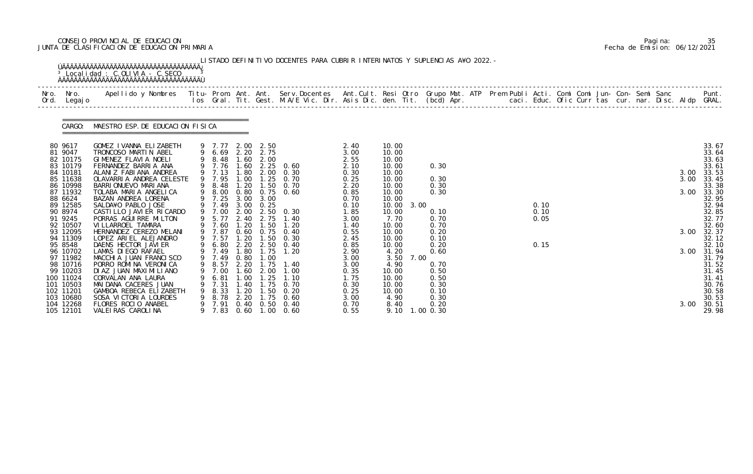CONSEJO PROVINCIAL DE EDUCACION
JUNTA DE CLASIFICACION DE EDUCACION PRIMARIA

Pagina: 35
Fecha de Emision: 06/12/2021

LISTADO DEFINITIVO DOCENTES PARA CUBRIR INTERINATOS Y SUPLENCIAS A¥O 2022.-

Localidad : C.OLIVIA - C.SECO

CARGO: MAESTRO ESP.DE EDUCACION FISICA

| Nro. Ord. | Nro. Legajo | Apellido y Nombres | Titu-los | Prom. Gral. | Ant. Tit. | Ant. Gest. | Serv.Docentes M.A/E Vic. Dir. | Ant.Cult. Asis Dic. | Resi den. | Otro Tit. | Grupo Mat. (bcd) | ATP Apr. | Prem Publi caci. | Acti. Educ. | Comi Ofic | Comi Curr | Jun- tas | Con- cur. | Semi nar. | Sanc Disc. | Aldp | Punt. GRAL. |
|---|---|---|---|---|---|---|---|---|---|---|---|---|---|---|---|---|---|---|---|---|---|---|
| 80 | 9617 | GOMEZ IVANNA ELIZABETH | 9 | 7.77 | 2.00 | 2.50 | | 2.40 | 10.00 | | | | | | | | | | | | | 33.67 |
| 81 | 9047 | TRONCOSO MARTIN ABEL | 9 | 6.69 | 2.20 | 2.75 | | 3.00 | 10.00 | | | | | | | | | | | | | 33.64 |
| 82 | 10175 | GIMENEZ FLAVIA NOELI | 9 | 8.48 | 1.60 | 2.00 | | 2.55 | 10.00 | | | | | | | | | | | | | 33.63 |
| 83 | 10179 | FERNANDEZ BARRIA ANA | 9 | 7.76 | 1.60 | 2.25 | 0.60 | 2.10 | 10.00 | | 0.30 | | | | | | | | | | | 33.61 |
| 84 | 10181 | ALANIZ FABIANA ANDREA | 9 | 7.13 | 1.80 | 2.00 | 0.30 | 0.30 | 10.00 | | | | | | | | | | | | 3.00 | 33.53 |
| 85 | 11638 | OLAVARRIA ANDREA CELESTE | 9 | 7.95 | 1.00 | 1.25 | 0.70 | 0.25 | 10.00 | | 0.30 | | | | | | | | | | 3.00 | 33.45 |
| 86 | 10998 | BARRIONUEVO MARIANA | 9 | 8.48 | 1.20 | 1.50 | 0.70 | 2.20 | 10.00 | | 0.30 | | | | | | | | | | | 33.38 |
| 87 | 11932 | TOLABA MARIA ANGELICA | 9 | 8.00 | 0.80 | 0.75 | 0.60 | 0.85 | 10.00 | | 0.30 | | | | | | | | | | 3.00 | 33.30 |
| 88 | 6624 | BAZAN ANDREA LORENA | 9 | 7.25 | 3.00 | 3.00 | | 0.70 | 10.00 | | | | | | | | | | | | | 32.95 |
| 89 | 12585 | SALDA¥O PABLO JOSE | 9 | 7.49 | 3.00 | 0.25 | | 0.10 | 10.00 | 3.00 | | | | 0.10 | | | | | | | | 32.94 |
| 90 | 8974 | CASTILLO JAVIER RICARDO | 9 | 7.00 | 2.00 | 2.50 | 0.30 | 1.85 | 10.00 | | 0.10 | | | 0.10 | | | | | | | | 32.85 |
| 91 | 9245 | PORRAS AGUIRRE MILTON | 9 | 5.77 | 2.40 | 2.75 | 1.40 | 3.00 | 7.70 | | 0.70 | | | 0.05 | | | | | | | | 32.77 |
| 92 | 10507 | VILLARROEL TAMARA | 9 | 7.60 | 1.20 | 1.50 | 1.20 | 1.40 | 10.00 | | 0.70 | | | | | | | | | | | 32.60 |
| 93 | 12095 | HERNANDEZ CEREZO MELANI | 9 | 7.87 | 0.60 | 0.75 | 0.40 | 0.55 | 10.00 | | 0.20 | | | | | | | | | | 3.00 | 32.37 |
| 94 | 11309 | LOPEZ ARIEL ALEJANDRO | 9 | 7.57 | 1.20 | 1.50 | 0.30 | 2.45 | 10.00 | | 0.10 | | | | | | | | | | | 32.12 |
| 95 | 8548 | DAENS HECTOR JAVIER | 9 | 6.80 | 2.20 | 2.50 | 0.40 | 0.85 | 10.00 | | 0.20 | | | 0.15 | | | | | | | | 32.10 |
| 96 | 10702 | LAMAS DIEGO RAFAEL | 9 | 7.49 | 1.80 | 1.75 | 1.20 | 2.90 | 4.20 | | 0.60 | | | | | | | | | | 3.00 | 31.94 |
| 97 | 11982 | MACCHIA JUAN FRANCISCO | 9 | 7.49 | 0.80 | 1.00 | | 3.00 | 3.50 | 7.00 | | | | | | | | | | | | 31.79 |
| 98 | 10716 | PORRO ROMINA VERONICA | 9 | 8.57 | 2.20 | 1.75 | 1.40 | 3.00 | 4.90 | | 0.70 | | | | | | | | | | | 31.52 |
| 99 | 10203 | DIAZ JUAN MAXIMILIANO | 9 | 7.00 | 1.60 | 2.00 | 1.00 | 0.35 | 10.00 | | 0.50 | | | | | | | | | | | 31.45 |
| 100 | 11024 | CORVALAN ANA LAURA | 9 | 6.81 | 1.00 | 1.25 | 1.10 | 1.75 | 10.00 | | 0.50 | | | | | | | | | | | 31.41 |
| 101 | 10503 | MAIDANA CACERES JUAN | 9 | 7.31 | 1.40 | 1.75 | 0.70 | 0.30 | 10.00 | | 0.30 | | | | | | | | | | | 30.76 |
| 102 | 11201 | GAMBOA REBECA ELIZABETH | 9 | 8.33 | 1.20 | 1.50 | 0.20 | 0.25 | 10.00 | | 0.10 | | | | | | | | | | | 30.58 |
| 103 | 10680 | SOSA VICTORIA LOURDES | 9 | 8.78 | 2.20 | 1.75 | 0.60 | 3.00 | 4.90 | | 0.30 | | | | | | | | | | | 30.53 |
| 104 | 12268 | FLORES ROCIO ANABEL | 9 | 7.91 | 0.40 | 0.50 | 0.40 | 0.70 | 8.40 | | 0.20 | | | | | | | | | | 3.00 | 30.51 |
| 105 | 12101 | VALEIRAS CAROLINA | 9 | 7.83 | 0.60 | 1.00 | 0.60 | 0.55 | 9.10 | 1.00 | 0.30 | | | | | | | | | | | 29.98 |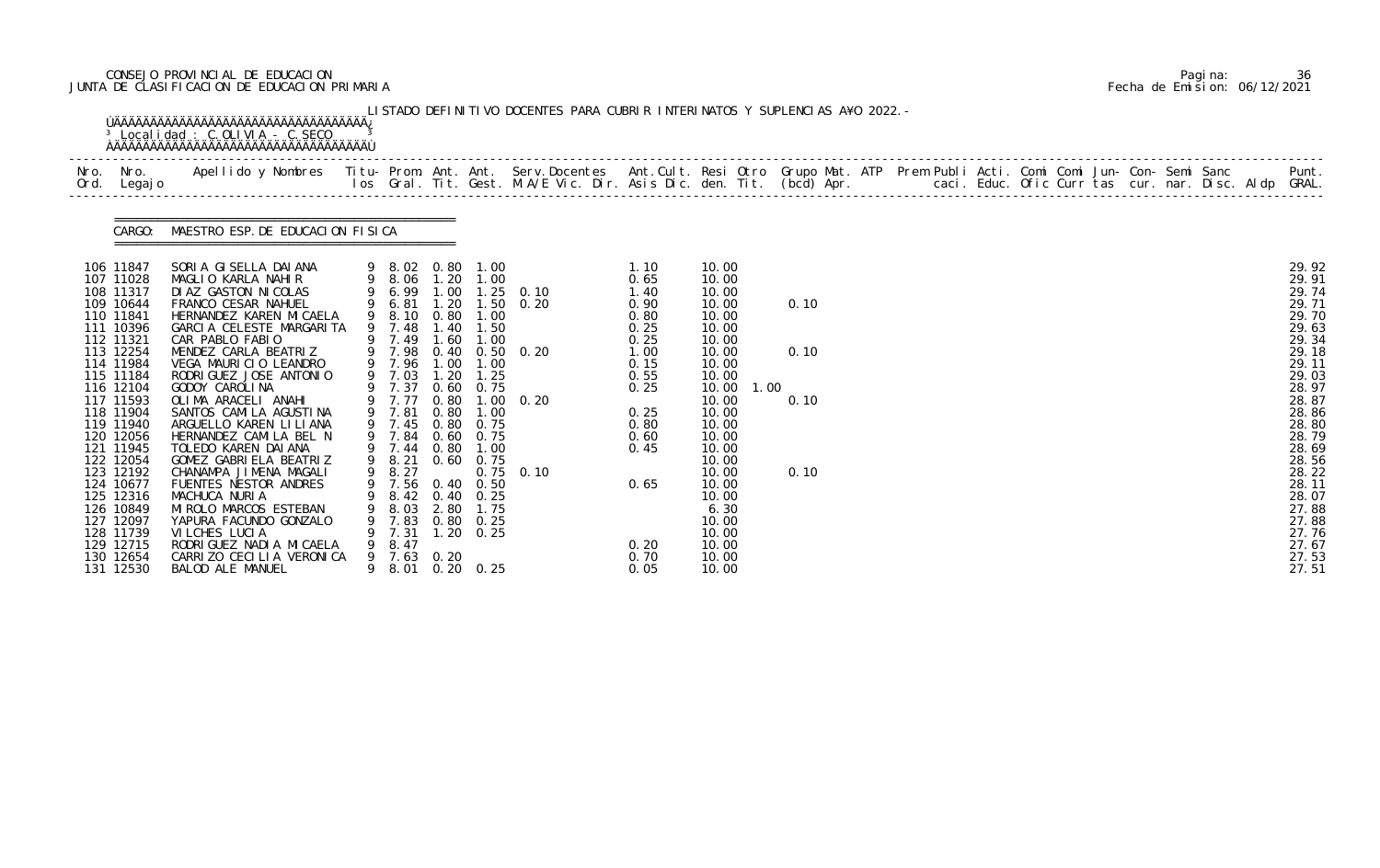CONSEJO PROVINCIAL DE EDUCACION
JUNTA DE CLASIFICACION DE EDUCACION PRIMARIA

LISTADO DEFINITIVO DOCENTES PARA CUBRIR INTERINATOS Y SUPLENCIAS A¥O 2022.-

Localidad : C.OLIVIA - C.SECO

CARGO: MAESTRO ESP.DE EDUCACION FISICA

| Nro. Ord. | Nro. Legajo | Apellido y Nombres | Titu- los | Prom. Gral. | Ant. Tit. | Ant. Gest. | Serv.Docentes M.A/E Vic. Dir. | Ant.Cult. Asis Dic. | Resi den. | Otro Tit. | Grupo Mat. (bcd) | ATP Apr. | Prem Publi caci. | Acti. Educ. | Comi Ofic | Comi Curr | Jun- tas | Con- cur. | Semi nar. | Sanc Disc. | Aldp | Punt. GRAL. |
|---|---|---|---|---|---|---|---|---|---|---|---|---|---|---|---|---|---|---|---|---|---|---|
| 106 | 11847 | SORIA GISELLA DAIANA | 9 | 8.02 | 0.80 | 1.00 | | 1.10 | 10.00 | | | | | | | | | | | | | 29.92 |
| 107 | 11028 | MAGLIO KARLA NAHIR | 9 | 8.06 | 1.20 | 1.00 | | 0.65 | 10.00 | | | | | | | | | | | | | 29.91 |
| 108 | 11317 | DIAZ GASTON NICOLAS | 9 | 6.99 | 1.00 | 1.25 | 0.10 | 1.40 | 10.00 | | | | | | | | | | | | | 29.74 |
| 109 | 10644 | FRANCO CESAR NAHUEL | 9 | 6.81 | 1.20 | 1.50 | 0.20 | 0.90 | 10.00 | | 0.10 | | | | | | | | | | | 29.71 |
| 110 | 11841 | HERNANDEZ KAREN MICAELA | 9 | 8.10 | 0.80 | 1.00 | | 0.80 | 10.00 | | | | | | | | | | | | | 29.70 |
| 111 | 10396 | GARCIA CELESTE MARGARITA | 9 | 7.48 | 1.40 | 1.50 | | 0.25 | 10.00 | | | | | | | | | | | | | 29.63 |
| 112 | 11321 | CAR PABLO FABIO | 9 | 7.49 | 1.60 | 1.00 | | 0.25 | 10.00 | | | | | | | | | | | | | 29.34 |
| 113 | 12254 | MENDEZ CARLA BEATRIZ | 9 | 7.98 | 0.40 | 0.50 | 0.20 | 1.00 | 10.00 | | 0.10 | | | | | | | | | | | 29.18 |
| 114 | 11984 | VEGA MAURICIO LEANDRO | 9 | 7.96 | 1.00 | 1.00 | | 0.15 | 10.00 | | | | | | | | | | | | | 29.11 |
| 115 | 11184 | RODRIGUEZ JOSE ANTONIO | 9 | 7.03 | 1.20 | 1.25 | | 0.55 | 10.00 | | | | | | | | | | | | | 29.03 |
| 116 | 12104 | GODOY CAROLINA | 9 | 7.37 | 0.60 | 0.75 | | 0.25 | 10.00 | 1.00 | | | | | | | | | | | | 28.97 |
| 117 | 11593 | OLIMA ARACELI ANAHI | 9 | 7.77 | 0.80 | 1.00 | 0.20 | | 10.00 | | 0.10 | | | | | | | | | | | 28.87 |
| 118 | 11904 | SANTOS CAMILA AGUSTINA | 9 | 7.81 | 0.80 | 1.00 | | 0.25 | 10.00 | | | | | | | | | | | | | 28.86 |
| 119 | 11940 | ARGUELLO KAREN LILIANA | 9 | 7.45 | 0.80 | 0.75 | | 0.80 | 10.00 | | | | | | | | | | | | | 28.80 |
| 120 | 12056 | HERNANDEZ CAMILA BEL N | 9 | 7.84 | 0.60 | 0.75 | | 0.60 | 10.00 | | | | | | | | | | | | | 28.79 |
| 121 | 11945 | TOLEDO KAREN DAIANA | 9 | 7.44 | 0.80 | 1.00 | | 0.45 | 10.00 | | | | | | | | | | | | | 28.69 |
| 122 | 12054 | GOMEZ GABRIELA BEATRIZ | 9 | 8.21 | 0.60 | 0.75 | | | 10.00 | | | | | | | | | | | | | 28.56 |
| 123 | 12192 | CHANAMPA JIMENA MAGALI | 9 | 8.27 | | 0.75 | 0.10 | | 10.00 | | 0.10 | | | | | | | | | | | 28.22 |
| 124 | 10677 | FUENTES NESTOR ANDRES | 9 | 7.56 | 0.40 | 0.50 | | 0.65 | 10.00 | | | | | | | | | | | | | 28.11 |
| 125 | 12316 | MACHUCA NURIA | 9 | 8.42 | 0.40 | 0.25 | | | 10.00 | | | | | | | | | | | | | 28.07 |
| 126 | 10849 | MIROLO MARCOS ESTEBAN | 9 | 8.03 | 2.80 | 1.75 | | | 6.30 | | | | | | | | | | | | | 27.88 |
| 127 | 12097 | YAPURA FACUNDO GONZALO | 9 | 7.83 | 0.80 | 0.25 | | | 10.00 | | | | | | | | | | | | | 27.88 |
| 128 | 11739 | VILCHES LUCIA | 9 | 7.31 | 1.20 | 0.25 | | | 10.00 | | | | | | | | | | | | | 27.76 |
| 129 | 12715 | RODRIGUEZ NADIA MICAELA | 9 | 8.47 | | | | 0.20 | 10.00 | | | | | | | | | | | | | 27.67 |
| 130 | 12654 | CARRIZO CECILIA VERONICA | 9 | 7.63 | 0.20 | | | 0.70 | 10.00 | | | | | | | | | | | | | 27.53 |
| 131 | 12530 | BALOD ALE MANUEL | 9 | 8.01 | 0.20 | 0.25 | | 0.05 | 10.00 | | | | | | | | | | | | | 27.51 |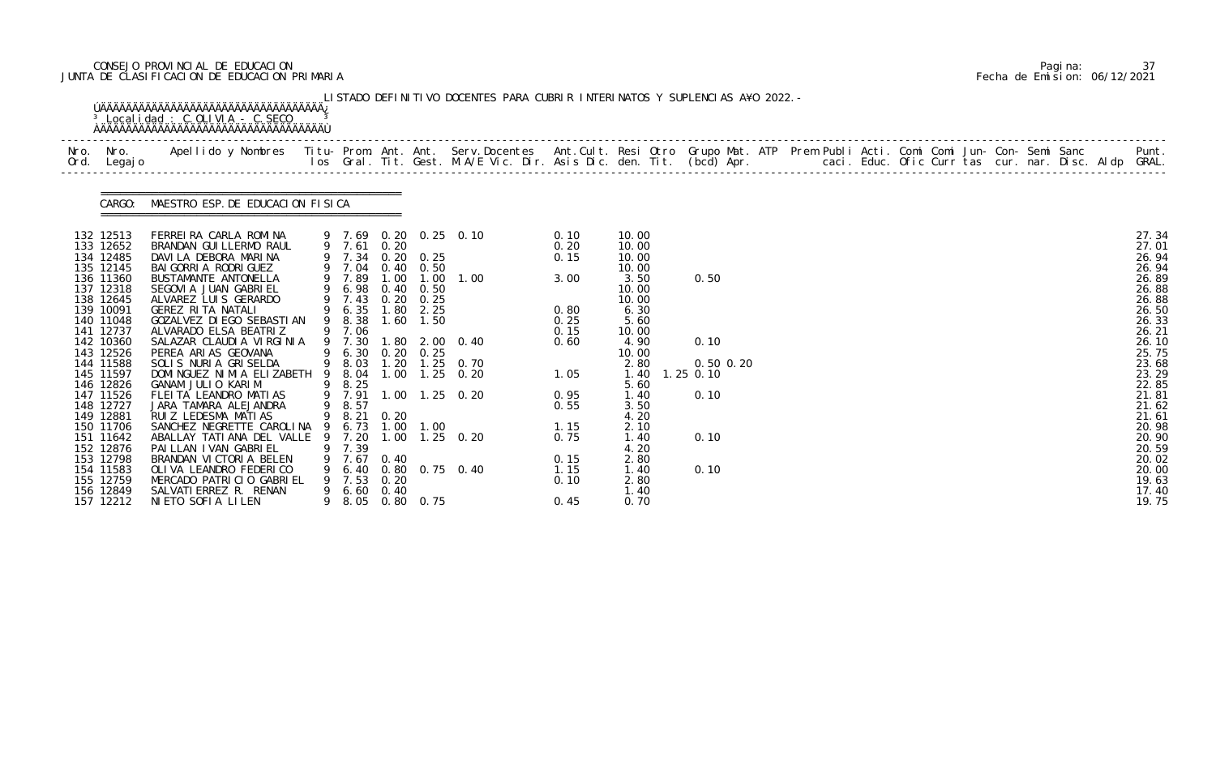CONSEJO PROVINCIAL DE EDUCACION
JUNTA DE CLASIFICACION DE EDUCACION PRIMARIA

Pagina: 37
Fecha de Emision: 06/12/2021

LISTADO DEFINITIVO DOCENTES PARA CUBRIR INTERINATOS Y SUPLENCIAS AÑO 2022.-

Localidad : C.OLIVIA - C.SECO

CARGO: MAESTRO ESP.DE EDUCACION FISICA

| Nro. Ord. | Nro. Legajo | Apellido y Nombres | Titu-los | Prom. Gral. | Ant. Tit. | Ant. Gest. | Serv.Docentes M.A/E Vic. Dir. | Ant.Cult. Asis Dic. | Resi den. | Otro Tit. | Grupo Mat. (bcd) | ATP Apr. | Prem Publi caci. | Acti. Educ. | Comi Ofic | Comi Curr | Jun- tas | Con- cur. | Semi nar. | Sanc Disc. | Aldp | Punt. GRAL. |
|---|---|---|---|---|---|---|---|---|---|---|---|---|---|---|---|---|---|---|---|---|---|---|
| 132 | 12513 | FERREIRA CARLA ROMINA | 9 | 7.69 | 0.20 | 0.25 | 0.10 | 0.10 | 10.00 | | | | | | | | | | | | | 27.34 |
| 133 | 12652 | BRANDAN GUILLERMO RAUL | 9 | 7.61 | 0.20 | | | 0.20 | 10.00 | | | | | | | | | | | | | 27.01 |
| 134 | 12485 | DAVILA DEBORA MARINA | 9 | 7.34 | 0.20 | 0.25 | | 0.15 | 10.00 | | | | | | | | | | | | | 26.94 |
| 135 | 12145 | BAIGORRIA RODRIGUEZ | 9 | 7.04 | 0.40 | 0.50 | | | 10.00 | | | | | | | | | | | | | 26.94 |
| 136 | 11360 | BUSTAMANTE ANTONELLA | 9 | 7.89 | 1.00 | 1.00 | 1.00 | 3.00 | 3.50 | | 0.50 | | | | | | | | | | | 26.89 |
| 137 | 12318 | SEGOVIA JUAN GABRIEL | 9 | 6.98 | 0.40 | 0.50 | | | 10.00 | | | | | | | | | | | | | 26.88 |
| 138 | 12645 | ALVAREZ LUIS GERARDO | 9 | 7.43 | 0.20 | 0.25 | | | 10.00 | | | | | | | | | | | | | 26.88 |
| 139 | 10091 | GEREZ RITA NATALI | 9 | 6.35 | 1.80 | 2.25 | | 0.80 | 6.30 | | | | | | | | | | | | | 26.50 |
| 140 | 11048 | GOZALVEZ DIEGO SEBASTIAN | 9 | 8.38 | 1.60 | 1.50 | | 0.25 | 5.60 | | | | | | | | | | | | | 26.33 |
| 141 | 12737 | ALVARADO ELSA BEATRIZ | 9 | 7.06 | | | | 0.15 | 10.00 | | | | | | | | | | | | | 26.21 |
| 142 | 10360 | SALAZAR CLAUDIA VIRGINIA | 9 | 7.30 | 1.80 | 2.00 | 0.40 | 0.60 | 4.90 | | 0.10 | | | | | | | | | | | 26.10 |
| 143 | 12526 | PEREA ARIAS GEOVANA | 9 | 6.30 | 0.20 | 0.25 | | | 10.00 | | | | | | | | | | | | | 25.75 |
| 144 | 11588 | SOLIS NURIA GRISELDA | 9 | 8.03 | 1.20 | 1.25 | 0.70 | | 2.80 | | 0.50 | 0.20 | | | | | | | | | | 23.68 |
| 145 | 11597 | DOMINGUEZ NIMIA ELIZABETH | 9 | 8.04 | 1.00 | 1.25 | 0.20 | 1.05 | 1.40 | 1.25 | 0.10 | | | | | | | | | | | 23.29 |
| 146 | 12826 | GANAM JULIO KARIM | 9 | 8.25 | | | | | 5.60 | | | | | | | | | | | | | 22.85 |
| 147 | 11526 | FLEITA LEANDRO MATIAS | 9 | 7.91 | 1.00 | 1.25 | 0.20 | 0.95 | 1.40 | | 0.10 | | | | | | | | | | | 21.81 |
| 148 | 12727 | JARA TAMARA ALEJANDRA | 9 | 8.57 | | | | 0.55 | 3.50 | | | | | | | | | | | | | 21.62 |
| 149 | 12881 | RUIZ LEDESMA MATIAS | 9 | 8.21 | 0.20 | | | | 4.20 | | | | | | | | | | | | | 21.61 |
| 150 | 11706 | SANCHEZ NEGRETTE CAROLINA | 9 | 6.73 | 1.00 | 1.00 | | 1.15 | 2.10 | | | | | | | | | | | | | 20.98 |
| 151 | 11642 | ABALLAY TATIANA DEL VALLE | 9 | 7.20 | 1.00 | 1.25 | 0.20 | 0.75 | 1.40 | | 0.10 | | | | | | | | | | | 20.90 |
| 152 | 12876 | PAILLAN IVAN GABRIEL | 9 | 7.39 | | | | | 4.20 | | | | | | | | | | | | | 20.59 |
| 153 | 12798 | BRANDAN VICTORIA BELEN | 9 | 7.67 | 0.40 | | | 0.15 | 2.80 | | | | | | | | | | | | | 20.02 |
| 154 | 11583 | OLIVA LEANDRO FEDERICO | 9 | 6.40 | 0.80 | 0.75 | 0.40 | 1.15 | 1.40 | | 0.10 | | | | | | | | | | | 20.00 |
| 155 | 12759 | MERCADO PATRICIO GABRIEL | 9 | 7.53 | 0.20 | | | 0.10 | 2.80 | | | | | | | | | | | | | 19.63 |
| 156 | 12849 | SALVATIERREZ R. RENAN | 9 | 6.60 | 0.40 | | | | 1.40 | | | | | | | | | | | | | 17.40 |
| 157 | 12212 | NIETO SOFIA LILEN | 9 | 8.05 | 0.80 | 0.75 | | 0.45 | 0.70 | | | | | | | | | | | | | 19.75 |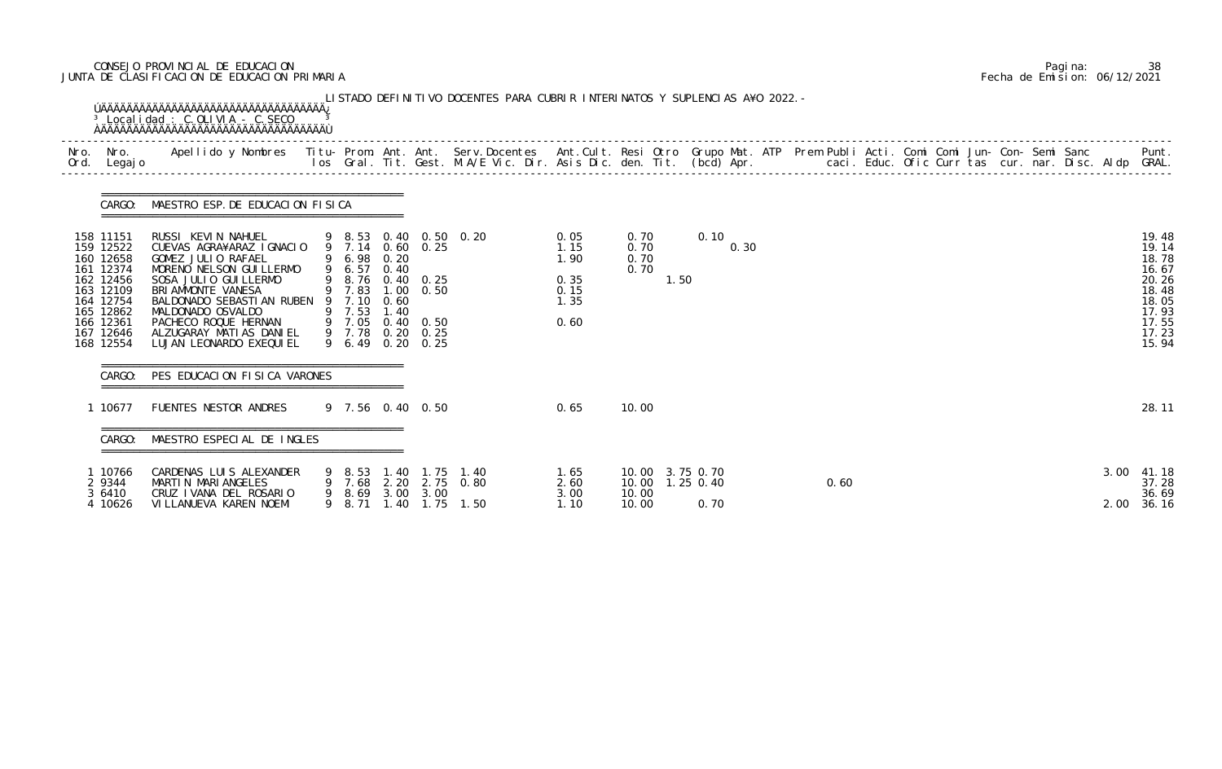CONSEJO PROVINCIAL DE EDUCACION
JUNTA DE CLASIFICACION DE EDUCACION PRIMARIA

Fecha de Emision: 06/12/2021

LISTADO DEFINITIVO DOCENTES PARA CUBRIR INTERINATOS Y SUPLENCIAS A¥O 2022.-

Localidad : C.OLIVIA - C.SECO

**CARGO: MAESTRO ESP. DE EDUCACION FISICA**

| Nro. Ord. | Nro. Legajo | Apellido y Nombres | Titu-los | Prom. Gral. | Ant. Tit. | Ant. Gest. | Serv.Docentes M.A/E Vic. Dir. | Ant.Cult. Asis Dic. | Resi den. | Otro Tit. | Grupo Mat. (bcd) | ATP Apr. | Prem Publi caci. | Acti. Educ. | Comi Ofic | Comi Curr | Jun-tas | Con-cur. | Semi nar. | Sanc Disc. | Aldp | Punt. GRAL. |
|---|---|---|---|---|---|---|---|---|---|---|---|---|---|---|---|---|---|---|---|---|---|---|
| 158 | 11151 | RUSSI KEVIN NAHUEL | 9 | 8.53 | 0.40 | 0.50 | 0.20 | 0.05 | 0.70 | | 0.10 | | | | | | | | | | | 19.48 |
| 159 | 12522 | CUEVAS AGRA¥ARAZ IGNACIO | 9 | 7.14 | 0.60 | 0.25 | | 1.15 | 0.70 | | | 0.30 | | | | | | | | | | 19.14 |
| 160 | 12658 | GOMEZ JULIO RAFAEL | 9 | 6.98 | 0.20 | | | 1.90 | 0.70 | | | | | | | | | | | | | 18.78 |
| 161 | 12374 | MORENO NELSON GUILLERMO | 9 | 6.57 | 0.40 | | | | 0.70 | | | | | | | | | | | | | 16.67 |
| 162 | 12456 | SOSA JULIO GUILLERMO | 9 | 8.76 | 0.40 | 0.25 | | 0.35 | | 1.50 | | | | | | | | | | | | 20.26 |
| 163 | 12109 | BRIAMMONTE VANESA | 9 | 7.83 | 1.00 | 0.50 | | 0.15 | | | | | | | | | | | | | | 18.48 |
| 164 | 12754 | BALDONADO SEBASTIAN RUBEN | 9 | 7.10 | 0.60 | | | 1.35 | | | | | | | | | | | | | | 18.05 |
| 165 | 12862 | MALDONADO OSVALDO | 9 | 7.53 | 1.40 | | | | | | | | | | | | | | | | | 17.93 |
| 166 | 12361 | PACHECO ROQUE HERNAN | 9 | 7.05 | 0.40 | 0.50 | | 0.60 | | | | | | | | | | | | | | 17.55 |
| 167 | 12646 | ALZUGARAY MATIAS DANIEL | 9 | 7.78 | 0.20 | 0.25 | | | | | | | | | | | | | | | | 17.23 |
| 168 | 12554 | LUJAN LEONARDO EXEQUIEL | 9 | 6.49 | 0.20 | 0.25 | | | | | | | | | | | | | | | | 15.94 |

**CARGO: PES EDUCACION FISICA VARONES**

| Nro. Ord. | Nro. Legajo | Apellido y Nombres | Titu-los | Prom. Gral. | Ant. Tit. | Ant. Gest. | Serv.Docentes M.A/E Vic. Dir. | Ant.Cult. Asis Dic. | Resi den. | Otro Tit. | Grupo Mat. (bcd) | ATP Apr. | Prem Publi caci. | Acti. Educ. | Comi Ofic | Comi Curr | Jun-tas | Con-cur. | Semi nar. | Sanc Disc. | Aldp | Punt. GRAL. |
|---|---|---|---|---|---|---|---|---|---|---|---|---|---|---|---|---|---|---|---|---|---|---|
| 1 | 10677 | FUENTES NESTOR ANDRES | 9 | 7.56 | 0.40 | 0.50 | | 0.65 | 10.00 | | | | | | | | | | | | | 28.11 |

**CARGO: MAESTRO ESPECIAL DE INGLES**

| Nro. Ord. | Nro. Legajo | Apellido y Nombres | Titu-los | Prom. Gral. | Ant. Tit. | Ant. Gest. | Serv.Docentes M.A/E Vic. Dir. | Ant.Cult. Asis Dic. | Resi den. | Otro Tit. | Grupo Mat. (bcd) | ATP Apr. | Prem Publi caci. | Acti. Educ. | Comi Ofic | Comi Curr | Jun-tas | Con-cur. | Semi nar. | Sanc Disc. | Aldp | Punt. GRAL. |
|---|---|---|---|---|---|---|---|---|---|---|---|---|---|---|---|---|---|---|---|---|---|---|
| 1 | 10766 | CARDENAS LUIS ALEXANDER | 9 | 8.53 | 1.40 | 1.75 | 1.40 | 1.65 | 10.00 | 3.75 | 0.70 | | | | | | | | | | 3.00 | 41.18 |
| 2 | 9344 | MARTIN MARIANGELES | 9 | 7.68 | 2.20 | 2.75 | 0.80 | 2.60 | 10.00 | 1.25 | 0.40 | | 0.60 | | | | | | | | | 37.28 |
| 3 | 6410 | CRUZ IVANA DEL ROSARIO | 9 | 8.69 | 3.00 | 3.00 | | 3.00 | 10.00 | | | | | | | | | | | | | 36.69 |
| 4 | 10626 | VILLANUEVA KAREN NOEMI | 9 | 8.71 | 1.40 | 1.75 | 1.50 | 1.10 | 10.00 | | 0.70 | | | | | | | | | | 2.00 | 36.16 |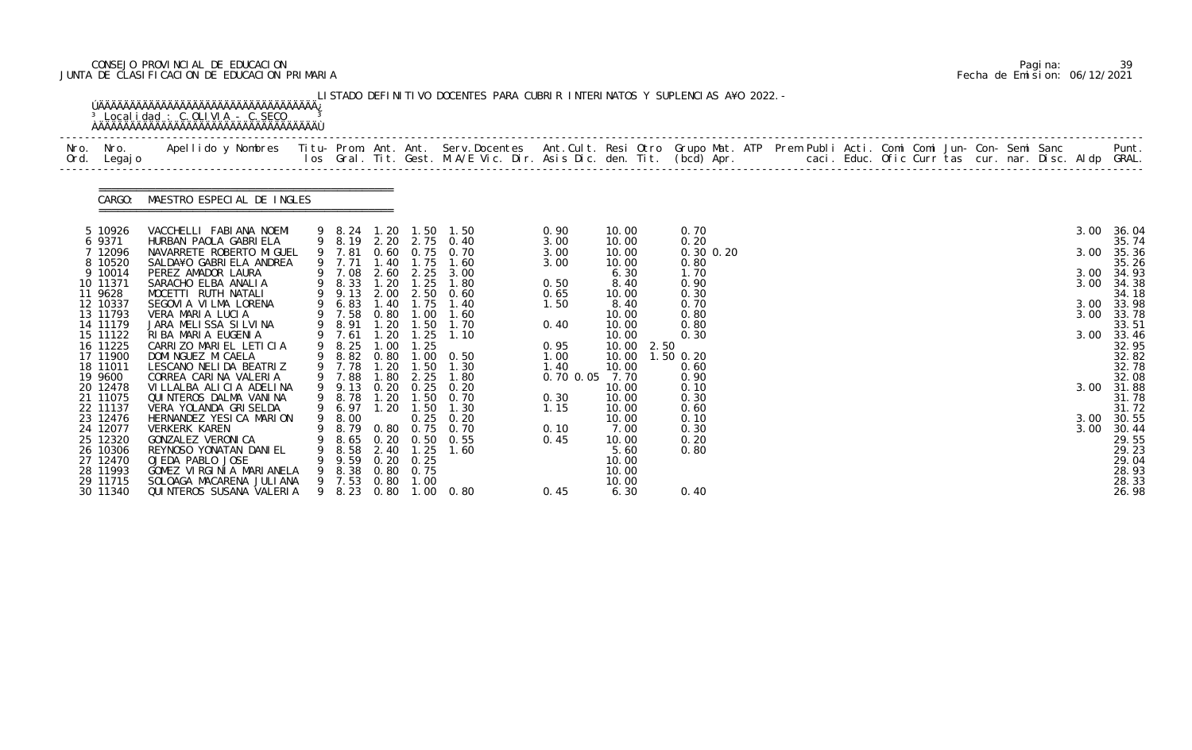CONSEJO PROVINCIAL DE EDUCACION
JUNTA DE CLASIFICACION DE EDUCACION PRIMARIA

Fecha de Emision: 06/12/2021

LISTADO DEFINITIVO DOCENTES PARA CUBRIR INTERINATOS Y SUPLENCIAS A¥O 2022.-

Localidad : C.OLIVIA - C.SECO

CARGO: MAESTRO ESPECIAL DE INGLES

| Nro. Ord. | Nro. Legajo | Apellido y Nombres | Titu- los | Prom. Gral. | Ant. Tit. | Ant. Gest. | Serv.Docentes M.A/E Vic. Dir. | Ant.Cult. Asis Dic. | Resi den. | Otro Tit. | Grupo Mat. (bcd) | ATP Apr. | Prem Publi caci. | Acti. Educ. | Comi Ofic | Comi Curr | Jun- tas | Con- cur. | Semi nar. | Sanc Disc. | Aldp | Punt. GRAL. |
|---|---|---|---|---|---|---|---|---|---|---|---|---|---|---|---|---|---|---|---|---|---|---|
| 5 | 10926 | VACCHELLI FABIANA NOEMI | 9 | 8.24 | 1.20 | 1.50 | 1.50 | 0.90 | 10.00 | | 0.70 | | | | | | | | | | 3.00 | 36.04 |
| 6 | 9371 | HURBAN PAOLA GABRIELA | 9 | 8.19 | 2.20 | 2.75 | 0.40 | 3.00 | 10.00 | | 0.20 | | | | | | | | | | | 35.74 |
| 7 | 12096 | NAVARRETE ROBERTO MIGUEL | 9 | 7.81 | 0.60 | 0.75 | 0.70 | 3.00 | 10.00 | | 0.30 | 0.20 | | | | | | | | | 3.00 | 35.36 |
| 8 | 10520 | SALDA¥O GABRIELA ANDREA | 9 | 7.71 | 1.40 | 1.75 | 1.60 | 3.00 | 10.00 | | 0.80 | | | | | | | | | | | 35.26 |
| 9 | 10014 | PEREZ AMADOR LAURA | 9 | 7.08 | 2.60 | 2.25 | 3.00 | | 6.30 | | 1.70 | | | | | | | | | | 3.00 | 34.93 |
| 10 | 11371 | SARACHO ELBA ANALIA | 9 | 8.33 | 1.20 | 1.25 | 1.80 | 0.50 | 8.40 | | 0.90 | | | | | | | | | | 3.00 | 34.38 |
| 11 | 9628 | MOCETTI RUTH NATALI | 9 | 9.13 | 2.00 | 2.50 | 0.60 | 0.65 | 10.00 | | 0.30 | | | | | | | | | | | 34.18 |
| 12 | 10337 | SEGOVIA VILMA LORENA | 9 | 6.83 | 1.40 | 1.75 | 1.40 | 1.50 | 8.40 | | 0.70 | | | | | | | | | | 3.00 | 33.98 |
| 13 | 11793 | VERA MARIA LUCIA | 9 | 7.58 | 0.80 | 1.00 | 1.60 | | 10.00 | | 0.80 | | | | | | | | | | 3.00 | 33.78 |
| 14 | 11179 | JARA MELISSA SILVINA | 9 | 8.91 | 1.20 | 1.50 | 1.70 | 0.40 | 10.00 | | 0.80 | | | | | | | | | | | 33.51 |
| 15 | 11122 | RIBA MARIA EUGENIA | 9 | 7.61 | 1.20 | 1.25 | 1.10 | | 10.00 | | 0.30 | | | | | | | | | | 3.00 | 33.46 |
| 16 | 11225 | CARRIZO MARIEL LETICIA | 9 | 8.25 | 1.00 | 1.25 | | 0.95 | 10.00 | 2.50 | | | | | | | | | | | | 32.95 |
| 17 | 11900 | DOMINGUEZ MICAELA | 9 | 8.82 | 0.80 | 1.00 | 0.50 | 1.00 | 10.00 | 1.50 | 0.20 | | | | | | | | | | | 32.82 |
| 18 | 11011 | LESCANO NELIDA BEATRIZ | 9 | 7.78 | 1.20 | 1.50 | 1.30 | 1.40 | 10.00 | | 0.60 | | | | | | | | | | | 32.78 |
| 19 | 9600 | CORREA CARINA VALERIA | 9 | 7.88 | 1.80 | 2.25 | 1.80 | 0.70 0.05 | 7.70 | | 0.90 | | | | | | | | | | | 32.08 |
| 20 | 12478 | VILLALBA ALICIA ADELINA | 9 | 9.13 | 0.20 | 0.25 | 0.20 | | 10.00 | | 0.10 | | | | | | | | | | 3.00 | 31.88 |
| 21 | 11075 | QUINTEROS DALMA VANINA | 9 | 8.78 | 1.20 | 1.50 | 0.70 | 0.30 | 10.00 | | 0.30 | | | | | | | | | | | 31.78 |
| 22 | 11137 | VERA YOLANDA GRISELDA | 9 | 6.97 | 1.20 | 1.50 | 1.30 | 1.15 | 10.00 | | 0.60 | | | | | | | | | | | 31.72 |
| 23 | 12476 | HERNANDEZ YESICA MARION | 9 | 8.00 | | 0.25 | 0.20 | | 10.00 | | 0.10 | | | | | | | | | | 3.00 | 30.55 |
| 24 | 12077 | VERKERK KAREN | 9 | 8.79 | 0.80 | 0.75 | 0.70 | 0.10 | 7.00 | | 0.30 | | | | | | | | | | 3.00 | 30.44 |
| 25 | 12320 | GONZALEZ VERONICA | 9 | 8.65 | 0.20 | 0.50 | 0.55 | 0.45 | 10.00 | | 0.20 | | | | | | | | | | | 29.55 |
| 26 | 10306 | REYNOSO YONATAN DANIEL | 9 | 8.58 | 2.40 | 1.25 | 1.60 | | 5.60 | | 0.80 | | | | | | | | | | | 29.23 |
| 27 | 12470 | OJEDA PABLO JOSE | 9 | 9.59 | 0.20 | 0.25 | | | 10.00 | | | | | | | | | | | | | 29.04 |
| 28 | 11993 | GOMEZ VIRGINIA MARIANELA | 9 | 8.38 | 0.80 | 0.75 | | | 10.00 | | | | | | | | | | | | | 28.93 |
| 29 | 11715 | SOLOAGA MACARENA JULIANA | 9 | 7.53 | 0.80 | 1.00 | | | 10.00 | | | | | | | | | | | | | 28.33 |
| 30 | 11340 | QUINTEROS SUSANA VALERIA | 9 | 8.23 | 0.80 | 1.00 | 0.80 | 0.45 | 6.30 | | 0.40 | | | | | | | | | | | 26.98 |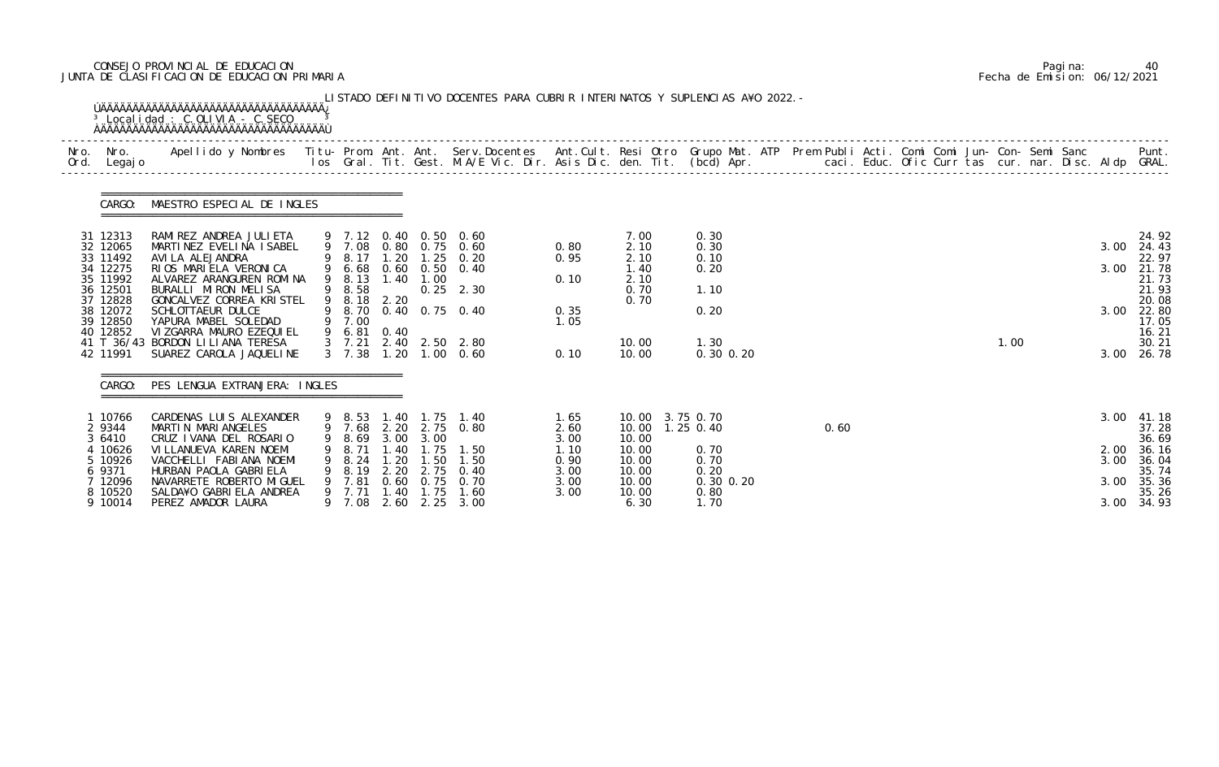CONSEJO PROVINCIAL DE EDUCACION
JUNTA DE CLASIFICACION DE EDUCACION PRIMARIA

Fecha de Emision: 06/12/2021

LISTADO DEFINITIVO DOCENTES PARA CUBRIR INTERINATOS Y SUPLENCIAS A¥O 2022.-

Localidad : C.OLIVIA - C.SECO

CARGO: MAESTRO ESPECIAL DE INGLES

| Nro. Ord. | Nro. Legajo | Apellido y Nombres | Titu-los | Prom. Gral. | Ant. Tit. | Ant. Gest. | Serv.Docentes M.A/E Vic. Dir. | Ant.Cult. Asis Dic. | Resi den. | Otro Tit. | Grupo Mat. (bcd) | ATP Apr. | Prem Publi caci. | Acti. Educ. | Comi Ofic | Comi Curr | Jun-tas | Con-cur. | Semi nar. | Sanc Disc. | Aldp | Punt. GRAL. |
|---|---|---|---|---|---|---|---|---|---|---|---|---|---|---|---|---|---|---|---|---|---|---|
| 31 | 12313 | RAMIREZ ANDREA JULIETA | 9 | 7.12 | 0.40 | 0.50 | 0.60 | | 7.00 | | 0.30 | | | | | | | | | | | 24.92 |
| 32 | 12065 | MARTINEZ EVELINA ISABEL | 9 | 7.08 | 0.80 | 0.75 | 0.60 | 0.80 | 2.10 | | 0.30 | | | | | | | | | | 3.00 | 24.43 |
| 33 | 11492 | AVILA ALEJANDRA | 9 | 8.17 | 1.20 | 1.25 | 0.20 | 0.95 | 2.10 | | 0.10 | | | | | | | | | | | 22.97 |
| 34 | 12275 | RIOS MARIELA VERONICA | 9 | 6.68 | 0.60 | 0.50 | 0.40 | | 1.40 | | 0.20 | | | | | | | | | | 3.00 | 21.78 |
| 35 | 11992 | ALVAREZ ARANGUREN ROMINA | 9 | 8.13 | 1.40 | 1.00 | | 0.10 | 2.10 | | | | | | | | | | | | | 21.73 |
| 36 | 12501 | BURALLI MIRON MELISA | 9 | 8.58 | | 0.25 | 2.30 | | 0.70 | | 1.10 | | | | | | | | | | | 21.93 |
| 37 | 12828 | GONCALVEZ CORREA KRISTEL | 9 | 8.18 | 2.20 | | | | 0.70 | | | | | | | | | | | | | 20.08 |
| 38 | 12072 | SCHLOTTAEUR DULCE | 9 | 8.70 | 0.40 | 0.75 | 0.40 | 0.35 | | | 0.20 | | | | | | | | | | 3.00 | 22.80 |
| 39 | 12850 | YAPURA MABEL SOLEDAD | 9 | 7.00 | | | | 1.05 | | | | | | | | | | | | | | 17.05 |
| 40 | 12852 | VIZGARRA MAURO EZEQUIEL | 9 | 6.81 | 0.40 | | | | | | | | | | | | | | | | | 16.21 |
| 41 T 36/43 | | BORDON LILIANA TERESA | 3 | 7.21 | 2.40 | 2.50 | 2.80 | | 10.00 | | 1.30 | | | | | | 1.00 | | | | | 30.21 |
| 42 | 11991 | SUAREZ CAROLA JAQUELINE | 3 | 7.38 | 1.20 | 1.00 | 0.60 | 0.10 | 10.00 | | 0.30 | 0.20 | | | | | | | | | 3.00 | 26.78 |

CARGO: PES LENGUA EXTRANJERA: INGLES

| Nro. Ord. | Nro. Legajo | Apellido y Nombres | Titu-los | Prom. Gral. | Ant. Tit. | Ant. Gest. | Serv.Docentes M.A/E Vic. Dir. | Ant.Cult. Asis Dic. | Resi den. | Otro Tit. | Grupo Mat. (bcd) | ATP Apr. | Prem Publi caci. | Acti. Educ. | Comi Ofic | Comi Curr | Jun-tas | Con-cur. | Semi nar. | Sanc Disc. | Aldp | Punt. GRAL. |
|---|---|---|---|---|---|---|---|---|---|---|---|---|---|---|---|---|---|---|---|---|---|---|
| 1 | 10766 | CARDENAS LUIS ALEXANDER | 9 | 8.53 | 1.40 | 1.75 | 1.40 | 1.65 | 10.00 | 3.75 | 0.70 | | | | | | | | | | 3.00 | 41.18 |
| 2 | 9344 | MARTIN MARIANGELES | 9 | 7.68 | 2.20 | 2.75 | 0.80 | 2.60 | 10.00 | 1.25 | 0.40 | | 0.60 | | | | | | | | | 37.28 |
| 3 | 6410 | CRUZ IVANA DEL ROSARIO | 9 | 8.69 | 3.00 | 3.00 | | 3.00 | 10.00 | | | | | | | | | | | | | 36.69 |
| 4 | 10626 | VILLANUEVA KAREN NOEMI | 9 | 8.71 | 1.40 | 1.75 | 1.50 | 1.10 | 10.00 | | 0.70 | | | | | | | | | | 2.00 | 36.16 |
| 5 | 10926 | VACCHELLI FABIANA NOEMI | 9 | 8.24 | 1.20 | 1.50 | 1.50 | 0.90 | 10.00 | | 0.70 | | | | | | | | | | 3.00 | 36.04 |
| 6 | 9371 | HURBAN PAOLA GABRIELA | 9 | 8.19 | 2.20 | 2.75 | 0.40 | 3.00 | 10.00 | | 0.20 | | | | | | | | | | | 35.74 |
| 7 | 12096 | NAVARRETE ROBERTO MIGUEL | 9 | 7.81 | 0.60 | 0.75 | 0.70 | 3.00 | 10.00 | | 0.30 | 0.20 | | | | | | | | | 3.00 | 35.36 |
| 8 | 10520 | SALDA¥O GABRIELA ANDREA | 9 | 7.71 | 1.40 | 1.75 | 1.60 | 3.00 | 10.00 | | 0.80 | | | | | | | | | | | 35.26 |
| 9 | 10014 | PEREZ AMADOR LAURA | 9 | 7.08 | 2.60 | 2.25 | 3.00 | | 6.30 | | 1.70 | | | | | | | | | | 3.00 | 34.93 |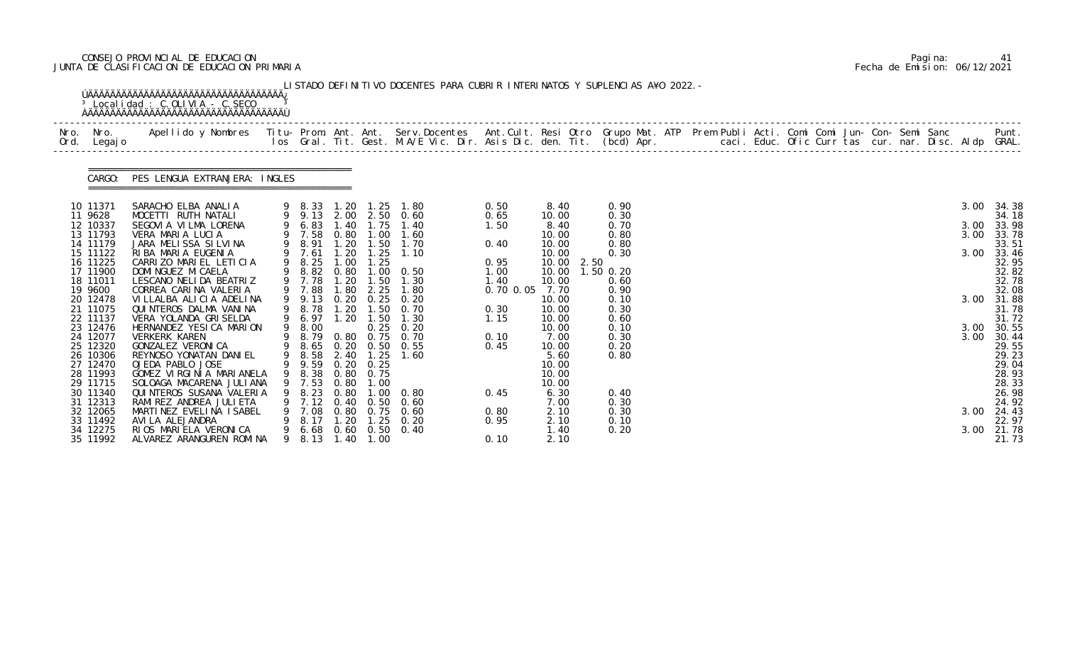CONSEJO PROVINCIAL DE EDUCACION
JUNTA DE CLASIFICACION DE EDUCACION PRIMARIA

Fecha de Emision: 06/12/2021

LISTADO DEFINITIVO DOCENTES PARA CUBRIR INTERINATOS Y SUPLENCIAS AÑO 2022.-

Localidad : C.OLIVIA - C.SECO

CARGO: PES LENGUA EXTRANJERA: INGLES

| Nro. Ord. | Nro. Legajo | Apellido y Nombres | Titu- los | Prom. Gral. | Ant. Tit. | Ant. Gest. | Serv.Docentes M.A/E Vic. Dir. | Ant.Cult. Asis Dic. | Resi den. | Otro Tit. | Grupo Mat. (bcd) Apr. | ATP | Prem Publi caci. | Acti. Educ. | Comi Ofic | Comi Curr | Jun- tas | Con- cur. | Semi nar. | Sanc Disc. | Aldp | Punt. GRAL. |
|---|---|---|---|---|---|---|---|---|---|---|---|---|---|---|---|---|---|---|---|---|---|---|
| 10 | 11371 | SARACHO ELBA ANALIA | 9 | 8.33 | 1.20 | 1.25 | 1.80 | 0.50 | 8.40 | | 0.90 | | | | | | | | | | 3.00 | 34.38 |
| 11 | 9628 | MOCETTI RUTH NATALI | 9 | 9.13 | 2.00 | 2.50 | 0.60 | 0.65 | 10.00 | | 0.30 | | | | | | | | | | | 34.18 |
| 12 | 10337 | SEGOVIA VILMA LORENA | 9 | 6.83 | 1.40 | 1.75 | 1.40 | 1.50 | 8.40 | | 0.70 | | | | | | | | | | 3.00 | 33.98 |
| 13 | 11793 | VERA MARIA LUCIA | 9 | 7.58 | 0.80 | 1.00 | 1.60 | | 10.00 | | 0.80 | | | | | | | | | | 3.00 | 33.78 |
| 14 | 11179 | JARA MELISSA SILVINA | 9 | 8.91 | 1.20 | 1.50 | 1.70 | 0.40 | 10.00 | | 0.80 | | | | | | | | | | | 33.51 |
| 15 | 11122 | RIBA MARIA EUGENIA | 9 | 7.61 | 1.20 | 1.25 | 1.10 | | 10.00 | | 0.30 | | | | | | | | | | 3.00 | 33.46 |
| 16 | 11225 | CARRIZO MARIEL LETICIA | 9 | 8.25 | 1.00 | 1.25 | | 0.95 | 10.00 | 2.50 | | | | | | | | | | | | 32.95 |
| 17 | 11900 | DOMINGUEZ MICAELA | 9 | 8.82 | 0.80 | 1.00 | 0.50 | 1.00 | 10.00 | 1.50 | 0.20 | | | | | | | | | | | 32.82 |
| 18 | 11011 | LESCANO NELIDA BEATRIZ | 9 | 7.78 | 1.20 | 1.50 | 1.30 | 1.40 | 10.00 | | 0.60 | | | | | | | | | | | 32.78 |
| 19 | 9600 | CORREA CARINA VALERIA | 9 | 7.88 | 1.80 | 2.25 | 1.80 | 0.70 0.05 | 7.70 | | 0.90 | | | | | | | | | | | 32.08 |
| 20 | 12478 | VILLALBA ALICIA ADELINA | 9 | 9.13 | 0.20 | 0.25 | 0.20 | | 10.00 | | 0.10 | | | | | | | | | | 3.00 | 31.88 |
| 21 | 11075 | QUINTEROS DALMA VANINA | 9 | 8.78 | 1.20 | 1.50 | 0.70 | 0.30 | 10.00 | | 0.30 | | | | | | | | | | | 31.78 |
| 22 | 11137 | VERA YOLANDA GRISELDA | 9 | 6.97 | 1.20 | 1.50 | 1.30 | 1.15 | 10.00 | | 0.60 | | | | | | | | | | | 31.72 |
| 23 | 12476 | HERNANDEZ YESICA MARION | 9 | 8.00 | | 0.25 | 0.20 | | 10.00 | | 0.10 | | | | | | | | | | 3.00 | 30.55 |
| 24 | 12077 | VERKERK KAREN | 9 | 8.79 | 0.80 | 0.75 | 0.70 | 0.10 | 7.00 | | 0.30 | | | | | | | | | | 3.00 | 30.44 |
| 25 | 12320 | GONZALEZ VERONICA | 9 | 8.65 | 0.20 | 0.50 | 0.55 | 0.45 | 10.00 | | 0.20 | | | | | | | | | | | 29.55 |
| 26 | 10306 | REYNOSO YONATAN DANIEL | 9 | 8.58 | 2.40 | 1.25 | 1.60 | | 5.60 | | 0.80 | | | | | | | | | | | 29.23 |
| 27 | 12470 | OJEDA PABLO JOSE | 9 | 9.59 | 0.20 | 0.25 | | | 10.00 | | | | | | | | | | | | | 29.04 |
| 28 | 11993 | GOMEZ VIRGINIA MARIANELA | 9 | 8.38 | 0.80 | 0.75 | | | 10.00 | | | | | | | | | | | | | 28.93 |
| 29 | 11715 | SOLOAGA MACARENA JULIANA | 9 | 7.53 | 0.80 | 1.00 | | | 10.00 | | | | | | | | | | | | | 28.33 |
| 30 | 11340 | QUINTEROS SUSANA VALERIA | 9 | 8.23 | 0.80 | 1.00 | 0.80 | 0.45 | 6.30 | | 0.40 | | | | | | | | | | | 26.98 |
| 31 | 12313 | RAMIREZ ANDREA JULIETA | 9 | 7.12 | 0.40 | 0.50 | 0.60 | | 7.00 | | 0.30 | | | | | | | | | | | 24.92 |
| 32 | 12065 | MARTINEZ EVELINA ISABEL | 9 | 7.08 | 0.80 | 0.75 | 0.60 | 0.80 | 2.10 | | 0.30 | | | | | | | | | | 3.00 | 24.43 |
| 33 | 11492 | AVILA ALEJANDRA | 9 | 8.17 | 1.20 | 1.25 | 0.20 | 0.95 | 2.10 | | 0.10 | | | | | | | | | | | 22.97 |
| 34 | 12275 | RIOS MARIELA VERONICA | 9 | 6.68 | 0.60 | 0.50 | 0.40 | | 1.40 | | 0.20 | | | | | | | | | | 3.00 | 21.78 |
| 35 | 11992 | ALVAREZ ARANGUREN ROMINA | 9 | 8.13 | 1.40 | 1.00 | | 0.10 | 2.10 | | | | | | | | | | | | | 21.73 |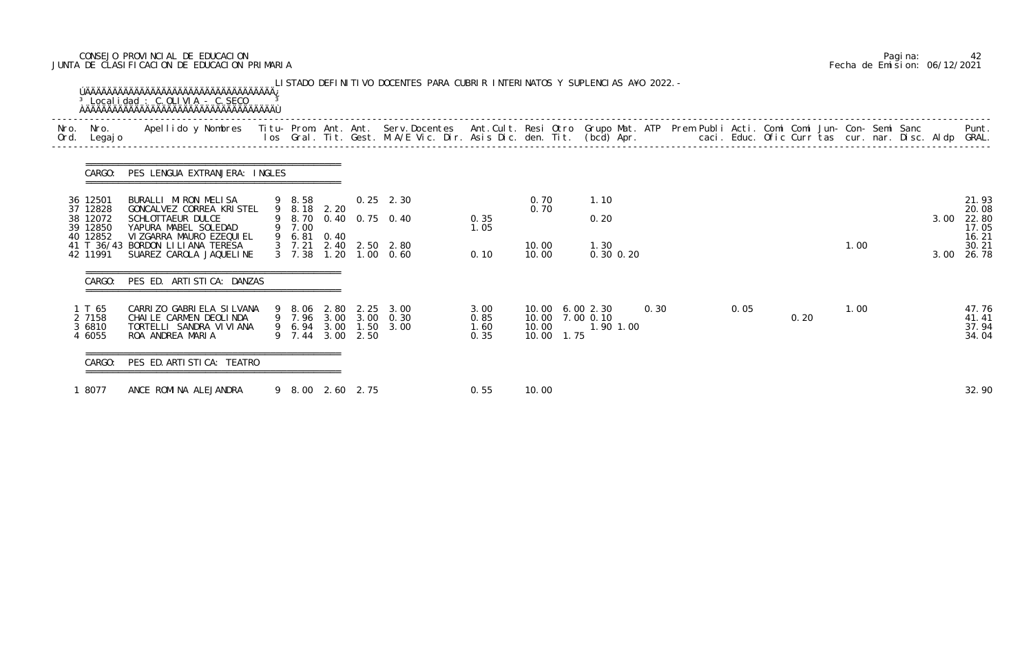CONSEJO PROVINCIAL DE EDUCACION
JUNTA DE CLASIFICACION DE EDUCACION PRIMARIA

Pagina: 42
Fecha de Emision: 06/12/2021

LISTADO DEFINITIVO DOCENTES PARA CUBRIR INTERINATOS Y SUPLENCIAS A¥O 2022.-

Localidad : C.OLIVIA - C.SECO

| Nro. Ord. | Nro. Legajo | Apellido y Nombres | Titu-los | Prom. Gral. | Ant. Tit. | Ant. Gest. | Serv.Docentes M.A/E Vic. Dir. | Ant.Cult. Asis Dic. | Resi den. | Otro Tit. | Grupo Mat. (bcd) | ATP Apr. | Prem | Publi caci. | Acti. Educ. | Comi Ofic | Comi Curr | Jun-tas | Con-cur. | Semi nar. | Sanc Disc. | Aldp | Punt. GRAL. |
|---|---|---|---|---|---|---|---|---|---|---|---|---|---|---|---|---|---|---|---|---|---|---|---|
| **CARGO: PES LENGUA EXTRANJERA: INGLES** | | | | | | | | | | | | | | | | | | | | | | | |
| 36 | 12501 | BURALLI MIRON MELISA | 9 | 8.58 | | 0.25 | 2.30 | | 0.70 | | 1.10 | | | | | | | | | | | | 21.93 |
| 37 | 12828 | GONCALVEZ CORREA KRISTEL | 9 | 8.18 | 2.20 | | | | 0.70 | | | | | | | | | | | | | | 20.08 |
| 38 | 12072 | SCHLOTTAUER DULCE | 9 | 8.70 | 0.40 | 0.75 | 0.40 | 0.35 | | | 0.20 | | | | | | | | | | | 3.00 | 22.80 |
| 39 | 12850 | YAPURA MABEL SOLEDAD | 9 | 7.00 | | | | 1.05 | | | | | | | | | | | | | | | 17.05 |
| 40 | 12852 | VIZGARRA MAURO EZEQUIEL | 9 | 6.81 | 0.40 | | | | | | | | | | | | | | | | | | 16.21 |
| 41 | T 36/43 | BORDON LILIANA TERESA | 3 | 7.21 | 2.40 | 2.50 | 2.80 | | 10.00 | | 1.30 | | | | | | | | 1.00 | | | | 30.21 |
| 42 | 11991 | SUAREZ CAROLA JAQUELINE | 3 | 7.38 | 1.20 | 1.00 | 0.60 | 0.10 | 10.00 | | 0.30 0.20 | | | | | | | | | | | 3.00 | 26.78 |
| **CARGO: PES ED. ARTISTICA: DANZAS** | | | | | | | | | | | | | | | | | | | | | | | |
| 1 | T 65 | CARRIZO GABRIELA SILVANA | 9 | 8.06 | 2.80 | 2.25 | 3.00 | 3.00 | 10.00 | 6.00 | 2.30 | 0.30 | | | 0.05 | | | | 1.00 | | | | 47.76 |
| 2 | 7158 | CHAILE CARMEN DEOLINDA | 9 | 7.96 | 3.00 | 3.00 | 0.30 | 0.85 | 10.00 | 7.00 | 0.10 | | | | | | 0.20 | | | | | | 41.41 |
| 3 | 6810 | TORTELLI SANDRA VIVIANA | 9 | 6.94 | 3.00 | 1.50 | 3.00 | 1.60 | 10.00 | | 1.90 1.00 | | | | | | | | | | | | 37.94 |
| 4 | 6055 | ROA ANDREA MARIA | 9 | 7.44 | 3.00 | 2.50 | | 0.35 | 10.00 | 1.75 | | | | | | | | | | | | | 34.04 |
| **CARGO: PES ED.ARTISTICA: TEATRO** | | | | | | | | | | | | | | | | | | | | | | | |
| 1 | 8077 | ANCE ROMINA ALEJANDRA | 9 | 8.00 | 2.60 | 2.75 | | 0.55 | 10.00 | | | | | | | | | | | | | | 32.90 |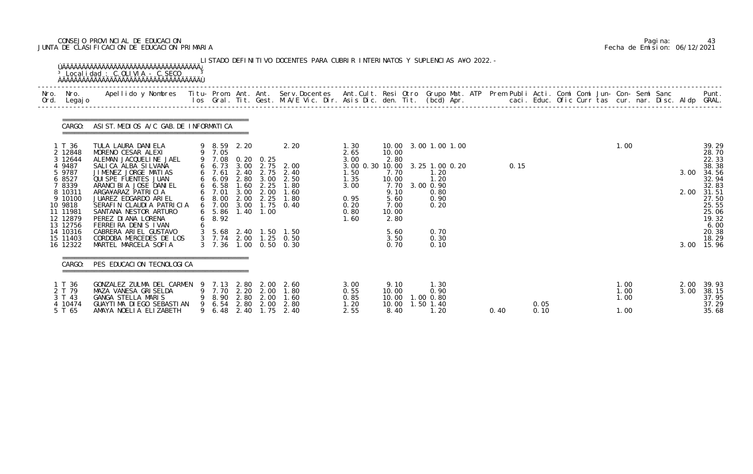CONSEJO PROVINCIAL DE EDUCACION
JUNTA DE CLASIFICACION DE EDUCACION PRIMARIA

Pagina: 43
Fecha de Emision: 06/12/2021

LISTADO DEFINITIVO DOCENTES PARA CUBRIR INTERINATOS Y SUPLENCIAS AÑO 2022.-

Localidad : C.OLIVIA - C.SECO

**CARGO: ASIST.MEDIOS A/C GAB.DE INFORMATICA**

| Nro. Ord. | Nro. Legajo | Apellido y Nombres | Titu- los | Prom. Gral. | Ant. Tit. | Ant. Gest. | Serv.Docentes M.A/E Vic. Dir. | Ant.Cult. Asis Dic. | Resi den. | Otro Tit. | Grupo Mat. (bcd) | ATP Apr. | Prem Publi caci. | Acti. Educ. | Comi Ofic | Comi Curr | Jun- tas | Con- cur. | Semi nar. | Sanc Disc. | Aldp | Punt. GRAL. |
|---|---|---|---|---|---|---|---|---|---|---|---|---|---|---|---|---|---|---|---|---|---|---|
| 1 | T 36 | TULA LAURA DANIELA | 9 | 8.59 | 2.20 | | 2.20 | 1.30 | 10.00 | 3.00 | 1.00 1.00 | | | | | | | 1.00 | | | | 39.29 |
| 2 | 12848 | MORENO CESAR ALEXI | 9 | 7.05 | | | | 2.65 | 10.00 | | | | | | | | | | | | | 28.70 |
| 3 | 12644 | ALEMAN JACQUELINE JAEL | 9 | 7.08 | 0.20 | 0.25 | | 3.00 | 2.80 | | | | | | | | | | | | | 22.33 |
| 4 | 9487 | SALICA ALBA SILVANA | 6 | 6.73 | 3.00 | 2.75 | 2.00 | 3.00 0.30 | 10.00 | 3.25 | 1.00 0.20 | | | 0.15 | | | | | | | | 38.38 |
| 5 | 9787 | JIMENEZ JORGE MATIAS | 6 | 7.61 | 2.40 | 2.75 | 2.40 | 1.50 | 7.70 | | 1.20 | | | | | | | | | | 3.00 | 34.56 |
| 6 | 8527 | QUISPE FUENTES JUAN | 6 | 6.09 | 2.80 | 3.00 | 2.50 | 1.35 | 10.00 | | 1.20 | | | | | | | | | | | 32.94 |
| 7 | 8339 | ARANCIBIA JOSE DANIEL | 6 | 6.58 | 1.60 | 2.25 | 1.80 | 3.00 | 7.70 | 3.00 | 0.90 | | | | | | | | | | | 32.83 |
| 8 | 10311 | ARGAÑARAZ PATRICIA | 6 | 7.01 | 3.00 | 2.00 | 1.60 | | 9.10 | | 0.80 | | | | | | | | | | 2.00 | 31.51 |
| 9 | 10100 | JUAREZ EDGARDO ARIEL | 6 | 8.00 | 2.00 | 2.25 | 1.80 | 0.95 | 5.60 | | 0.90 | | | | | | | | | | | 27.50 |
| 10 | 9818 | SERAFIN CLAUDIA PATRICIA | 6 | 7.00 | 3.00 | 1.75 | 0.40 | 0.20 | 7.00 | | 0.20 | | | | | | | | | | | 25.55 |
| 11 | 11981 | SANTANA NESTOR ARTURO | 6 | 5.86 | 1.40 | 1.00 | | 0.80 | 10.00 | | | | | | | | | | | | | 25.06 |
| 12 | 12879 | PEREZ DIANA LORENA | 6 | 8.92 | | | | 1.60 | 2.80 | | | | | | | | | | | | | 19.32 |
| 13 | 12756 | FERREIRA DENIS IVAN | 6 | | | | | | | | | | | | | | | | | | | 6.00 |
| 14 | 10316 | CABRERA ARIEL GUSTAVO | 3 | 5.68 | 2.40 | 1.50 | 1.50 | | 5.60 | | 0.70 | | | | | | | | | | | 20.38 |
| 15 | 11403 | CORDOBA MERCEDES DE LOS | 3 | 7.74 | 2.00 | 1.25 | 0.50 | | 3.50 | | 0.30 | | | | | | | | | | | 18.29 |
| 16 | 12322 | MARTEL MARCELA SOFIA | 3 | 7.36 | 1.00 | 0.50 | 0.30 | | 0.70 | | 0.10 | | | | | | | | | | 3.00 | 15.96 |

**CARGO: PES EDUCACION TECNOLOGICA**

| Nro. Ord. | Nro. Legajo | Apellido y Nombres | Titu- los | Prom. Gral. | Ant. Tit. | Ant. Gest. | Serv.Docentes M.A/E Vic. Dir. | Ant.Cult. Asis Dic. | Resi den. | Otro Tit. | Grupo Mat. (bcd) | ATP Apr. | Prem Publi caci. | Acti. Educ. | Comi Ofic | Comi Curr | Jun- tas | Con- cur. | Semi nar. | Sanc Disc. | Aldp | Punt. GRAL. |
|---|---|---|---|---|---|---|---|---|---|---|---|---|---|---|---|---|---|---|---|---|---|---|
| 1 | T 36 | GONZALEZ ZULMA DEL CARMEN | 9 | 7.13 | 2.80 | 2.00 | 2.60 | 3.00 | 9.10 | | 1.30 | | | | | | | 1.00 | | | 2.00 | 39.93 |
| 2 | T 79 | MAZA VANESA GRISELDA | 9 | 7.70 | 2.20 | 2.00 | 1.80 | 0.55 | 10.00 | | 0.90 | | | | | | | 1.00 | | | 3.00 | 38.15 |
| 3 | T 43 | GANGA STELLA MARIS | 9 | 8.90 | 2.80 | 2.00 | 1.60 | 0.85 | 10.00 | 1.00 | 0.80 | | | | | | | 1.00 | | | | 37.95 |
| 4 | 10474 | GUAYTIMA DIEGO SEBASTIAN | 9 | 6.54 | 2.80 | 2.00 | 2.80 | 1.20 | 10.00 | 1.50 | 1.40 | | | 0.05 | | | | | | | | 37.29 |
| 5 | T 65 | AMAYA NOELIA ELIZABETH | 9 | 6.48 | 2.40 | 1.75 | 2.40 | 2.55 | 8.40 | | 1.20 | | 0.40 | 0.10 | | | | 1.00 | | | | 35.68 |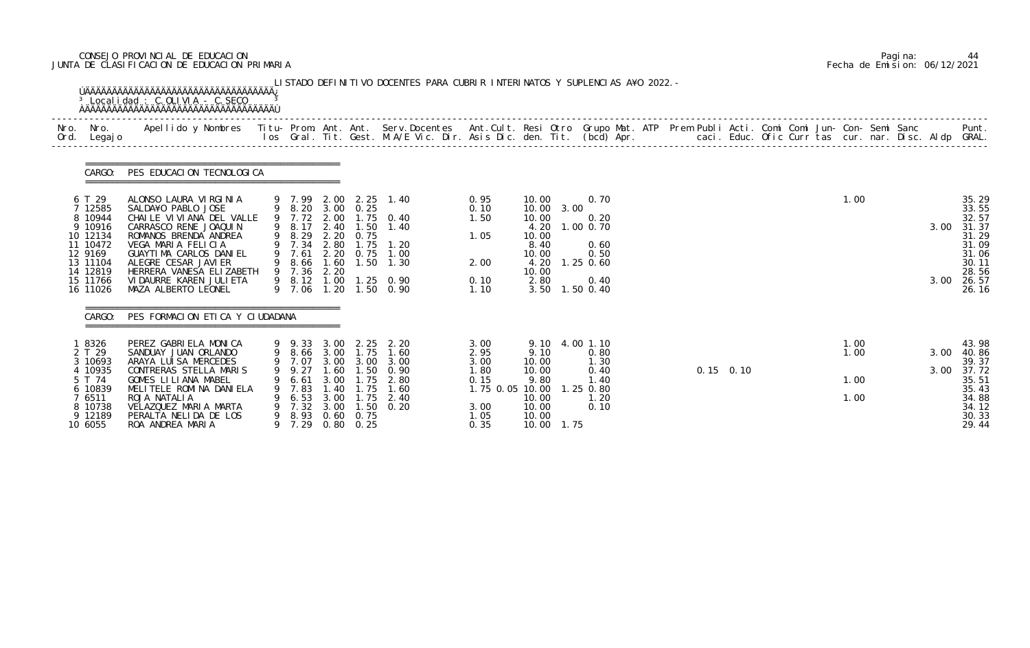CONSEJO PROVINCIAL DE EDUCACION
JUNTA DE CLASIFICACION DE EDUCACION PRIMARIA

Pagina: 44
Fecha de Emision: 06/12/2021

LISTADO DEFINITIVO DOCENTES PARA CUBRIR INTERINATOS Y SUPLENCIAS A¥O 2022.-

Localidad : C.OLIVIA - C.SECO

CARGO: PES EDUCACION TECNOLOGICA

| Nro. Ord. | Nro. Legajo | Apellido y Nombres | Titu- los | Prom. Gral. | Ant. Tit. | Ant. Gest. | Serv.Docentes M.A/E Vic. Dir. | Ant.Cult. Asis Dic. | Resi den. | Otro Tit. | Grupo Mat. (bcd) Apr. | ATP | Prem Publi caci. | Acti. Educ. | Comi Ofic | Comi Curr | Jun- tas | Con- cur. | Semi nar. | Sanc Disc. | Aldp | Punt. GRAL. |
|---|---|---|---|---|---|---|---|---|---|---|---|---|---|---|---|---|---|---|---|---|---|---|
| 6 | T 29 | ALONSO LAURA VIRGINIA | 9 | 7.99 | 2.00 | 2.25 | 1.40 | 0.95 | 10.00 | | 0.70 | | | | | | | 1.00 | | | | 35.29 |
| 7 | 12585 | SALDA¥O PABLO JOSE | 9 | 8.20 | 3.00 | 0.25 | | 0.10 | 10.00 | 3.00 | | | | | | | | | | | | 33.55 |
| 8 | 10944 | CHAILE VIVIANA DEL VALLE | 9 | 7.72 | 2.00 | 1.75 | 0.40 | 1.50 | 10.00 | | 0.20 | | | | | | | | | | | 32.57 |
| 9 | 10916 | CARRASCO RENE JOAQUIN | 9 | 8.17 | 2.40 | 1.50 | 1.40 | | 4.20 | 1.00 | 0.70 | | | | | | | | | | 3.00 | 31.37 |
| 10 | 12134 | ROMANOS BRENDA ANDREA | 9 | 8.29 | 2.20 | 0.75 | | 1.05 | 10.00 | | | | | | | | | | | | | 31.29 |
| 11 | 10472 | VEGA MARIA FELICIA | 9 | 7.34 | 2.80 | 1.75 | 1.20 | | 8.40 | | 0.60 | | | | | | | | | | | 31.09 |
| 12 | 9169 | GUAYTIMA CARLOS DANIEL | 9 | 7.61 | 2.20 | 0.75 | 1.00 | | 10.00 | | 0.50 | | | | | | | | | | | 31.06 |
| 13 | 11104 | ALEGRE CESAR JAVIER | 9 | 8.66 | 1.60 | 1.50 | 1.30 | 2.00 | 4.20 | 1.25 | 0.60 | | | | | | | | | | | 30.11 |
| 14 | 12819 | HERRERA VANESA ELIZABETH | 9 | 7.36 | 2.20 | | | | 10.00 | | | | | | | | | | | | | 28.56 |
| 15 | 11766 | VIDAURRE KAREN JULIETA | 9 | 8.12 | 1.00 | 1.25 | 0.90 | 0.10 | 2.80 | | 0.40 | | | | | | | | | | 3.00 | 26.57 |
| 16 | 11026 | MAZA ALBERTO LEONEL | 9 | 7.06 | 1.20 | 1.50 | 0.90 | 1.10 | 3.50 | 1.50 | 0.40 | | | | | | | | | | | 26.16 |

CARGO: PES FORMACION ETICA Y CIUDADANA

| Nro. Ord. | Nro. Legajo | Apellido y Nombres | Titu- los | Prom. Gral. | Ant. Tit. | Ant. Gest. | Serv.Docentes M.A/E Vic. Dir. | Ant.Cult. Asis Dic. | Resi den. | Otro Tit. | Grupo Mat. (bcd) Apr. | ATP | Prem Publi caci. | Acti. Educ. | Comi Ofic | Comi Curr | Jun- tas | Con- cur. | Semi nar. | Sanc Disc. | Aldp | Punt. GRAL. |
|---|---|---|---|---|---|---|---|---|---|---|---|---|---|---|---|---|---|---|---|---|---|---|
| 1 | 8326 | PEREZ GABRIELA MONICA | 9 | 9.33 | 3.00 | 2.25 | 2.20 | 3.00 | 9.10 | 4.00 | 1.10 | | | | | | | 1.00 | | | | 43.98 |
| 2 | T 29 | SANDUAY JUAN ORLANDO | 9 | 8.66 | 3.00 | 1.75 | 1.60 | 2.95 | 9.10 | | 0.80 | | | | | | | 1.00 | | | 3.00 | 40.86 |
| 3 | 10693 | ARAYA LUISA MERCEDES | 9 | 7.07 | 3.00 | 3.00 | 3.00 | 3.00 | 10.00 | | 1.30 | | | | | | | | | | | 39.37 |
| 4 | 10935 | CONTRERAS STELLA MARIS | 9 | 9.27 | 1.60 | 1.50 | 0.90 | 1.80 | 10.00 | | 0.40 | | | 0.15 | 0.10 | | | | | | 3.00 | 37.72 |
| 5 | T 74 | GOMES LILIANA MABEL | 9 | 6.61 | 3.00 | 1.75 | 2.80 | 0.15 | 9.80 | | 1.40 | | | | | | | 1.00 | | | | 35.51 |
| 6 | 10839 | MELITELE ROMINA DANIELA | 9 | 7.83 | 1.40 | 1.75 | 1.60 | 1.75 0.05 | 10.00 | 1.25 | 0.80 | | | | | | | | | | | 35.43 |
| 7 | 6511 | ROJA NATALIA | 9 | 6.53 | 3.00 | 1.75 | 2.40 | | 10.00 | | 1.20 | | | | | | | 1.00 | | | | 34.88 |
| 8 | 10738 | VELAZQUEZ MARIA MARTA | 9 | 7.32 | 3.00 | 1.50 | 0.20 | 3.00 | 10.00 | | 0.10 | | | | | | | | | | | 34.12 |
| 9 | 12189 | PERALTA NELIDA DE LOS | 9 | 8.93 | 0.60 | 0.75 | | 1.05 | 10.00 | | | | | | | | | | | | | 30.33 |
| 10 | 6055 | ROA ANDREA MARIA | 9 | 7.29 | 0.80 | 0.25 | | 0.35 | 10.00 | 1.75 | | | | | | | | | | | | 29.44 |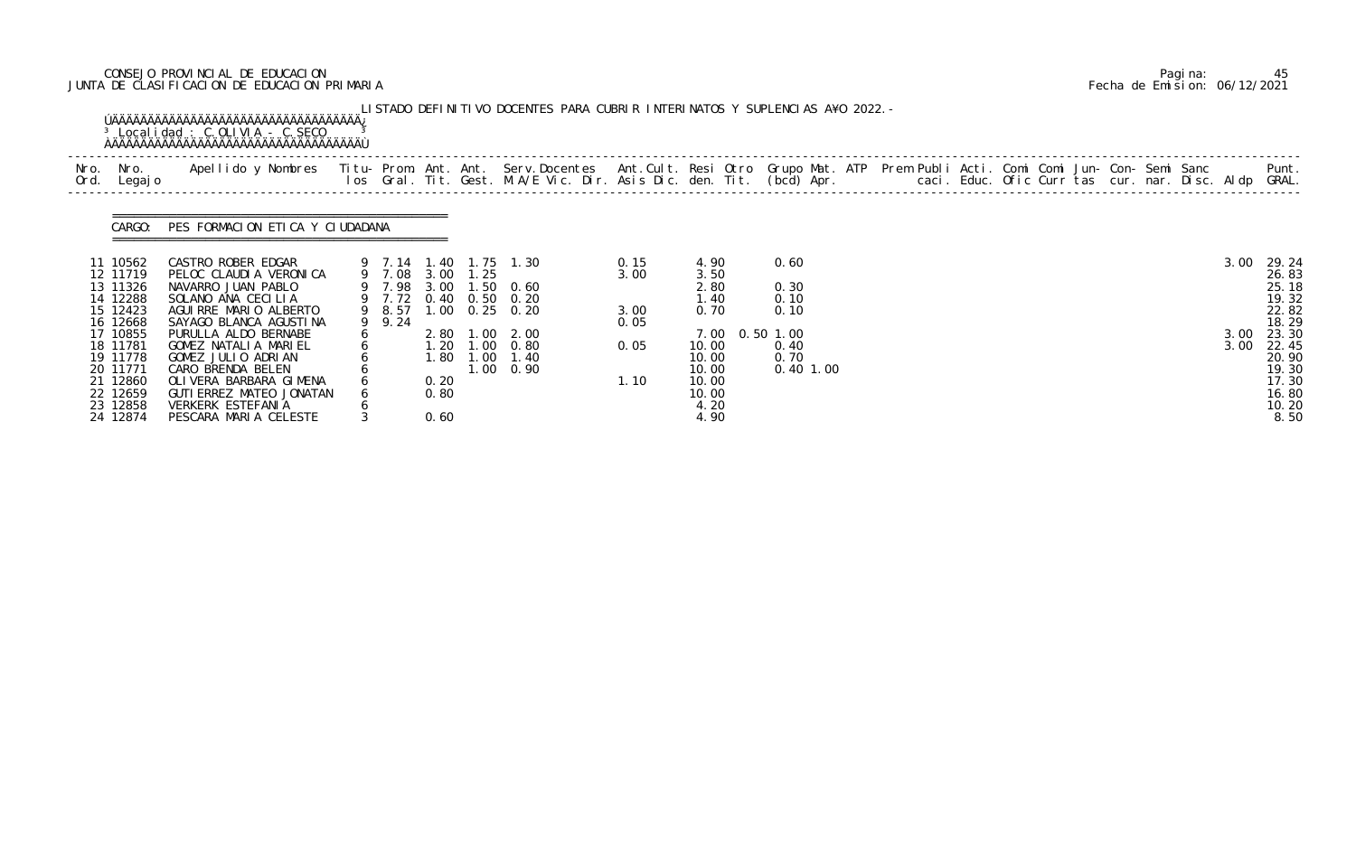CONSEJO PROVINCIAL DE EDUCACION
JUNTA DE CLASIFICACION DE EDUCACION PRIMARIA

Pagina: 45
Fecha de Emision: 06/12/2021

LISTADO DEFINITIVO DOCENTES PARA CUBRIR INTERINATOS Y SUPLENCIAS A¥O 2022.-

Localidad : C.OLIVIA - C.SECO

CARGO: PES FORMACION ETICA Y CIUDADANA

| Nro. Ord. | Nro. Legajo | Apellido y Nombres | Titu-los | Prom. Gral. | Ant. Tit. | Ant. Gest. | Serv.Docentes M.A/E Vic. Dir. | Ant.Cult. Asis Dic. | Resi den. | Otro Tit. | Grupo Mat. (bcd) | ATP Apr. | Prem | Publi caci. | Acti. Educ. | Comi Ofic | Comi Curr | Jun-tas | Con-cur. | Semi nar. | Sanc Disc. | Aldp | Punt. GRAL. |
|---|---|---|---|---|---|---|---|---|---|---|---|---|---|---|---|---|---|---|---|---|---|---|---|
| 11 | 10562 | CASTRO ROBER EDGAR | 9 | 7.14 | 1.40 | 1.75 | 1.30 | 0.15 | 4.90 | | 0.60 | | | | | | | | | | | 3.00 | 29.24 |
| 12 | 11719 | PELOC CLAUDIA VERONICA | 9 | 7.08 | 3.00 | 1.25 | | 3.00 | 3.50 | | | | | | | | | | | | | | 26.83 |
| 13 | 11326 | NAVARRO JUAN PABLO | 9 | 7.98 | 3.00 | 1.50 | 0.60 | | 2.80 | | 0.30 | | | | | | | | | | | | 25.18 |
| 14 | 12288 | SOLANO ANA CECILIA | 9 | 7.72 | 0.40 | 0.50 | 0.20 | | 1.40 | | 0.10 | | | | | | | | | | | | 19.32 |
| 15 | 12423 | AGUIRRE MARIO ALBERTO | 9 | 8.57 | 1.00 | 0.25 | 0.20 | 3.00 | 0.70 | | 0.10 | | | | | | | | | | | | 22.82 |
| 16 | 12668 | SAYAGO BLANCA AGUSTINA | 9 | 9.24 | | | | 0.05 | | | | | | | | | | | | | | | 18.29 |
| 17 | 10855 | PURULLA ALDO BERNABE | 6 | | 2.80 | 1.00 | 2.00 | | 7.00 | 0.50 | 1.00 | | | | | | | | | | | 3.00 | 23.30 |
| 18 | 11781 | GOMEZ NATALIA MARIEL | 6 | | 1.20 | 1.00 | 0.80 | 0.05 | 10.00 | | 0.40 | | | | | | | | | | | 3.00 | 22.45 |
| 19 | 11778 | GOMEZ JULIO ADRIAN | 6 | | 1.80 | 1.00 | 1.40 | | 10.00 | | 0.70 | | | | | | | | | | | | 20.90 |
| 20 | 11771 | CARO BRENDA BELEN | 6 | | | 1.00 | 0.90 | | 10.00 | | 0.40 | 1.00 | | | | | | | | | | | 19.30 |
| 21 | 12860 | OLIVERA BARBARA GIMENA | 6 | | 0.20 | | | 1.10 | 10.00 | | | | | | | | | | | | | | 17.30 |
| 22 | 12659 | GUTIERREZ MATEO JONATAN | 6 | | 0.80 | | | | 10.00 | | | | | | | | | | | | | | 16.80 |
| 23 | 12858 | VERKERK ESTEFANIA | 6 | | | | | | 4.20 | | | | | | | | | | | | | | 10.20 |
| 24 | 12874 | PESCARA MARIA CELESTE | 3 | | 0.60 | | | | 4.90 | | | | | | | | | | | | | | 8.50 |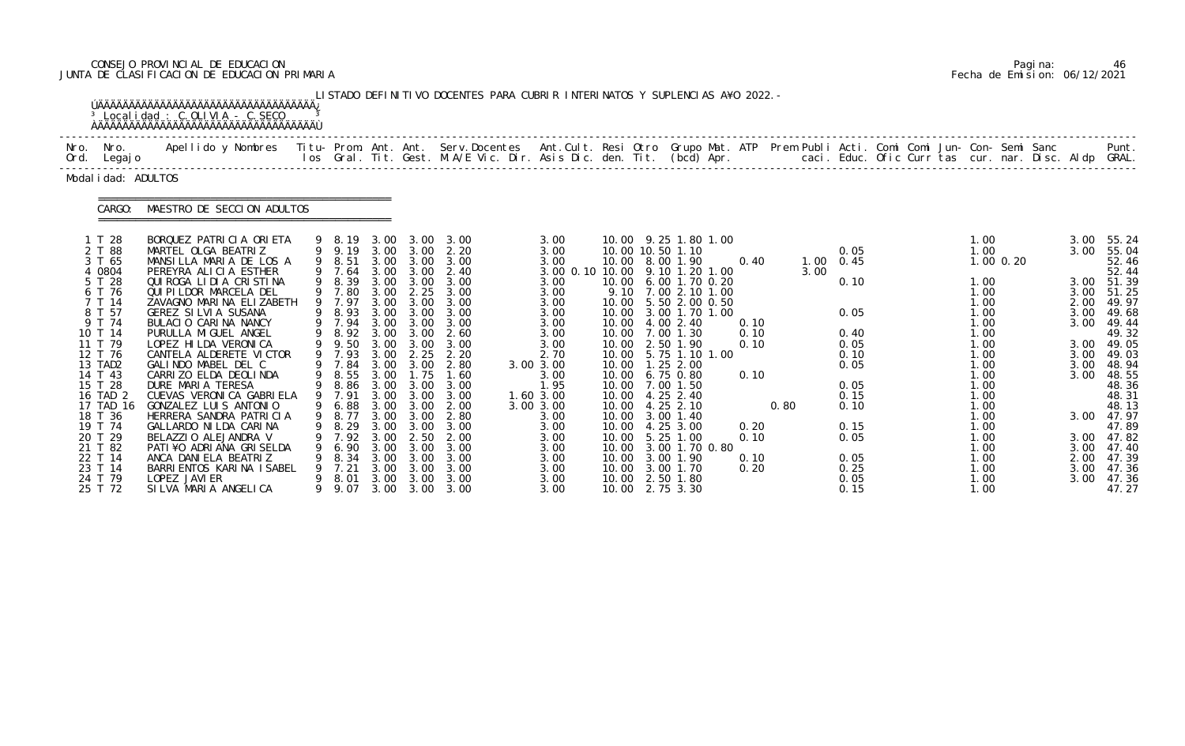CONSEJO PROVINCIAL DE EDUCACION
JUNTA DE CLASIFICACION DE EDUCACION PRIMARIA

LISTADO DEFINITIVO DOCENTES PARA CUBRIR INTERINATOS Y SUPLENCIAS AÑO 2022.-

Localidad : C.OLIVIA - C.SECO

Modalidad: ADULTOS

CARGO: MAESTRO DE SECCION ADULTOS

| Nro. Ord. | Nro. Legajo | Apellido y Nombres | Titu-los | Prom. Gral. | Ant. Tit. | Ant. Gest. | Serv.Docentes M.A/E Vic. Dir. | Ant.Cult. Asis Dic. | Resi den. | Otro Tit. | Grupo Mat. (bcd) | ATP Apr. | Prem | Publi caci. | Acti. Educ. | Comi Ofic | Comi Curr | Jun-tas | Con-cur. | Semi nar. | Sanc Disc. | Aldp | Punt. GRAL. |
|---|---|---|---|---|---|---|---|---|---|---|---|---|---|---|---|---|---|---|---|---|---|---|---|
| 1 | T 28 | BORQUEZ PATRICIA ORIETA | 9 | 8.19 | 3.00 | 3.00 | 3.00 | 3.00 | 10.00 | 9.25 | 1.80 1.00 | | | | | | | | 1.00 | | | 3.00 | 55.24 |
| 2 | T 88 | MARTEL OLGA BEATRIZ | 9 | 9.19 | 3.00 | 3.00 | 2.20 | 3.00 | 10.00 | 10.50 | 1.10 | | | | 0.05 | | | | 1.00 | | | 3.00 | 55.04 |
| 3 | T 65 | MANSILLA MARIA DE LOS A | 9 | 8.51 | 3.00 | 3.00 | 3.00 | 3.00 | 10.00 | 8.00 | 1.90 | 0.40 | | 1.00 | 0.45 | | | | 1.00 | 0.20 | | | 52.46 |
| 4 | 0804 | PEREYRA ALICIA ESTHER | 9 | 7.64 | 3.00 | 3.00 | 2.40 | 3.00 0.10 | 10.00 | 9.10 | 1.20 1.00 | | | 3.00 | | | | | | | | | 52.44 |
| 5 | T 28 | QUIROGA LIDIA CRISTINA | 9 | 8.39 | 3.00 | 3.00 | 3.00 | 3.00 | 10.00 | 6.00 | 1.70 0.20 | | | | 0.10 | | | | 1.00 | | | 3.00 | 51.39 |
| 6 | T 76 | QUIPILDOR MARCELA DEL | 9 | 7.80 | 3.00 | 2.25 | 3.00 | 3.00 | 9.10 | 7.00 | 2.10 1.00 | | | | | | | | 1.00 | | | 3.00 | 51.25 |
| 7 | T 14 | ZAVAGNO MARINA ELIZABETH | 9 | 7.97 | 3.00 | 3.00 | 3.00 | 3.00 | 10.00 | 5.50 | 2.00 0.50 | | | | | | | | 1.00 | | | 2.00 | 49.97 |
| 8 | T 57 | GEREZ SILVIA SUSANA | 9 | 8.93 | 3.00 | 3.00 | 3.00 | 3.00 | 10.00 | 3.00 | 1.70 1.00 | | | | 0.05 | | | | 1.00 | | | 3.00 | 49.68 |
| 9 | T 74 | BULACIO CARINA NANCY | 9 | 7.94 | 3.00 | 3.00 | 3.00 | 3.00 | 10.00 | 4.00 | 2.40 | 0.10 | | | | | | | 1.00 | | | 3.00 | 49.44 |
| 10 | T 14 | PURULLA MIGUEL ANGEL | 9 | 8.92 | 3.00 | 3.00 | 2.60 | 3.00 | 10.00 | 7.00 | 1.30 | 0.10 | | | 0.40 | | | | 1.00 | | | | 49.32 |
| 11 | T 79 | LOPEZ HILDA VERONICA | 9 | 9.50 | 3.00 | 3.00 | 3.00 | 3.00 | 10.00 | 2.50 | 1.90 | 0.10 | | | 0.05 | | | | 1.00 | | | 3.00 | 49.05 |
| 12 | T 76 | CANTELA ALDERETE VICTOR | 9 | 7.93 | 3.00 | 2.25 | 2.20 | 2.70 | 10.00 | 5.75 | 1.10 1.00 | | | | 0.10 | | | | 1.00 | | | 3.00 | 49.03 |
| 13 | TAD2 | GALINDO MABEL DEL C | 9 | 7.84 | 3.00 | 3.00 | 2.80 | 3.00 3.00 | 10.00 | 1.25 | 2.00 | | | | 0.05 | | | | 1.00 | | | 3.00 | 48.94 |
| 14 | T 43 | CARRIZO ELDA DEOLINDA | 9 | 8.55 | 3.00 | 1.75 | 1.60 | 3.00 | 10.00 | 6.75 | 0.80 | 0.10 | | | | | | | 1.00 | | | 3.00 | 48.55 |
| 15 | T 28 | DURE MARIA TERESA | 9 | 8.86 | 3.00 | 3.00 | 3.00 | 1.95 | 10.00 | 7.00 | 1.50 | | | | 0.05 | | | | 1.00 | | | | 48.36 |
| 16 | TAD 2 | CUEVAS VERONICA GABRIELA | 9 | 7.91 | 3.00 | 3.00 | 3.00 | 1.60 3.00 | 10.00 | 4.25 | 2.40 | | | | 0.15 | | | | 1.00 | | | | 48.31 |
| 17 | TAD 16 | GONZALEZ LUIS ANTONIO | 9 | 6.88 | 3.00 | 3.00 | 2.00 | 3.00 3.00 | 10.00 | 4.25 | 2.10 | | 0.80 | | 0.10 | | | | 1.00 | | | | 48.13 |
| 18 | T 36 | HERRERA SANDRA PATRICIA | 9 | 8.77 | 3.00 | 3.00 | 2.80 | 3.00 | 10.00 | 3.00 | 1.40 | | | | | | | | 1.00 | | | 3.00 | 47.97 |
| 19 | T 74 | GALLARDO NILDA CARINA | 9 | 8.29 | 3.00 | 3.00 | 3.00 | 3.00 | 10.00 | 4.25 | 3.00 | 0.20 | | | 0.15 | | | | 1.00 | | | | 47.89 |
| 20 | T 29 | BELAZZIO ALEJANDRA V | 9 | 7.92 | 3.00 | 2.50 | 2.00 | 3.00 | 10.00 | 5.25 | 1.00 | 0.10 | | | 0.05 | | | | 1.00 | | | 3.00 | 47.82 |
| 21 | T 82 | PATIÑO ADRIANA GRISELDA | 9 | 6.90 | 3.00 | 3.00 | 3.00 | 3.00 | 10.00 | 3.00 | 1.70 0.80 | | | | | | | | 1.00 | | | 3.00 | 47.40 |
| 22 | T 14 | ANCA DANIELA BEATRIZ | 9 | 8.34 | 3.00 | 3.00 | 3.00 | 3.00 | 10.00 | 3.00 | 1.90 | 0.10 | | | 0.05 | | | | 1.00 | | | 2.00 | 47.39 |
| 23 | T 14 | BARRIENTOS KARINA ISABEL | 9 | 7.21 | 3.00 | 3.00 | 3.00 | 3.00 | 10.00 | 3.00 | 1.70 | 0.20 | | | 0.25 | | | | 1.00 | | | 3.00 | 47.36 |
| 24 | T 79 | LOPEZ JAVIER | 9 | 8.01 | 3.00 | 3.00 | 3.00 | 3.00 | 10.00 | 2.50 | 1.80 | | | | 0.05 | | | | 1.00 | | | 3.00 | 47.36 |
| 25 | T 72 | SILVA MARIA ANGELICA | 9 | 9.07 | 3.00 | 3.00 | 3.00 | 3.00 | 10.00 | 2.75 | 3.30 | | | | 0.15 | | | | 1.00 | | | | 47.27 |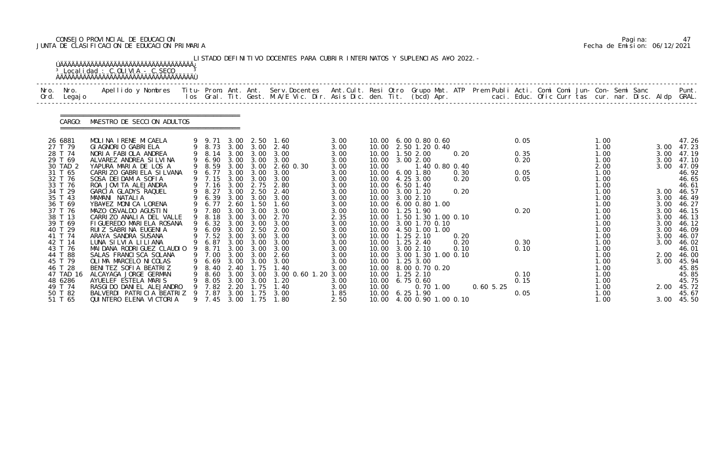CONSEJO PROVINCIAL DE EDUCACION
JUNTA DE CLASIFICACION DE EDUCACION PRIMARIA

Fecha de Emision: 06/12/2021

LISTADO DEFINITIVO DOCENTES PARA CUBRIR INTERINATOS Y SUPLENCIAS A¥O 2022.-

Localidad : C.OLIVIA - C.SECO

CARGO: MAESTRO DE SECCION ADULTOS

| Nro. Ord. | Nro. Legajo | Apellido y Nombres | Titu- los | Prom. Gral. | Ant. Tit. | Ant. Gest. | Serv.Docentes M.A/E Vic. Dir. | Ant.Cult. Asis Dic. | Resi den. | Otro Tit. | Grupo Mat. (bcd) | ATP Apr. | Prem Publi caci. | Acti. Educ. | Comi Ofic | Comi Curr | Jun- tas | Con- cur. | Semi nar. | Sanc Disc. | Aldp | Punt. GRAL. |
|---|---|---|---|---|---|---|---|---|---|---|---|---|---|---|---|---|---|---|---|---|---|---|
| 26 | 6881 | MOLINA IRENE MICAELA | 9 | 9.71 | 3.00 | 2.50 | 1.60 | 3.00 | 10.00 | 6.00 | 0.80 0.60 | | | 0.05 | | | | 1.00 | | | | 47.26 |
| 27 | T 79 | GIAGNORIO GABRIELA | 9 | 8.73 | 3.00 | 3.00 | 2.40 | 3.00 | 10.00 | 2.50 | 1.20 0.40 | | | | | | | 1.00 | | | 3.00 | 47.23 |
| 28 | T 74 | NORIA FABIOLA ANDREA | 9 | 8.14 | 3.00 | 3.00 | 3.00 | 3.00 | 10.00 | 1.50 | 2.00 | 0.20 | | 0.35 | | | | 1.00 | | | 3.00 | 47.19 |
| 29 | T 69 | ALVAREZ ANDREA SILVINA | 9 | 6.90 | 3.00 | 3.00 | 3.00 | 3.00 | 10.00 | 3.00 | 2.00 | | | 0.20 | | | | 1.00 | | | 3.00 | 47.10 |
| 30 | TAD 2 | YAPURA MARIA DE LOS A | 9 | 8.59 | 3.00 | 3.00 | 2.60 0.30 | 3.00 | 10.00 | | 1.40 0.80 | 0.40 | | | | | | 2.00 | | | 3.00 | 47.09 |
| 31 | T 65 | CARRIZO GABRIELA SILVANA | 9 | 6.77 | 3.00 | 3.00 | 3.00 | 3.00 | 10.00 | 6.00 | 1.80 | 0.30 | | 0.05 | | | | 1.00 | | | | 46.92 |
| 32 | T 76 | SOSA DEIDAMIA SOFIA | 9 | 7.15 | 3.00 | 3.00 | 3.00 | 3.00 | 10.00 | 4.25 | 3.00 | 0.20 | | 0.05 | | | | 1.00 | | | | 46.65 |
| 33 | T 76 | ROA JOVITA ALEJANDRA | 9 | 7.16 | 3.00 | 2.75 | 2.80 | 3.00 | 10.00 | 6.50 | 1.40 | | | | | | | 1.00 | | | | 46.61 |
| 34 | T 29 | GARCIA GLADYS RAQUEL | 9 | 8.27 | 3.00 | 2.50 | 2.40 | 3.00 | 10.00 | 3.00 | 1.20 | 0.20 | | | | | | 1.00 | | | 3.00 | 46.57 |
| 35 | T 43 | MAMANI NATALIA | 9 | 6.39 | 3.00 | 3.00 | 3.00 | 3.00 | 10.00 | 3.00 | 2.10 | | | | | | | 1.00 | | | 3.00 | 46.49 |
| 36 | T 69 | YBA¥EZ MONICA LORENA | 9 | 6.77 | 2.60 | 1.50 | 1.60 | 3.00 | 10.00 | 6.00 | 0.80 1.00 | | | | | | | 1.00 | | | 3.00 | 46.27 |
| 37 | T 76 | MAZO OSVALDO AGUSTIN | 9 | 7.80 | 3.00 | 3.00 | 3.00 | 3.00 | 10.00 | 1.25 | 1.90 | | | 0.20 | | | | 1.00 | | | 3.00 | 46.15 |
| 38 | T 13 | CARRIZO ANALIA DEL VALLE | 9 | 8.18 | 3.00 | 3.00 | 2.70 | 2.35 | 10.00 | 1.50 | 1.30 1.00 | 0.10 | | | | | | 1.00 | | | 3.00 | 46.13 |
| 39 | T 69 | FIGUEREDO MARIELA ROSANA | 9 | 6.32 | 3.00 | 3.00 | 3.00 | 3.00 | 10.00 | 3.00 | 1.70 0.10 | | | | | | | 1.00 | | | 3.00 | 46.12 |
| 40 | T 29 | RUIZ SABRINA EUGENIA | 9 | 6.09 | 3.00 | 2.50 | 2.00 | 3.00 | 10.00 | 4.50 | 1.00 1.00 | | | | | | | 1.00 | | | 3.00 | 46.09 |
| 41 | T 74 | ARAYA SANDRA SUSANA | 9 | 7.52 | 3.00 | 3.00 | 3.00 | 3.00 | 10.00 | 1.25 | 2.10 | 0.20 | | | | | | 1.00 | | | 3.00 | 46.07 |
| 42 | T 14 | LUNA SILVIA LILIANA | 9 | 6.87 | 3.00 | 3.00 | 3.00 | 3.00 | 10.00 | 1.25 | 2.40 | 0.20 | | 0.30 | | | | 1.00 | | | 3.00 | 46.02 |
| 43 | T 76 | MAIDANA RODRIGUEZ CLAUDIO | 9 | 8.71 | 3.00 | 3.00 | 3.00 | 3.00 | 10.00 | 3.00 | 2.10 | 0.10 | | 0.10 | | | | 1.00 | | | | 46.01 |
| 44 | T 88 | SALAS FRANCISCA SOLANA | 9 | 7.00 | 3.00 | 3.00 | 2.60 | 3.00 | 10.00 | 3.00 | 1.30 1.00 | 0.10 | | | | | | 1.00 | | | 2.00 | 46.00 |
| 45 | T 79 | OLIMA MARCELO NICOLAS | 9 | 6.69 | 3.00 | 3.00 | 3.00 | 3.00 | 10.00 | 1.25 | 3.00 | | | | | | | 1.00 | | | 3.00 | 45.94 |
| 46 | T 28 | BENITEZ SOFIA BEATRIZ | 9 | 8.40 | 2.40 | 1.75 | 1.40 | 3.00 | 10.00 | 8.00 | 0.70 0.20 | | | | | | | 1.00 | | | | 45.85 |
| 47 | TAD 16 | ALCAYAGA JORGE GERMAN | 9 | 8.60 | 3.00 | 3.00 | 3.00 0.60 1.20 | 3.00 | 10.00 | 1.25 | 2.10 | | | 0.10 | | | | 1.00 | | | | 45.85 |
| 48 | 6286 | AYUELEF ESTELA MARIS | 9 | 8.05 | 3.00 | 3.00 | 1.20 | 3.00 | 10.00 | 6.75 | 0.60 | | | 0.15 | | | | 1.00 | | | | 45.75 |
| 49 | T 74 | RASGIDO DANIEL ALEJANDRO | 9 | 7.82 | 2.20 | 1.75 | 1.40 | 3.00 | 10.00 | | 0.70 1.00 | | 0.60 5.25 | | | | | 1.00 | | | 2.00 | 45.72 |
| 50 | T 82 | BALVERDI PATRICIA BEATRIZ | 9 | 7.87 | 3.00 | 1.75 | 3.00 | 1.85 | 10.00 | 6.25 | 1.90 | | | 0.05 | | | | 1.00 | | | | 45.67 |
| 51 | T 65 | QUINTERO ELENA VICTORIA | 9 | 7.45 | 3.00 | 1.75 | 1.80 | 2.50 | 10.00 | 4.00 | 0.90 1.00 | 0.10 | | | | | | 1.00 | | | 3.00 | 45.50 |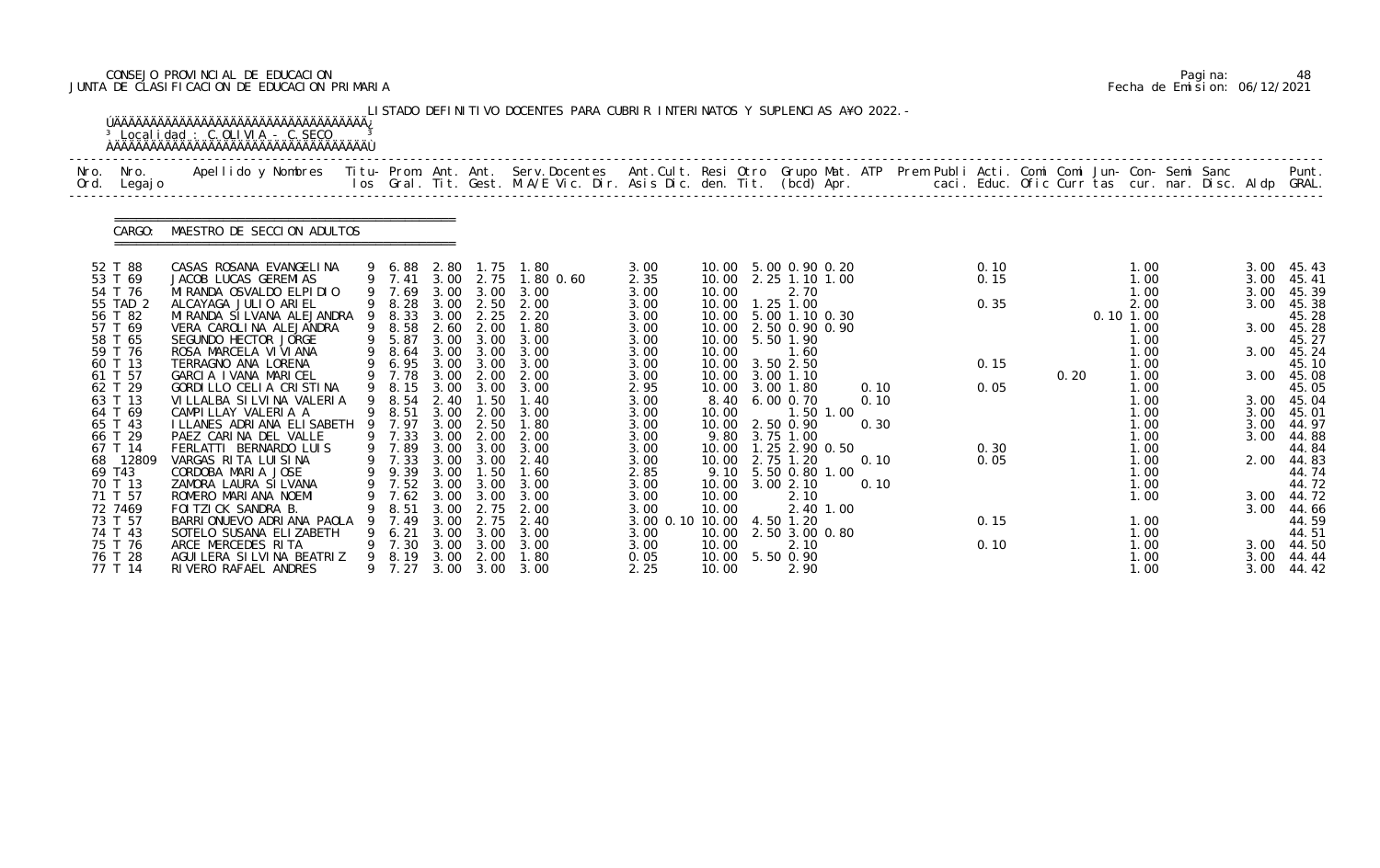CONSEJO PROVINCIAL DE EDUCACION
JUNTA DE CLASIFICACION DE EDUCACION PRIMARIA

Pagina: 48
Fecha de Emision: 06/12/2021

LISTADO DEFINITIVO DOCENTES PARA CUBRIR INTERINATOS Y SUPLENCIAS AÑO 2022.-

Localidad : C.OLIVIA - C.SECO

CARGO: MAESTRO DE SECCION ADULTOS

| Nro. Ord. | Nro. Legajo | Apellido y Nombres | Titu- los | Prom. Gral. | Ant. Tit. | Ant. Gest. | Serv.Docentes M.A/E Vic. Dir. | Ant.Cult. Asis Dic. | Resi den. | Otro Tit. | Grupo Mat. (bcd) Apr. | ATP | Prem Publi caci. | Acti. Educ. | Comi Ofic | Comi Curr | Jun- tas | Con- cur. | Semi nar. | Sanc Disc. | Aldp | Punt. GRAL. |
|---|---|---|---|---|---|---|---|---|---|---|---|---|---|---|---|---|---|---|---|---|---|---|
| 52 | T 88 | CASAS ROSANA EVANGELINA | 9 | 6.88 | 2.80 | 1.75 | 1.80 | 3.00 | 10.00 | | 5.00 0.90 0.20 | | | 0.10 | | | | 1.00 | | | 3.00 | 45.43 |
| 53 | T 69 | JACOB LUCAS GEREMIAS | 9 | 7.41 | 3.00 | 2.75 | 1.80 0.60 | 2.35 | 10.00 | | 2.25 1.10 1.00 | | | 0.15 | | | | 1.00 | | | 3.00 | 45.41 |
| 54 | T 76 | MIRANDA OSVALDO ELPIDIO | 9 | 7.69 | 3.00 | 3.00 | 3.00 | 3.00 | 10.00 | | 2.70 | | | | | | | 1.00 | | | 3.00 | 45.39 |
| 55 | TAD 2 | ALCAYAGA JULIO ARIEL | 9 | 8.28 | 3.00 | 2.50 | 2.00 | 3.00 | 10.00 | | 1.25 1.00 | | | 0.35 | | | | 2.00 | | | 3.00 | 45.38 |
| 56 | T 82 | MIRANDA SILVANA ALEJANDRA | 9 | 8.33 | 3.00 | 2.25 | 2.20 | 3.00 | 10.00 | | 5.00 1.10 0.30 | | | | | | 0.10 | 1.00 | | | | 45.28 |
| 57 | T 69 | VERA CAROLINA ALEJANDRA | 9 | 8.58 | 2.60 | 2.00 | 1.80 | 3.00 | 10.00 | | 2.50 0.90 0.90 | | | | | | | 1.00 | | | 3.00 | 45.28 |
| 58 | T 65 | SEGUNDO HECTOR JORGE | 9 | 5.87 | 3.00 | 3.00 | 3.00 | 3.00 | 10.00 | | 5.50 1.90 | | | | | | | 1.00 | | | | 45.27 |
| 59 | T 76 | ROSA MARCELA VIVIANA | 9 | 8.64 | 3.00 | 3.00 | 3.00 | 3.00 | 10.00 | | 1.60 | | | | | | | 1.00 | | | 3.00 | 45.24 |
| 60 | T 13 | TERRAGNO ANA LORENA | 9 | 6.95 | 3.00 | 3.00 | 3.00 | 3.00 | 10.00 | | 3.50 2.50 | | | 0.15 | | | | 1.00 | | | | 45.10 |
| 61 | T 57 | GARCIA IVANA MARICEL | 9 | 7.78 | 3.00 | 2.00 | 2.00 | 3.00 | 10.00 | | 3.00 1.10 | | | | | 0.20 | | 1.00 | | | 3.00 | 45.08 |
| 62 | T 29 | GORDILLO CELIA CRISTINA | 9 | 8.15 | 3.00 | 3.00 | 3.00 | 2.95 | 10.00 | | 3.00 1.80 | 0.10 | | 0.05 | | | | 1.00 | | | | 45.05 |
| 63 | T 13 | VILLALBA SILVINA VALERIA | 9 | 8.54 | 2.40 | 1.50 | 1.40 | 3.00 | 8.40 | | 6.00 0.70 | 0.10 | | | | | | 1.00 | | | 3.00 | 45.04 |
| 64 | T 69 | CAMPILLAY VALERIA A | 9 | 8.51 | 3.00 | 2.00 | 3.00 | 3.00 | 10.00 | | 1.50 1.00 | | | | | | | 1.00 | | | 3.00 | 45.01 |
| 65 | T 43 | ILLANES ADRIANA ELISABETH | 9 | 7.97 | 3.00 | 2.50 | 1.80 | 3.00 | 10.00 | | 2.50 0.90 | 0.30 | | | | | | 1.00 | | | 3.00 | 44.97 |
| 66 | T 29 | PAEZ CARINA DEL VALLE | 9 | 7.33 | 3.00 | 2.00 | 2.00 | 3.00 | 9.80 | | 3.75 1.00 | | | | | | | 1.00 | | | 3.00 | 44.88 |
| 67 | T 14 | FERLATTI BERNARDO LUIS | 9 | 7.89 | 3.00 | 3.00 | 3.00 | 3.00 | 10.00 | | 1.25 2.90 0.50 | | | 0.30 | | | | 1.00 | | | | 44.84 |
| 68 | 12809 | VARGAS RITA LUISINA | 9 | 7.33 | 3.00 | 3.00 | 2.40 | 3.00 | 10.00 | | 2.75 1.20 | 0.10 | | 0.05 | | | | 1.00 | | | 2.00 | 44.83 |
| 69 | T43 | CORDOBA MARIA JOSE | 9 | 9.39 | 3.00 | 1.50 | 1.60 | 2.85 | 9.10 | | 5.50 0.80 1.00 | | | | | | | 1.00 | | | | 44.74 |
| 70 | T 13 | ZAMORA LAURA SILVANA | 9 | 7.52 | 3.00 | 3.00 | 3.00 | 3.00 | 10.00 | | 3.00 2.10 | 0.10 | | | | | | 1.00 | | | | 44.72 |
| 71 | T 57 | ROMERO MARIANA NOEMI | 9 | 7.62 | 3.00 | 3.00 | 3.00 | 3.00 | 10.00 | | 2.10 | | | | | | | 1.00 | | | 3.00 | 44.72 |
| 72 | 7469 | FOITZICK SANDRA B. | 9 | 8.51 | 3.00 | 2.75 | 2.00 | 3.00 | 10.00 | | 2.40 1.00 | | | | | | | | | | 3.00 | 44.66 |
| 73 | T 57 | BARRIONUEVO ADRIANA PAOLA | 9 | 7.49 | 3.00 | 2.75 | 2.40 | 3.00 0.10 | 10.00 | | 4.50 1.20 | | | 0.15 | | | | 1.00 | | | | 44.59 |
| 74 | T 43 | SOTELO SUSANA ELIZABETH | 9 | 6.21 | 3.00 | 3.00 | 3.00 | 3.00 | 10.00 | | 2.50 3.00 0.80 | | | | | | | 1.00 | | | | 44.51 |
| 75 | T 76 | ARCE MERCEDES RITA | 9 | 7.30 | 3.00 | 3.00 | 3.00 | 3.00 | 10.00 | | 2.10 | | | 0.10 | | | | 1.00 | | | 3.00 | 44.50 |
| 76 | T 28 | AGUILERA SILVINA BEATRIZ | 9 | 8.19 | 3.00 | 2.00 | 1.80 | 0.05 | 10.00 | | 5.50 0.90 | | | | | | | 1.00 | | | 3.00 | 44.44 |
| 77 | T 14 | RIVERO RAFAEL ANDRES | 9 | 7.27 | 3.00 | 3.00 | 3.00 | 2.25 | 10.00 | | 2.90 | | | | | | | 1.00 | | | 3.00 | 44.42 |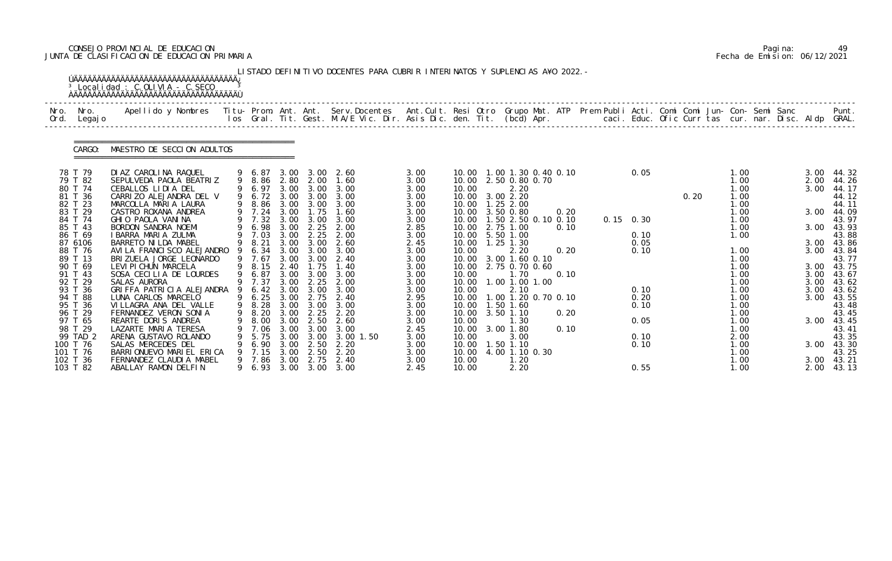CONSEJO PROVINCIAL DE EDUCACION
JUNTA DE CLASIFICACION DE EDUCACION PRIMARIA

Pagina: 49
Fecha de Emision: 06/12/2021

LISTADO DEFINITIVO DOCENTES PARA CUBRIR INTERINATOS Y SUPLENCIAS A¥O 2022.-

Localidad : C.OLIVIA - C.SECO

CARGO: MAESTRO DE SECCION ADULTOS

| Nro. Ord. | Nro. Legajo | Apellido y Nombres | Titu- los | Prom. Gral. | Ant. Tit. | Ant. Gest. | Serv.Docentes M.A/E Vic. Dir. | Ant.Cult. Asis Dic. | Resi den. | Otro Tit. | Grupo Mat. (bcd) | ATP Apr. | Prem Publi caci. | Acti. Educ. | Comi Ofic | Comi Curr | Jun- tas | Con- cur. | Semi nar. | Sanc Disc. | Aldp | Punt. GRAL. |
|---|---|---|---|---|---|---|---|---|---|---|---|---|---|---|---|---|---|---|---|---|---|---|
| 78 | T 79 | DIAZ CAROLINA RAQUEL | 9 | 6.87 | 3.00 | 3.00 | 2.60 | 3.00 | 10.00 | 1.00 | 1.30 0.40 0.10 | | | 0.05 | | | | 1.00 | | | 3.00 | 44.32 |
| 79 | T 82 | SEPULVEDA PAOLA BEATRIZ | 9 | 8.86 | 2.80 | 2.00 | 1.60 | 3.00 | 10.00 | 2.50 | 0.80 0.70 | | | | | | | 1.00 | | | 2.00 | 44.26 |
| 80 | T 74 | CEBALLOS LIDIA DEL | 9 | 6.97 | 3.00 | 3.00 | 3.00 | 3.00 | 10.00 | | 2.20 | | | | | | | 1.00 | | | 3.00 | 44.17 |
| 81 | T 36 | CARRIZO ALEJANDRA DEL V | 9 | 6.72 | 3.00 | 3.00 | 3.00 | 3.00 | 10.00 | 3.00 | 2.20 | | | | | 0.20 | | 1.00 | | | | 44.12 |
| 82 | T 23 | MARCOLLA MARIA LAURA | 9 | 8.86 | 3.00 | 3.00 | 3.00 | 3.00 | 10.00 | 1.25 | 2.00 | | | | | | | 1.00 | | | | 44.11 |
| 83 | T 29 | CASTRO ROXANA ANDREA | 9 | 7.24 | 3.00 | 1.75 | 1.60 | 3.00 | 10.00 | 3.50 | 0.80 | 0.20 | | | | | | 1.00 | | | 3.00 | 44.09 |
| 84 | T 74 | GHIO PAOLA VANINA | 9 | 7.32 | 3.00 | 3.00 | 3.00 | 3.00 | 10.00 | 1.50 | 2.50 0.10 0.10 | | 0.15 | 0.30 | | | | 1.00 | | | | 43.97 |
| 85 | T 43 | BORDON SANDRA NOEMI | 9 | 6.98 | 3.00 | 2.25 | 2.00 | 2.85 | 10.00 | 2.75 | 1.00 | 0.10 | | | | | | 1.00 | | | 3.00 | 43.93 |
| 86 | T 69 | IBARRA MARIA ZULMA | 9 | 7.03 | 3.00 | 2.25 | 2.00 | 3.00 | 10.00 | 5.50 | 1.00 | | | 0.10 | | | | 1.00 | | | | 43.88 |
| 87 | 6106 | BARRETO NILDA MABEL | 9 | 8.21 | 3.00 | 3.00 | 2.60 | 2.45 | 10.00 | 1.25 | 1.30 | | | 0.05 | | | | | | | 3.00 | 43.86 |
| 88 | T 76 | AVILA FRANCISCO ALEJANDRO | 9 | 6.34 | 3.00 | 3.00 | 3.00 | 3.00 | 10.00 | | 2.20 | 0.20 | | 0.10 | | | | 1.00 | | | 3.00 | 43.84 |
| 89 | T 13 | BRIZUELA JORGE LEONARDO | 9 | 7.67 | 3.00 | 3.00 | 2.40 | 3.00 | 10.00 | 3.00 | 1.60 0.10 | | | | | | | 1.00 | | | | 43.77 |
| 90 | T 69 | LEVIPICHUN MARCELA | 9 | 8.15 | 2.40 | 1.75 | 1.40 | 3.00 | 10.00 | 2.75 | 0.70 0.60 | | | | | | | 1.00 | | | 3.00 | 43.75 |
| 91 | T 43 | SOSA CECILIA DE LOURDES | 9 | 6.87 | 3.00 | 3.00 | 3.00 | 3.00 | 10.00 | | 1.70 | 0.10 | | | | | | 1.00 | | | 3.00 | 43.67 |
| 92 | T 29 | SALAS AURORA | 9 | 7.37 | 3.00 | 2.25 | 2.00 | 3.00 | 10.00 | 1.00 | 1.00 1.00 | | | | | | | 1.00 | | | 3.00 | 43.62 |
| 93 | T 36 | GRIFFA PATRICIA ALEJANDRA | 9 | 6.42 | 3.00 | 3.00 | 3.00 | 3.00 | 10.00 | | 2.10 | | | 0.10 | | | | 1.00 | | | 3.00 | 43.62 |
| 94 | T 88 | LUNA CARLOS MARCELO | 9 | 6.25 | 3.00 | 2.75 | 2.40 | 2.95 | 10.00 | 1.00 | 1.20 0.70 0.10 | | | 0.20 | | | | 1.00 | | | 3.00 | 43.55 |
| 95 | T 36 | VILLAGRA ANA DEL VALLE | 9 | 8.28 | 3.00 | 3.00 | 3.00 | 3.00 | 10.00 | 1.50 | 1.60 | | | 0.10 | | | | 1.00 | | | | 43.48 |
| 96 | T 29 | FERNANDEZ VERON SONIA | 9 | 8.20 | 3.00 | 2.25 | 2.20 | 3.00 | 10.00 | 3.50 | 1.10 | 0.20 | | | | | | 1.00 | | | | 43.45 |
| 97 | T 65 | REARTE DORIS ANDREA | 9 | 8.00 | 3.00 | 2.50 | 2.60 | 3.00 | 10.00 | | 1.30 | | | 0.05 | | | | 1.00 | | | 3.00 | 43.45 |
| 98 | T 29 | LAZARTE MARIA TERESA | 9 | 7.06 | 3.00 | 3.00 | 3.00 | 2.45 | 10.00 | 3.00 | 1.80 | 0.10 | | | | | | 1.00 | | | | 43.41 |
| 99 | TAD 2 | ARENA GUSTAVO ROLANDO | 9 | 5.75 | 3.00 | 3.00 | 3.00 1.50 | 3.00 | 10.00 | | 3.00 | | | 0.10 | | | | 2.00 | | | | 43.35 |
| 100 | T 76 | SALAS MERCEDES DEL | 9 | 6.90 | 3.00 | 2.50 | 2.20 | 3.00 | 10.00 | 1.50 | 1.10 | | | 0.10 | | | | 1.00 | | | 3.00 | 43.30 |
| 101 | T 76 | BARRIONUEVO MARIEL ERICA | 9 | 7.15 | 3.00 | 2.50 | 2.20 | 3.00 | 10.00 | 4.00 | 1.10 0.30 | | | | | | | 1.00 | | | | 43.25 |
| 102 | T 36 | FERNANDEZ CLAUDIA MABEL | 9 | 7.86 | 3.00 | 2.75 | 2.40 | 3.00 | 10.00 | | 1.20 | | | | | | | 1.00 | | | 3.00 | 43.21 |
| 103 | T 82 | ABALLAY RAMON DELFIN | 9 | 6.93 | 3.00 | 3.00 | 3.00 | 2.45 | 10.00 | | 2.20 | | | 0.55 | | | | 1.00 | | | 2.00 | 43.13 |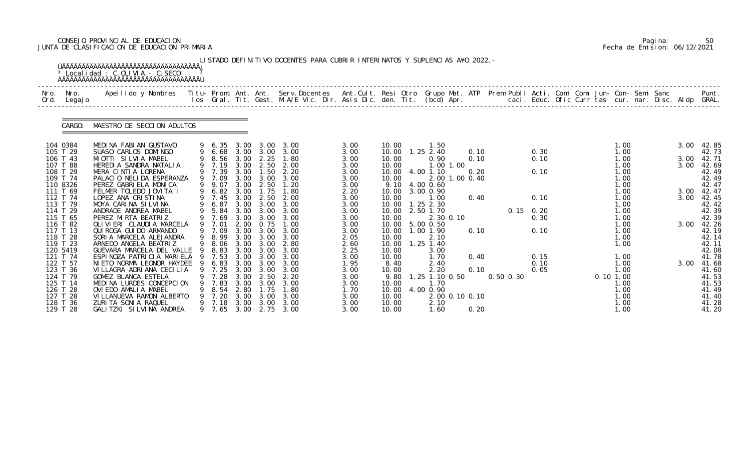CONSEJO PROVINCIAL DE EDUCACION
JUNTA DE CLASIFICACION DE EDUCACION PRIMARIA

Fecha de Emision: 06/12/2021

LISTADO DEFINITIVO DOCENTES PARA CUBRIR INTERINATOS Y SUPLENCIAS AÑO 2022.-

Localidad : C.OLIVIA - C.SECO

CARGO: MAESTRO DE SECCION ADULTOS

| Nro. Ord. | Nro. Legajo | Apellido y Nombres | Titu- los | Prom. Gral. | Ant. Tit. | Ant. Gest. | Serv.Docentes M.A/E Vic. Dir. | Ant.Cult. Asis Dic. | Resi den. | Otro Tit. | Grupo Mat. (bcd) | ATP Apr. | Prem Publi caci. | Acti. Educ. | Comi Ofic | Comi Curr | Jun- tas | Con- cur. | Semi nar. | Sanc Disc. | Aldp | Punt. GRAL. |
|---|---|---|---|---|---|---|---|---|---|---|---|---|---|---|---|---|---|---|---|---|---|---|
| 104 | 0384 | MEDINA FABIAN GUSTAVO | 9 | 6.35 | 3.00 | 3.00 | 3.00 | 3.00 | 10.00 | | 1.50 | | | | | | | 1.00 | | | 3.00 | 42.85 |
| 105 | T 29 | SUASO CARLOS DOMINGO | 9 | 6.68 | 3.00 | 3.00 | 3.00 | 3.00 | 10.00 | 1.25 | 2.40 | 0.10 | | 0.30 | | | | 1.00 | | | | 42.73 |
| 106 | T 43 | MIOTTI SILVIA MABEL | 9 | 8.56 | 3.00 | 2.25 | 1.80 | 3.00 | 10.00 | | 0.90 | 0.10 | | 0.10 | | | | 1.00 | | | 3.00 | 42.71 |
| 107 | T 88 | HEREDIA SANDRA NATALIA | 9 | 7.19 | 3.00 | 2.50 | 2.00 | 3.00 | 10.00 | | 1.00 1.00 | | | | | | | 1.00 | | | 3.00 | 42.69 |
| 108 | T 29 | MERA CINTIA LORENA | 9 | 7.39 | 3.00 | 1.50 | 2.20 | 3.00 | 10.00 | 4.00 | 1.10 | 0.20 | | 0.10 | | | | 1.00 | | | | 42.49 |
| 109 | T 74 | PALACIO NELIDA ESPERANZA | 9 | 7.09 | 3.00 | 3.00 | 3.00 | 3.00 | 10.00 | | 2.00 1.00 | 0.40 | | | | | | 1.00 | | | | 42.49 |
| 110 | 8326 | PEREZ GABRIELA MONICA | 9 | 9.07 | 3.00 | 2.50 | 1.20 | 3.00 | 9.10 | 4.00 | 0.60 | | | | | | | 1.00 | | | | 42.47 |
| 111 | T 69 | FELMER TOLEDO JOVITA I | 9 | 6.82 | 3.00 | 1.75 | 1.80 | 2.20 | 10.00 | 3.00 | 0.90 | | | | | | | 1.00 | | | 3.00 | 42.47 |
| 112 | T 74 | LOPEZ ANA CRISTINA | 9 | 7.45 | 3.00 | 2.50 | 2.00 | 3.00 | 10.00 | | 1.00 | 0.40 | | 0.10 | | | | 1.00 | | | 3.00 | 42.45 |
| 113 | T 79 | MOYA CARINA SILVINA | 9 | 6.87 | 3.00 | 3.00 | 3.00 | 3.00 | 10.00 | 1.25 | 2.30 | | | | | | | 1.00 | | | | 42.42 |
| 114 | T 29 | ANDRADE ANDREA MABEL | 9 | 5.84 | 3.00 | 3.00 | 3.00 | 3.00 | 10.00 | 2.50 | 1.70 | | 0.15 | 0.20 | | | | 1.00 | | | | 42.39 |
| 115 | T 65 | PEREZ MIRTA BEATRIZ | 9 | 7.69 | 3.00 | 3.00 | 3.00 | 3.00 | 10.00 | | 2.30 0.10 | | | 0.30 | | | | 1.00 | | | | 42.39 |
| 116 | T 82 | OLIVIERI CLAUDIA MARCELA | 9 | 7.01 | 2.00 | 0.75 | 1.00 | 3.00 | 10.00 | 5.00 | 0.50 | | | | | | | 1.00 | | | 3.00 | 42.26 |
| 117 | T 13 | QUIROGA GUIDO ARMANDO | 9 | 7.09 | 3.00 | 3.00 | 3.00 | 3.00 | 10.00 | 1.00 | 1.90 | 0.10 | | 0.10 | | | | 1.00 | | | | 42.19 |
| 118 | T 28 | SORIA MARCELA ALEJANDRA | 9 | 8.99 | 3.00 | 3.00 | 3.00 | 2.05 | 10.00 | | 2.10 | | | | | | | 1.00 | | | | 42.14 |
| 119 | T 23 | ARNEDO ANGELA BEATRIZ | 9 | 8.06 | 3.00 | 3.00 | 2.80 | 2.60 | 10.00 | 1.25 | 1.40 | | | | | | | 1.00 | | | | 42.11 |
| 120 | 5419 | GUEVARA MARCELA DEL VALLE | 9 | 8.83 | 3.00 | 3.00 | 3.00 | 2.25 | 10.00 | | 3.00 | | | | | | | | | | | 42.08 |
| 121 | T 74 | ESPINOZA PATRICIA MARIELA | 9 | 7.53 | 3.00 | 3.00 | 3.00 | 3.00 | 10.00 | | 1.70 | 0.40 | | 0.15 | | | | 1.00 | | | | 41.78 |
| 122 | T 57 | NIETO NORMA LEONOR HAYDEE | 9 | 6.83 | 3.00 | 3.00 | 3.00 | 1.95 | 8.40 | | 2.40 | | | 0.10 | | | | 1.00 | | | 3.00 | 41.68 |
| 123 | T 36 | VILLAGRA ADRIANA CECILIA | 9 | 7.25 | 3.00 | 3.00 | 3.00 | 3.00 | 10.00 | | 2.20 | 0.10 | | 0.05 | | | | 1.00 | | | | 41.60 |
| 124 | T 79 | GOMEZ BLANCA ESTELA | 9 | 7.28 | 3.00 | 2.50 | 2.20 | 3.00 | 9.80 | 1.25 | 1.10 0.50 | | 0.50 0.30 | | | | 0.10 | 1.00 | | | | 41.53 |
| 125 | T 14 | MEDINA LURDES CONCEPCION | 9 | 7.83 | 3.00 | 3.00 | 3.00 | 3.00 | 10.00 | | 1.70 | | | | | | | 1.00 | | | | 41.53 |
| 126 | T 28 | OVIEDO AMALIA MABEL | 9 | 8.54 | 2.80 | 1.75 | 1.80 | 1.70 | 10.00 | 4.00 | 0.90 | | | | | | | 1.00 | | | | 41.49 |
| 127 | T 28 | VILLANUEVA RAMON ALBERTO | 9 | 7.20 | 3.00 | 3.00 | 3.00 | 3.00 | 10.00 | | 2.00 0.10 | 0.10 | | | | | | 1.00 | | | | 41.40 |
| 128 | T 36 | ZURITA SONIA RAQUEL | 9 | 7.18 | 3.00 | 3.00 | 3.00 | 3.00 | 10.00 | | 2.10 | | | | | | | 1.00 | | | | 41.28 |
| 129 | T 28 | GALITZKI SILVINA ANDREA | 9 | 7.65 | 3.00 | 2.75 | 3.00 | 3.00 | 10.00 | | 1.60 | 0.20 | | | | | | 1.00 | | | | 41.20 |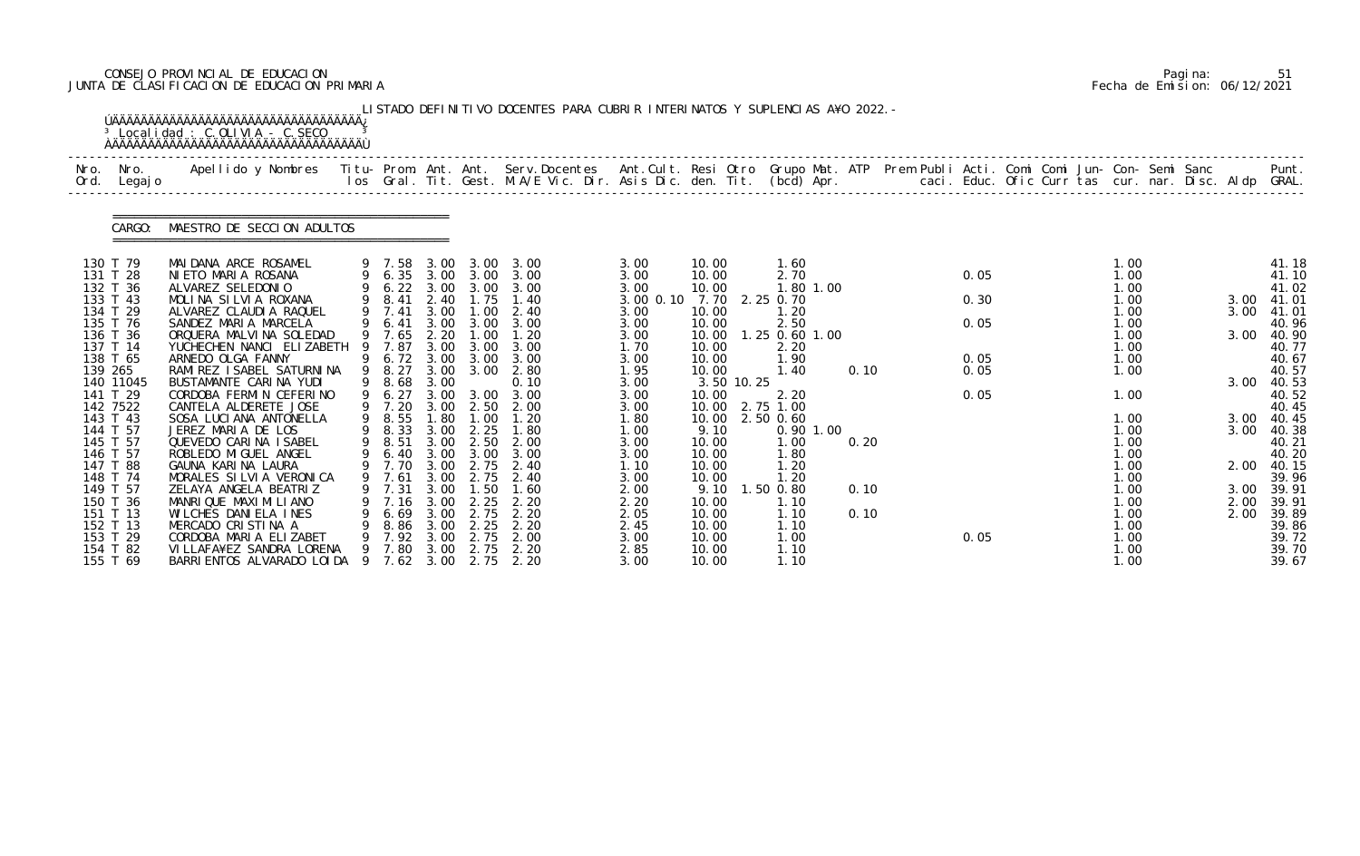CONSEJO PROVINCIAL DE EDUCACION
JUNTA DE CLASIFICACION DE EDUCACION PRIMARIA

Pagina: 51
Fecha de Emision: 06/12/2021

LISTADO DEFINITIVO DOCENTES PARA CUBRIR INTERINATOS Y SUPLENCIAS AÑO 2022.-

Localidad : C.OLIVIA - C.SECO

CARGO: MAESTRO DE SECCION ADULTOS

| Nro. Ord. | Nro. Legajo | Apellido y Nombres | Titu- los | Prom. Gral. | Ant. Tit. | Ant. Gest. | Serv.Docentes M.A/E Vic. Dir. | Ant.Cult. Asis Dic. | Resi den. | Otro Tit. | Grupo Mat. (bcd) | ATP Apr. | Prem Publi caci. | Acti. Educ. | Comi Ofic | Comi Curr | Jun- tas | Con- cur. | Semi nar. | Sanc Disc. | Aldp | Punt. GRAL. |
|---|---|---|---|---|---|---|---|---|---|---|---|---|---|---|---|---|---|---|---|---|---|---|
| 130 | T 79 | MAIDANA ARCE ROSAMEL | 9 | 7.58 | 3.00 | 3.00 | 3.00 | 3.00 | 10.00 | | 1.60 | | | | | | | 1.00 | | | | 41.18 |
| 131 | T 28 | NIETO MARIA ROSANA | 9 | 6.35 | 3.00 | 3.00 | 3.00 | 3.00 | 10.00 | | 2.70 | | | 0.05 | | | | 1.00 | | | | 41.10 |
| 132 | T 36 | ALVAREZ SELEDONIO | 9 | 6.22 | 3.00 | 3.00 | 3.00 | 3.00 | 10.00 | | 1.80 1.00 | | | | | | | 1.00 | | | | 41.02 |
| 133 | T 43 | MOLINA SILVIA ROXANA | 9 | 8.41 | 2.40 | 1.75 | 1.40 | 3.00 0.10 | 7.70 | 2.25 | 0.70 | | | 0.30 | | | | 1.00 | | | 3.00 | 41.01 |
| 134 | T 29 | ALVAREZ CLAUDIA RAQUEL | 9 | 7.41 | 3.00 | 1.00 | 2.40 | 3.00 | 10.00 | | 1.20 | | | | | | | 1.00 | | | 3.00 | 41.01 |
| 135 | T 76 | SANDEZ MARIA MARCELA | 9 | 6.41 | 3.00 | 3.00 | 3.00 | 3.00 | 10.00 | | 2.50 | | | 0.05 | | | | 1.00 | | | | 40.96 |
| 136 | T 36 | ORQUERA MALVINA SOLEDAD | 9 | 7.65 | 2.20 | 1.00 | 1.20 | 3.00 | 10.00 | 1.25 | 0.60 1.00 | | | | | | | 1.00 | | | 3.00 | 40.90 |
| 137 | T 14 | YUCHECHEN NANCI ELIZABETH | 9 | 7.87 | 3.00 | 3.00 | 3.00 | 1.70 | 10.00 | | 2.20 | | | | | | | 1.00 | | | | 40.77 |
| 138 | T 65 | ARNEDO OLGA FANNY | 9 | 6.72 | 3.00 | 3.00 | 3.00 | 3.00 | 10.00 | | 1.90 | | | 0.05 | | | | 1.00 | | | | 40.67 |
| 139 | 265 | RAMIREZ ISABEL SATURNINA | 9 | 8.27 | 3.00 | 3.00 | 2.80 | 1.95 | 10.00 | | 1.40 | 0.10 | | 0.05 | | | | 1.00 | | | | 40.57 |
| 140 | 11045 | BUSTAMANTE CARINA YUDI | 9 | 8.68 | 3.00 | | 0.10 | 3.00 | 3.50 | 10.25 | | | | | | | | | | | 3.00 | 40.53 |
| 141 | T 29 | CORDOBA FERMIN CEFERINO | 9 | 6.27 | 3.00 | 3.00 | 3.00 | 3.00 | 10.00 | | 2.20 | | | 0.05 | | | | 1.00 | | | | 40.52 |
| 142 | 7522 | CANTELA ALDERETE JOSE | 9 | 7.20 | 3.00 | 2.50 | 2.00 | 3.00 | 10.00 | 2.75 | 1.00 | | | | | | | | | | | 40.45 |
| 143 | T 43 | SOSA LUCIANA ANTONELLA | 9 | 8.55 | 1.80 | 1.00 | 1.20 | 1.80 | 10.00 | 2.50 | 0.60 | | | | | | | 1.00 | | | 3.00 | 40.45 |
| 144 | T 57 | JEREZ MARIA DE LOS | 9 | 8.33 | 3.00 | 2.25 | 1.80 | 1.00 | 9.10 | | 0.90 1.00 | | | | | | | 1.00 | | | 3.00 | 40.38 |
| 145 | T 57 | QUEVEDO CARINA ISABEL | 9 | 8.51 | 3.00 | 2.50 | 2.00 | 3.00 | 10.00 | | 1.00 | 0.20 | | | | | | 1.00 | | | | 40.21 |
| 146 | T 57 | ROBLEDO MIGUEL ANGEL | 9 | 6.40 | 3.00 | 3.00 | 3.00 | 3.00 | 10.00 | | 1.80 | | | | | | | 1.00 | | | | 40.20 |
| 147 | T 88 | GAUNA KARINA LAURA | 9 | 7.70 | 3.00 | 2.75 | 2.40 | 1.10 | 10.00 | | 1.20 | | | | | | | 1.00 | | | 2.00 | 40.15 |
| 148 | T 74 | MORALES SILVIA VERONICA | 9 | 7.61 | 3.00 | 2.75 | 2.40 | 3.00 | 10.00 | | 1.20 | | | | | | | 1.00 | | | | 39.96 |
| 149 | T 57 | ZELAYA ANGELA BEATRIZ | 9 | 7.31 | 3.00 | 1.50 | 1.60 | 2.00 | 9.10 | 1.50 | 0.80 | 0.10 | | | | | | 1.00 | | | 3.00 | 39.91 |
| 150 | T 36 | MANRIQUE MAXIMILIANO | 9 | 7.16 | 3.00 | 2.25 | 2.20 | 2.20 | 10.00 | | 1.10 | | | | | | | 1.00 | | | 2.00 | 39.91 |
| 151 | T 13 | WILCHES DANIELA INES | 9 | 6.69 | 3.00 | 2.75 | 2.20 | 2.05 | 10.00 | | 1.10 | 0.10 | | | | | | 1.00 | | | 2.00 | 39.89 |
| 152 | T 13 | MERCADO CRISTINA A | 9 | 8.86 | 3.00 | 2.25 | 2.20 | 2.45 | 10.00 | | 1.10 | | | | | | | 1.00 | | | | 39.86 |
| 153 | T 29 | CORDOBA MARIA ELIZABET | 9 | 7.92 | 3.00 | 2.75 | 2.00 | 3.00 | 10.00 | | 1.00 | | | 0.05 | | | | 1.00 | | | | 39.72 |
| 154 | T 82 | VILLAFAÑEZ SANDRA LORENA | 9 | 7.80 | 3.00 | 2.75 | 2.20 | 2.85 | 10.00 | | 1.10 | | | | | | | 1.00 | | | | 39.70 |
| 155 | T 69 | BARRIENTOS ALVARADO LOIDA | 9 | 7.62 | 3.00 | 2.75 | 2.20 | 3.00 | 10.00 | | 1.10 | | | | | | | 1.00 | | | | 39.67 |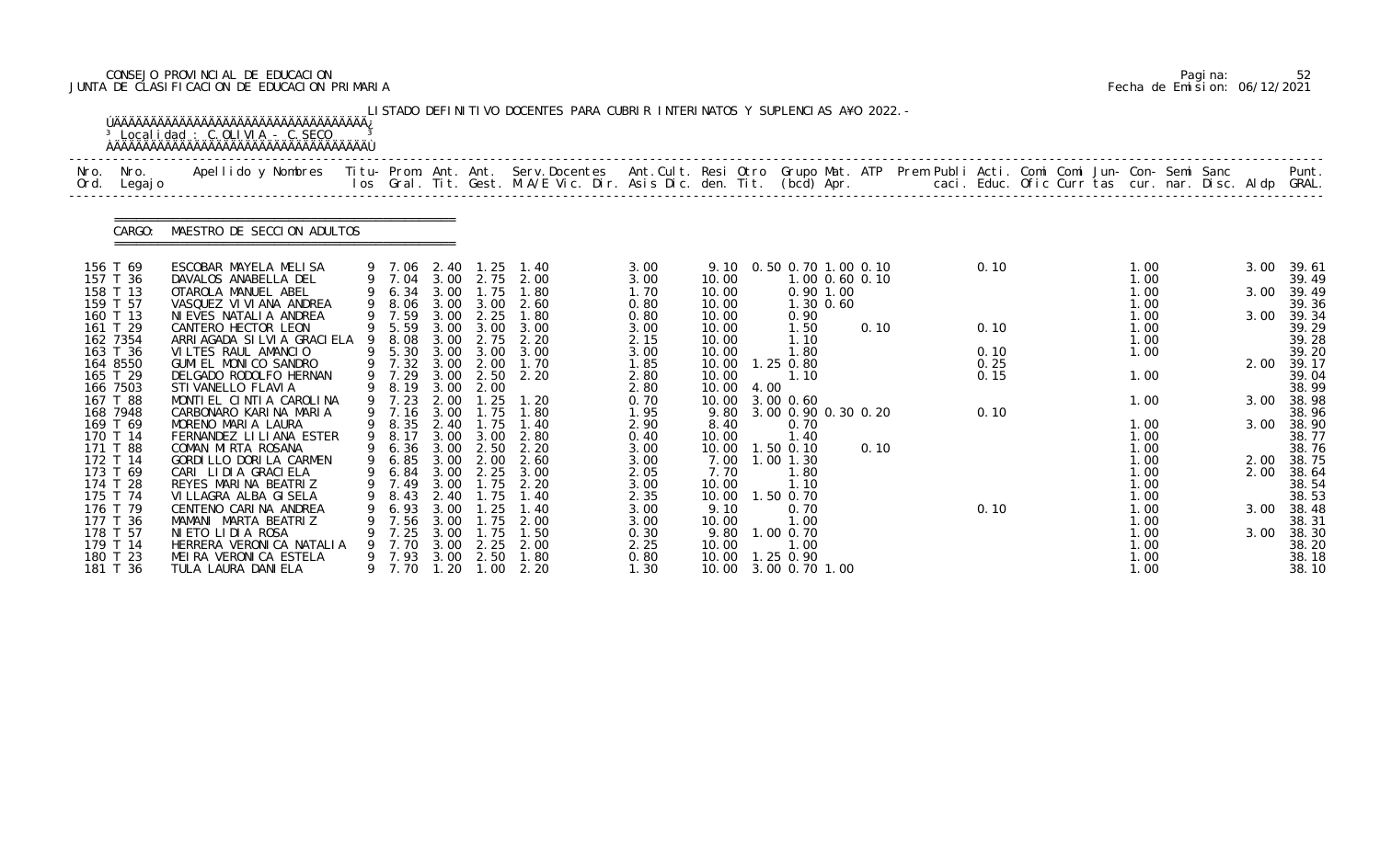CONSEJO PROVINCIAL DE EDUCACION
JUNTA DE CLASIFICACION DE EDUCACION PRIMARIA

Pagina: 52
Fecha de Emision: 06/12/2021

LISTADO DEFINITIVO DOCENTES PARA CUBRIR INTERINATOS Y SUPLENCIAS A¥O 2022.-

Localidad : C.OLIVIA - C.SECO

CARGO: MAESTRO DE SECCION ADULTOS

| Nro. Ord. | Nro. Legajo | Apellido y Nombres | Titu-los | Prom. Gral. | Ant. Tit. | Ant. Gest. | Serv.Docentes M.A/E Vic. Dir. | Ant.Cult. Asis Dic. | Resi den. | Otro Tit. | Grupo Mat. (bcd) | ATP Apr. | Prem Publi caci. | Acti. Educ. | Comi Ofic | Comi Curr | Jun-tas | Con-cur. | Semi nar. | Sanc Disc. | Aldp | Punt. GRAL. |
|---|---|---|---|---|---|---|---|---|---|---|---|---|---|---|---|---|---|---|---|---|---|---|
| 156 | T 69 | ESCOBAR MAYELA MELISA | 9 | 7.06 | 2.40 | 1.25 | 1.40 | 3.00 | 9.10 | 0.50 | 0.70 1.00 0.10 | | | 0.10 | | | | 1.00 | | | 3.00 | 39.61 |
| 157 | T 36 | DAVALOS ANABELLA DEL | 9 | 7.04 | 3.00 | 2.75 | 2.00 | 3.00 | 10.00 | | 1.00 0.60 0.10 | | | | | | | 1.00 | | | | 39.49 |
| 158 | T 13 | OTAROLA MANUEL ABEL | 9 | 6.34 | 3.00 | 1.75 | 1.80 | 1.70 | 10.00 | | 0.90 1.00 | | | | | | | 1.00 | | | 3.00 | 39.49 |
| 159 | T 57 | VASQUEZ VIVIANA ANDREA | 9 | 8.06 | 3.00 | 3.00 | 2.60 | 0.80 | 10.00 | | 1.30 0.60 | | | | | | | 1.00 | | | | 39.36 |
| 160 | T 13 | NIEVES NATALIA ANDREA | 9 | 7.59 | 3.00 | 2.25 | 1.80 | 0.80 | 10.00 | | 0.90 | | | | | | | 1.00 | | | 3.00 | 39.34 |
| 161 | T 29 | CANTERO HECTOR LEON | 9 | 5.59 | 3.00 | 3.00 | 3.00 | 3.00 | 10.00 | | 1.50 | 0.10 | | 0.10 | | | | 1.00 | | | | 39.29 |
| 162 | 7354 | ARRIAGADA SILVIA GRACIELA | 9 | 8.08 | 3.00 | 2.75 | 2.20 | 2.15 | 10.00 | | 1.10 | | | | | | | 1.00 | | | | 39.28 |
| 163 | T 36 | VILTES RAUL AMANCIO | 9 | 5.30 | 3.00 | 3.00 | 3.00 | 3.00 | 10.00 | | 1.80 | | | 0.10 | | | | 1.00 | | | | 39.20 |
| 164 | 8550 | GUMIEL MONICO SANDRO | 9 | 7.32 | 3.00 | 2.00 | 1.70 | 1.85 | 10.00 | 1.25 | 0.80 | | | 0.25 | | | | | | | 2.00 | 39.17 |
| 165 | T 29 | DELGADO RODOLFO HERNAN | 9 | 7.29 | 3.00 | 2.50 | 2.20 | 2.80 | 10.00 | | 1.10 | | | 0.15 | | | | 1.00 | | | | 39.04 |
| 166 | 7503 | STIVANELLO FLAVIA | 9 | 8.19 | 3.00 | 2.00 | | 2.80 | 10.00 | 4.00 | | | | | | | | | | | | 38.99 |
| 167 | T 88 | MONTIEL CINTIA CAROLINA | 9 | 7.23 | 2.00 | 1.25 | 1.20 | 0.70 | 10.00 | 3.00 | 0.60 | | | | | | | 1.00 | | | 3.00 | 38.98 |
| 168 | 7948 | CARBONARO KARINA MARIA | 9 | 7.16 | 3.00 | 1.75 | 1.80 | 1.95 | 9.80 | 3.00 | 0.90 0.30 0.20 | | | 0.10 | | | | | | | | 38.96 |
| 169 | T 69 | MORENO MARIA LAURA | 9 | 8.35 | 2.40 | 1.75 | 1.40 | 2.90 | 8.40 | | 0.70 | | | | | | | 1.00 | | | 3.00 | 38.90 |
| 170 | T 14 | FERNANDEZ LILIANA ESTER | 9 | 8.17 | 3.00 | 3.00 | 2.80 | 0.40 | 10.00 | | 1.40 | | | | | | | 1.00 | | | | 38.77 |
| 171 | T 88 | COMAN MIRTA ROSANA | 9 | 6.36 | 3.00 | 2.50 | 2.20 | 3.00 | 10.00 | 1.50 | 0.10 | 0.10 | | | | | | 1.00 | | | | 38.76 |
| 172 | T 14 | GORDILLO DORILA CARMEN | 9 | 6.85 | 3.00 | 2.00 | 2.60 | 3.00 | 7.00 | 1.00 | 1.30 | | | | | | | 1.00 | | | 2.00 | 38.75 |
| 173 | T 69 | CARI LIDIA GRACIELA | 9 | 6.84 | 3.00 | 2.25 | 3.00 | 2.05 | 7.70 | | 1.80 | | | | | | | 1.00 | | | 2.00 | 38.64 |
| 174 | T 28 | REYES MARINA BEATRIZ | 9 | 7.49 | 3.00 | 1.75 | 2.20 | 3.00 | 10.00 | | 1.10 | | | | | | | 1.00 | | | | 38.54 |
| 175 | T 74 | VILLAGRA ALBA GISELA | 9 | 8.43 | 2.40 | 1.75 | 1.40 | 2.35 | 10.00 | 1.50 | 0.70 | | | | | | | 1.00 | | | | 38.53 |
| 176 | T 79 | CENTENO CARINA ANDREA | 9 | 6.93 | 3.00 | 1.25 | 1.40 | 3.00 | 9.10 | | 0.70 | | | 0.10 | | | | 1.00 | | | 3.00 | 38.48 |
| 177 | T 36 | MAMANI MARTA BEATRIZ | 9 | 7.56 | 3.00 | 1.75 | 2.00 | 3.00 | 10.00 | | 1.00 | | | | | | | 1.00 | | | | 38.31 |
| 178 | T 57 | NIETO LIDIA ROSA | 9 | 7.25 | 3.00 | 1.75 | 1.50 | 0.30 | 9.80 | 1.00 | 0.70 | | | | | | | 1.00 | | | 3.00 | 38.30 |
| 179 | T 14 | HERRERA VERONICA NATALIA | 9 | 7.70 | 3.00 | 2.25 | 2.00 | 2.25 | 10.00 | | 1.00 | | | | | | | 1.00 | | | | 38.20 |
| 180 | T 23 | MEIRA VERONICA ESTELA | 9 | 7.93 | 3.00 | 2.50 | 1.80 | 0.80 | 10.00 | 1.25 | 0.90 | | | | | | | 1.00 | | | | 38.18 |
| 181 | T 36 | TULA LAURA DANIELA | 9 | 7.70 | 1.20 | 1.00 | 2.20 | 1.30 | 10.00 | 3.00 | 0.70 1.00 | | | | | | | 1.00 | | | | 38.10 |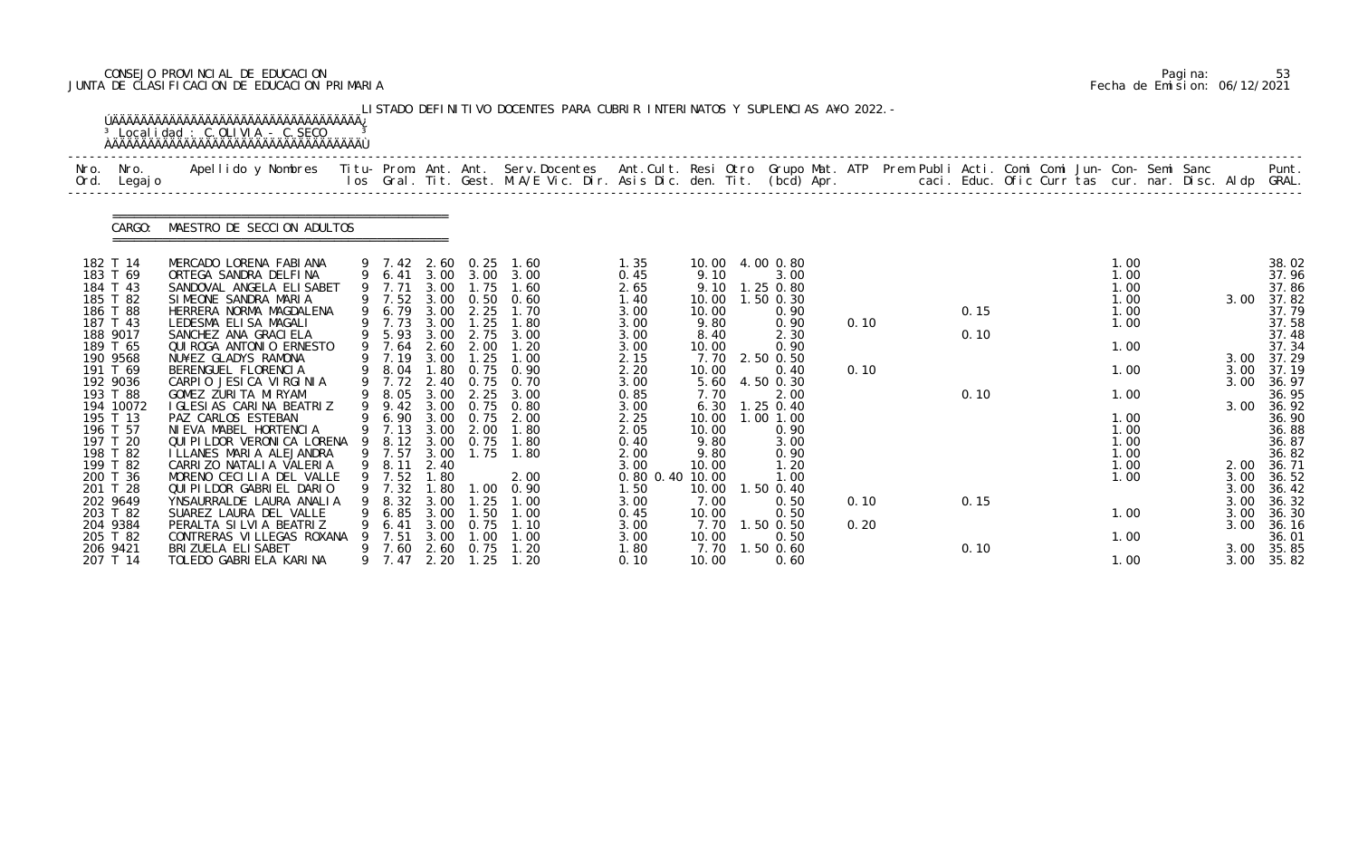CONSEJO PROVINCIAL DE EDUCACION
JUNTA DE CLASIFICACION DE EDUCACION PRIMARIA

Pagina: 53
Fecha de Emision: 06/12/2021

LISTADO DEFINITIVO DOCENTES PARA CUBRIR INTERINATOS Y SUPLENCIAS A¥O 2022.-

Localidad : C.OLIVIA - C.SECO

CARGO: MAESTRO DE SECCION ADULTOS

| Nro. Ord. | Nro. Legajo | Apellido y Nombres | Titu-los | Prom. Gral. | Ant. Tit. | Ant. Gest. | Serv.Docentes M.A/E Vic. Dir. | Ant.Cult. Asis Dic. | Resi den. | Otro Tit. | Grupo Mat. (bcd) Apr. | ATP | Prem Publi caci. | Acti. Educ. | Comi Ofic | Comi Curr | Jun-tas | Con-cur. | Semi nar. | Sanc Disc. | Aldp | Punt. GRAL. |
|---|---|---|---|---|---|---|---|---|---|---|---|---|---|---|---|---|---|---|---|---|---|---|
| 182 | T 14 | MERCADO LORENA FABIANA | 9 | 7.42 | 2.60 | 0.25 | 1.60 | 1.35 | 10.00 | 4.00 | 0.80 | | | | | | | 1.00 | | | | 38.02 |
| 183 | T 69 | ORTEGA SANDRA DELFINA | 9 | 6.41 | 3.00 | 3.00 | 3.00 | 0.45 | 9.10 | | 3.00 | | | | | | | 1.00 | | | | 37.96 |
| 184 | T 43 | SANDOVAL ANGELA ELISABET | 9 | 7.71 | 3.00 | 1.75 | 1.60 | 2.65 | 9.10 | 1.25 | 0.80 | | | | | | | 1.00 | | | | 37.86 |
| 185 | T 82 | SIMEONE SANDRA MARIA | 9 | 7.52 | 3.00 | 0.50 | 0.60 | 1.40 | 10.00 | 1.50 | 0.30 | | | | | | | 1.00 | | | 3.00 | 37.82 |
| 186 | T 88 | HERRERA NORMA MAGDALENA | 9 | 6.79 | 3.00 | 2.25 | 1.70 | 3.00 | 10.00 | | 0.90 | | | 0.15 | | | | 1.00 | | | | 37.79 |
| 187 | T 43 | LEDESMA ELISA MAGALI | 9 | 7.73 | 3.00 | 1.25 | 1.80 | 3.00 | 9.80 | | 0.90 | 0.10 | | | | | | 1.00 | | | | 37.58 |
| 188 | 9017 | SANCHEZ ANA GRACIELA | 9 | 5.93 | 3.00 | 2.75 | 3.00 | 3.00 | 8.40 | | 2.30 | | | 0.10 | | | | | | | | 37.48 |
| 189 | T 65 | QUIROGA ANTONIO ERNESTO | 9 | 7.64 | 2.60 | 2.00 | 1.20 | 3.00 | 10.00 | | 0.90 | | | | | | | 1.00 | | | | 37.34 |
| 190 | 9568 | NU¥EZ GLADYS RAMONA | 9 | 7.19 | 3.00 | 1.25 | 1.00 | 2.15 | 7.70 | 2.50 | 0.50 | | | | | | | | | | 3.00 | 37.29 |
| 191 | T 69 | BERENGUEL FLORENCIA | 9 | 8.04 | 1.80 | 0.75 | 0.90 | 2.20 | 10.00 | | 0.40 | 0.10 | | | | | | 1.00 | | | 3.00 | 37.19 |
| 192 | 9036 | CARPIO JESICA VIRGINIA | 9 | 7.72 | 2.40 | 0.75 | 0.70 | 3.00 | 5.60 | 4.50 | 0.30 | | | | | | | | | | 3.00 | 36.97 |
| 193 | T 88 | GOMEZ ZURITA MIRYAM | 9 | 8.05 | 3.00 | 2.25 | 3.00 | 0.85 | 7.70 | | 2.00 | | | 0.10 | | | | 1.00 | | | | 36.95 |
| 194 | 10072 | IGLESIAS CARINA BEATRIZ | 9 | 9.42 | 3.00 | 0.75 | 0.80 | 3.00 | 6.30 | 1.25 | 0.40 | | | | | | | | | | 3.00 | 36.92 |
| 195 | T 13 | PAZ CARLOS ESTEBAN | 9 | 6.90 | 3.00 | 0.75 | 2.00 | 2.25 | 10.00 | 1.00 | 1.00 | | | | | | | 1.00 | | | | 36.90 |
| 196 | T 57 | NIEVA MABEL HORTENCIA | 9 | 7.13 | 3.00 | 2.00 | 1.80 | 2.05 | 10.00 | | 0.90 | | | | | | | 1.00 | | | | 36.88 |
| 197 | T 20 | QUIPILDOR VERONICA LORENA | 9 | 8.12 | 3.00 | 0.75 | 1.80 | 0.40 | 9.80 | | 3.00 | | | | | | | 1.00 | | | | 36.87 |
| 198 | T 82 | ILLANES MARIA ALEJANDRA | 9 | 7.57 | 3.00 | 1.75 | 1.80 | 2.00 | 9.80 | | 0.90 | | | | | | | 1.00 | | | | 36.82 |
| 199 | T 82 | CARRIZO NATALIA VALERIA | 9 | 8.11 | 2.40 | | | 3.00 | 10.00 | | 1.20 | | | | | | | 1.00 | | | 2.00 | 36.71 |
| 200 | T 36 | MORENO CECILIA DEL VALLE | 9 | 7.52 | 1.80 | | 2.00 | 0.80 0.40 | 10.00 | | 1.00 | | | | | | | 1.00 | | | 3.00 | 36.52 |
| 201 | T 28 | QUIPILDOR GABRIEL DARIO | 9 | 7.32 | 1.80 | 1.00 | 0.90 | 1.50 | 10.00 | 1.50 | 0.40 | | | | | | | | | | 3.00 | 36.42 |
| 202 | 9649 | YNSAURRALDE LAURA ANALIA | 9 | 8.32 | 3.00 | 1.25 | 1.00 | 3.00 | 7.00 | | 0.50 | 0.10 | | 0.15 | | | | | | | 3.00 | 36.32 |
| 203 | T 82 | SUAREZ LAURA DEL VALLE | 9 | 6.85 | 3.00 | 1.50 | 1.00 | 0.45 | 10.00 | | 0.50 | | | | | | | 1.00 | | | 3.00 | 36.30 |
| 204 | 9384 | PERALTA SILVIA BEATRIZ | 9 | 6.41 | 3.00 | 0.75 | 1.10 | 3.00 | 7.70 | 1.50 | 0.50 | 0.20 | | | | | | | | | 3.00 | 36.16 |
| 205 | T 82 | CONTRERAS VILLEGAS ROXANA | 9 | 7.51 | 3.00 | 1.00 | 1.00 | 3.00 | 10.00 | | 0.50 | | | | | | | 1.00 | | | | 36.01 |
| 206 | 9421 | BRIZUELA ELISABET | 9 | 7.60 | 2.60 | 0.75 | 1.20 | 1.80 | 7.70 | 1.50 | 0.60 | | | 0.10 | | | | | | | 3.00 | 35.85 |
| 207 | T 14 | TOLEDO GABRIELA KARINA | 9 | 7.47 | 2.20 | 1.25 | 1.20 | 0.10 | 10.00 | | 0.60 | | | | | | | 1.00 | | | 3.00 | 35.82 |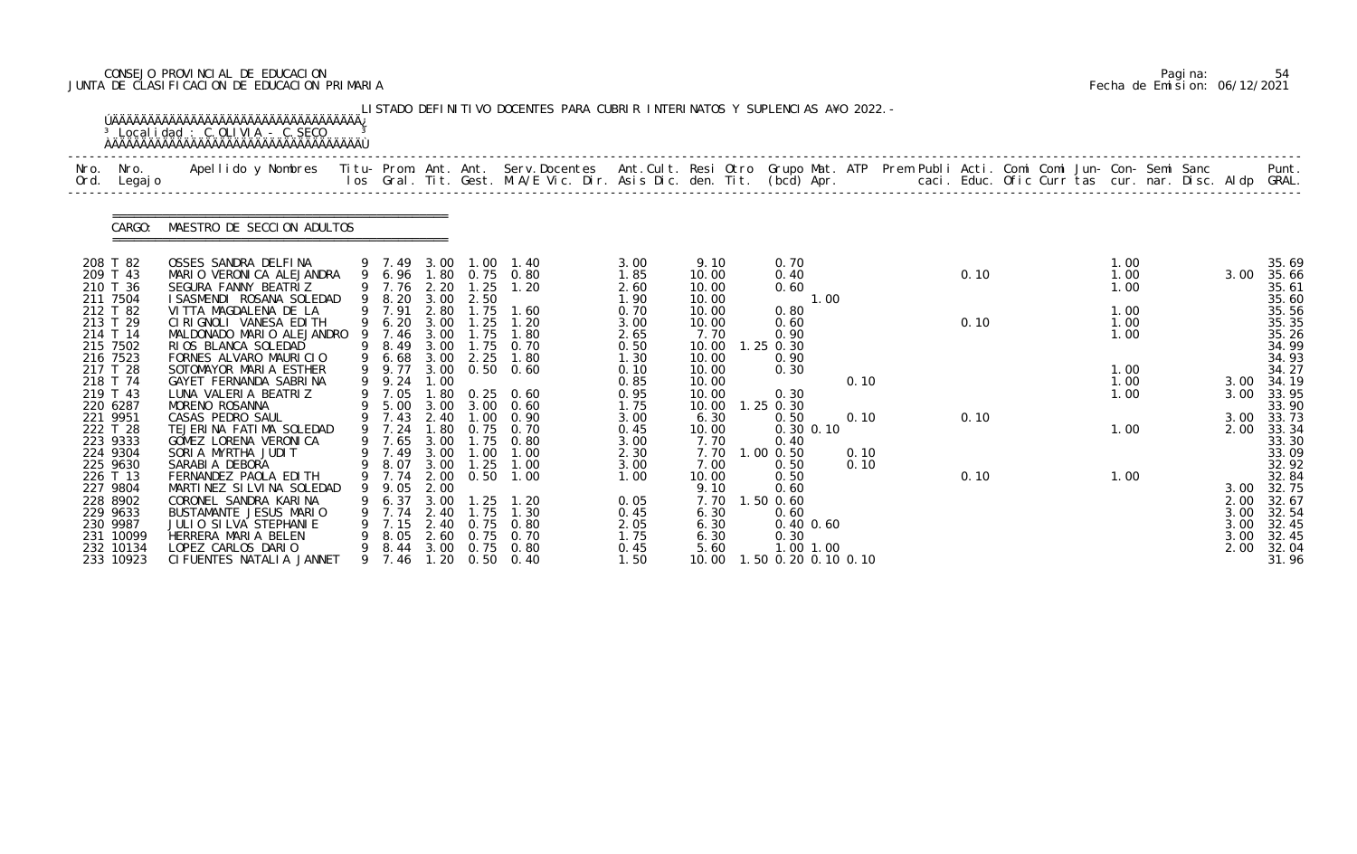CONSEJO PROVINCIAL DE EDUCACION
JUNTA DE CLASIFICACION DE EDUCACION PRIMARIA

Pagina: 54
Fecha de Emision: 06/12/2021

LISTADO DEFINITIVO DOCENTES PARA CUBRIR INTERINATOS Y SUPLENCIAS A¥O 2022.-

Localidad : C.OLIVIA - C.SECO

CARGO: MAESTRO DE SECCION ADULTOS

| Nro. Ord. | Nro. Legajo | Apellido y Nombres | Titu- los | Prom. Gral. | Ant. Tit. | Ant. Gest. | Serv.Docentes M.A/E Vic. Dir. | Ant.Cult. Asis Dic. | Resi den. | Otro Tit. | Grupo Mat. (bcd) | ATP Apr. | Prem Publi caci. | Acti. Educ. | Comi Ofic | Comi Curr | Jun- tas | Con- cur. | Semi nar. | Sanc Disc. | Aldp | Punt. GRAL. |
|---|---|---|---|---|---|---|---|---|---|---|---|---|---|---|---|---|---|---|---|---|---|---|
| 208 | T 82 | OSSES SANDRA DELFINA | 9 | 7.49 | 3.00 | 1.00 | 1.40 | 3.00 | 9.10 | | 0.70 | | | | | | | 1.00 | | | | 35.69 |
| 209 | T 43 | MARIO VERONICA ALEJANDRA | 9 | 6.96 | 1.80 | 0.75 | 0.80 | 1.85 | 10.00 | | 0.40 | | | 0.10 | | | | 1.00 | | | 3.00 | 35.66 |
| 210 | T 36 | SEGURA FANNY BEATRIZ | 9 | 7.76 | 2.20 | 1.25 | 1.20 | 2.60 | 10.00 | | 0.60 | | | | | | | 1.00 | | | | 35.61 |
| 211 | 7504 | ISASMENDI ROSANA SOLEDAD | 9 | 8.20 | 3.00 | 2.50 | | 1.90 | 10.00 | | 1.00 | | | | | | | | | | | 35.60 |
| 212 | T 82 | VITTA MAGDALENA DE LA | 9 | 7.91 | 2.80 | 1.75 | 1.60 | 0.70 | 10.00 | | 0.80 | | | | | | | 1.00 | | | | 35.56 |
| 213 | T 29 | CIRIGNOLI VANESA EDITH | 9 | 6.20 | 3.00 | 1.25 | 1.20 | 3.00 | 10.00 | | 0.60 | | | 0.10 | | | | 1.00 | | | | 35.35 |
| 214 | T 14 | MALDONADO MARIO ALEJANDRO | 9 | 7.46 | 3.00 | 1.75 | 1.80 | 2.65 | 7.70 | | 0.90 | | | | | | | 1.00 | | | | 35.26 |
| 215 | 7502 | RIOS BLANCA SOLEDAD | 9 | 8.49 | 3.00 | 1.75 | 0.70 | 0.50 | 10.00 | 1.25 | 0.30 | | | | | | | | | | | 34.99 |
| 216 | 7523 | FORNES ALVARO MAURICIO | 9 | 6.68 | 3.00 | 2.25 | 1.80 | 1.30 | 10.00 | | 0.90 | | | | | | | | | | | 34.93 |
| 217 | T 28 | SOTOMAYOR MARIA ESTHER | 9 | 9.77 | 3.00 | 0.50 | 0.60 | 0.10 | 10.00 | | 0.30 | | | | | | | 1.00 | | | | 34.27 |
| 218 | T 74 | GAYET FERNANDA SABRINA | 9 | 9.24 | 1.00 | | | 0.85 | 10.00 | | | 0.10 | | | | | | 1.00 | | | 3.00 | 34.19 |
| 219 | T 43 | LUNA VALERIA BEATRIZ | 9 | 7.05 | 1.80 | 0.25 | 0.60 | 0.95 | 10.00 | | 0.30 | | | | | | | 1.00 | | | 3.00 | 33.95 |
| 220 | 6287 | MORENO ROSANNA | 9 | 5.00 | 3.00 | 3.00 | 0.60 | 1.75 | 10.00 | 1.25 | 0.30 | | | | | | | | | | | 33.90 |
| 221 | 9951 | CASAS PEDRO SAUL | 9 | 7.43 | 2.40 | 1.00 | 0.90 | 3.00 | 6.30 | | 0.50 | 0.10 | | 0.10 | | | | | | | 3.00 | 33.73 |
| 222 | T 28 | TEJERINA FATIMA SOLEDAD | 9 | 7.24 | 1.80 | 0.75 | 0.70 | 0.45 | 10.00 | | 0.30 0.10 | | | | | | | 1.00 | | | 2.00 | 33.34 |
| 223 | 9333 | GOMEZ LORENA VERONICA | 9 | 7.65 | 3.00 | 1.75 | 0.80 | 3.00 | 7.70 | | 0.40 | | | | | | | | | | | 33.30 |
| 224 | 9304 | SORIA MYRTHA JUDIT | 9 | 7.49 | 3.00 | 1.00 | 1.00 | 2.30 | 7.70 | 1.00 | 0.50 | 0.10 | | | | | | | | | | 33.09 |
| 225 | 9630 | SARABIA DEBORA | 9 | 8.07 | 3.00 | 1.25 | 1.00 | 3.00 | 7.00 | | 0.50 | 0.10 | | | | | | | | | | 32.92 |
| 226 | T 13 | FERNANDEZ PAOLA EDITH | 9 | 7.74 | 2.00 | 0.50 | 1.00 | 1.00 | 10.00 | | 0.50 | | | 0.10 | | | | 1.00 | | | | 32.84 |
| 227 | 9804 | MARTINEZ SILVINA SOLEDAD | 9 | 9.05 | 2.00 | | | | 9.10 | | 0.60 | | | | | | | | | | 3.00 | 32.75 |
| 228 | 8902 | CORONEL SANDRA KARINA | 9 | 6.37 | 3.00 | 1.25 | 1.20 | 0.05 | 7.70 | 1.50 | 0.60 | | | | | | | | | | 2.00 | 32.67 |
| 229 | 9633 | BUSTAMANTE JESUS MARIO | 9 | 7.74 | 2.40 | 1.75 | 1.30 | 0.45 | 6.30 | | 0.60 | | | | | | | | | | 3.00 | 32.54 |
| 230 | 9987 | JULIO SILVA STEPHANIE | 9 | 7.15 | 2.40 | 0.75 | 0.80 | 2.05 | 6.30 | | 0.40 0.60 | | | | | | | | | | 3.00 | 32.45 |
| 231 | 10099 | HERRERA MARIA BELEN | 9 | 8.05 | 2.60 | 0.75 | 0.70 | 1.75 | 6.30 | | 0.30 | | | | | | | | | | 3.00 | 32.45 |
| 232 | 10134 | LOPEZ CARLOS DARIO | 9 | 8.44 | 3.00 | 0.75 | 0.80 | 0.45 | 5.60 | | 1.00 1.00 | | | | | | | | | | 2.00 | 32.04 |
| 233 | 10923 | CIFUENTES NATALIA JANNET | 9 | 7.46 | 1.20 | 0.50 | 0.40 | 1.50 | 10.00 | 1.50 | 0.20 0.10 | 0.10 | | | | | | | | | | 31.96 |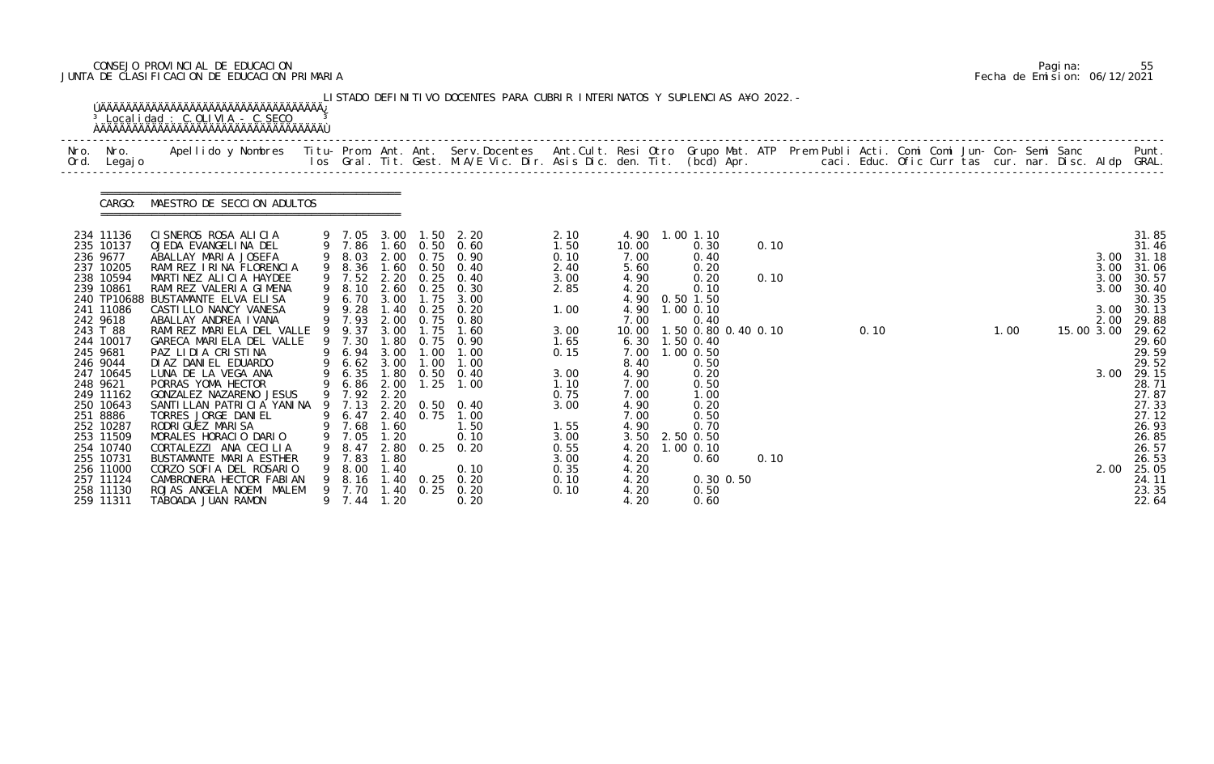CONSEJO PROVINCIAL DE EDUCACION
JUNTA DE CLASIFICACION DE EDUCACION PRIMARIA

Pagina: 55
Fecha de Emision: 06/12/2021

LISTADO DEFINITIVO DOCENTES PARA CUBRIR INTERINATOS Y SUPLENCIAS A¥O 2022.-

Localidad : C.OLIVIA - C.SECO

CARGO: MAESTRO DE SECCION ADULTOS

| Nro. Ord. | Nro. Legajo | Apellido y Nombres | Titu-los | Prom. Gral. | Ant. Tit. | Ant. Gest. | Serv.Docentes M.A/E Vic. Dir. | Ant.Cult. Asis Dic. | Resi den. | Otro Tit. | Grupo Mat. (bcd) | ATP Apr. | Prem Publi caci. | Acti. Educ. | Comi Ofic | Comi Curr | Jun-tas | Con-cur. | Semi nar. | Sanc Disc. | Aldp | Punt. GRAL. |
|---|---|---|---|---|---|---|---|---|---|---|---|---|---|---|---|---|---|---|---|---|---|---|
| 234 | 11136 | CISNEROS ROSA ALICIA | 9 | 7.05 | 3.00 | 1.50 | 2.20 | 2.10 | 4.90 | 1.00 | 1.10 | | | | | | | | | | | 31.85 |
| 235 | 10137 | OJEDA EVANGELINA DEL | 9 | 7.86 | 1.60 | 0.50 | 0.60 | 1.50 | 10.00 | | 0.30 | 0.10 | | | | | | | | | | 31.46 |
| 236 | 9677 | ABALLAY MARIA JOSEFA | 9 | 8.03 | 2.00 | 0.75 | 0.90 | 0.10 | 7.00 | | 0.40 | | | | | | | | | | 3.00 | 31.18 |
| 237 | 10205 | RAMIREZ IRINA FLORENCIA | 9 | 8.36 | 1.60 | 0.50 | 0.40 | 2.40 | 5.60 | | 0.20 | | | | | | | | | | 3.00 | 31.06 |
| 238 | 10594 | MARTINEZ ALICIA HAYDEE | 9 | 7.52 | 2.20 | 0.25 | 0.40 | 3.00 | 4.90 | | 0.20 | 0.10 | | | | | | | | | 3.00 | 30.57 |
| 239 | 10861 | RAMIREZ VALERIA GIMENA | 9 | 8.10 | 2.60 | 0.25 | 0.30 | 2.85 | 4.20 | | 0.10 | | | | | | | | | | 3.00 | 30.40 |
| 240 | TP10688 | BUSTAMANTE ELVA ELISA | 9 | 6.70 | 3.00 | 1.75 | 3.00 | | 4.90 | 0.50 | 1.50 | | | | | | | | | | | 30.35 |
| 241 | 11086 | CASTILLO NANCY VANESA | 9 | 9.28 | 1.40 | 0.25 | 0.20 | 1.00 | 4.90 | 1.00 | 0.10 | | | | | | | | | | 3.00 | 30.13 |
| 242 | 9618 | ABALLAY ANDREA IVANA | 9 | 7.93 | 2.00 | 0.75 | 0.80 | | 7.00 | | 0.40 | | | | | | | | | | 2.00 | 29.88 |
| 243 | T 88 | RAMIREZ MARIELA DEL VALLE | 9 | 9.37 | 3.00 | 1.75 | 1.60 | 3.00 | 10.00 | 1.50 | 0.80 | 0.40 0.10 | | 0.10 | | | 1.00 | | | 15.00 | 3.00 | 29.62 |
| 244 | 10017 | GARECA MARIELA DEL VALLE | 9 | 7.30 | 1.80 | 0.75 | 0.90 | 1.65 | 6.30 | 1.50 | 0.40 | | | | | | | | | | | 29.60 |
| 245 | 9681 | PAZ LIDIA CRISTINA | 9 | 6.94 | 3.00 | 1.00 | 1.00 | 0.15 | 7.00 | 1.00 | 0.50 | | | | | | | | | | | 29.59 |
| 246 | 9044 | DIAZ DANIEL EDUARDO | 9 | 6.62 | 3.00 | 1.00 | 1.00 | | 8.40 | | 0.50 | | | | | | | | | | | 29.52 |
| 247 | 10645 | LUNA DE LA VEGA ANA | 9 | 6.35 | 1.80 | 0.50 | 0.40 | 3.00 | 4.90 | | 0.20 | | | | | | | | | | 3.00 | 29.15 |
| 248 | 9621 | PORRAS YOMA HECTOR | 9 | 6.86 | 2.00 | 1.25 | 1.00 | 1.10 | 7.00 | | 0.50 | | | | | | | | | | | 28.71 |
| 249 | 11162 | GONZALEZ NAZARENO JESUS | 9 | 7.92 | 2.20 | | | 0.75 | 7.00 | | 1.00 | | | | | | | | | | | 27.87 |
| 250 | 10643 | SANTILLAN PATRICIA YANINA | 9 | 7.13 | 2.20 | 0.50 | 0.40 | 3.00 | 4.90 | | 0.20 | | | | | | | | | | | 27.33 |
| 251 | 8886 | TORRES JORGE DANIEL | 9 | 6.47 | 2.40 | 0.75 | 1.00 | | 7.00 | | 0.50 | | | | | | | | | | | 27.12 |
| 252 | 10287 | RODRIGUEZ MARISA | 9 | 7.68 | 1.60 | | 1.50 | 1.55 | 4.90 | | 0.70 | | | | | | | | | | | 26.93 |
| 253 | 11509 | MORALES HORACIO DARIO | 9 | 7.05 | 1.20 | | 0.10 | 3.00 | 3.50 | 2.50 | 0.50 | | | | | | | | | | | 26.85 |
| 254 | 10740 | CORTALEZZI ANA CECILIA | 9 | 8.47 | 2.80 | 0.25 | 0.20 | 0.55 | 4.20 | 1.00 | 0.10 | | | | | | | | | | | 26.57 |
| 255 | 10731 | BUSTAMANTE MARIA ESTHER | 9 | 7.83 | 1.80 | | | 3.00 | 4.20 | | 0.60 | 0.10 | | | | | | | | | | 26.53 |
| 256 | 11000 | CORZO SOFIA DEL ROSARIO | 9 | 8.00 | 1.40 | | 0.10 | 0.35 | 4.20 | | | | | | | | | | | | 2.00 | 25.05 |
| 257 | 11124 | CAMBRONERA HECTOR FABIAN | 9 | 8.16 | 1.40 | 0.25 | 0.20 | 0.10 | 4.20 | | 0.30 | 0.50 | | | | | | | | | | 24.11 |
| 258 | 11130 | ROJAS ANGELA NOEMI MALEM | 9 | 7.70 | 1.40 | 0.25 | 0.20 | 0.10 | 4.20 | | 0.50 | | | | | | | | | | | 23.35 |
| 259 | 11311 | TABOADA JUAN RAMON | 9 | 7.44 | 1.20 | | 0.20 | | 4.20 | | 0.60 | | | | | | | | | | | 22.64 |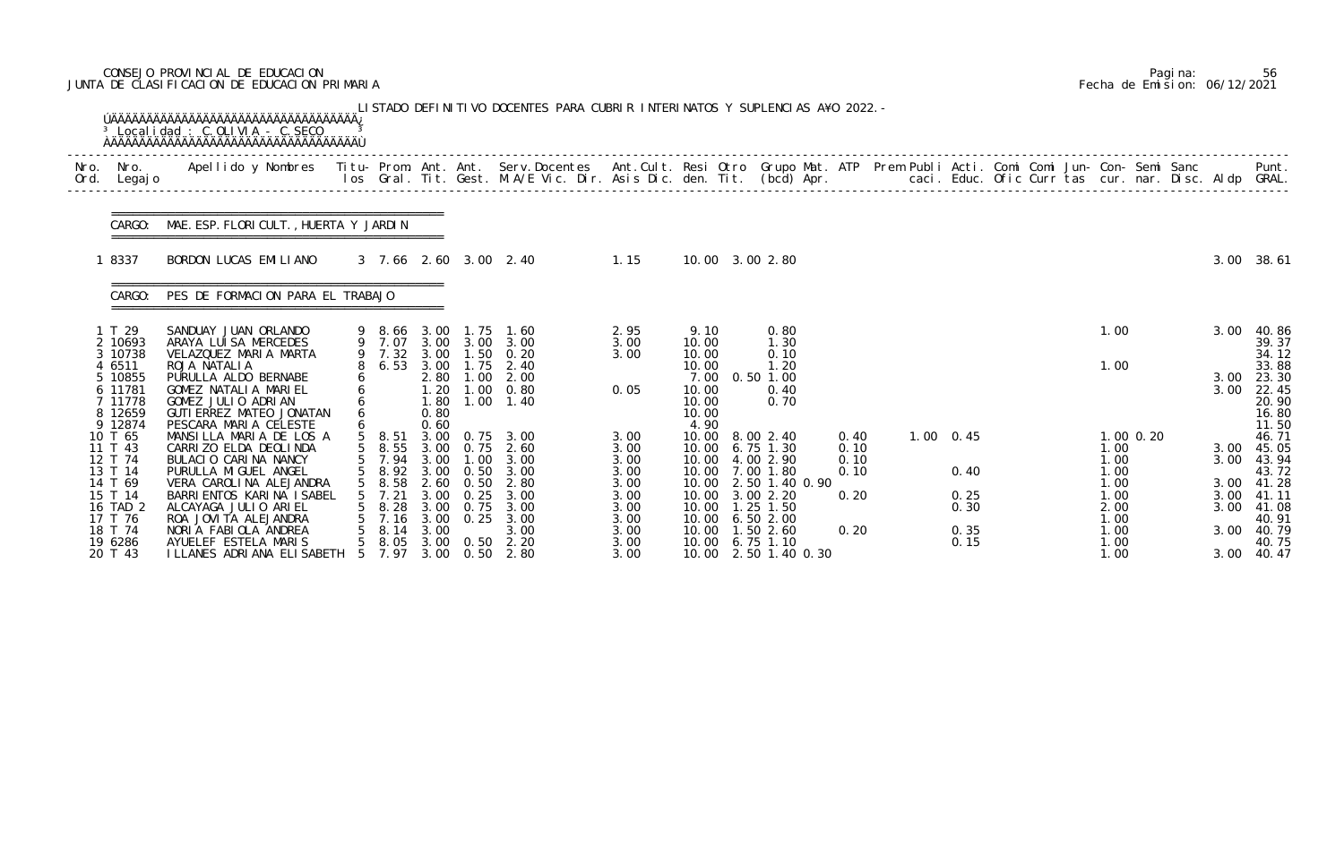CONSEJO PROVINCIAL DE EDUCACION
JUNTA DE CLASIFICACION DE EDUCACION PRIMARIA

Pagina: 56
Fecha de Emision: 06/12/2021

LISTADO DEFINITIVO DOCENTES PARA CUBRIR INTERINATOS Y SUPLENCIAS AÑO 2022.-

Localidad : C.OLIVIA - C.SECO

| Nro. Ord. | Nro. Legajo | Apellido y Nombres | Titu- los | Prom. Gral. | Ant. Tit. | Ant. Gest. | Serv.Docentes M.A/E Vic. Dir. | Ant.Cult. Asis Dic. | Resi den. | Otro Tit. | Grupo Mat. (bcd) | ATP Apr. | Prem Publi caci. | Acti. Educ. | Comi Ofic | Comi Curr | Jun- tas | Con- cur. | Semi nar. | Sanc Disc. | Aldp | Punt. GRAL. |
|---|---|---|---|---|---|---|---|---|---|---|---|---|---|---|---|---|---|---|---|---|---|---|
| **CARGO: MAE. ESP. FLORICULT., HUERTA Y JARDIN** | | | | | | | | | | | | | | | | | | | | | | |
| 1 | 8337 | BORDON LUCAS EMILIANO | 3 | 7.66 | 2.60 | 3.00 | 2.40 | 1.15 | 10.00 | 3.00 | 2.80 | | | | | | | | | | 3.00 | 38.61 |
| **CARGO: PES DE FORMACION PARA EL TRABAJO** | | | | | | | | | | | | | | | | | | | | | | |
| 1 | T 29 | SANDUAY JUAN ORLANDO | 9 | 8.66 | 3.00 | 1.75 | 1.60 | 2.95 | 9.10 | | 0.80 | | | | | | | 1.00 | | | 3.00 | 40.86 |
| 2 | 10693 | ARAYA LUISA MERCEDES | 9 | 7.07 | 3.00 | 3.00 | 3.00 | 3.00 | 10.00 | | 1.30 | | | | | | | | | | | 39.37 |
| 3 | 10738 | VELAZQUEZ MARIA MARTA | 9 | 7.32 | 3.00 | 1.50 | 0.20 | 3.00 | 10.00 | | 0.10 | | | | | | | | | | | 34.12 |
| 4 | 6511 | ROJA NATALIA | 8 | 6.53 | 3.00 | 1.75 | 2.40 | | 10.00 | | 1.20 | | | | | | | 1.00 | | | | 33.88 |
| 5 | 10855 | PURULLA ALDO BERNABE | 6 | | 2.80 | 1.00 | 2.00 | | 7.00 | 0.50 | 1.00 | | | | | | | | | | 3.00 | 23.30 |
| 6 | 11781 | GOMEZ NATALIA MARIEL | 6 | | 1.20 | 1.00 | 0.80 | 0.05 | 10.00 | | 0.40 | | | | | | | | | | 3.00 | 22.45 |
| 7 | 11778 | GOMEZ JULIO ADRIAN | 6 | | 1.80 | 1.00 | 1.40 | | 10.00 | | 0.70 | | | | | | | | | | | 20.90 |
| 8 | 12659 | GUTIERREZ MATEO JONATAN | 6 | | 0.80 | | | | 10.00 | | | | | | | | | | | | | 16.80 |
| 9 | 12874 | PESCARA MARIA CELESTE | 6 | | 0.60 | | | | 4.90 | | | | | | | | | | | | | 11.50 |
| 10 | T 65 | MANSILLA MARIA DE LOS A | 5 | 8.51 | 3.00 | 0.75 | 3.00 | 3.00 | 10.00 | 8.00 | 2.40 | 0.40 | 1.00 | 0.45 | | | | 1.00 | 0.20 | | | 46.71 |
| 11 | T 43 | CARRIZO ELDA DEOLINDA | 5 | 8.55 | 3.00 | 0.75 | 2.60 | 3.00 | 10.00 | 6.75 | 1.30 | 0.10 | | | | | | 1.00 | | | 3.00 | 45.05 |
| 12 | T 74 | BULACIO CARINA NANCY | 5 | 7.94 | 3.00 | 1.00 | 3.00 | 3.00 | 10.00 | 4.00 | 2.90 | 0.10 | | | | | | 1.00 | | | 3.00 | 43.94 |
| 13 | T 14 | PURULLA MIGUEL ANGEL | 5 | 8.92 | 3.00 | 0.50 | 3.00 | 3.00 | 10.00 | 7.00 | 1.80 | 0.10 | | 0.40 | | | | 1.00 | | | | 43.72 |
| 14 | T 69 | VERA CAROLINA ALEJANDRA | 5 | 8.58 | 2.60 | 0.50 | 2.80 | 3.00 | 10.00 | 2.50 | 1.40 0.90 | | | | | | | 1.00 | | | 3.00 | 41.28 |
| 15 | T 14 | BARRIENTOS KARINA ISABEL | 5 | 7.21 | 3.00 | 0.25 | 3.00 | 3.00 | 10.00 | 3.00 | 2.20 | 0.20 | | 0.25 | | | | 1.00 | | | 3.00 | 41.11 |
| 16 | TAD 2 | ALCAYAGA JULIO ARIEL | 5 | 8.28 | 3.00 | 0.75 | 3.00 | 3.00 | 10.00 | 1.25 | 1.50 | | | 0.30 | | | | 2.00 | | | 3.00 | 41.08 |
| 17 | T 76 | ROA JOVITA ALEJANDRA | 5 | 7.16 | 3.00 | 0.25 | 3.00 | 3.00 | 10.00 | 6.50 | 2.00 | | | | | | | 1.00 | | | | 40.91 |
| 18 | T 74 | NORIA FABIOLA ANDREA | 5 | 8.14 | 3.00 | | 3.00 | 3.00 | 10.00 | 1.50 | 2.60 | 0.20 | | 0.35 | | | | 1.00 | | | 3.00 | 40.79 |
| 19 | 6286 | AYUELEF ESTELA MARIS | 5 | 8.05 | 3.00 | 0.50 | 2.20 | 3.00 | 10.00 | 6.75 | 1.10 | | | 0.15 | | | | 1.00 | | | | 40.75 |
| 20 | T 43 | ILLANES ADRIANA ELISABETH | 5 | 7.97 | 3.00 | 0.50 | 2.80 | 3.00 | 10.00 | 2.50 | 1.40 0.30 | | | | | | | 1.00 | | | 3.00 | 40.47 |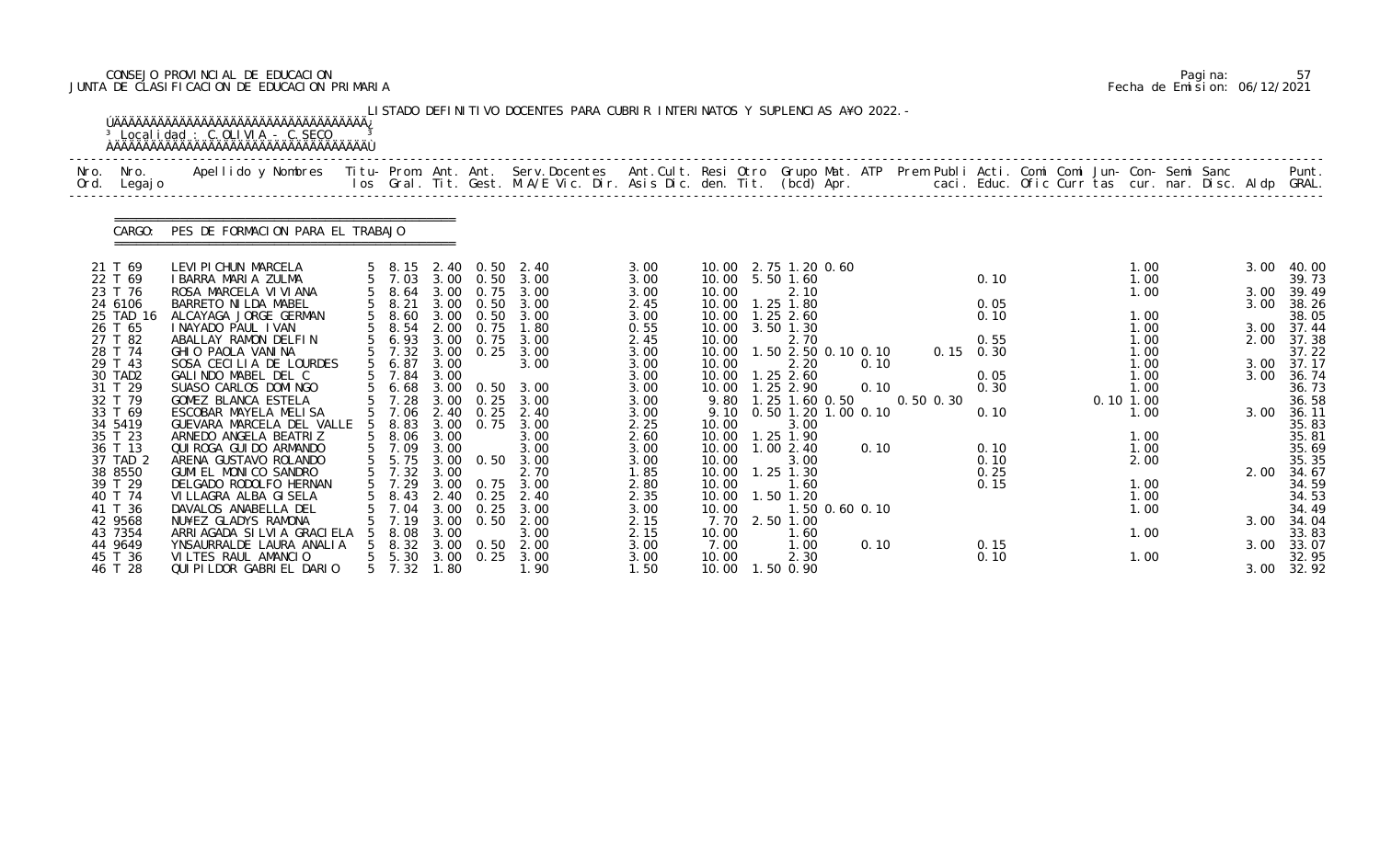CONSEJO PROVINCIAL DE EDUCACION
JUNTA DE CLASIFICACION DE EDUCACION PRIMARIA

Pagina: 57
Fecha de Emision: 06/12/2021

LISTADO DEFINITIVO DOCENTES PARA CUBRIR INTERINATOS Y SUPLENCIAS A¥O 2022.-

Localidad : C.OLIVIA - C.SECO

CARGO: PES DE FORMACION PARA EL TRABAJO

| Nro. Ord. | Nro. Legajo | Apellido y Nombres | Titu- los | Prom. Gral. | Ant. Tit. | Ant. Gest. | Serv.Docentes M.A/E Vic. Dir. | Ant.Cult. Asis Dic. | Resi den. | Otro Tit. | Grupo Mat. (bcd) | ATP Apr. | Prem Publi caci. | Acti. Educ. | Comi Ofic | Comi Curr | Jun- tas | Con- cur. | Semi nar. | Sanc Disc. | Aldp | Punt. GRAL. |
|---|---|---|---|---|---|---|---|---|---|---|---|---|---|---|---|---|---|---|---|---|---|---|
| 21 | T 69 | LEVIPICHUN MARCELA | 5 | 8.15 | 2.40 | 0.50 | 2.40 | 3.00 | 10.00 | 2.75 | 1.20 0.60 | | | | | | | 1.00 | | | 3.00 | 40.00 |
| 22 | T 69 | IBARRA MARIA ZULMA | 5 | 7.03 | 3.00 | 0.50 | 3.00 | 3.00 | 10.00 | 5.50 | 1.60 | | | 0.10 | | | | 1.00 | | | | 39.73 |
| 23 | T 76 | ROSA MARCELA VIVIANA | 5 | 8.64 | 3.00 | 0.75 | 3.00 | 3.00 | 10.00 | | 2.10 | | | | | | | 1.00 | | | 3.00 | 39.49 |
| 24 | 6106 | BARRETO NILDA MABEL | 5 | 8.21 | 3.00 | 0.50 | 3.00 | 2.45 | 10.00 | 1.25 | 1.80 | | | 0.05 | | | | | | | 3.00 | 38.26 |
| 25 | TAD 16 | ALCAYAGA JORGE GERMAN | 5 | 8.60 | 3.00 | 0.50 | 3.00 | 3.00 | 10.00 | 1.25 | 2.60 | | | 0.10 | | | | 1.00 | | | | 38.05 |
| 26 | T 65 | INAYADO PAUL IVAN | 5 | 8.54 | 2.00 | 0.75 | 1.80 | 0.55 | 10.00 | 3.50 | 1.30 | | | | | | | 1.00 | | | 3.00 | 37.44 |
| 27 | T 82 | ABALLAY RAMON DELFIN | 5 | 6.93 | 3.00 | 0.75 | 3.00 | 2.45 | 10.00 | | 2.70 | | | 0.55 | | | | 1.00 | | | 2.00 | 37.38 |
| 28 | T 74 | GHIO PAOLA VANINA | 5 | 7.32 | 3.00 | 0.25 | 3.00 | 3.00 | 10.00 | 1.50 | 2.50 0.10 | 0.10 | 0.15 | 0.30 | | | | 1.00 | | | | 37.22 |
| 29 | T 43 | SOSA CECILIA DE LOURDES | 5 | 6.87 | 3.00 | | 3.00 | 3.00 | 10.00 | | 2.20 | 0.10 | | | | | | 1.00 | | | 3.00 | 37.17 |
| 30 | TAD2 | GALINDO MABEL DEL C | 5 | 7.84 | 3.00 | | | 3.00 | 10.00 | 1.25 | 2.60 | | | 0.05 | | | | 1.00 | | | 3.00 | 36.74 |
| 31 | T 29 | SUASO CARLOS DOMINGO | 5 | 6.68 | 3.00 | 0.50 | 3.00 | 3.00 | 10.00 | 1.25 | 2.90 | 0.10 | | 0.30 | | | | 1.00 | | | | 36.73 |
| 32 | T 79 | GOMEZ BLANCA ESTELA | 5 | 7.28 | 3.00 | 0.25 | 3.00 | 3.00 | 9.80 | 1.25 | 1.60 0.50 | | 0.50 0.30 | | | | 0.10 | 1.00 | | | | 36.58 |
| 33 | T 69 | ESCOBAR MAYELA MELISA | 5 | 7.06 | 2.40 | 0.25 | 2.40 | 3.00 | 9.10 | 0.50 | 1.20 1.00 0.10 | | | 0.10 | | | | 1.00 | | | 3.00 | 36.11 |
| 34 | 5419 | GUEVARA MARCELA DEL VALLE | 5 | 8.83 | 3.00 | 0.75 | 3.00 | 2.25 | 10.00 | | 3.00 | | | | | | | | | | | 35.83 |
| 35 | T 23 | ARNEDO ANGELA BEATRIZ | 5 | 8.06 | 3.00 | | 3.00 | 2.60 | 10.00 | 1.25 | 1.90 | | | | | | | 1.00 | | | | 35.81 |
| 36 | T 13 | QUIROGA GUIDO ARMANDO | 5 | 7.09 | 3.00 | | 3.00 | 3.00 | 10.00 | 1.00 | 2.40 | 0.10 | | 0.10 | | | | 1.00 | | | | 35.69 |
| 37 | TAD 2 | ARENA GUSTAVO ROLANDO | 5 | 5.75 | 3.00 | 0.50 | 3.00 | 3.00 | 10.00 | | 3.00 | | | 0.10 | | | | 2.00 | | | | 35.35 |
| 38 | 8550 | GUMIEL MONICO SANDRO | 5 | 7.32 | 3.00 | | 2.70 | 1.85 | 10.00 | 1.25 | 1.30 | | | 0.25 | | | | | | | 2.00 | 34.67 |
| 39 | T 29 | DELGADO RODOLFO HERNAN | 5 | 7.29 | 3.00 | 0.75 | 3.00 | 2.80 | 10.00 | | 1.60 | | | 0.15 | | | | 1.00 | | | | 34.59 |
| 40 | T 74 | VILLAGRA ALBA GISELA | 5 | 8.43 | 2.40 | 0.25 | 2.40 | 2.35 | 10.00 | 1.50 | 1.20 | | | | | | | 1.00 | | | | 34.53 |
| 41 | T 36 | DAVALOS ANABELLA DEL | 5 | 7.04 | 3.00 | 0.25 | 3.00 | 3.00 | 10.00 | | 1.50 0.60 0.10 | | | | | | | 1.00 | | | | 34.49 |
| 42 | 9568 | NU¥EZ GLADYS RAMONA | 5 | 7.19 | 3.00 | 0.50 | 2.00 | 2.15 | 7.70 | 2.50 | 1.00 | | | | | | | | | | 3.00 | 34.04 |
| 43 | 7354 | ARRIAGADA SILVIA GRACIELA | 5 | 8.08 | 3.00 | | 3.00 | 2.15 | 10.00 | | 1.60 | | | | | | | 1.00 | | | | 33.83 |
| 44 | 9649 | YNSAURRALDE LAURA ANALIA | 5 | 8.32 | 3.00 | 0.50 | 2.00 | 3.00 | 7.00 | | 1.00 | 0.10 | | 0.15 | | | | | | | 3.00 | 33.07 |
| 45 | T 36 | VILTES RAUL AMANCIO | 5 | 5.30 | 3.00 | 0.25 | 3.00 | 3.00 | 10.00 | | 2.30 | | | 0.10 | | | | 1.00 | | | | 32.95 |
| 46 | T 28 | QUIPILDOR GABRIEL DARIO | 5 | 7.32 | 1.80 | | 1.90 | 1.50 | 10.00 | 1.50 | 0.90 | | | | | | | | | | 3.00 | 32.92 |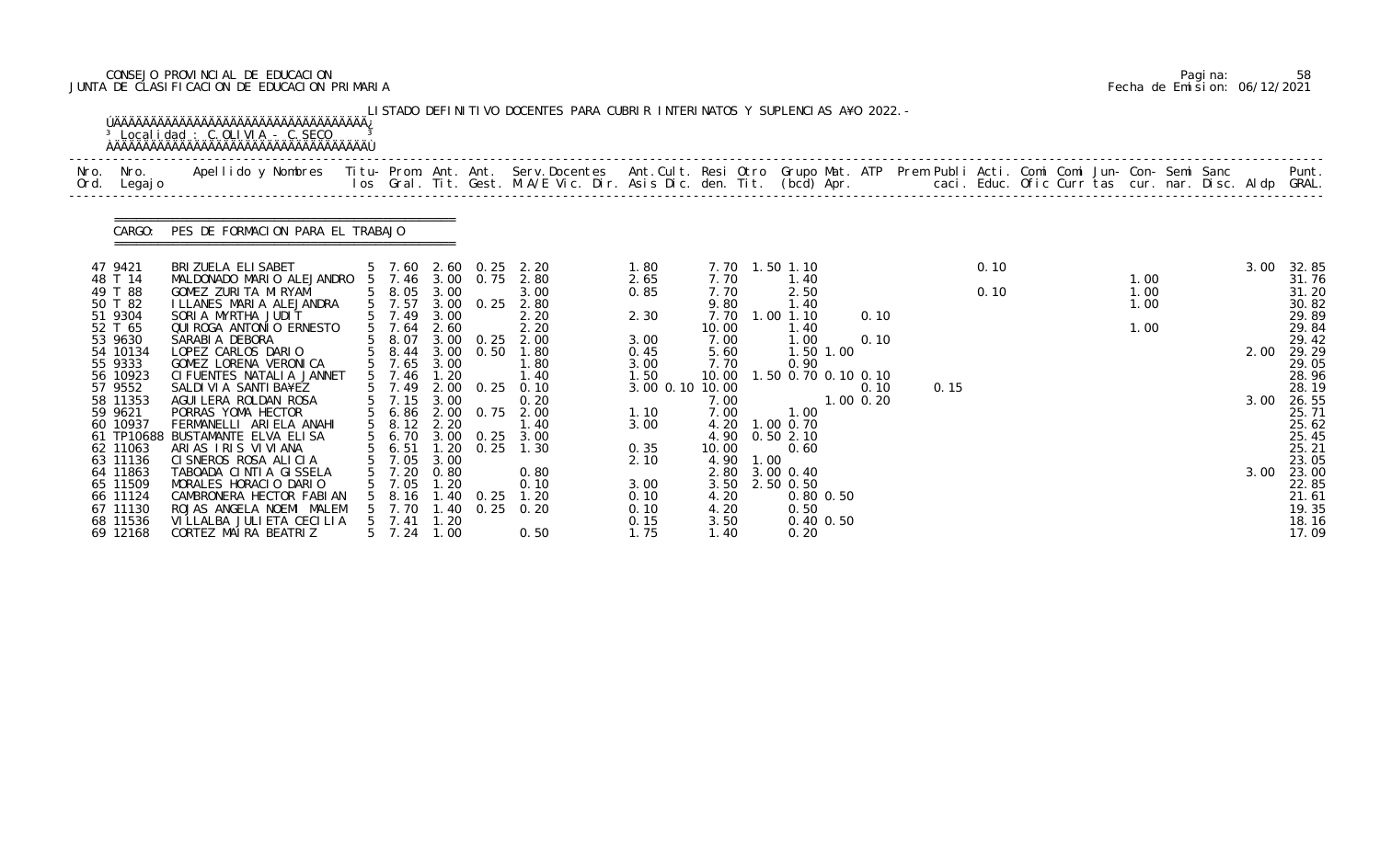CONSEJO PROVINCIAL DE EDUCACION
JUNTA DE CLASIFICACION DE EDUCACION PRIMARIA

Pagina: 58
Fecha de Emision: 06/12/2021

LISTADO DEFINITIVO DOCENTES PARA CUBRIR INTERINATOS Y SUPLENCIAS A¥O 2022.-

Localidad : C.OLIVIA - C.SECO

CARGO: PES DE FORMACION PARA EL TRABAJO

| Nro. Ord. | Nro. Legajo | Apellido y Nombres | Titu- los | Prom. Gral. | Ant. Tit. | Ant. Gest. | Serv.Docentes M.A/E Vic. Dir. | Ant.Cult. Asis Dic. | Resi den. | Otro Tit. | Grupo Mat. (bcd) | ATP Apr. | Prem caci. | Publi Educ. | Acti. Ofic | Comi Curr | Comi tas | Jun- cur. | Con- nar. | Semi Disc. | Sanc Aldp | Punt. GRAL. |
|---|---|---|---|---|---|---|---|---|---|---|---|---|---|---|---|---|---|---|---|---|---|---|
| 47 | 9421 | BRIZUELA ELISABET | 5 | 7.60 | 2.60 | 0.25 | 2.20 | 1.80 | 7.70 | 1.50 | 1.10 | | | 0.10 | | | | 1.00 | | | 3.00 | 32.85 |
| 48 | T 14 | MALDONADO MARIO ALEJANDRO | 5 | 7.46 | 3.00 | 0.75 | 2.80 | 2.65 | 7.70 | | 1.40 | | | | | | | 1.00 | | | | 31.76 |
| 49 | T 88 | GOMEZ ZURITA MIRYAM | 5 | 8.05 | 3.00 | | 3.00 | 0.85 | 7.70 | | 2.50 | | | 0.10 | | | | 1.00 | | | | 31.20 |
| 50 | T 82 | ILLANES MARIA ALEJANDRA | 5 | 7.57 | 3.00 | 0.25 | 2.80 | | 9.80 | | 1.40 | | | | | | | 1.00 | | | | 30.82 |
| 51 | 9304 | SORIA MYRTHA JUDIT | 5 | 7.49 | 3.00 | | 2.20 | 2.30 | 7.70 | 1.00 | 1.10 | 0.10 | | | | | | | | | | 29.89 |
| 52 | T 65 | QUIROGA ANTONIO ERNESTO | 5 | 7.64 | 2.60 | | 2.20 | | 10.00 | | 1.40 | | | | | | | 1.00 | | | | 29.84 |
| 53 | 9630 | SARABIA DEBORA | 5 | 8.07 | 3.00 | 0.25 | 2.00 | 3.00 | 7.00 | | 1.00 | 0.10 | | | | | | | | | | 29.42 |
| 54 | 10134 | LOPEZ CARLOS DARIO | 5 | 8.44 | 3.00 | 0.50 | 1.80 | 0.45 | 5.60 | | 1.50 1.00 | | | | | | | | | | 2.00 | 29.29 |
| 55 | 9333 | GOMEZ LORENA VERONICA | 5 | 7.65 | 3.00 | | 1.80 | 3.00 | 7.70 | | 0.90 | | | | | | | | | | | 29.05 |
| 56 | 10923 | CIFUENTES NATALIA JANNET | 5 | 7.46 | 1.20 | | 1.40 | 1.50 | 10.00 | 1.50 | 0.70 0.10 | 0.10 | | | | | | | | | | 28.96 |
| 57 | 9552 | SALDIVIA SANTIBA¥EZ | 5 | 7.49 | 2.00 | 0.25 | 0.10 | 3.00 0.10 | 10.00 | | | 0.10 | 0.15 | | | | | | | | | 28.19 |
| 58 | 11353 | AGUILERA ROLDAN ROSA | 5 | 7.15 | 3.00 | | 0.20 | | 7.00 | | 1.00 | 0.20 | | | | | | | | | 3.00 | 26.55 |
| 59 | 9621 | PORRAS YOMA HECTOR | 5 | 6.86 | 2.00 | 0.75 | 2.00 | 1.10 | 7.00 | | 1.00 | | | | | | | | | | | 25.71 |
| 60 | 10937 | FERMANELLI ARIELA ANAHI | 5 | 8.12 | 2.20 | | 1.40 | 3.00 | 4.20 | 1.00 | 0.70 | | | | | | | | | | | 25.62 |
| 61 | TP10688 | BUSTAMANTE ELVA ELISA | 5 | 6.70 | 3.00 | 0.25 | 3.00 | | 4.90 | 0.50 | 2.10 | | | | | | | | | | | 25.45 |
| 62 | 11063 | ARIAS IRIS VIVIANA | 5 | 6.51 | 1.20 | 0.25 | 1.30 | 0.35 | 10.00 | | 0.60 | | | | | | | | | | | 25.21 |
| 63 | 11136 | CISNEROS ROSA ALICIA | 5 | 7.05 | 3.00 | | | 2.10 | 4.90 | 1.00 | | | | | | | | | | | | 23.05 |
| 64 | 11863 | TABOADA CINTIA GISSELA | 5 | 7.20 | 0.80 | | 0.80 | | 2.80 | 3.00 | 0.40 | | | | | | | | | | 3.00 | 23.00 |
| 65 | 11509 | MORALES HORACIO DARIO | 5 | 7.05 | 1.20 | | 0.10 | 3.00 | 3.50 | 2.50 | 0.50 | | | | | | | | | | | 22.85 |
| 66 | 11124 | CAMBRONERA HECTOR FABIAN | 5 | 8.16 | 1.40 | 0.25 | 1.20 | 0.10 | 4.20 | | 0.80 0.50 | | | | | | | | | | | 21.61 |
| 67 | 11130 | ROJAS ANGELA NOEMI MALEM | 5 | 7.70 | 1.40 | 0.25 | 0.20 | 0.10 | 4.20 | | 0.50 | | | | | | | | | | | 19.35 |
| 68 | 11536 | VILLALBA JULIETA CECILIA | 5 | 7.41 | 1.20 | | | 0.15 | 3.50 | | 0.40 0.50 | | | | | | | | | | | 18.16 |
| 69 | 12168 | CORTEZ MAIRA BEATRIZ | 5 | 7.24 | 1.00 | | 0.50 | 1.75 | 1.40 | | 0.20 | | | | | | | | | | | 17.09 |